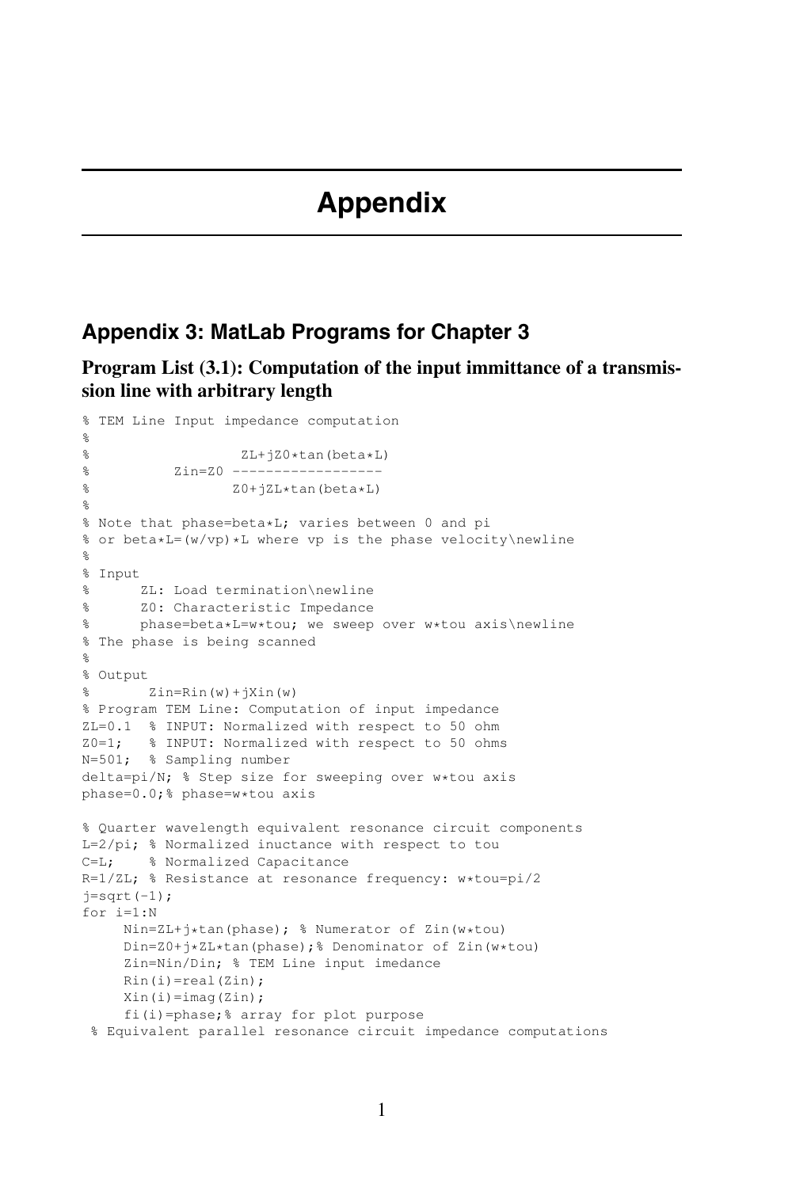# Appendix

## Appendix 3: MatLab Programs for Chapter 3

### Program List (3.1): Computation of the input immittance of a transmission line with arbitrary length

```
% TEM Line Input impedance computation
%
%                   ZL+jZ0*tan(beta*L)
%          Zin=Z0 ------------------
%                  Z0+jZL*tan(beta*L)
%
% Note that phase=beta*L; varies between 0 and pi
% or beta*L=(w/vp)*L where vp is the phase velocity\newline
%
% Input
%      ZL: Load termination\newline
%      Z0: Characteristic Impedance
%      phase=beta*L=w*tou; we sweep over w*tou axis\newline
% The phase is being scanned
%
% Output
%       Zin=Rin(w)+jXin(w)
% Program TEM Line: Computation of input impedance
ZL=0.1  % INPUT: Normalized with respect to 50 ohm
Z0=1;   % INPUT: Normalized with respect to 50 ohms
N=501;  % Sampling number
delta=pi/N; % Step size for sweeping over w*tou axis
phase=0.0;% phase=w*tou axis

% Quarter wavelength equivalent resonance circuit components
L=2/pi; % Normalized inuctance with respect to tou
C=L;    % Normalized Capacitance
R=1/ZL; % Resistance at resonance frequency: w*tou=pi/2
j=sqrt(-1);
for i=1:N
     Nin=ZL+j*tan(phase); % Numerator of Zin(w*tou)
     Din=Z0+j*ZL*tan(phase);% Denominator of Zin(w*tou)
     Zin=Nin/Din; % TEM Line input imedance
     Rin(i)=real(Zin);
     Xin(i)=imag(Zin);
     fi(i)=phase;% array for plot purpose
 % Equivalent parallel resonance circuit impedance computations
```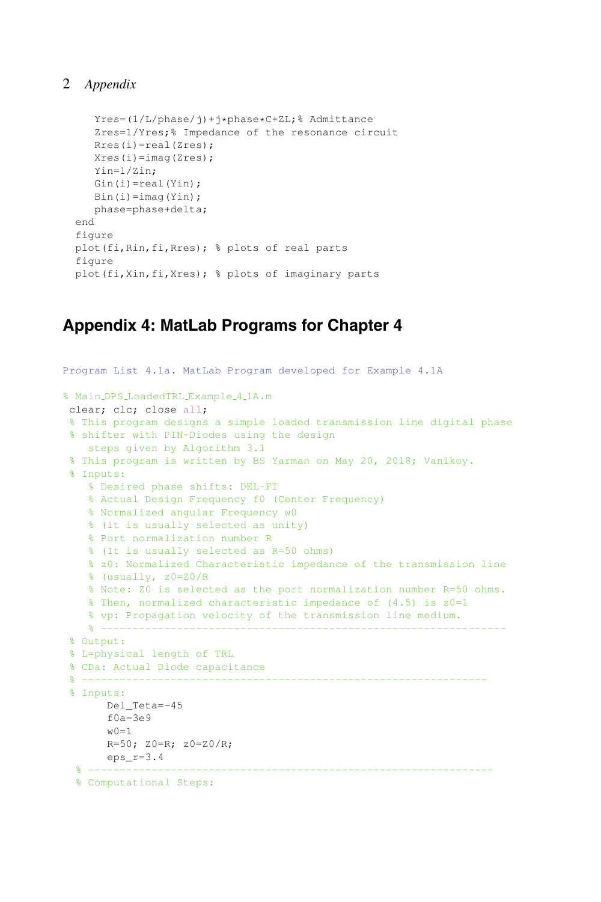```
    Yres=(1/L/phase/j)+j*phase*C+ZL;% Admittance
    Zres=1/Yres;% Impedance of the resonance circuit
    Rres(i)=real(Zres);
    Xres(i)=imag(Zres);
    Yin=1/Zin;
    Gin(i)=real(Yin);
    Bin(i)=imag(Yin);
    phase=phase+delta;
end
figure
plot(fi,Rin,fi,Rres); % plots of real parts
figure
plot(fi,Xin,fi,Xres); % plots of imaginary parts
```

## Appendix 4: MatLab Programs for Chapter 4

Program List 4.1a. MatLab Program developed for Example 4.1A

```
% Main_DPS_LoadedTRL_Example_4_1A.m
 clear; clc; close all;
 % This program designs a simple loaded transmission line digital phase
 % shifter with PIN-Diodes using the design
    steps given by Algorithm 3.1
 % This program is written by BS Yarman on May 20, 2018; Vanikoy.
 % Inputs:
    % Desired phase shifts: DEL-FI
    % Actual Design Frequency f0 (Center Frequency)
    % Normalized angular Frequency w0
    % (it is usually selected as unity)
    % Port normalization number R
    % (It is usually selected as R=50 ohms)
    % z0: Normalized Characteristic impedance of the transmission line
    % (usually, z0=Z0/R
    % Note: Z0 is selected as the port normalization number R=50 ohms.
    % Then, normalized characteristic impedance of (4.5) is z0=1
    % vp: Propagation velocity of the transmission line medium.
    % ---------------------------------------------------------------
 % Output:
 % L=physical length of TRL
 % CDa: Actual Diode capacitance
 % ---------------------------------------------------------------
 % Inputs:
       Del_Teta=-45
       f0a=3e9
       w0=1
       R=50; Z0=R; z0=Z0/R;
       eps_r=3.4
  % ---------------------------------------------------------------
  % Computational Steps:
```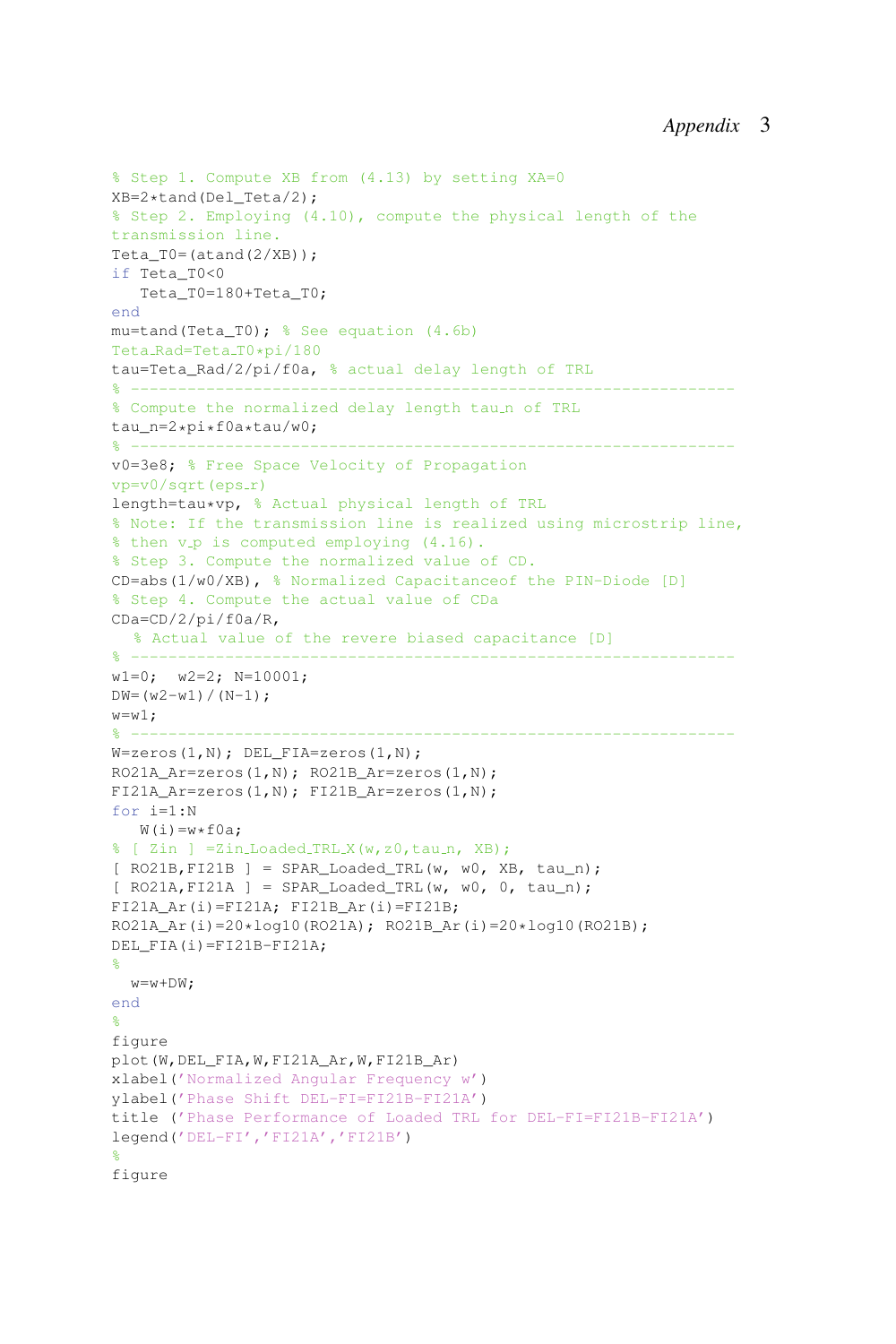```
% Step 1. Compute XB from (4.13) by setting XA=0
XB=2*tand(Del_Teta/2);
% Step 2. Employing (4.10), compute the physical length of the
transmission line.
Teta_T0=(atand(2/XB));
if Teta_T0<0
   Teta_T0=180+Teta_T0;
end
mu=tand(Teta_T0); % See equation (4.6b)
Teta_Rad=Teta_T0*pi/180
tau=Teta_Rad/2/pi/f0a, % actual delay length of TRL
% ---------------------------------------------------------------
% Compute the normalized delay length tau_n of TRL
tau_n=2*pi*f0a*tau/w0;
% ---------------------------------------------------------------
v0=3e8; % Free Space Velocity of Propagation
vp=v0/sqrt(eps_r)
length=tau*vp, % Actual physical length of TRL
% Note: If the transmission line is realized using microstrip line,
% then v_p is computed employing (4.16).
% Step 3. Compute the normalized value of CD.
CD=abs(1/w0/XB), % Normalized Capacitanceof the PIN-Diode [D]
% Step 4. Compute the actual value of CDa
CDa=CD/2/pi/f0a/R,
  % Actual value of the revere biased capacitance [D]
% ---------------------------------------------------------------
w1=0;  w2=2; N=10001;
DW=(w2-w1)/(N-1);
w=w1;
% ---------------------------------------------------------------
W=zeros(1,N); DEL_FIA=zeros(1,N);
RO21A_Ar=zeros(1,N); RO21B_Ar=zeros(1,N);
FI21A_Ar=zeros(1,N); FI21B_Ar=zeros(1,N);
for i=1:N
   W(i)=w*f0a;
% [ Zin ] =Zin_Loaded_TRL_X(w,z0,tau_n, XB);
[ RO21B,FI21B ] = SPAR_Loaded_TRL(w, w0, XB, tau_n);
[ RO21A,FI21A ] = SPAR_Loaded_TRL(w, w0, 0, tau_n);
FI21A_Ar(i)=FI21A; FI21B_Ar(i)=FI21B;
RO21A_Ar(i)=20*log10(RO21A); RO21B_Ar(i)=20*log10(RO21B);
DEL_FIA(i)=FI21B-FI21A;
%
  w=w+DW;
end
%
figure
plot(W,DEL_FIA,W,FI21A_Ar,W,FI21B_Ar)
xlabel('Normalized Angular Frequency w')
ylabel('Phase Shift DEL-FI=FI21B-FI21A')
title ('Phase Performance of Loaded TRL for DEL-FI=FI21B-FI21A')
legend('DEL-FI','FI21A','FI21B')
%
figure
```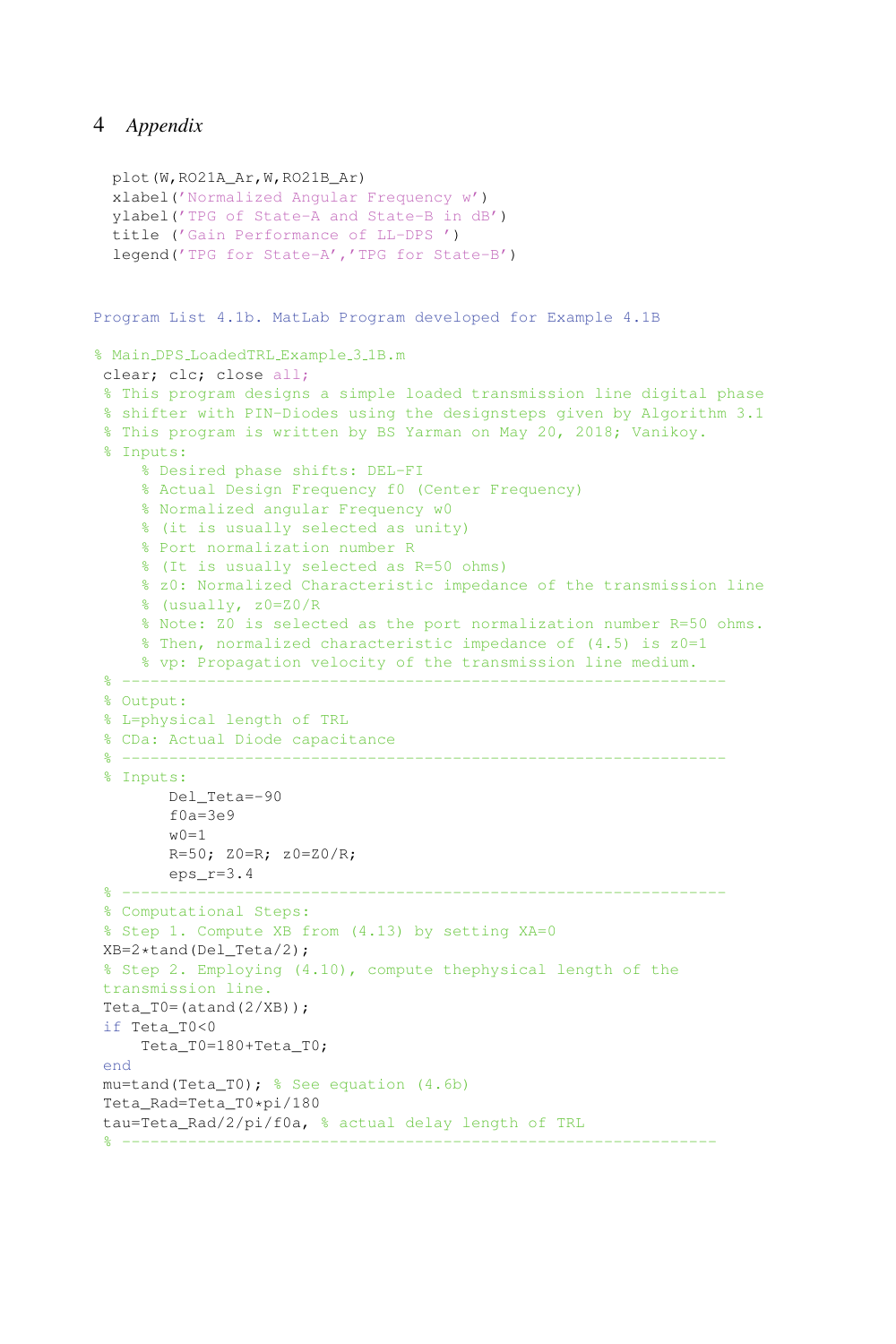```
plot(W,RO21A_Ar,W,RO21B_Ar)
xlabel('Normalized Angular Frequency w')
ylabel('TPG of State-A and State-B in dB')
title ('Gain Performance of LL-DPS ')
legend('TPG for State-A','TPG for State-B')
```

Program List 4.1b. MatLab Program developed for Example 4.1B

```
% Main_DPS_LoadedTRL_Example_3_1B.m
 clear; clc; close all;
 % This program designs a simple loaded transmission line digital phase
 % shifter with PIN-Diodes using the designsteps given by Algorithm 3.1
 % This program is written by BS Yarman on May 20, 2018; Vanikoy.
 % Inputs:
     % Desired phase shifts: DEL-FI
     % Actual Design Frequency f0 (Center Frequency)
     % Normalized angular Frequency w0
     % (it is usually selected as unity)
     % Port normalization number R
     % (It is usually selected as R=50 ohms)
     % z0: Normalized Characteristic impedance of the transmission line
     % (usually, z0=Z0/R
     % Note: Z0 is selected as the port normalization number R=50 ohms.
     % Then, normalized characteristic impedance of (4.5) is z0=1
     % vp: Propagation velocity of the transmission line medium.
 % ---------------------------------------------------------------
 % Output:
 % L=physical length of TRL
 % CDa: Actual Diode capacitance
 % ---------------------------------------------------------------
 % Inputs:
        Del_Teta=-90
        f0a=3e9
        w0=1
        R=50; Z0=R; z0=Z0/R;
        eps_r=3.4
 % ---------------------------------------------------------------
 % Computational Steps:
 % Step 1. Compute XB from (4.13) by setting XA=0
 XB=2*tand(Del_Teta/2);
 % Step 2. Employing (4.10), compute thephysical length of the
 transmission line.
 Teta_T0=(atand(2/XB));
 if Teta_T0<0
     Teta_T0=180+Teta_T0;
 end
 mu=tand(Teta_T0); % See equation (4.6b)
 Teta_Rad=Teta_T0*pi/180
 tau=Teta_Rad/2/pi/f0a, % actual delay length of TRL
 % ---------------------------------------------------------------
```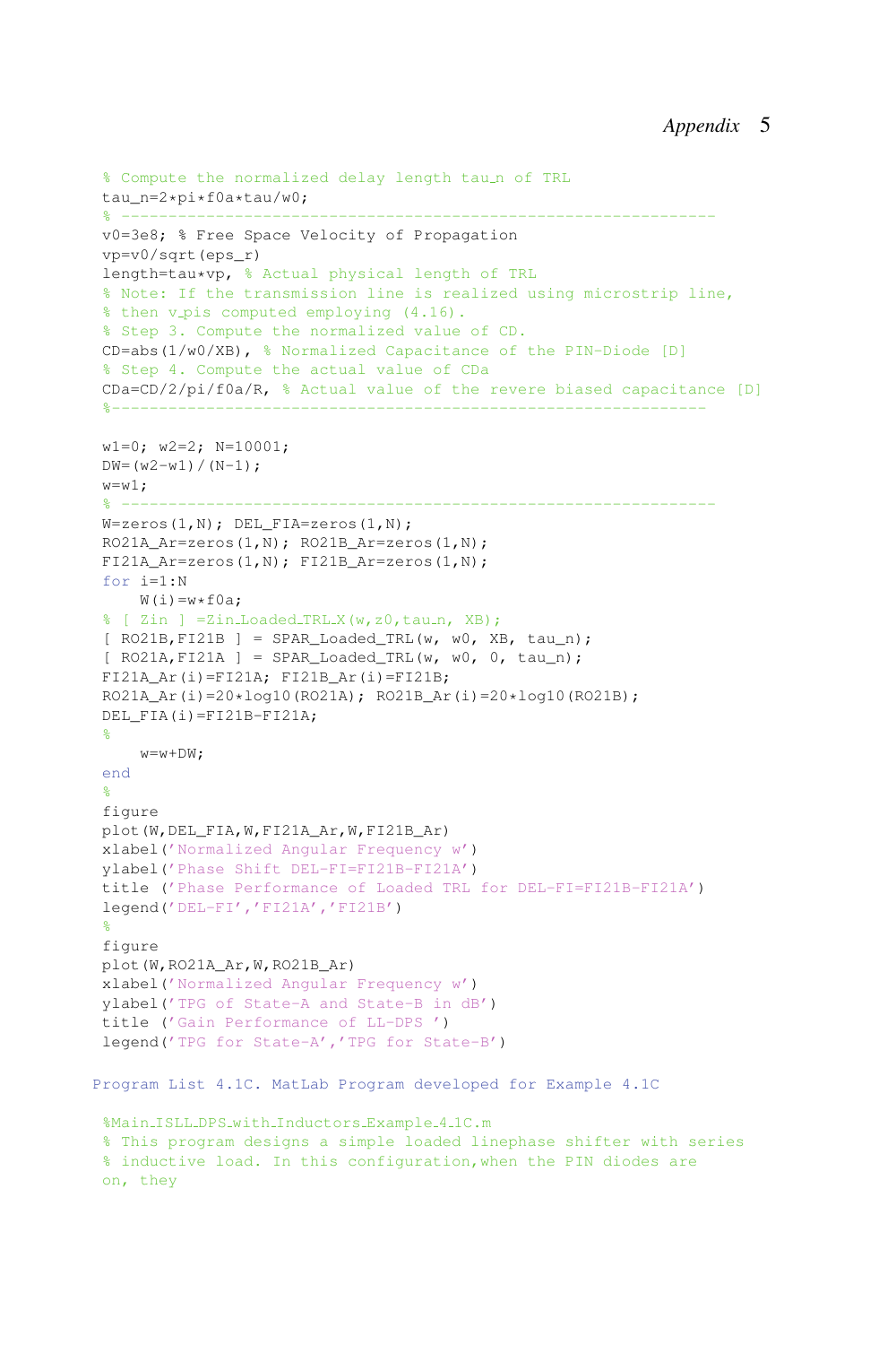```
% Compute the normalized delay length tau_n of TRL
tau_n=2*pi*f0a*tau/w0;
% ---------------------------------------------------------------
v0=3e8; % Free Space Velocity of Propagation
vp=v0/sqrt(eps_r)
length=tau*vp, % Actual physical length of TRL
% Note: If the transmission line is realized using microstrip line,
% then v_pis computed employing (4.16).
% Step 3. Compute the normalized value of CD.
CD=abs(1/w0/XB), % Normalized Capacitance of the PIN-Diode [D]
% Step 4. Compute the actual value of CDa
CDa=CD/2/pi/f0a/R, % Actual value of the revere biased capacitance [D]
%--------------------------------------------------------------

w1=0; w2=2; N=10001;
DW=(w2-w1)/(N-1);
w=w1;
% ---------------------------------------------------------------
W=zeros(1,N); DEL_FIA=zeros(1,N);
RO21A_Ar=zeros(1,N); RO21B_Ar=zeros(1,N);
FI21A_Ar=zeros(1,N); FI21B_Ar=zeros(1,N);
for i=1:N
    W(i)=w*f0a;
% [ Zin ] =Zin_Loaded_TRL_X(w,z0,tau_n, XB);
[ RO21B,FI21B ] = SPAR_Loaded_TRL(w, w0, XB, tau_n);
[ RO21A,FI21A ] = SPAR_Loaded_TRL(w, w0, 0, tau_n);
FI21A_Ar(i)=FI21A; FI21B_Ar(i)=FI21B;
RO21A_Ar(i)=20*log10(RO21A); RO21B_Ar(i)=20*log10(RO21B);
DEL_FIA(i)=FI21B-FI21A;
%
    w=w+DW;
end
%
figure
plot(W,DEL_FIA,W,FI21A_Ar,W,FI21B_Ar)
xlabel('Normalized Angular Frequency w')
ylabel('Phase Shift DEL-FI=FI21B-FI21A')
title ('Phase Performance of Loaded TRL for DEL-FI=FI21B-FI21A')
legend('DEL-FI','FI21A','FI21B')
%
figure
plot(W,RO21A_Ar,W,RO21B_Ar)
xlabel('Normalized Angular Frequency w')
ylabel('TPG of State-A and State-B in dB')
title ('Gain Performance of LL-DPS ')
legend('TPG for State-A','TPG for State-B')
```

Program List 4.1C. MatLab Program developed for Example 4.1C

```
%Main_ISLL_DPS_with_Inductors_Example_4.1C.m
% This program designs a simple loaded linephase shifter with series
% inductive load. In this configuration,when the PIN diodes are
on, they
```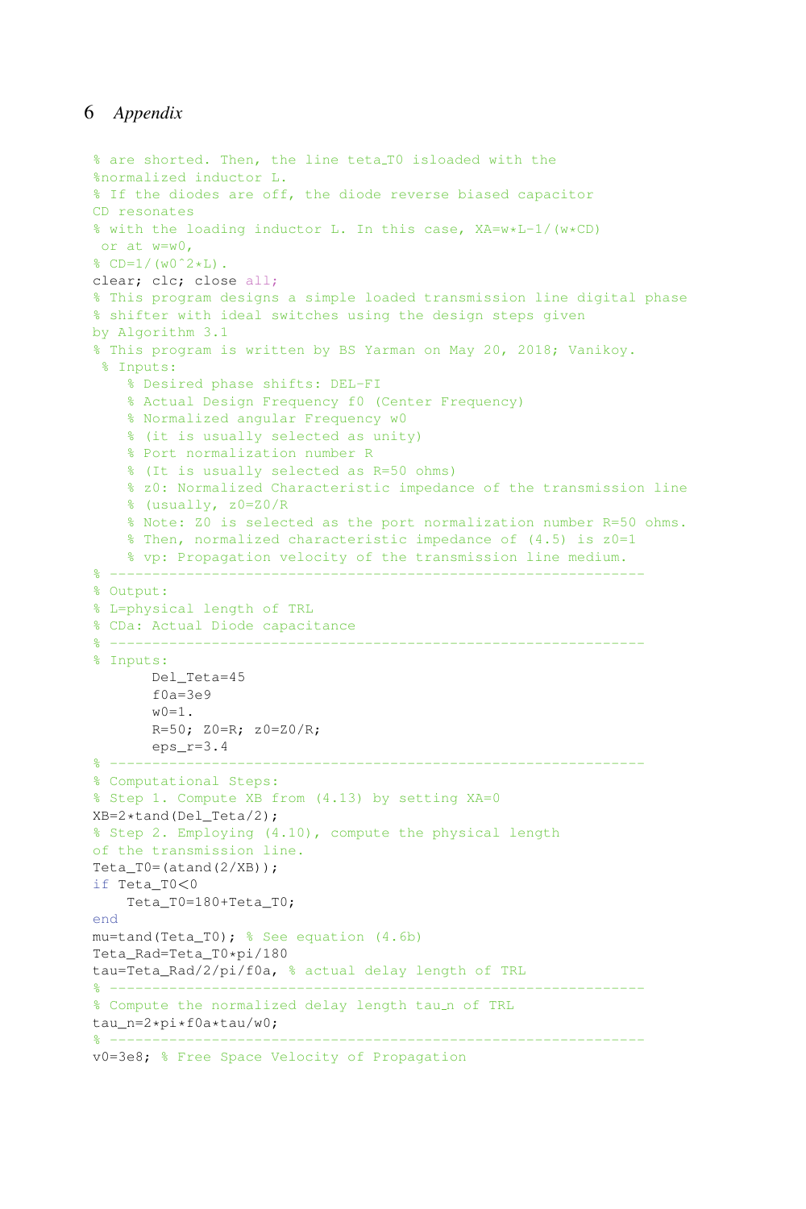```
% are shorted. Then, the line teta_T0 isloaded with the
%normalized inductor L.
% If the diodes are off, the diode reverse biased capacitor
CD resonates
% with the loading inductor L. In this case, XA=w*L-1/(w*CD)
 or at w=w0,
% CD=1/(w0^2*L).
clear; clc; close all;
% This program designs a simple loaded transmission line digital phase
% shifter with ideal switches using the design steps given
by Algorithm 3.1
% This program is written by BS Yarman on May 20, 2018; Vanikoy.
 % Inputs:
    % Desired phase shifts: DEL-FI
    % Actual Design Frequency f0 (Center Frequency)
    % Normalized angular Frequency w0
    % (it is usually selected as unity)
    % Port normalization number R
    % (It is usually selected as R=50 ohms)
    % z0: Normalized Characteristic impedance of the transmission line
    % (usually, z0=Z0/R
    % Note: Z0 is selected as the port normalization number R=50 ohms.
    % Then, normalized characteristic impedance of (4.5) is z0=1
    % vp: Propagation velocity of the transmission line medium.
% ---------------------------------------------------------------
% Output:
% L=physical length of TRL
% CDa: Actual Diode capacitance
% ---------------------------------------------------------------
% Inputs:
       Del_Teta=45
       f0a=3e9
       w0=1.
       R=50; Z0=R; z0=Z0/R;
       eps_r=3.4
% ---------------------------------------------------------------
% Computational Steps:
% Step 1. Compute XB from (4.13) by setting XA=0
XB=2*tand(Del_Teta/2);
% Step 2. Employing (4.10), compute the physical length
of the transmission line.
Teta_T0=(atand(2/XB));
if Teta_T0<0
    Teta_T0=180+Teta_T0;
end
mu=tand(Teta_T0); % See equation (4.6b)
Teta_Rad=Teta_T0*pi/180
tau=Teta_Rad/2/pi/f0a, % actual delay length of TRL
% ---------------------------------------------------------------
% Compute the normalized delay length tau_n of TRL
tau_n=2*pi*f0a*tau/w0;
% ---------------------------------------------------------------
v0=3e8; % Free Space Velocity of Propagation
```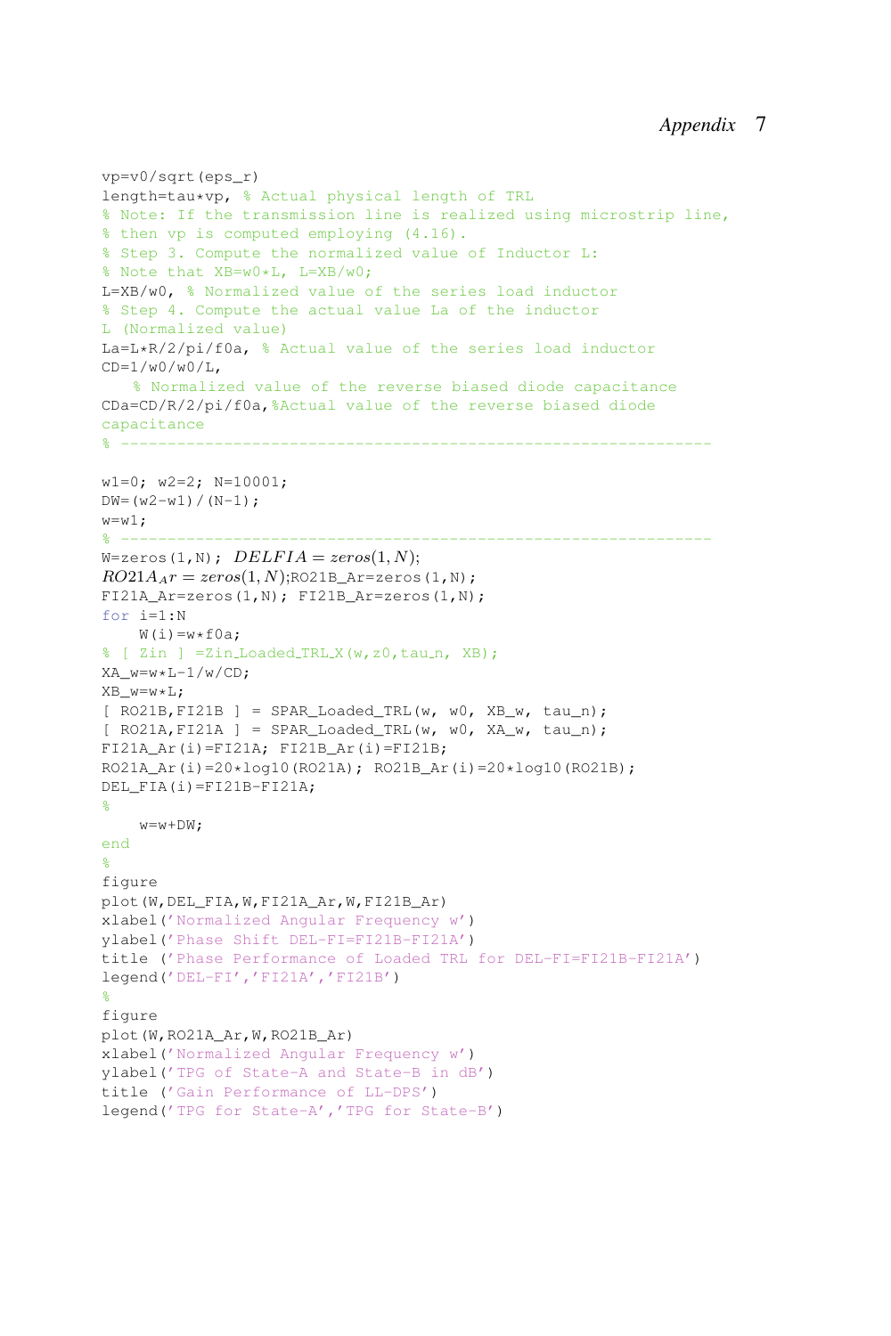```
vp=v0/sqrt(eps_r)
length=tau*vp, % Actual physical length of TRL
% Note: If the transmission line is realized using microstrip line,
% then vp is computed employing (4.16).
% Step 3. Compute the normalized value of Inductor L:
% Note that XB=w0*L, L=XB/w0;
L=XB/w0, % Normalized value of the series load inductor
% Step 4. Compute the actual value La of the inductor
L (Normalized value)
La=L*R/2/pi/f0a, % Actual value of the series load inductor
CD=1/w0/w0/L,
   % Normalized value of the reverse biased diode capacitance
CDa=CD/R/2/pi/f0a,%Actual value of the reverse biased diode
capacitance
% -----------------------------------------------------------------

w1=0; w2=2; N=10001;
DW=(w2-w1)/(N-1);
w=w1;
% -----------------------------------------------------------------
W=zeros(1,N); DELFIA=zeros(1,N);
RO21A_Ar=zeros(1,N);RO21B_Ar=zeros(1,N);
FI21A_Ar=zeros(1,N); FI21B_Ar=zeros(1,N);
for i=1:N
    W(i)=w*f0a;
% [ Zin ] =Zin_Loaded_TRL_X(w,z0,tau_n, XB);
XA_w=w*L-1/w/CD;
XB_w=w*L;
[ RO21B,FI21B ] = SPAR_Loaded_TRL(w, w0, XB_w, tau_n);
[ RO21A,FI21A ] = SPAR_Loaded_TRL(w, w0, XA_w, tau_n);
FI21A_Ar(i)=FI21A; FI21B_Ar(i)=FI21B;
RO21A_Ar(i)=20*log10(RO21A); RO21B_Ar(i)=20*log10(RO21B);
DEL_FIA(i)=FI21B-FI21A;
%
    w=w+DW;
end
%
figure
plot(W,DEL_FIA,W,FI21A_Ar,W,FI21B_Ar)
xlabel('Normalized Angular Frequency w')
ylabel('Phase Shift DEL-FI=FI21B-FI21A')
title ('Phase Performance of Loaded TRL for DEL-FI=FI21B-FI21A')
legend('DEL-FI','FI21A','FI21B')
%
figure
plot(W,RO21A_Ar,W,RO21B_Ar)
xlabel('Normalized Angular Frequency w')
ylabel('TPG of State-A and State-B in dB')
title ('Gain Performance of LL-DPS')
legend('TPG for State-A','TPG for State-B')
```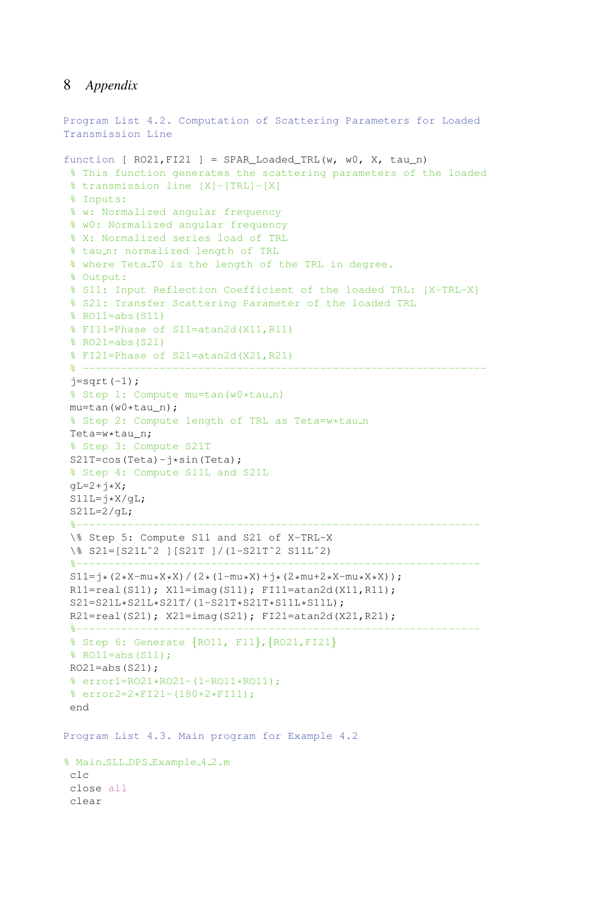Program List 4.2. Computation of Scattering Parameters for Loaded Transmission Line

```
function [ RO21,FI21 ] = SPAR_Loaded_TRL(w, w0, X, tau_n)
 % This function generates the scattering parameters of the loaded
 % transmission line [X]-[TRL]-[X]
 % Inputs:
 % w: Normalized angular frequency
 % w0: Normalized angular frequency
 % X: Normalized series load of TRL
 % tau_n: normalized length of TRL
 % where Teta_T0 is the length of the TRL in degree.
 % Output:
 % S11: Input Reflection Coefficient of the loaded TRL: [X-TRL-X]
 % S21: Transfer Scattering Parameter of the loaded TRL
 % RO11=abs(S11)
 % FI11=Phase of S11=atan2d(X11,R11)
 % RO21=abs(S21)
 % FI21=Phase of S21=atan2d(X21,R21)
 % --------------------------------------------------------------
 j=sqrt(-1);
 % Step 1: Compute mu=tan(w0*tau_n)
 mu=tan(w0*tau_n);
 % Step 2: Compute length of TRL as Teta=w*tau_n
 Teta=w*tau_n;
 % Step 3: Compute S21T
 S21T=cos(Teta)-j*sin(Teta);
 % Step 4: Compute S11L and S21L
 gL=2+j*X;
 S11L=j*X/gL;
 S21L=2/gL;
 %--------------------------------------------------------------
 \% Step 5: Compute S11 and S21 of X-TRL-X
 \% S21=[S21L^2 ][S21T ]/(1-S21T^2 S11L^2)
 %--------------------------------------------------------------
 S11=j*(2*X-mu*X*X)/(2*(1-mu*X)+j*(2*mu+2*X-mu*X*X));
 R11=real(S11); X11=imag(S11); FI11=atan2d(X11,R11);
 S21=S21L*S21L*S21T/(1-S21T*S21T*S11L*S11L);
 R21=real(S21); X21=imag(S21); FI21=atan2d(X21,R21);
 %--------------------------------------------------------------
 % Step 6: Generate {RO11, F11},{RO21,FI21}
 % RO11=abs(S11);
 RO21=abs(S21);
 % error1=RO21*RO21-(1-RO11*RO11);
 % error2=2*FI21-(180+2*FI11);
 end
```

Program List 4.3. Main program for Example 4.2

```
% Main_SLL_DPS_Example_4_2.m
 clc
 close all
 clear
```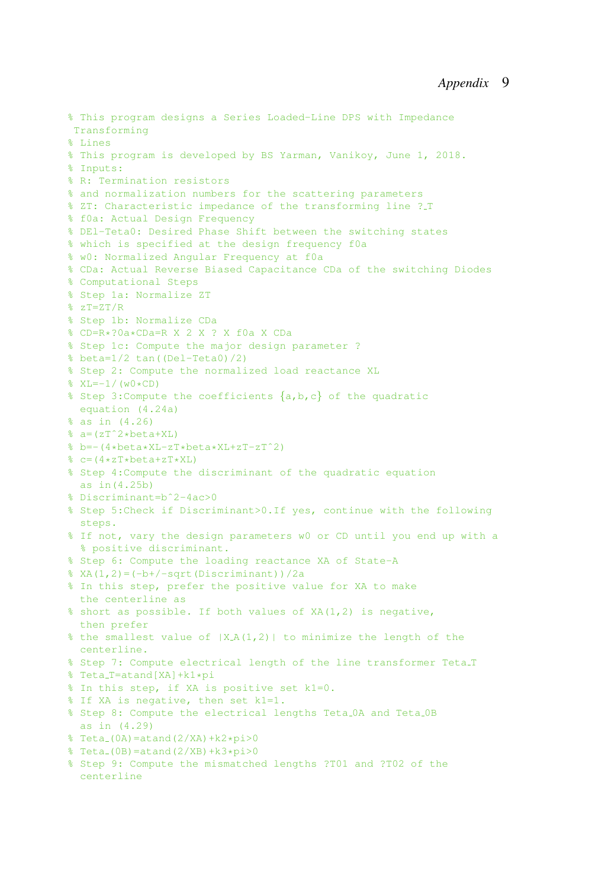```
% This program designs a Series Loaded-Line DPS with Impedance
 Transforming
% Lines
% This program is developed by BS Yarman, Vanikoy, June 1, 2018.
% Inputs:
% R: Termination resistors
% and normalization numbers for the scattering parameters
% ZT: Characteristic impedance of the transforming line ?_T
% f0a: Actual Design Frequency
% DEl-Teta0: Desired Phase Shift between the switching states
% which is specified at the design frequency f0a
% w0: Normalized Angular Frequency at f0a
% CDa: Actual Reverse Biased Capacitance CDa of the switching Diodes
% Computational Steps
% Step 1a: Normalize ZT
% zT=ZT/R
% Step 1b: Normalize CDa
% CD=R*?0a*CDa=R X 2 X ? X f0a X CDa
% Step 1c: Compute the major design parameter ?
% beta=1/2 tan((Del-Teta0)/2)
% Step 2: Compute the normalized load reactance XL
% XL=-1/(w0*CD)
% Step 3:Compute the coefficients {a,b,c} of the quadratic
  equation (4.24a)
% as in (4.26)
% a=(zT^2*beta+XL)
% b=-(4*beta*XL-zT*beta*XL+zT-zT^2)
% c=(4*zT*beta+zT*XL)
% Step 4:Compute the discriminant of the quadratic equation
  as in(4.25b)
% Discriminant=b^2-4ac>0
% Step 5:Check if Discriminant>0.If yes, continue with the following
  steps.
% If not, vary the design parameters w0 or CD until you end up with a
  % positive discriminant.
% Step 6: Compute the loading reactance XA of State-A
% XA(1,2)=(-b+/-sqrt(Discriminant))/2a
% In this step, prefer the positive value for XA to make
  the centerline as
% short as possible. If both values of XA(1,2) is negative,
  then prefer
% the smallest value of |X_A(1,2)| to minimize the length of the
  centerline.
% Step 7: Compute electrical length of the line transformer Teta_T
% Teta_T=atand[XA]+k1*pi
% In this step, if XA is positive set k1=0.
% If XA is negative, then set k1=1.
% Step 8: Compute the electrical lengths Teta_0A and Teta_0B
  as in (4.29)
% Teta_(0A)=atand(2/XA)+k2*pi>0
% Teta_(0B)=atand(2/XB)+k3*pi>0
% Step 9: Compute the mismatched lengths ?T01 and ?T02 of the
  centerline
```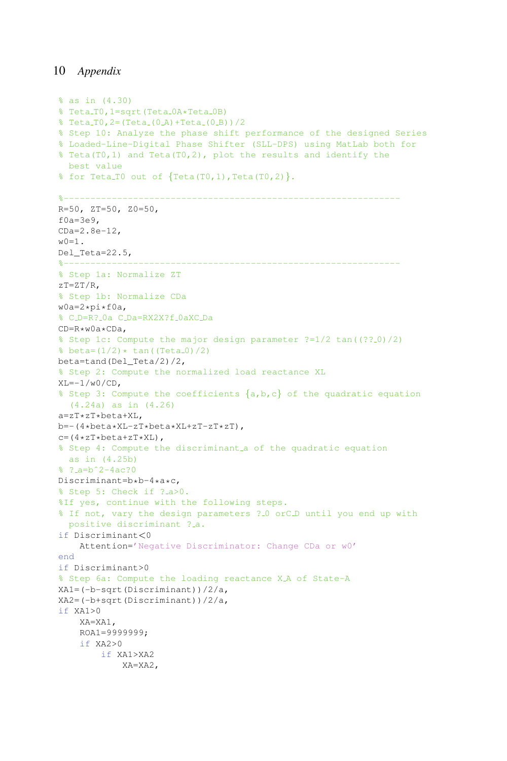```
% as in (4.30)
% Teta_T0,1=sqrt(Teta_0A*Teta_0B)
% Teta_T0,2=(Teta_(0_A)+Teta_(0_B))/2
% Step 10: Analyze the phase shift performance of the designed Series
% Loaded-Line-Digital Phase Shifter (SLL-DPS) using MatLab both for
% Teta(T0,1) and Teta(T0,2), plot the results and identify the
  best value
% for Teta_T0 out of {Teta(T0,1),Teta(T0,2)}.

%----------------------------------------------------------------
R=50, ZT=50, Z0=50,
f0a=3e9,
CDa=2.8e-12,
w0=1.
Del_Teta=22.5,
%----------------------------------------------------------------
% Step 1a: Normalize ZT
zT=ZT/R,
% Step 1b: Normalize CDa
w0a=2*pi*f0a,
% C_D=R?_0a C_Da=RX2X?f_0aXC_Da
CD=R*w0a*CDa,
% Step 1c: Compute the major design parameter ?=1/2 tan((??_0)/2)
% beta=(1/2)* tan((Teta_0)/2)
beta=tand(Del_Teta/2)/2,
% Step 2: Compute the normalized load reactance XL
XL=-1/w0/CD,
% Step 3: Compute the coefficients {a,b,c} of the quadratic equation
  (4.24a) as in (4.26)
a=zT*zT*beta+XL,
b=-(4*beta*XL-zT*beta*XL+zT-zT*zT),
c=(4*zT*beta+zT*XL),
% Step 4: Compute the discriminant_a of the quadratic equation
  as in (4.25b)
% ?_a=b^2-4ac?0
Discriminant=b*b-4*a*c,
% Step 5: Check if ?_a>0.
%If yes, continue with the following steps.
% If not, vary the design parameters ?_0 orC_D until you end up with
  positive discriminant ?_a.
if Discriminant<0
    Attention='Negative Discriminator: Change CDa or w0'
end
if Discriminant>0
% Step 6a: Compute the loading reactance X_A of State-A
XA1=(-b-sqrt(Discriminant))/2/a,
XA2=(-b+sqrt(Discriminant))/2/a,
if XA1>0
    XA=XA1,
    ROA1=9999999;
    if XA2>0
        if XA1>XA2
            XA=XA2,
```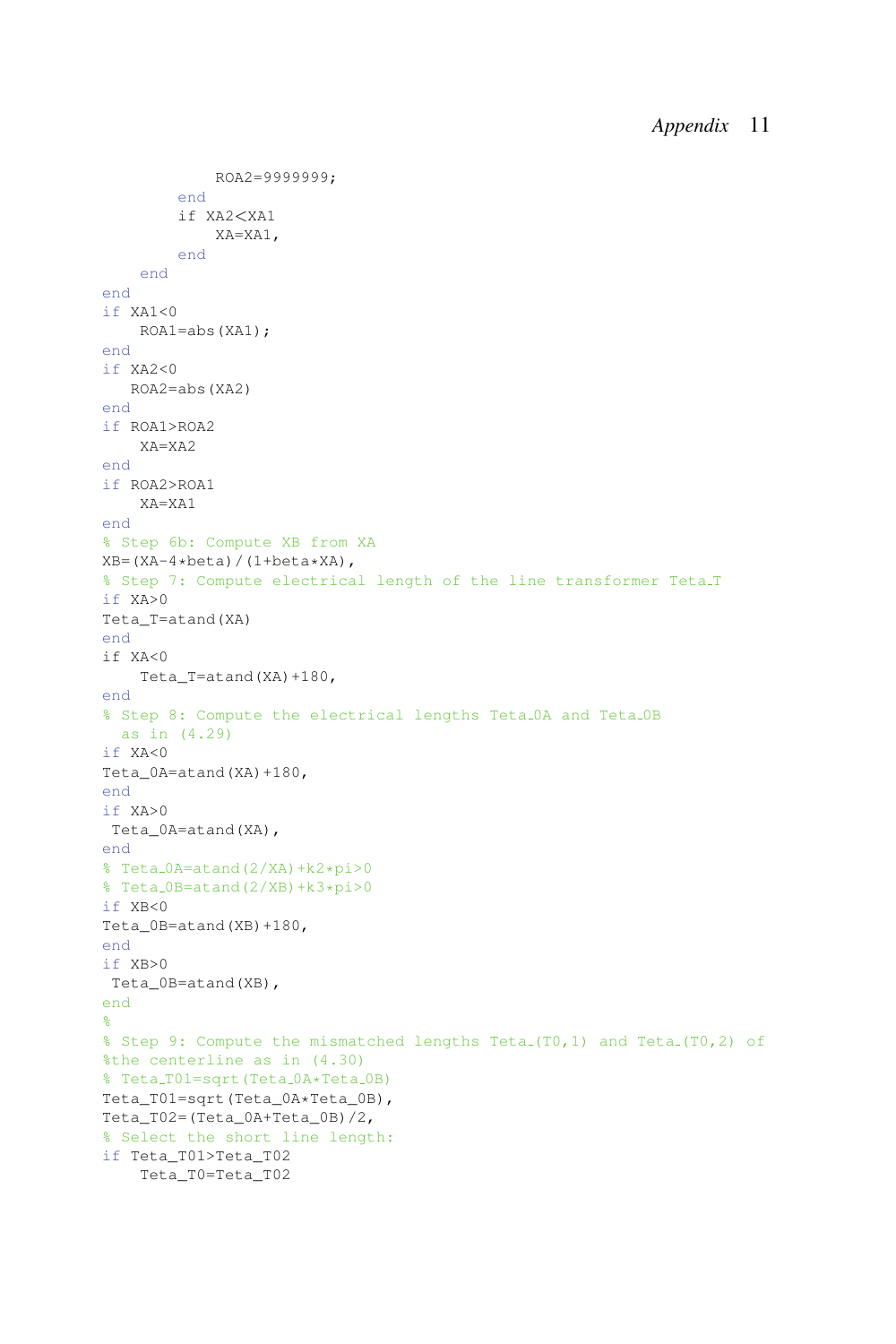```
            ROA2=9999999;
        end
        if XA2<XA1
            XA=XA1,
        end
    end
end
if XA1<0
    ROA1=abs(XA1);
end
if XA2<0
   ROA2=abs(XA2)
end
if ROA1>ROA2
    XA=XA2
end
if ROA2>ROA1
    XA=XA1
end
% Step 6b: Compute XB from XA
XB=(XA-4*beta)/(1+beta*XA),
% Step 7: Compute electrical length of the line transformer Teta_T
if XA>0
Teta_T=atand(XA)
end
if XA<0
    Teta_T=atand(XA)+180,
end
% Step 8: Compute the electrical lengths Teta_0A and Teta_0B
  as in (4.29)
if XA<0
Teta_0A=atand(XA)+180,
end
if XA>0
 Teta_0A=atand(XA),
end
% Teta_0A=atand(2/XA)+k2*pi>0
% Teta_0B=atand(2/XB)+k3*pi>0
if XB<0
Teta_0B=atand(XB)+180,
end
if XB>0
 Teta_0B=atand(XB),
end
%
% Step 9: Compute the mismatched lengths Teta_(T0,1) and Teta_(T0,2) of
%the centerline as in (4.30)
% Teta_T01=sqrt(Teta_0A*Teta_0B)
Teta_T01=sqrt(Teta_0A*Teta_0B),
Teta_T02=(Teta_0A+Teta_0B)/2,
% Select the short line length:
if Teta_T01>Teta_T02
    Teta_T0=Teta_T02
```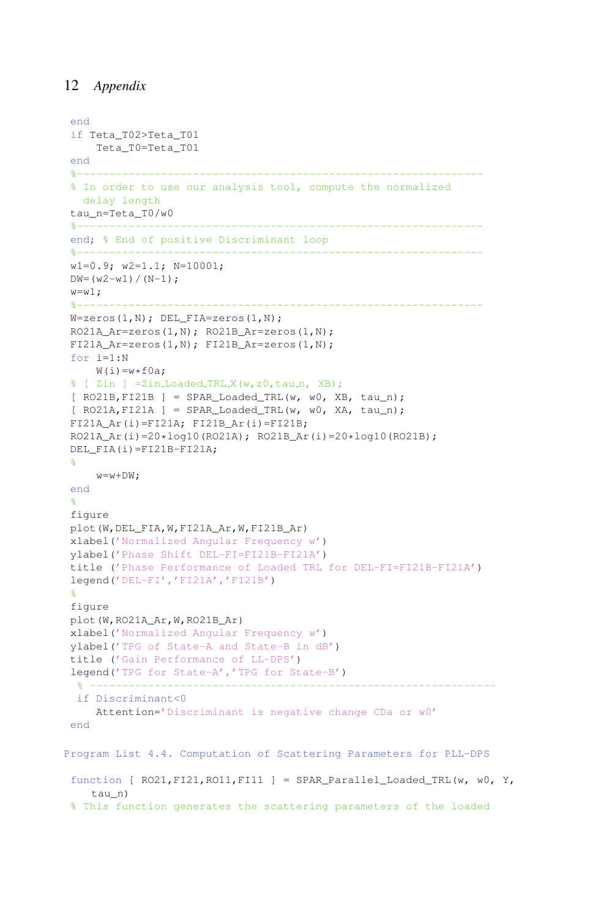```
end
if Teta_T02>Teta_T01
    Teta_T0=Teta_T01
end
%---------------------------------------------------------------
% In order to use our analysis tool, compute the normalized
  delay length
tau_n=Teta_T0/w0
%---------------------------------------------------------------
end; % End of positive Discriminant loop
%---------------------------------------------------------------
w1=0.9; w2=1.1; N=10001;
DW=(w2-w1)/(N-1);
w=w1;
%---------------------------------------------------------------
W=zeros(1,N); DEL_FIA=zeros(1,N);
RO21A_Ar=zeros(1,N); RO21B_Ar=zeros(1,N);
FI21A_Ar=zeros(1,N); FI21B_Ar=zeros(1,N);
for i=1:N
    W(i)=w*f0a;
% [ Zin ] =Zin_Loaded_TRL_X(w,z0,tau_n, XB);
[ RO21B,FI21B ] = SPAR_Loaded_TRL(w, w0, XB, tau_n);
[ RO21A,FI21A ] = SPAR_Loaded_TRL(w, w0, XA, tau_n);
FI21A_Ar(i)=FI21A; FI21B_Ar(i)=FI21B;
RO21A_Ar(i)=20*log10(RO21A); RO21B_Ar(i)=20*log10(RO21B);
DEL_FIA(i)=FI21B-FI21A;
%
    w=w+DW;
end
%
figure
plot(W,DEL_FIA,W,FI21A_Ar,W,FI21B_Ar)
xlabel('Normalized Angular Frequency w')
ylabel('Phase Shift DEL-FI=FI21B-FI21A')
title ('Phase Performance of Loaded TRL for DEL-FI=FI21B-FI21A')
legend('DEL-FI','FI21A','FI21B')
%
figure
plot(W,RO21A_Ar,W,RO21B_Ar)
xlabel('Normalized Angular Frequency w')
ylabel('TPG of State-A and State-B in dB')
title ('Gain Performance of LL-DPS')
legend('TPG for State-A','TPG for State-B')
 % ---------------------------------------------------------------
 if Discriminant<0
    Attention='Discriminant is negative change CDa or w0'
end
```

Program List 4.4. Computation of Scattering Parameters for PLL-DPS

```
function [ RO21,FI21,RO11,FI11 ] = SPAR_Parallel_Loaded_TRL(w, w0, Y,
   tau_n)
% This function generates the scattering parameters of the loaded
```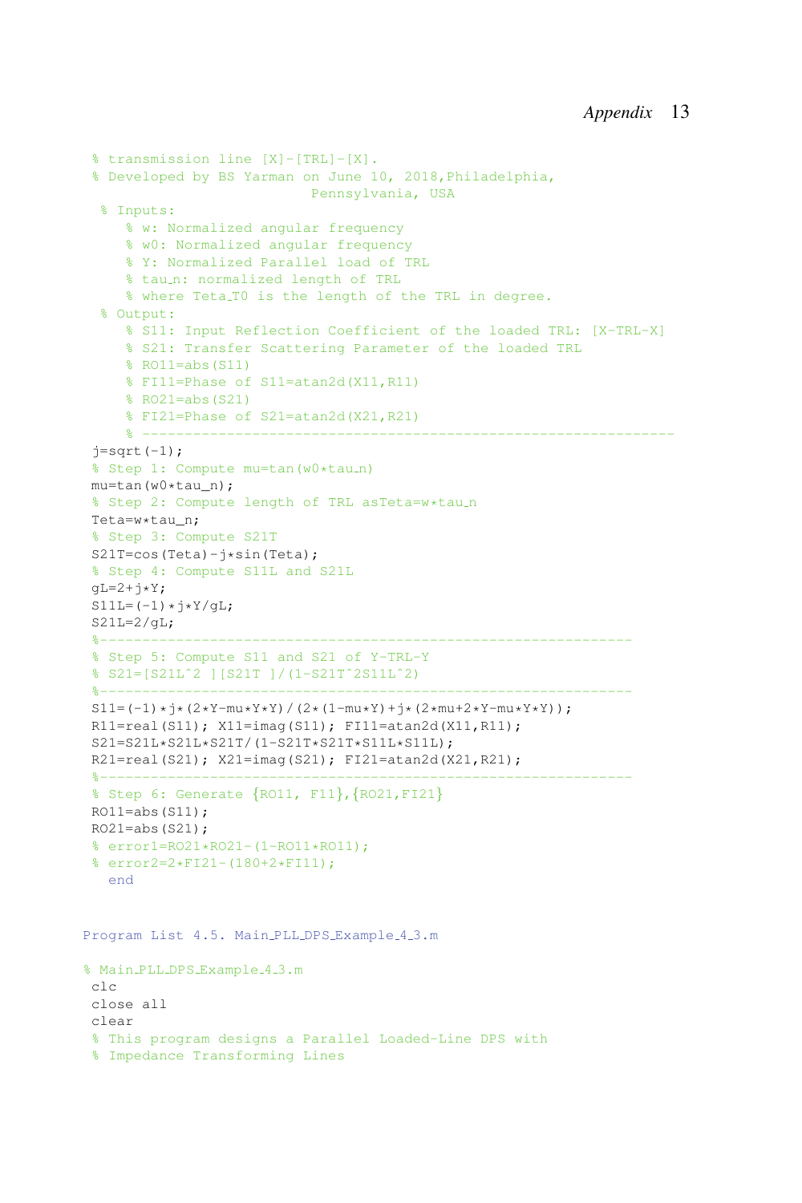```
% transmission line [X]-[TRL]-[X].
% Developed by BS Yarman on June 10, 2018,Philadelphia,
                          Pennsylvania, USA
 % Inputs:
    % w: Normalized angular frequency
    % w0: Normalized angular frequency
    % Y: Normalized Parallel load of TRL
    % tau_n: normalized length of TRL
    % where Teta_T0 is the length of the TRL in degree.
 % Output:
    % S11: Input Reflection Coefficient of the loaded TRL: [X-TRL-X]
    % S21: Transfer Scattering Parameter of the loaded TRL
    % RO11=abs(S11)
    % FI11=Phase of S11=atan2d(X11,R11)
    % RO21=abs(S21)
    % FI21=Phase of S21=atan2d(X21,R21)
    % -------------------------------------------------------------
j=sqrt(-1);
% Step 1: Compute mu=tan(w0*tau_n)
mu=tan(w0*tau_n);
% Step 2: Compute length of TRL asTeta=w*tau_n
Teta=w*tau_n;
% Step 3: Compute S21T
S21T=cos(Teta)-j*sin(Teta);
% Step 4: Compute S11L and S21L
gL=2+j*Y;
S11L=(-1)*j*Y/gL;
S21L=2/gL;
%-------------------------------------------------------------
% Step 5: Compute S11 and S21 of Y-TRL-Y
% S21=[S21L^2 ][S21T ]/(1-S21T^2S11L^2)
%-------------------------------------------------------------
S11=(-1)*j*(2*Y-mu*Y*Y)/(2*(1-mu*Y)+j*(2*mu+2*Y-mu*Y*Y));
R11=real(S11); X11=imag(S11); FI11=atan2d(X11,R11);
S21=S21L*S21L*S21T/(1-S21T*S21T*S11L*S11L);
R21=real(S21); X21=imag(S21); FI21=atan2d(X21,R21);
%-------------------------------------------------------------
% Step 6: Generate {RO11, F11},{RO21,FI21}
RO11=abs(S11);
RO21=abs(S21);
% error1=RO21*RO21-(1-RO11*RO11);
% error2=2*FI21-(180+2*FI11);
  end
```

Program List 4.5. Main_PLL_DPS_Example_4_3.m

```
% Main_PLL_DPS_Example_4_3.m
clc
close all
clear
% This program designs a Parallel Loaded-Line DPS with
% Impedance Transforming Lines
```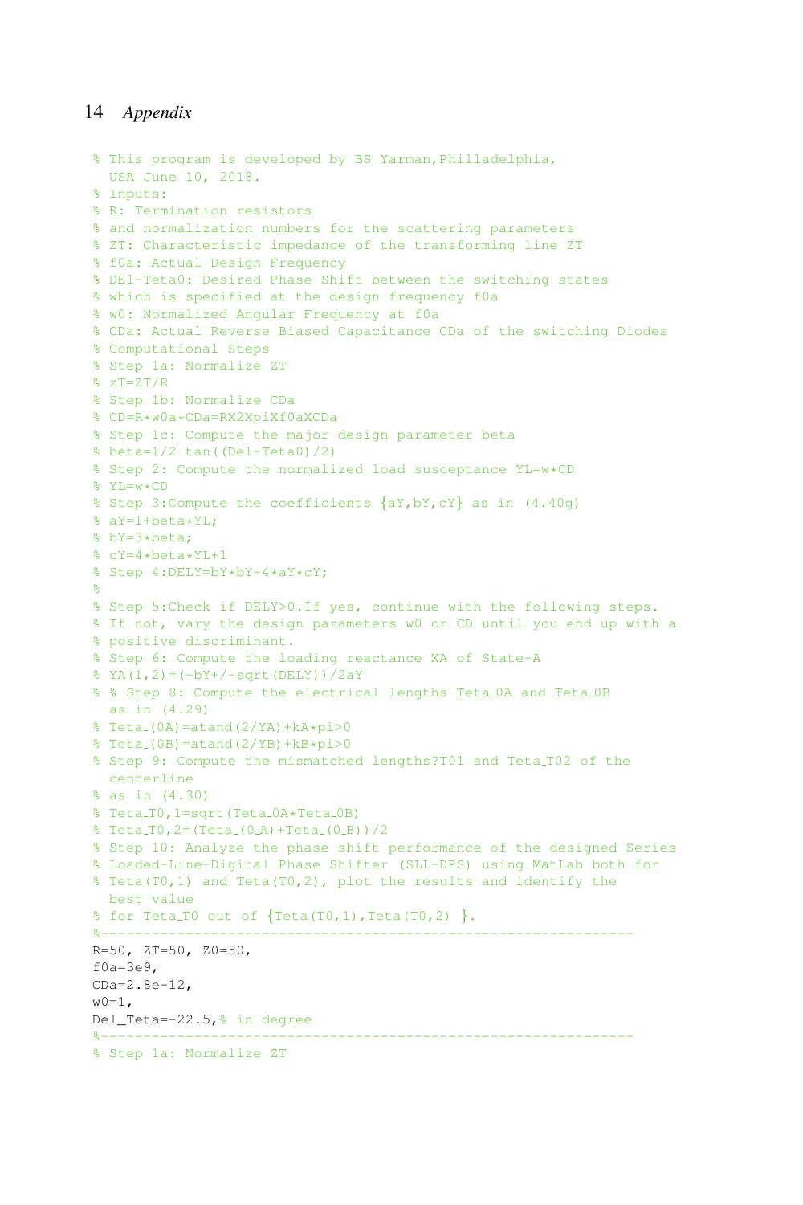```
% This program is developed by BS Yarman,Philladelphia,
  USA June 10, 2018.
% Inputs:
% R: Termination resistors
% and normalization numbers for the scattering parameters
% ZT: Characteristic impedance of the transforming line ZT
% f0a: Actual Design Frequency
% DEl-Teta0: Desired Phase Shift between the switching states
% which is specified at the design frequency f0a
% w0: Normalized Angular Frequency at f0a
% CDa: Actual Reverse Biased Capacitance CDa of the switching Diodes
% Computational Steps
% Step 1a: Normalize ZT
% zT=ZT/R
% Step 1b: Normalize CDa
% CD=R*w0a*CDa=RX2XpiXf0aXCDa
% Step 1c: Compute the major design parameter beta
% beta=1/2 tan((Del-Teta0)/2)
% Step 2: Compute the normalized load susceptance YL=w*CD
% YL=w*CD
% Step 3:Compute the coefficients {aY,bY,cY} as in (4.40g)
% aY=1+beta*YL;
% bY=3*beta;
% cY=4*beta*YL+1
% Step 4:DELY=bY*bY-4*aY*cY;
%
% Step 5:Check if DELY>0.If yes, continue with the following steps.
% If not, vary the design parameters w0 or CD until you end up with a
% positive discriminant.
% Step 6: Compute the loading reactance XA of State-A
% YA(1,2)=(-bY+/-sqrt(DELY))/2aY
% % Step 8: Compute the electrical lengths Teta_0A and Teta_0B
  as in (4.29)
% Teta_(0A)=atand(2/YA)+kA*pi>0
% Teta_(0B)=atand(2/YB)+kB*pi>0
% Step 9: Compute the mismatched lengths?T01 and Teta_T02 of the
  centerline
% as in (4.30)
% Teta_T0,1=sqrt(Teta_0A*Teta_0B)
% Teta_T0,2=(Teta_(0_A)+Teta_(0_B))/2
% Step 10: Analyze the phase shift performance of the designed Series
% Loaded-Line-Digital Phase Shifter (SLL-DPS) using MatLab both for
% Teta(T0,1) and Teta(T0,2), plot the results and identify the
  best value
% for Teta_T0 out of {Teta(T0,1),Teta(T0,2) }.
%-----------------------------------------------------------
R=50, ZT=50, Z0=50,
f0a=3e9,
CDa=2.8e-12,
w0=1,
Del_Teta=-22.5,% in degree
%-----------------------------------------------------------
% Step 1a: Normalize ZT
```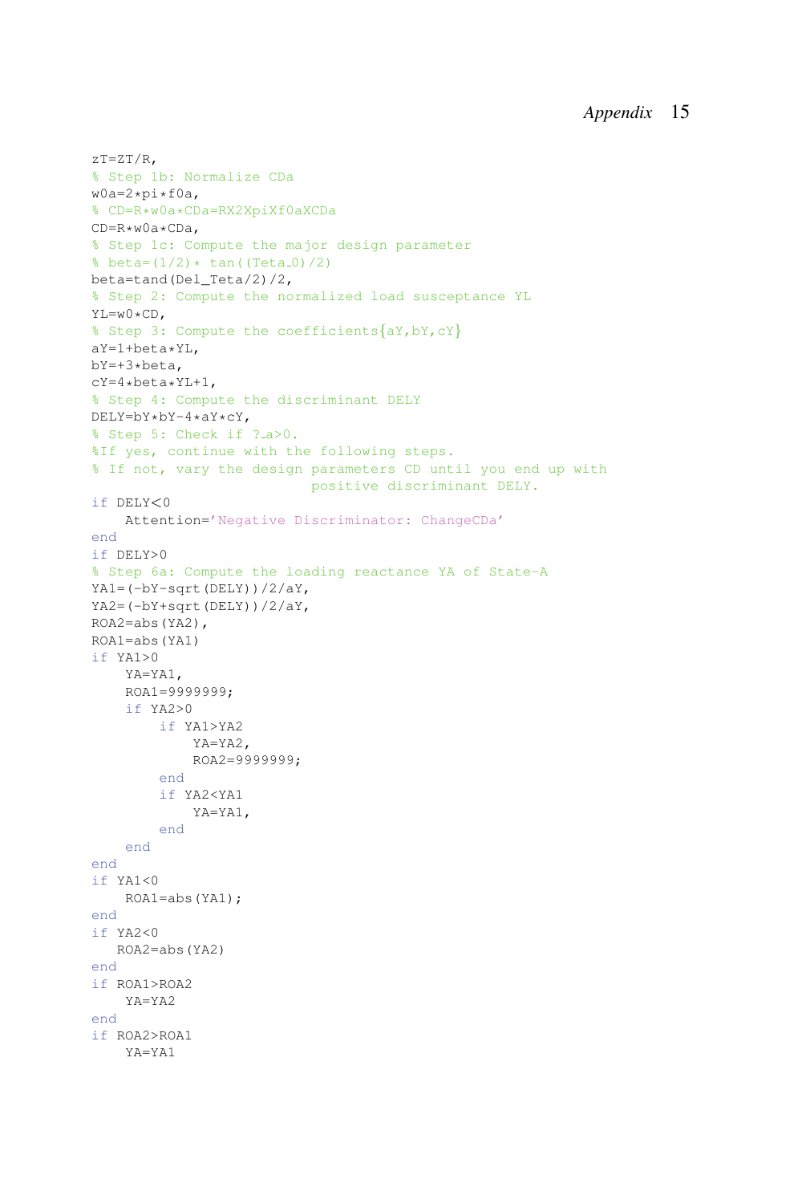```
zT=ZT/R,
% Step 1b: Normalize CDa
w0a=2*pi*f0a,
% CD=R*w0a*CDa=RX2XpiXf0aXCDa
CD=R*w0a*CDa,
% Step 1c: Compute the major design parameter
% beta=(1/2)* tan((Teta_0)/2)
beta=tand(Del_Teta/2)/2,
% Step 2: Compute the normalized load susceptance YL
YL=w0*CD,
% Step 3: Compute the coefficients{aY,bY,cY}
aY=1+beta*YL,
bY=+3*beta,
cY=4*beta*YL+1,
% Step 4: Compute the discriminant DELY
DELY=bY*bY-4*aY*cY,
% Step 5: Check if ?_a>0.
%If yes, continue with the following steps.
% If not, vary the design parameters CD until you end up with
                          positive discriminant DELY.
if DELY<0
    Attention='Negative Discriminator: ChangeCDa'
end
if DELY>0
% Step 6a: Compute the loading reactance YA of State-A
YA1=(-bY-sqrt(DELY))/2/aY,
YA2=(-bY+sqrt(DELY))/2/aY,
ROA2=abs(YA2),
ROA1=abs(YA1)
if YA1>0
    YA=YA1,
    ROA1=9999999;
    if YA2>0
        if YA1>YA2
            YA=YA2,
            ROA2=9999999;
        end
        if YA2<YA1
            YA=YA1,
        end
    end
end
if YA1<0
    ROA1=abs(YA1);
end
if YA2<0
   ROA2=abs(YA2)
end
if ROA1>ROA2
    YA=YA2
end
if ROA2>ROA1
    YA=YA1
```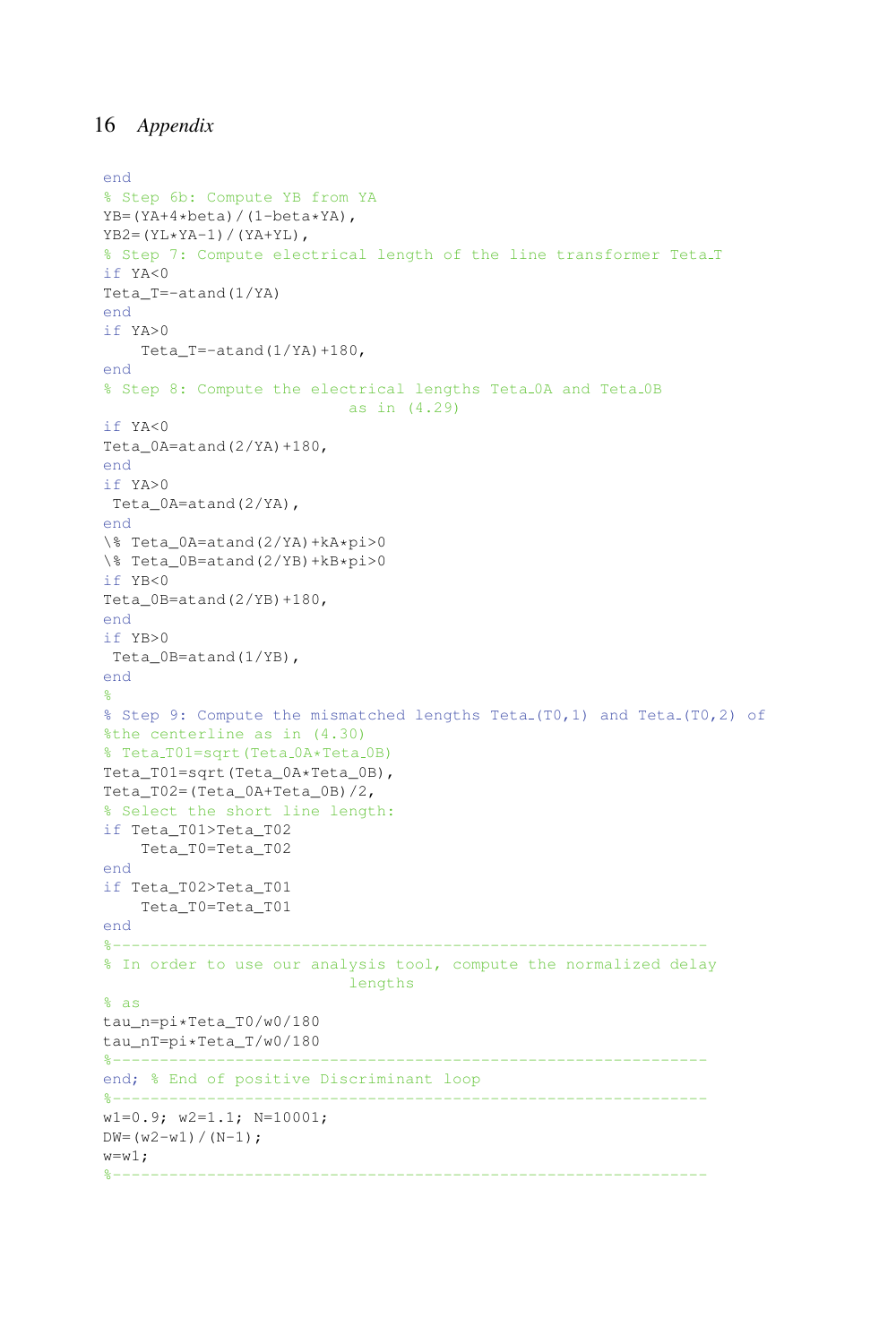```
end
% Step 6b: Compute YB from YA
YB=(YA+4*beta)/(1-beta*YA),
YB2=(YL*YA-1)/(YA+YL),
% Step 7: Compute electrical length of the line transformer Teta_T
if YA<0
Teta_T=-atand(1/YA)
end
if YA>0
    Teta_T=-atand(1/YA)+180,
end
% Step 8: Compute the electrical lengths Teta_0A and Teta_0B
                          as in (4.29)
if YA<0
Teta_0A=atand(2/YA)+180,
end
if YA>0
 Teta_0A=atand(2/YA),
end
\% Teta_0A=atand(2/YA)+kA*pi>0
\% Teta_0B=atand(2/YB)+kB*pi>0
if YB<0
Teta_0B=atand(2/YB)+180,
end
if YB>0
 Teta_0B=atand(1/YB),
end
%
% Step 9: Compute the mismatched lengths Teta_(T0,1) and Teta_(T0,2) of
%the centerline as in (4.30)
% Teta_T01=sqrt(Teta_0A*Teta_0B)
Teta_T01=sqrt(Teta_0A*Teta_0B),
Teta_T02=(Teta_0A+Teta_0B)/2,
% Select the short line length:
if Teta_T01>Teta_T02
    Teta_T0=Teta_T02
end
if Teta_T02>Teta_T01
    Teta_T0=Teta_T01
end
%-------------------------------------------------------------
% In order to use our analysis tool, compute the normalized delay
                          lengths
% as
tau_n=pi*Teta_T0/w0/180
tau_nT=pi*Teta_T/w0/180
%-------------------------------------------------------------
end; % End of positive Discriminant loop
%-------------------------------------------------------------
w1=0.9; w2=1.1; N=10001;
DW=(w2-w1)/(N-1);
w=w1;
%-------------------------------------------------------------
```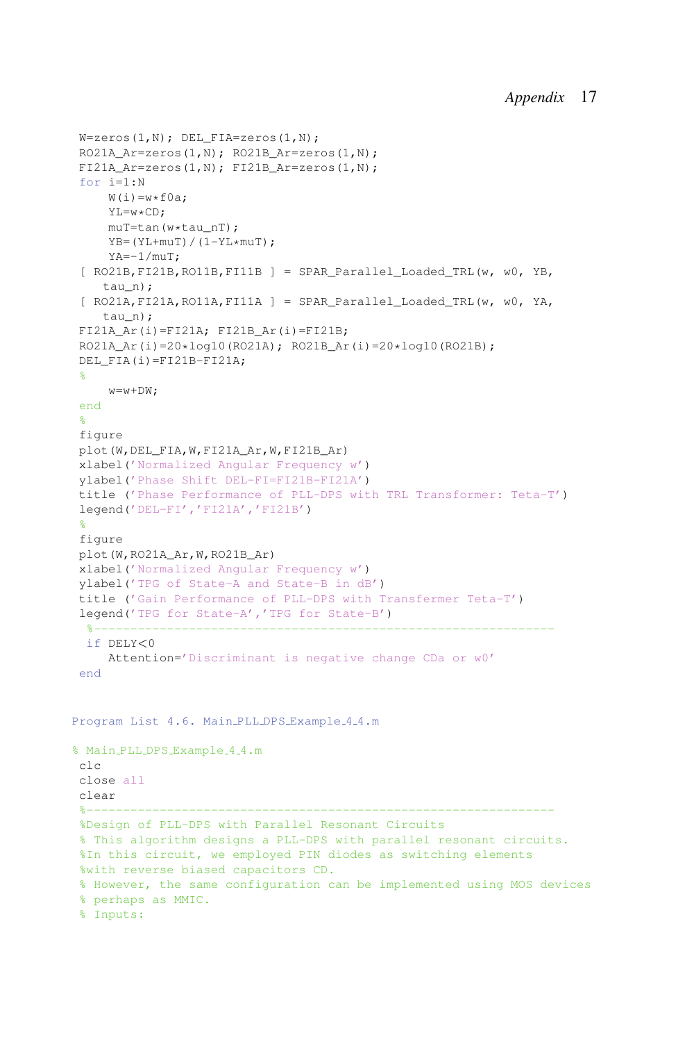```
W=zeros(1,N); DEL_FIA=zeros(1,N);
RO21A_Ar=zeros(1,N); RO21B_Ar=zeros(1,N);
FI21A_Ar=zeros(1,N); FI21B_Ar=zeros(1,N);
for i=1:N
    W(i)=w*f0a;
    YL=w*CD;
    muT=tan(w*tau_nT);
    YB=(YL+muT)/(1-YL*muT);
    YA=-1/muT;
[ RO21B,FI21B,RO11B,FI11B ] = SPAR_Parallel_Loaded_TRL(w, w0, YB,
   tau_n);
[ RO21A,FI21A,RO11A,FI11A ] = SPAR_Parallel_Loaded_TRL(w, w0, YA,
   tau_n);
FI21A_Ar(i)=FI21A; FI21B_Ar(i)=FI21B;
RO21A_Ar(i)=20*log10(RO21A); RO21B_Ar(i)=20*log10(RO21B);
DEL_FIA(i)=FI21B-FI21A;
%
    w=w+DW;
end
%
figure
plot(W,DEL_FIA,W,FI21A_Ar,W,FI21B_Ar)
xlabel('Normalized Angular Frequency w')
ylabel('Phase Shift DEL-FI=FI21B-FI21A')
title ('Phase Performance of PLL-DPS with TRL Transformer: Teta-T')
legend('DEL-FI','FI21A','FI21B')
%
figure
plot(W,RO21A_Ar,W,RO21B_Ar)
xlabel('Normalized Angular Frequency w')
ylabel('TPG of State-A and State-B in dB')
title ('Gain Performance of PLL-DPS with Transfermer Teta-T')
legend('TPG for State-A','TPG for State-B')
 %--------------------------------------------------------------
 if DELY<0
    Attention='Discriminant is negative change CDa or w0'
end
```

Program List 4.6. Main_PLL_DPS_Example_4_4.m

```
% Main_PLL_DPS_Example_4_4.m
clc
close all
clear
%---------------------------------------------------------------
%Design of PLL-DPS with Parallel Resonant Circuits
% This algorithm designs a PLL-DPS with parallel resonant circuits.
%In this circuit, we employed PIN diodes as switching elements
%with reverse biased capacitors CD.
% However, the same configuration can be implemented using MOS devices
% perhaps as MMIC.
% Inputs:
```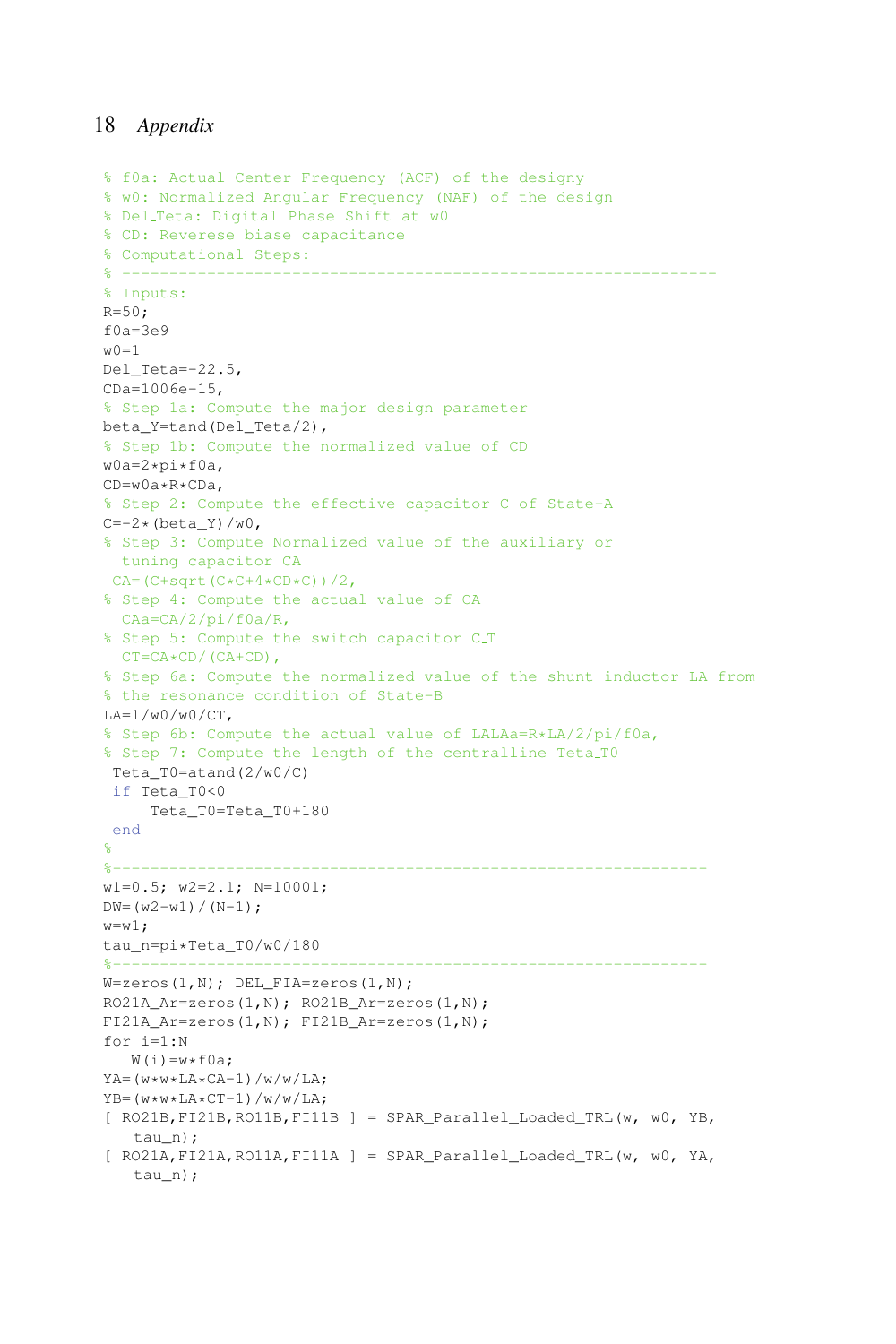```
% f0a: Actual Center Frequency (ACF) of the designy
% w0: Normalized Angular Frequency (NAF) of the design
% Del_Teta: Digital Phase Shift at w0
% CD: Reverese biase capacitance
% Computational Steps:
% ---------------------------------------------------------------
% Inputs:
R=50;
f0a=3e9
w0=1
Del_Teta=-22.5,
CDa=1006e-15,
% Step 1a: Compute the major design parameter
beta_Y=tand(Del_Teta/2),
% Step 1b: Compute the normalized value of CD
w0a=2*pi*f0a,
CD=w0a*R*CDa,
% Step 2: Compute the effective capacitor C of State-A
C=-2*(beta_Y)/w0,
% Step 3: Compute Normalized value of the auxiliary or
  tuning capacitor CA
 CA=(C+sqrt(C*C+4*CD*C))/2,
% Step 4: Compute the actual value of CA
  CAa=CA/2/pi/f0a/R,
% Step 5: Compute the switch capacitor C_T
  CT=CA*CD/(CA+CD),
% Step 6a: Compute the normalized value of the shunt inductor LA from
% the resonance condition of State-B
LA=1/w0/w0/CT,
% Step 6b: Compute the actual value of LALAa=R*LA/2/pi/f0a,
% Step 7: Compute the length of the centralline Teta_T0
 Teta_T0=atand(2/w0/C)
 if Teta_T0<0
     Teta_T0=Teta_T0+180
 end
%
%---------------------------------------------------------------
w1=0.5; w2=2.1; N=10001;
DW=(w2-w1)/(N-1);
w=w1;
tau_n=pi*Teta_T0/w0/180
%---------------------------------------------------------------
W=zeros(1,N); DEL_FIA=zeros(1,N);
RO21A_Ar=zeros(1,N); RO21B_Ar=zeros(1,N);
FI21A_Ar=zeros(1,N); FI21B_Ar=zeros(1,N);
for i=1:N
   W(i)=w*f0a;
YA=(w*w*LA*CA-1)/w/w/LA;
YB=(w*w*LA*CT-1)/w/w/LA;
[ RO21B,FI21B,RO11B,FI11B ] = SPAR_Parallel_Loaded_TRL(w, w0, YB,
   tau_n);
[ RO21A,FI21A,RO11A,FI11A ] = SPAR_Parallel_Loaded_TRL(w, w0, YA,
   tau_n);
```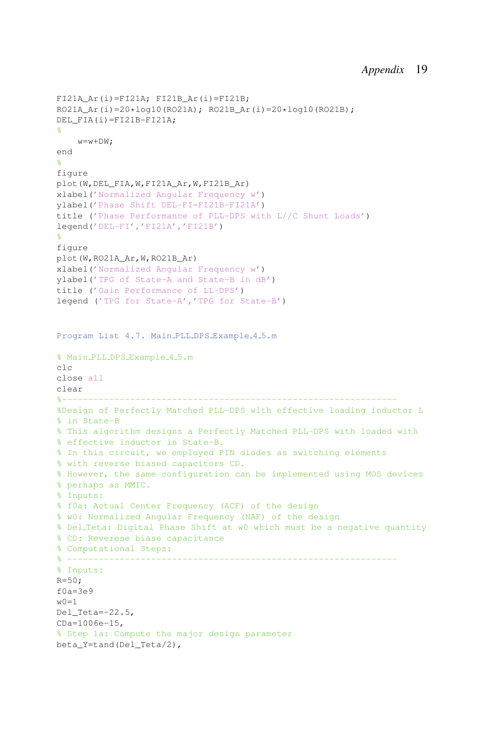```
FI21A_Ar(i)=FI21A; FI21B_Ar(i)=FI21B;
RO21A_Ar(i)=20*log10(RO21A); RO21B_Ar(i)=20*log10(RO21B);
DEL_FIA(i)=FI21B-FI21A;
%
    w=w+DW;
end
%
figure
plot(W,DEL_FIA,W,FI21A_Ar,W,FI21B_Ar)
xlabel('Normalized Angular Frequency w')
ylabel('Phase Shift DEL-FI=FI21B-FI21A')
title ('Phase Performance of PLL-DPS with L//C Shunt Loads')
legend('DEL-FI','FI21A','FI21B')
%
figure
plot(W,RO21A_Ar,W,RO21B_Ar)
xlabel('Normalized Angular Frequency w')
ylabel('TPG of State-A and State-B in dB')
title ('Gain Performance of LL-DPS')
legend ('TPG for State-A','TPG for State-B')
```

Program List 4.7. Main_PLL_DPS_Example_4_5.m

```
% Main_PLL_DPS_Example_4_5.m
clc
close all
clear
%---------------------------------------------------------------
%Design of Perfectly Matched PLL-DPS with effective loading inductor L
% in State-B
% This algorithm designs a Perfectly Matched PLL-DPS with loaded with
% effective inductor in State-B.
% In this circuit, we employed PIN diodes as switching elements
% with reverse biased capacitors CD.
% However, the same configuration can be implemented using MOS devices
% perhaps as MMIC.
% Inputs:
% f0a: Actual Center Frequency (ACF) of the design
% w0: Normalized Angular Frequency (NAF) of the design
% Del_Teta: Digital Phase Shift at w0 which must be a negative quantity
% CD: Reverese biase capacitance
% Computational Steps:
% --------------------------------------------------------------
% Inputs:
R=50;
f0a=3e9
w0=1
Del_Teta=-22.5,
CDa=1006e-15,
% Step 1a: Compute the major design parameter
beta_Y=tand(Del_Teta/2),
```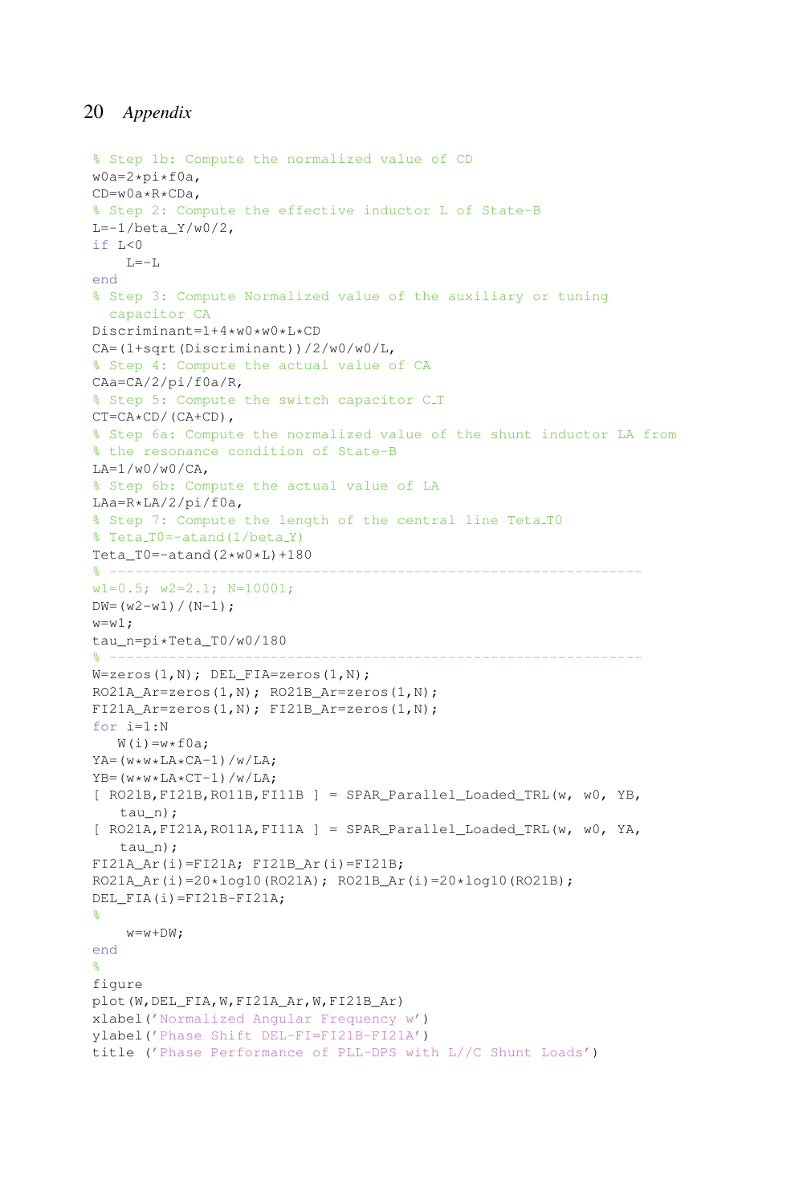```
% Step 1b: Compute the normalized value of CD
w0a=2*pi*f0a,
CD=w0a*R*CDa,
% Step 2: Compute the effective inductor L of State-B
L=-1/beta_Y/w0/2,
if L<0
    L=-L
end
% Step 3: Compute Normalized value of the auxiliary or tuning
  capacitor CA
Discriminant=1+4*w0*w0*L*CD
CA=(1+sqrt(Discriminant))/2/w0/w0/L,
% Step 4: Compute the actual value of CA
CAa=CA/2/pi/f0a/R,
% Step 5: Compute the switch capacitor C_T
CT=CA*CD/(CA+CD),
% Step 6a: Compute the normalized value of the shunt inductor LA from
% the resonance condition of State-B
LA=1/w0/w0/CA,
% Step 6b: Compute the actual value of LA
LAa=R*LA/2/pi/f0a,
% Step 7: Compute the length of the central line Teta_T0
% Teta_T0=-atand(1/beta_Y)
Teta_T0=-atand(2*w0*L)+180
% -------------------------------------------------------------
w1=0.5; w2=2.1; N=10001;
DW=(w2-w1)/(N-1);
w=w1;
tau_n=pi*Teta_T0/w0/180
% -------------------------------------------------------------
W=zeros(1,N); DEL_FIA=zeros(1,N);
RO21A_Ar=zeros(1,N); RO21B_Ar=zeros(1,N);
FI21A_Ar=zeros(1,N); FI21B_Ar=zeros(1,N);
for i=1:N
   W(i)=w*f0a;
YA=(w*w*LA*CA-1)/w/LA;
YB=(w*w*LA*CT-1)/w/LA;
[ RO21B,FI21B,RO11B,FI11B ] = SPAR_Parallel_Loaded_TRL(w, w0, YB,
   tau_n);
[ RO21A,FI21A,RO11A,FI11A ] = SPAR_Parallel_Loaded_TRL(w, w0, YA,
   tau_n);
FI21A_Ar(i)=FI21A; FI21B_Ar(i)=FI21B;
RO21A_Ar(i)=20*log10(RO21A); RO21B_Ar(i)=20*log10(RO21B);
DEL_FIA(i)=FI21B-FI21A;
%
    w=w+DW;
end
%
figure
plot(W,DEL_FIA,W,FI21A_Ar,W,FI21B_Ar)
xlabel('Normalized Angular Frequency w')
ylabel('Phase Shift DEL-FI=FI21B-FI21A')
title ('Phase Performance of PLL-DPS with L//C Shunt Loads')
```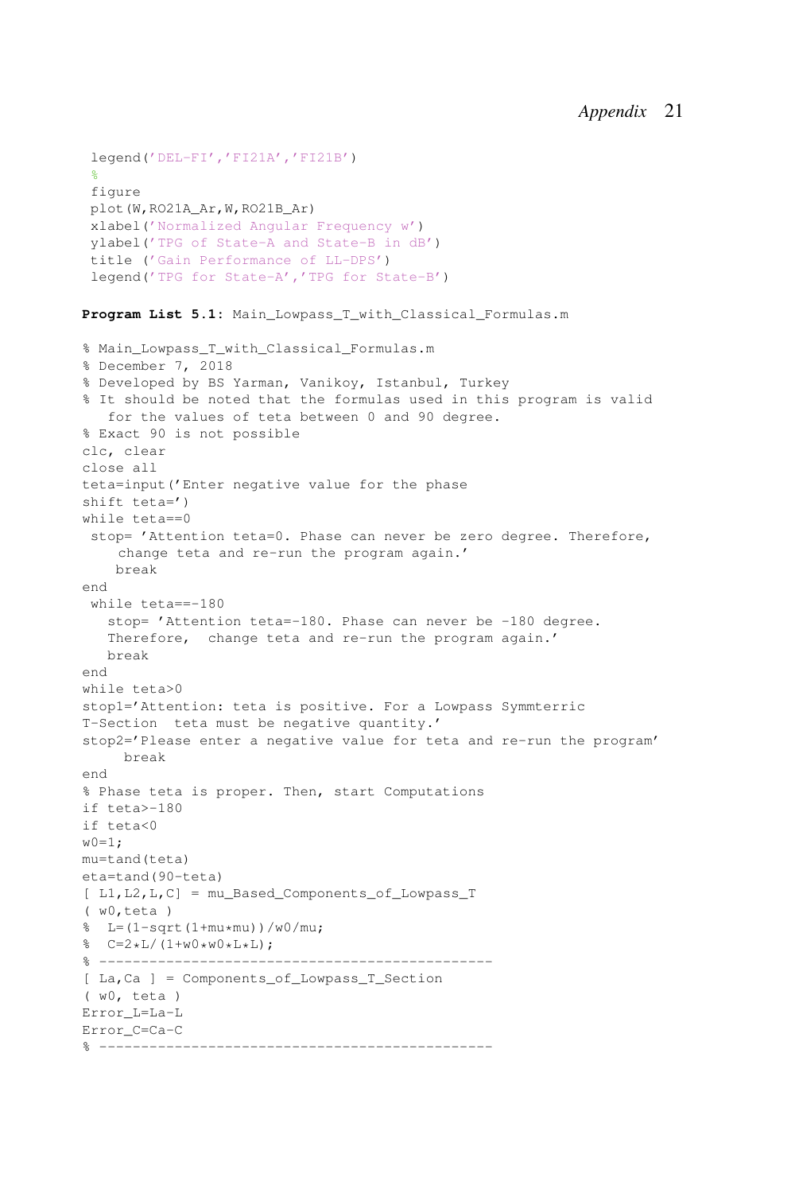```
legend('DEL-FI','FI21A','FI21B')
%
figure
plot(W,RO21A_Ar,W,RO21B_Ar)
xlabel('Normalized Angular Frequency w')
ylabel('TPG of State-A and State-B in dB')
title ('Gain Performance of LL-DPS')
legend('TPG for State-A','TPG for State-B')
```

**Program List 5.1:** Main_Lowpass_T_with_Classical_Formulas.m

```
% Main_Lowpass_T_with_Classical_Formulas.m
% December 7, 2018
% Developed by BS Yarman, Vanikoy, Istanbul, Turkey
% It should be noted that the formulas used in this program is valid
   for the values of teta between 0 and 90 degree.
% Exact 90 is not possible
clc, clear
close all
teta=input('Enter negative value for the phase
shift teta=')
while teta==0
 stop= 'Attention teta=0. Phase can never be zero degree. Therefore,
    change teta and re-run the program again.'
    break
end
 while teta==-180
   stop= 'Attention teta=-180. Phase can never be -180 degree.
   Therefore,  change teta and re-run the program again.'
   break
end
while teta>0
stop1='Attention: teta is positive. For a Lowpass Symmterric
T-Section  teta must be negative quantity.'
stop2='Please enter a negative value for teta and re-run the program'
     break
end
% Phase teta is proper. Then, start Computations
if teta>-180
if teta<0
w0=1;
mu=tand(teta)
eta=tand(90-teta)
[ L1,L2,L,C] = mu_Based_Components_of_Lowpass_T
( w0,teta )
%  L=(1-sqrt(1+mu*mu))/w0/mu;
%  C=2*L/(1+w0*w0*L*L);
% ---------------------------------------------
[ La,Ca ] = Components_of_Lowpass_T_Section
( w0, teta )
Error_L=La-L
Error_C=Ca-C
% ---------------------------------------------
```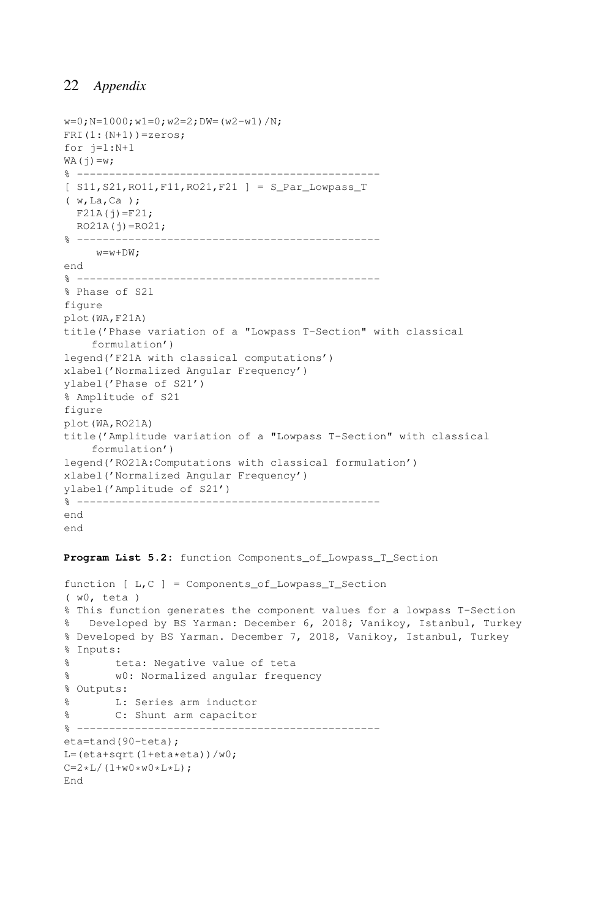```
w=0;N=1000;w1=0;w2=2;DW=(w2-w1)/N;
FRI(1:(N+1))=zeros;
for j=1:N+1
WA(j)=w;
% ---------------------------------------------
[ S11,S21,RO11,F11,RO21,F21 ] = S_Par_Lowpass_T
( w,La,Ca );
  F21A(j)=F21;
  RO21A(j)=RO21;
% ---------------------------------------------
     w=w+DW;
end
% ---------------------------------------------
% Phase of S21
figure
plot(WA,F21A)
title('Phase variation of a "Lowpass T-Section" with classical
    formulation')
legend('F21A with classical computations')
xlabel('Normalized Angular Frequency')
ylabel('Phase of S21')
% Amplitude of S21
figure
plot(WA,RO21A)
title('Amplitude variation of a "Lowpass T-Section" with classical
    formulation')
legend('RO21A:Computations with classical formulation')
xlabel('Normalized Angular Frequency')
ylabel('Amplitude of S21')
% ---------------------------------------------
end
end
```

**Program List 5.2:** function Components_of_Lowpass_T_Section

```
function [ L,C ] = Components_of_Lowpass_T_Section
( w0, teta )
% This function generates the component values for a lowpass T-Section
%   Developed by BS Yarman: December 6, 2018; Vanikoy, Istanbul, Turkey
% Developed by BS Yarman. December 7, 2018, Vanikoy, Istanbul, Turkey
% Inputs:
%       teta: Negative value of teta
%       w0: Normalized angular frequency
% Outputs:
%       L: Series arm inductor
%       C: Shunt arm capacitor
% ---------------------------------------------
eta=tand(90-teta);
L=(eta+sqrt(1+eta*eta))/w0;
C=2*L/(1+w0*w0*L*L);
End
```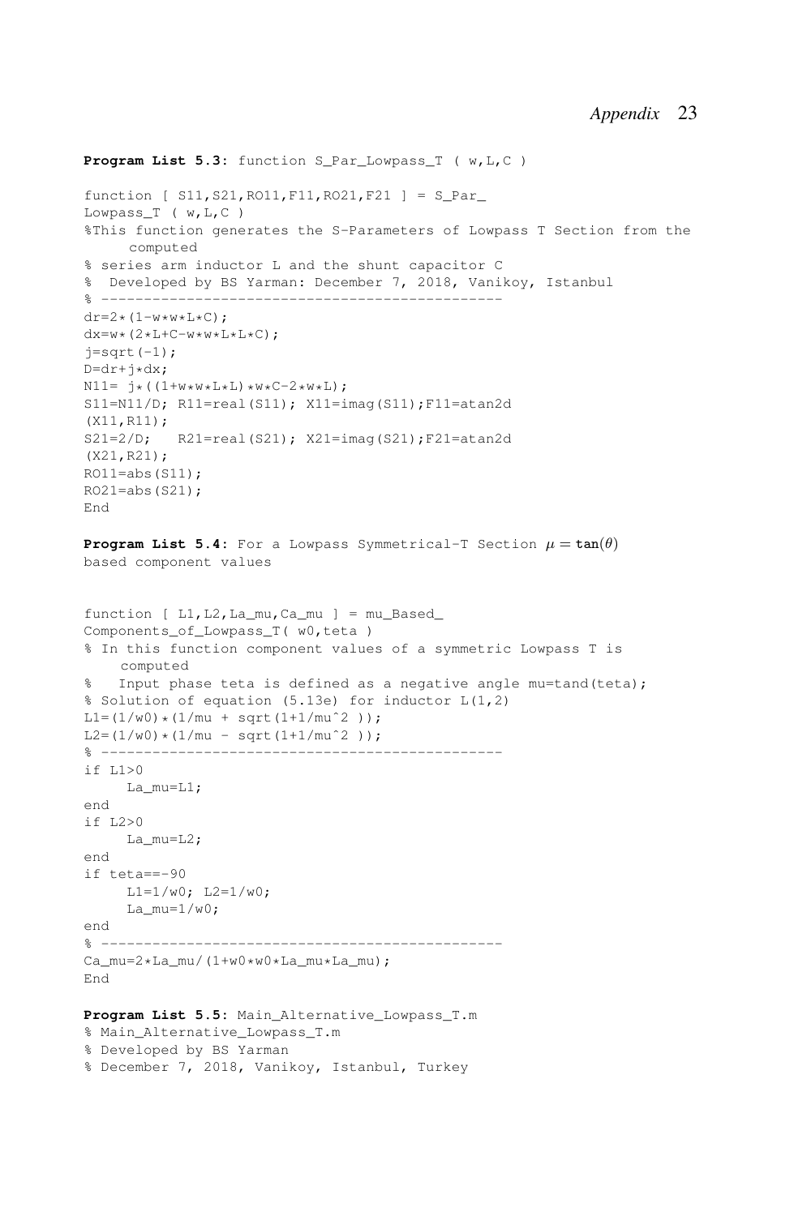**Program List 5.3:** function S_Par_Lowpass_T ( w,L,C )

```
function [ S11,S21,RO11,F11,RO21,F21 ] = S_Par_
Lowpass_T ( w,L,C )
%This function generates the S-Parameters of Lowpass T Section from the
     computed
% series arm inductor L and the shunt capacitor C
%  Developed by BS Yarman: December 7, 2018, Vanikoy, Istanbul
% ----------------------------------------------
dr=2*(1-w*w*L*C);
dx=w*(2*L+C-w*w*L*L*C);
j=sqrt(-1);
D=dr+j*dx;
N11= j*((1+w*w*L*L)*w*C-2*w*L);
S11=N11/D; R11=real(S11); X11=imag(S11);F11=atan2d
(X11,R11);
S21=2/D;   R21=real(S21); X21=imag(S21);F21=atan2d
(X21,R21);
RO11=abs(S11);
RO21=abs(S21);
End
```

**Program List 5.4:** For a Lowpass Symmetrical-T Section $\mu = \tan(\theta)$ based component values

```
function [ L1,L2,La_mu,Ca_mu ] = mu_Based_
Components_of_Lowpass_T( w0,teta )
% In this function component values of a symmetric Lowpass T is
    computed
%   Input phase teta is defined as a negative angle mu=tand(teta);
% Solution of equation (5.13e) for inductor L(1,2)
L1=(1/w0)*(1/mu + sqrt(1+1/mu^2 ));
L2=(1/w0)*(1/mu - sqrt(1+1/mu^2 ));
% ----------------------------------------------
if L1>0
     La_mu=L1;
end
if L2>0
     La_mu=L2;
end
if teta==-90
     L1=1/w0; L2=1/w0;
     La_mu=1/w0;
end
% ----------------------------------------------
Ca_mu=2*La_mu/(1+w0*w0*La_mu*La_mu);
End
```

**Program List 5.5:** Main_Alternative_Lowpass_T.m

```
% Main_Alternative_Lowpass_T.m
% Developed by BS Yarman
% December 7, 2018, Vanikoy, Istanbul, Turkey
```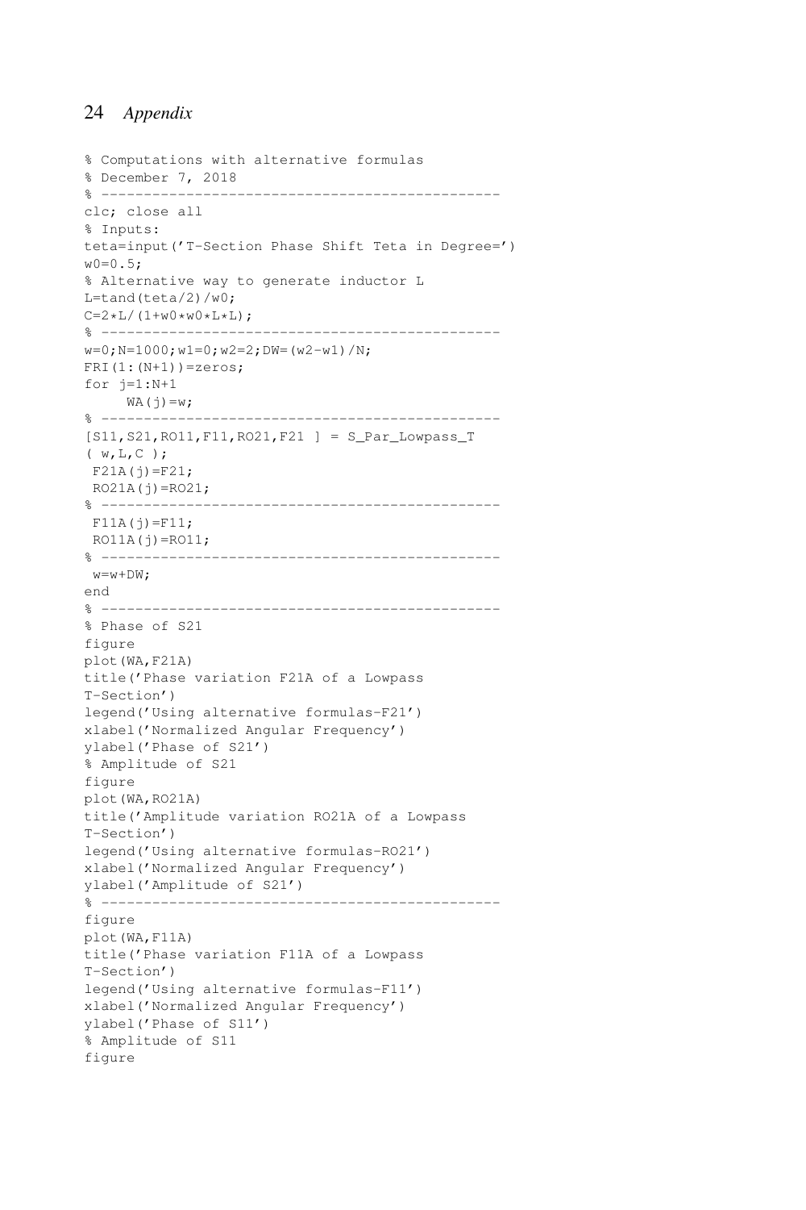```
% Computations with alternative formulas
% December 7, 2018
% ----------------------------------------------
clc; close all
% Inputs:
teta=input('T-Section Phase Shift Teta in Degree=')
w0=0.5;
% Alternative way to generate inductor L
L=tand(teta/2)/w0;
C=2*L/(1+w0*w0*L*L);
% ----------------------------------------------
w=0;N=1000;w1=0;w2=2;DW=(w2-w1)/N;
FRI(1:(N+1))=zeros;
for j=1:N+1
     WA(j)=w;
% ----------------------------------------------
[S11,S21,RO11,F11,RO21,F21 ] = S_Par_Lowpass_T
( w,L,C );
 F21A(j)=F21;
 RO21A(j)=RO21;
% ----------------------------------------------
 F11A(j)=F11;
 RO11A(j)=RO11;
% ----------------------------------------------
 w=w+DW;
end
% ----------------------------------------------
% Phase of S21
figure
plot(WA,F21A)
title('Phase variation F21A of a Lowpass
T-Section')
legend('Using alternative formulas-F21')
xlabel('Normalized Angular Frequency')
ylabel('Phase of S21')
% Amplitude of S21
figure
plot(WA,RO21A)
title('Amplitude variation RO21A of a Lowpass
T-Section')
legend('Using alternative formulas-RO21')
xlabel('Normalized Angular Frequency')
ylabel('Amplitude of S21')
% ----------------------------------------------
figure
plot(WA,F11A)
title('Phase variation F11A of a Lowpass
T-Section')
legend('Using alternative formulas-F11')
xlabel('Normalized Angular Frequency')
ylabel('Phase of S11')
% Amplitude of S11
figure
```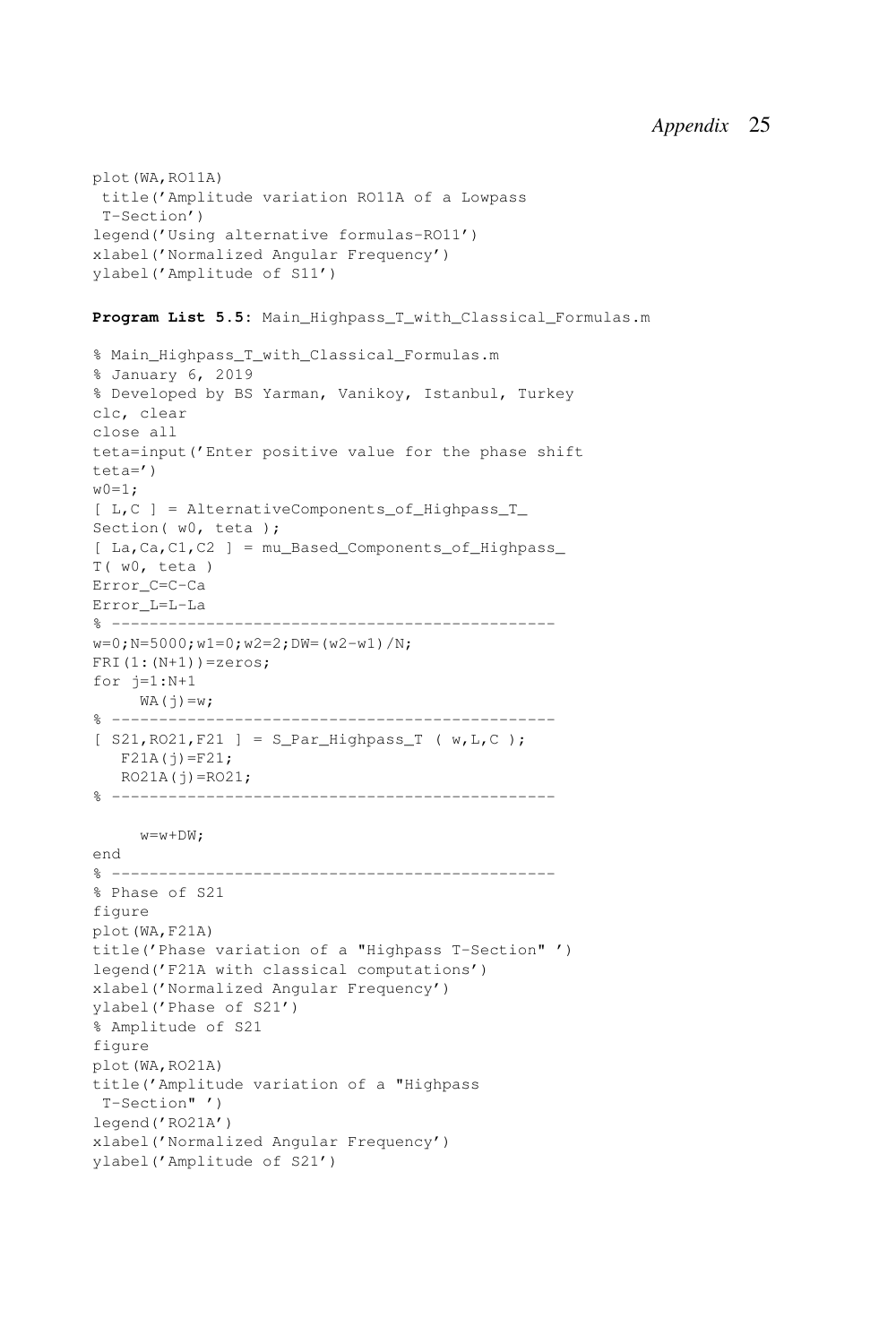```
plot(WA,RO11A)
 title('Amplitude variation RO11A of a Lowpass
 T-Section')
legend('Using alternative formulas-RO11')
xlabel('Normalized Angular Frequency')
ylabel('Amplitude of S11')
```

**Program List 5.5**: Main_Highpass_T_with_Classical_Formulas.m

```
% Main_Highpass_T_with_Classical_Formulas.m
% January 6, 2019
% Developed by BS Yarman, Vanikoy, Istanbul, Turkey
clc, clear
close all
teta=input('Enter positive value for the phase shift
teta=')
w0=1;
[ L,C ] = AlternativeComponents_of_Highpass_T_
Section( w0, teta );
[ La,Ca,C1,C2 ] = mu_Based_Components_of_Highpass_
T( w0, teta )
Error_C=C-Ca
Error_L=L-La
% ------------------------------------------------
w=0;N=5000;w1=0;w2=2;DW=(w2-w1)/N;
FRI(1:(N+1))=zeros;
for j=1:N+1
     WA(j)=w;
% ------------------------------------------------
[ S21,RO21,F21 ] = S_Par_Highpass_T ( w,L,C );
   F21A(j)=F21;
   RO21A(j)=RO21;
% ------------------------------------------------

     w=w+DW;
end
% ------------------------------------------------
% Phase of S21
figure
plot(WA,F21A)
title('Phase variation of a "Highpass T-Section" ')
legend('F21A with classical computations')
xlabel('Normalized Angular Frequency')
ylabel('Phase of S21')
% Amplitude of S21
figure
plot(WA,RO21A)
title('Amplitude variation of a "Highpass
 T-Section" ')
legend('RO21A')
xlabel('Normalized Angular Frequency')
ylabel('Amplitude of S21')
```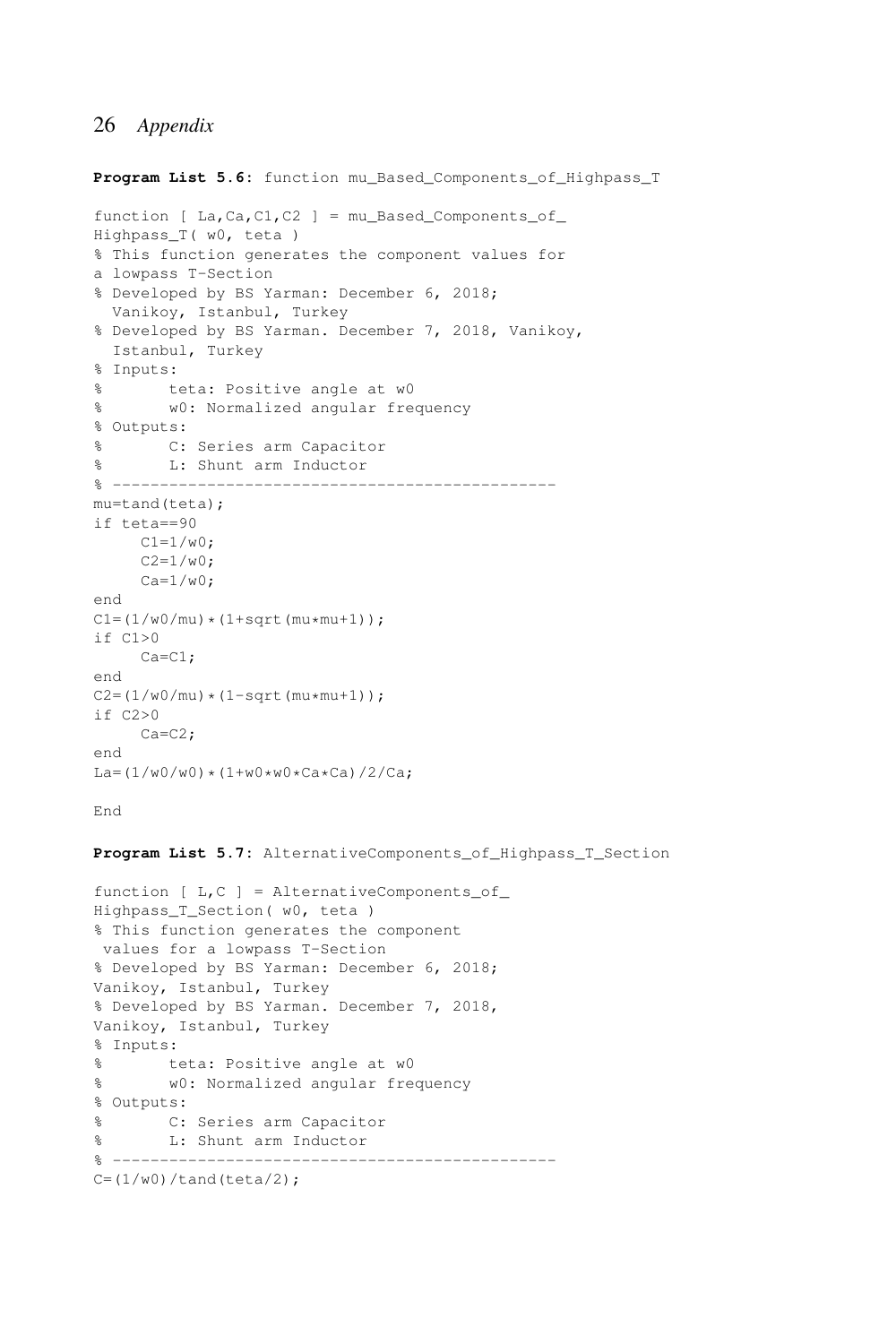**Program List 5.6:** function mu_Based_Components_of_Highpass_T

```
function [ La,Ca,C1,C2 ] = mu_Based_Components_of_
Highpass_T( w0, teta )
% This function generates the component values for
a lowpass T-Section
% Developed by BS Yarman: December 6, 2018;
  Vanikoy, Istanbul, Turkey
% Developed by BS Yarman. December 7, 2018, Vanikoy,
  Istanbul, Turkey
% Inputs:
%       teta: Positive angle at w0
%       w0: Normalized angular frequency
% Outputs:
%       C: Series arm Capacitor
%       L: Shunt arm Inductor
% ---------------------------------------------
mu=tand(teta);
if teta==90
     C1=1/w0;
     C2=1/w0;
     Ca=1/w0;
end
C1=(1/w0/mu)*(1+sqrt(mu*mu+1));
if C1>0
     Ca=C1;
end
C2=(1/w0/mu)*(1-sqrt(mu*mu+1));
if C2>0
     Ca=C2;
end
La=(1/w0/w0)*(1+w0*w0*Ca*Ca)/2/Ca;

End
```

**Program List 5.7:** AlternativeComponents_of_Highpass_T_Section

```
function [ L,C ] = AlternativeComponents_of_
Highpass_T_Section( w0, teta )
% This function generates the component
 values for a lowpass T-Section
% Developed by BS Yarman: December 6, 2018;
Vanikoy, Istanbul, Turkey
% Developed by BS Yarman. December 7, 2018,
Vanikoy, Istanbul, Turkey
% Inputs:
%       teta: Positive angle at w0
%       w0: Normalized angular frequency
% Outputs:
%       C: Series arm Capacitor
%       L: Shunt arm Inductor
% ---------------------------------------------
C=(1/w0)/tand(teta/2);
```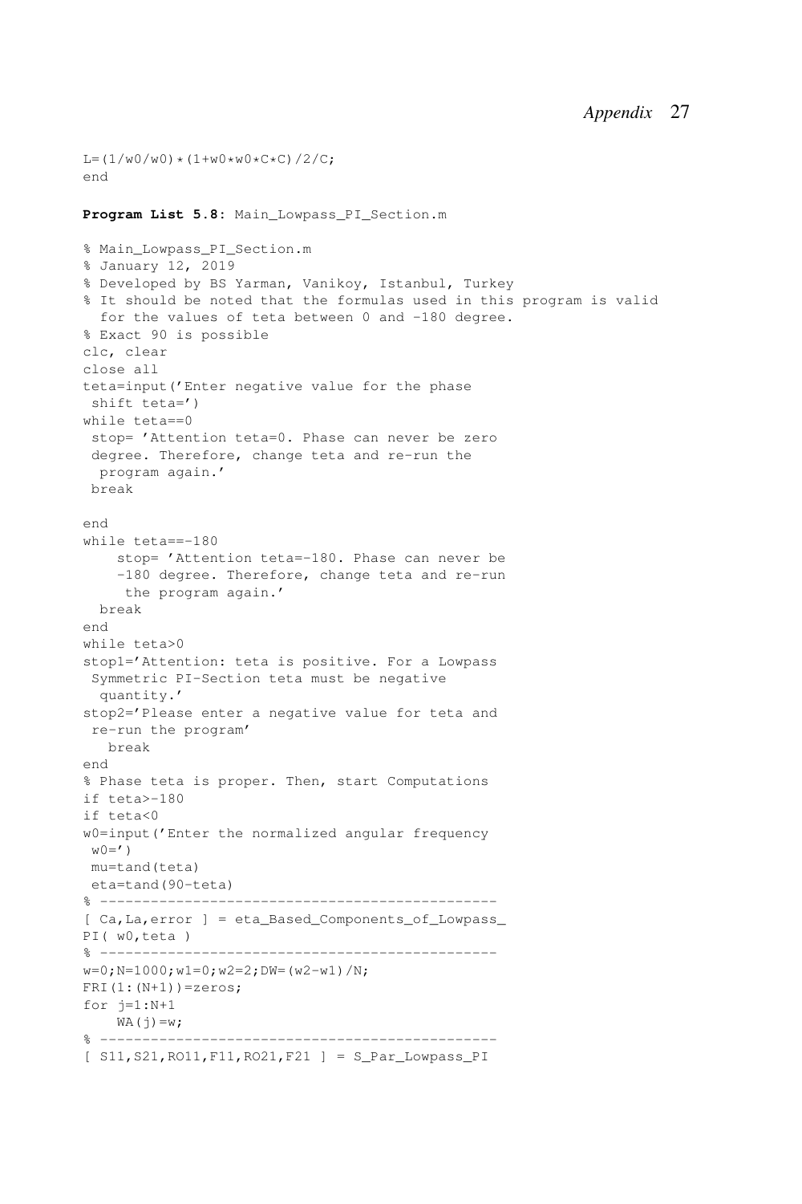```
L=(1/w0/w0)*(1+w0*w0*C*C)/2/C;
end
```

**Program List 5.8**: Main_Lowpass_PI_Section.m

```
% Main_Lowpass_PI_Section.m
% January 12, 2019
% Developed by BS Yarman, Vanikoy, Istanbul, Turkey
% It should be noted that the formulas used in this program is valid
  for the values of teta between 0 and -180 degree.
% Exact 90 is possible
clc, clear
close all
teta=input('Enter negative value for the phase
 shift teta=')
while teta==0
 stop= 'Attention teta=0. Phase can never be zero
 degree. Therefore, change teta and re-run the
  program again.'
 break

end
while teta==-180
    stop= 'Attention teta=-180. Phase can never be
    -180 degree. Therefore, change teta and re-run
     the program again.'
  break
end
while teta>0
stop1='Attention: teta is positive. For a Lowpass
 Symmetric PI-Section teta must be negative
  quantity.'
stop2='Please enter a negative value for teta and
 re-run the program'
   break
end
% Phase teta is proper. Then, start Computations
if teta>-180
if teta<0
w0=input('Enter the normalized angular frequency
 w0=')
 mu=tand(teta)
 eta=tand(90-teta)
% ---------------------------------------------
[ Ca,La,error ] = eta_Based_Components_of_Lowpass_
PI( w0,teta )
% ---------------------------------------------
w=0;N=1000;w1=0;w2=2;DW=(w2-w1)/N;
FRI(1:(N+1))=zeros;
for j=1:N+1
    WA(j)=w;
% ---------------------------------------------
[ S11,S21,RO11,F11,RO21,F21 ] = S_Par_Lowpass_PI
```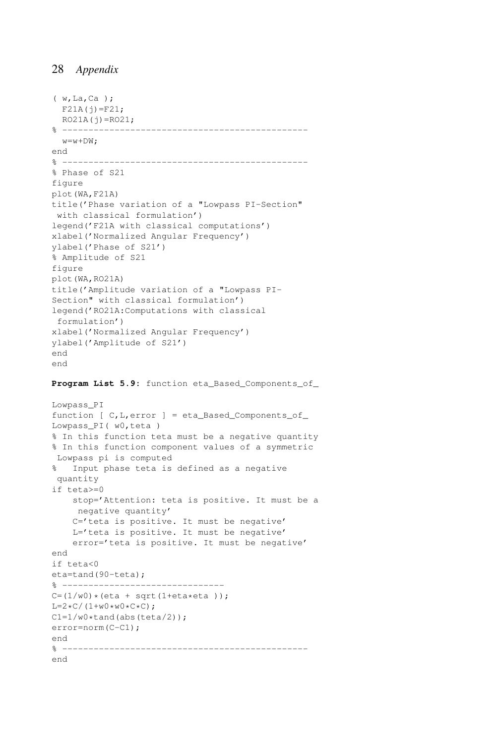```
( w,La,Ca );
  F21A(j)=F21;
  RO21A(j)=RO21;
% ------------------------------------------------
  w=w+DW;
end
% ------------------------------------------------
% Phase of S21
figure
plot(WA,F21A)
title('Phase variation of a "Lowpass PI-Section"
 with classical formulation')
legend('F21A with classical computations')
xlabel('Normalized Angular Frequency')
ylabel('Phase of S21')
% Amplitude of S21
figure
plot(WA,RO21A)
title('Amplitude variation of a "Lowpass PI-
Section" with classical formulation')
legend('RO21A:Computations with classical
 formulation')
xlabel('Normalized Angular Frequency')
ylabel('Amplitude of S21')
end
end
```

**Program List 5.9:** function eta_Based_Components_of_

```
Lowpass_PI
function [ C,L,error ] = eta_Based_Components_of_
Lowpass_PI( w0,teta )
% In this function teta must be a negative quantity
% In this function component values of a symmetric
 Lowpass pi is computed
%   Input phase teta is defined as a negative
 quantity
if teta>=0
    stop='Attention: teta is positive. It must be a
     negative quantity'
    C='teta is positive. It must be negative'
    L='teta is positive. It must be negative'
    error='teta is positive. It must be negative'
end
if teta<0
eta=tand(90-teta);
% ------------------------------
C=(1/w0)*(eta + sqrt(1+eta*eta ));
L=2*C/(1+w0*w0*C*C);
C1=1/w0*tand(abs(teta/2));
error=norm(C-C1);
end
% ------------------------------------------------
end
```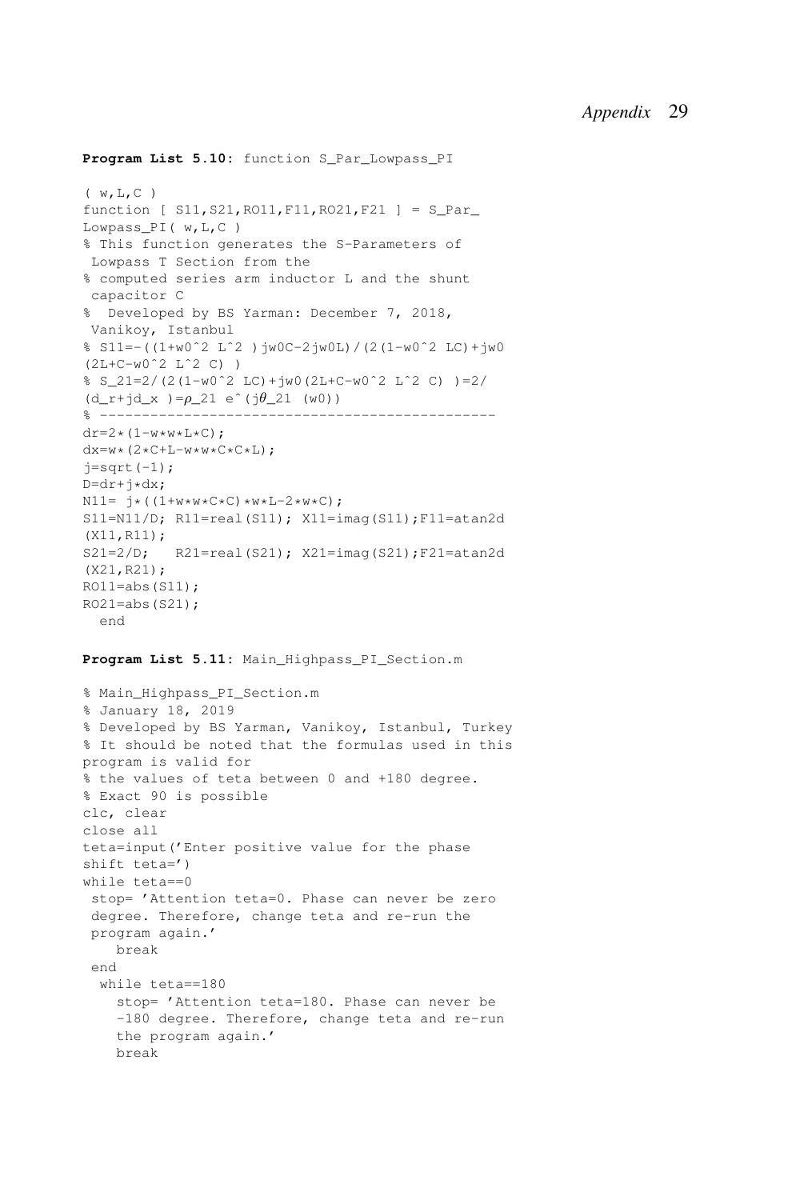**Program List 5.10:** function S_Par_Lowpass_PI

```
( w,L,C )
function [ S11,S21,RO11,F11,RO21,F21 ] = S_Par_
Lowpass_PI( w,L,C )
% This function generates the S-Parameters of
 Lowpass T Section from the
% computed series arm inductor L and the shunt
 capacitor C
%  Developed by BS Yarman: December 7, 2018,
 Vanikoy, Istanbul
% S11=-((1+w0^2 L^2 )jw0C-2jw0L)/(2(1-w0^2 LC)+jw0
(2L+C-w0^2 L^2 C) )
% S_21=2/(2(1-w0^2 LC)+jw0(2L+C-w0^2 L^2 C) )=2/
(d_r+jd_x )=ρ_21 e^(jθ_21 (w0))
% ----------------------------------------------
dr=2*(1-w*w*L*C);
dx=w*(2*C+L-w*w*C*C*L);
j=sqrt(-1);
D=dr+j*dx;
N11= j*((1+w*w*C*C)*w*L-2*w*C);
S11=N11/D; R11=real(S11); X11=imag(S11);F11=atan2d
(X11,R11);
S21=2/D;   R21=real(S21); X21=imag(S21);F21=atan2d
(X21,R21);
RO11=abs(S11);
RO21=abs(S21);
  end
```

**Program List 5.11:** Main_Highpass_PI_Section.m

```
% Main_Highpass_PI_Section.m
% January 18, 2019
% Developed by BS Yarman, Vanikoy, Istanbul, Turkey
% It should be noted that the formulas used in this
program is valid for
% the values of teta between 0 and +180 degree.
% Exact 90 is possible
clc, clear
close all
teta=input('Enter positive value for the phase
shift teta=')
while teta==0
 stop= 'Attention teta=0. Phase can never be zero
 degree. Therefore, change teta and re-run the
 program again.'
    break
 end
  while teta==180
    stop= 'Attention teta=180. Phase can never be
    -180 degree. Therefore, change teta and re-run
    the program again.'
    break
```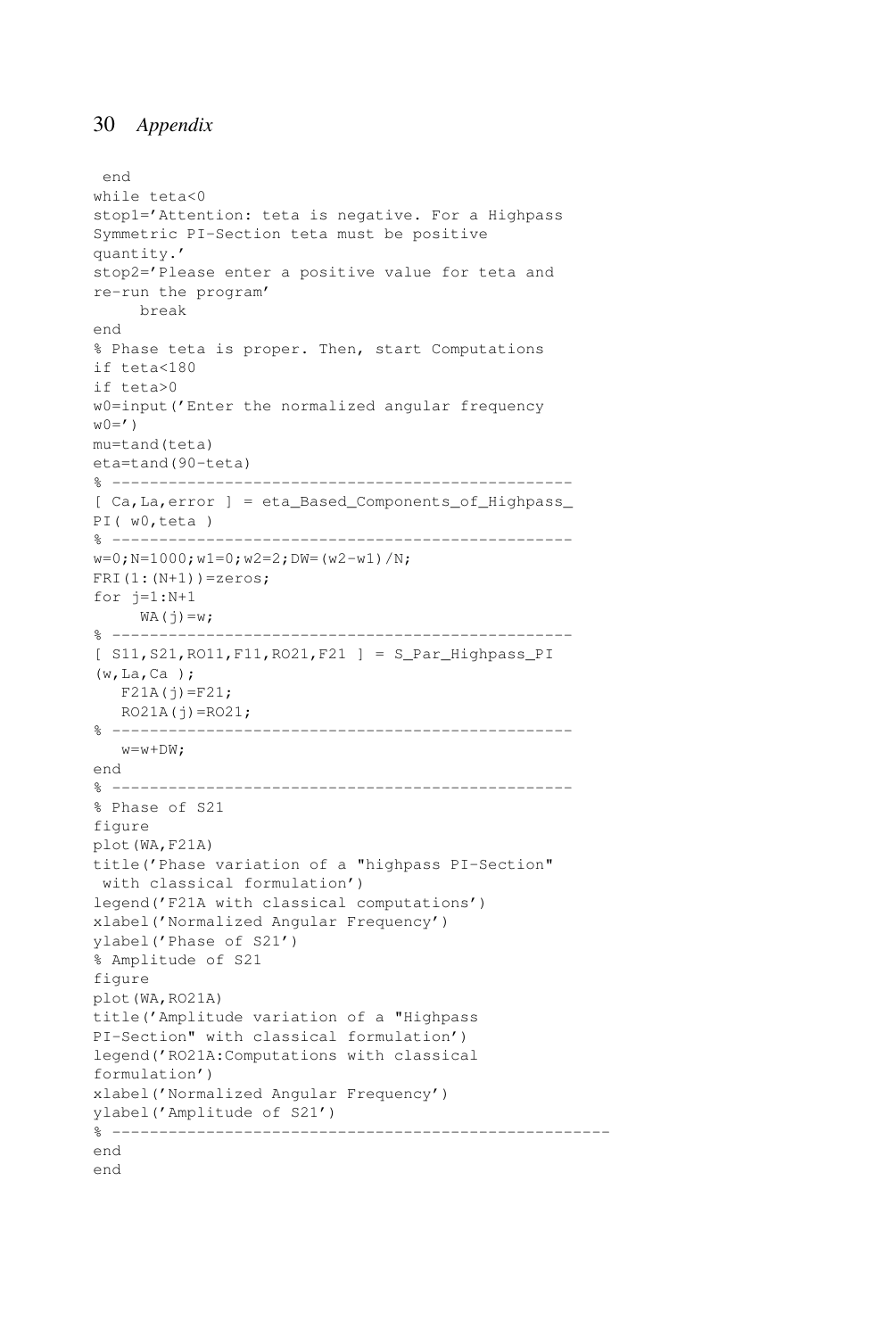```
 end
while teta<0
stop1='Attention: teta is negative. For a Highpass
Symmetric PI-Section teta must be positive
quantity.'
stop2='Please enter a positive value for teta and
re-run the program'
     break
end
% Phase teta is proper. Then, start Computations
if teta<180
if teta>0
w0=input('Enter the normalized angular frequency
w0=')
mu=tand(teta)
eta=tand(90-teta)
% ------------------------------------------------
[ Ca,La,error ] = eta_Based_Components_of_Highpass_
PI( w0,teta )
% ------------------------------------------------
w=0;N=1000;w1=0;w2=2;DW=(w2-w1)/N;
FRI(1:(N+1))=zeros;
for j=1:N+1
     WA(j)=w;
% ------------------------------------------------
[ S11,S21,RO11,F11,RO21,F21 ] = S_Par_Highpass_PI
(w,La,Ca );
   F21A(j)=F21;
   RO21A(j)=RO21;
% ------------------------------------------------
   w=w+DW;
end
% ------------------------------------------------
% Phase of S21
figure
plot(WA,F21A)
title('Phase variation of a "highpass PI-Section"
 with classical formulation')
legend('F21A with classical computations')
xlabel('Normalized Angular Frequency')
ylabel('Phase of S21')
% Amplitude of S21
figure
plot(WA,RO21A)
title('Amplitude variation of a "Highpass
PI-Section" with classical formulation')
legend('RO21A:Computations with classical
formulation')
xlabel('Normalized Angular Frequency')
ylabel('Amplitude of S21')
% ----------------------------------------------------
end
end
```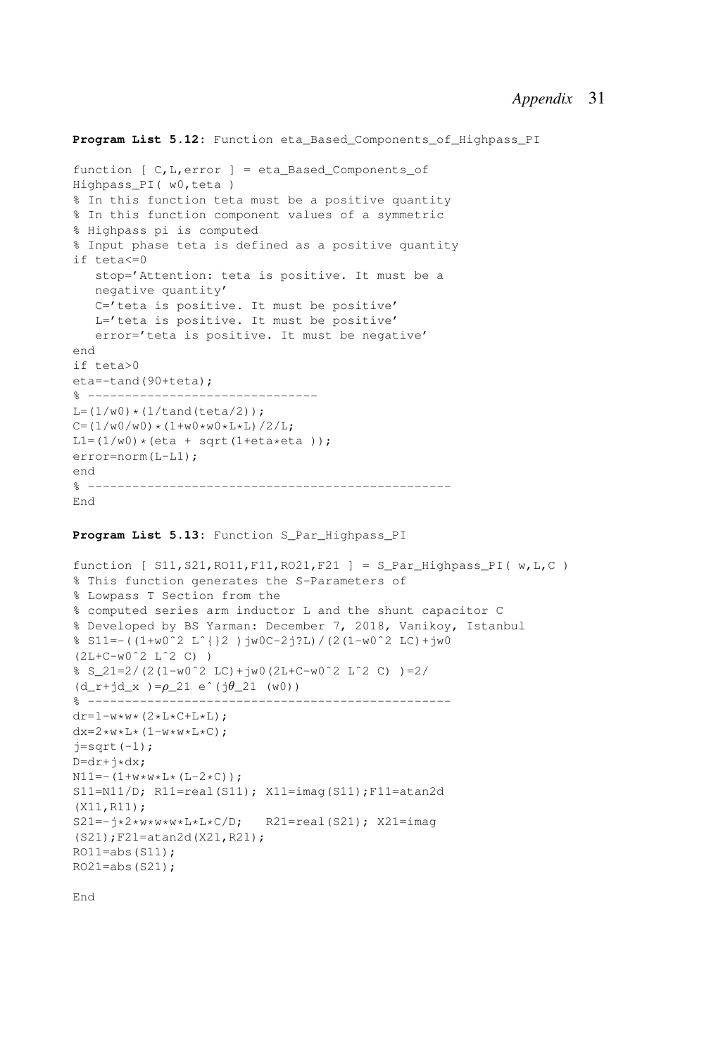**Program List 5.12:** Function eta_Based_Components_of_Highpass_PI

```
function [ C,L,error ] = eta_Based_Components_of
Highpass_PI( w0,teta )
% In this function teta must be a positive quantity
% In this function component values of a symmetric
% Highpass pi is computed
% Input phase teta is defined as a positive quantity
if teta<=0
   stop='Attention: teta is positive. It must be a
   negative quantity'
   C='teta is positive. It must be positive'
   L='teta is positive. It must be positive'
   error='teta is positive. It must be negative'
end
if teta>0
eta=-tand(90+teta);
% -------------------------------
L=(1/w0)*(1/tand(teta/2));
C=(1/w0/w0)*(1+w0*w0*L*L)/2/L;
L1=(1/w0)*(eta + sqrt(1+eta*eta ));
error=norm(L-L1);
end
% ------------------------------------------------
End
```

**Program List 5.13:** Function S_Par_Highpass_PI

```
function [ S11,S21,RO11,F11,RO21,F21 ] = S_Par_Highpass_PI( w,L,C )
% This function generates the S-Parameters of
% Lowpass T Section from the
% computed series arm inductor L and the shunt capacitor C
% Developed by BS Yarman: December 7, 2018, Vanikoy, Istanbul
% S11=-((1+w0^2 L^{}2 )jw0C-2j?L)/(2(1-w0^2 LC)+jw0
(2L+C-w0^2 L^2 C) )
% S_21=2/(2(1-w0^2 LC)+jw0(2L+C-w0^2 L^2 C) )=2/
(d_r+jd_x )=ρ_21 e^(jθ_21 (w0))
% ------------------------------------------------
dr=1-w*w*(2*L*C+L*L);
dx=2*w*L*(1-w*w*L*C);
j=sqrt(-1);
D=dr+j*dx;
N11=-(1+w*w*L*(L-2*C));
S11=N11/D; R11=real(S11); X11=imag(S11);F11=atan2d
(X11,R11);
S21=-j*2*w*w*w*L*L*C/D;   R21=real(S21); X21=imag
(S21);F21=atan2d(X21,R21);
RO11=abs(S11);
RO21=abs(S21);

End
```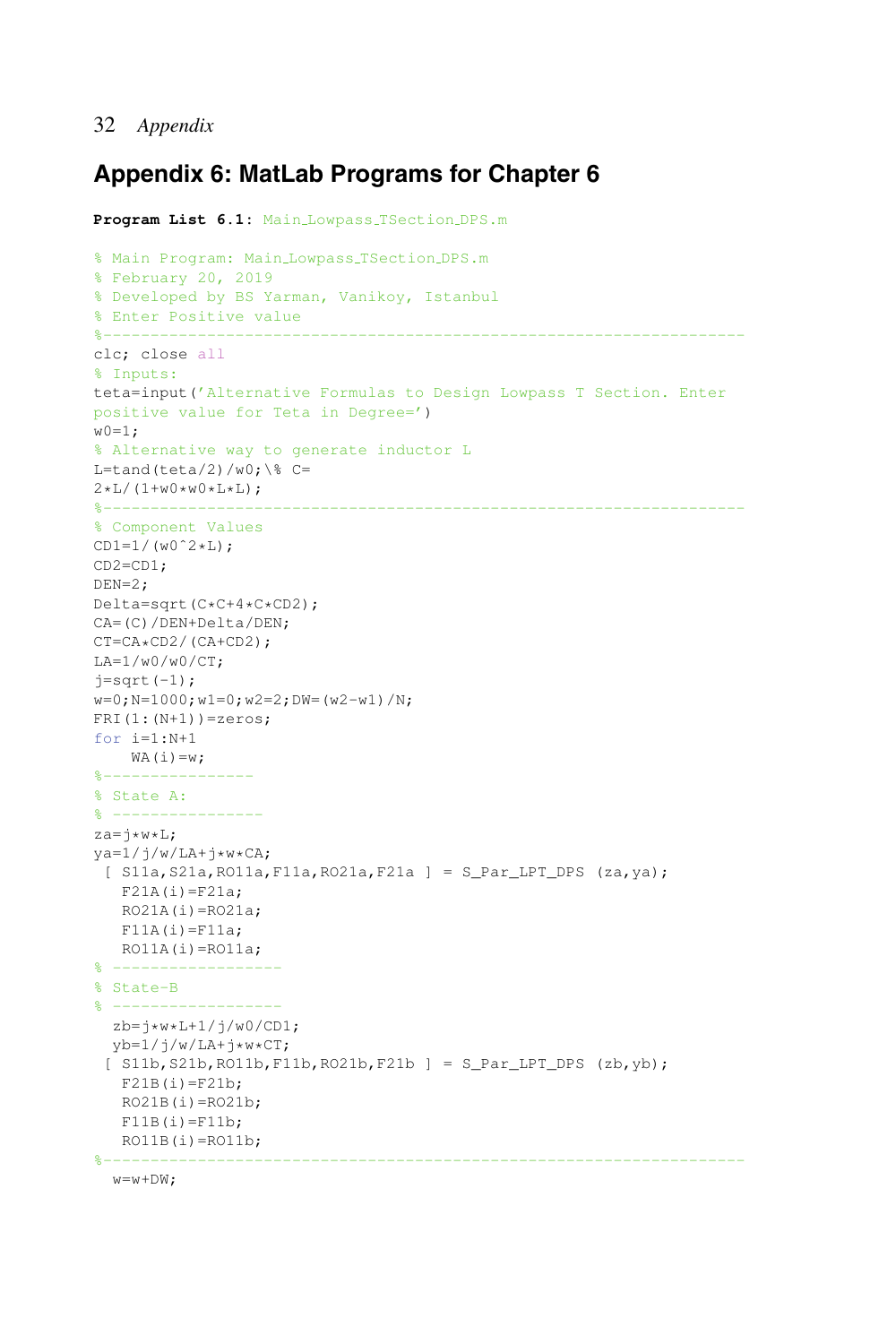## Appendix 6: MatLab Programs for Chapter 6

**Program List 6.1:** Main_Lowpass_TSection_DPS.m

```
% Main Program: Main_Lowpass_TSection_DPS.m
% February 20, 2019
% Developed by BS Yarman, Vanikoy, Istanbul
% Enter Positive value
%--------------------------------------------------------------------
clc; close all
% Inputs:
teta=input('Alternative Formulas to Design Lowpass T Section. Enter
positive value for Teta in Degree=')
w0=1;
% Alternative way to generate inductor L
L=tand(teta/2)/w0;\% C=
2*L/(1+w0*w0*L*L);
%--------------------------------------------------------------------
% Component Values
CD1=1/(w0^2*L);
CD2=CD1;
DEN=2;
Delta=sqrt(C*C+4*C*CD2);
CA=(C)/DEN+Delta/DEN;
CT=CA*CD2/(CA+CD2);
LA=1/w0/w0/CT;
j=sqrt(-1);
w=0;N=1000;w1=0;w2=2;DW=(w2-w1)/N;
FRI(1:(N+1))=zeros;
for i=1:N+1
    WA(i)=w;
%----------------
% State A:
% ----------------
za=j*w*L;
ya=1/j/w/LA+j*w*CA;
 [ S11a,S21a,RO11a,F11a,RO21a,F21a ] = S_Par_LPT_DPS (za,ya);
   F21A(i)=F21a;
   RO21A(i)=RO21a;
   F11A(i)=F11a;
   RO11A(i)=RO11a;
% ------------------
% State-B
% ------------------
  zb=j*w*L+1/j/w0/CD1;
  yb=1/j/w/LA+j*w*CT;
 [ S11b,S21b,RO11b,F11b,RO21b,F21b ] = S_Par_LPT_DPS (zb,yb);
   F21B(i)=F21b;
   RO21B(i)=RO21b;
   F11B(i)=F11b;
   RO11B(i)=RO11b;
%--------------------------------------------------------------------
  w=w+DW;
```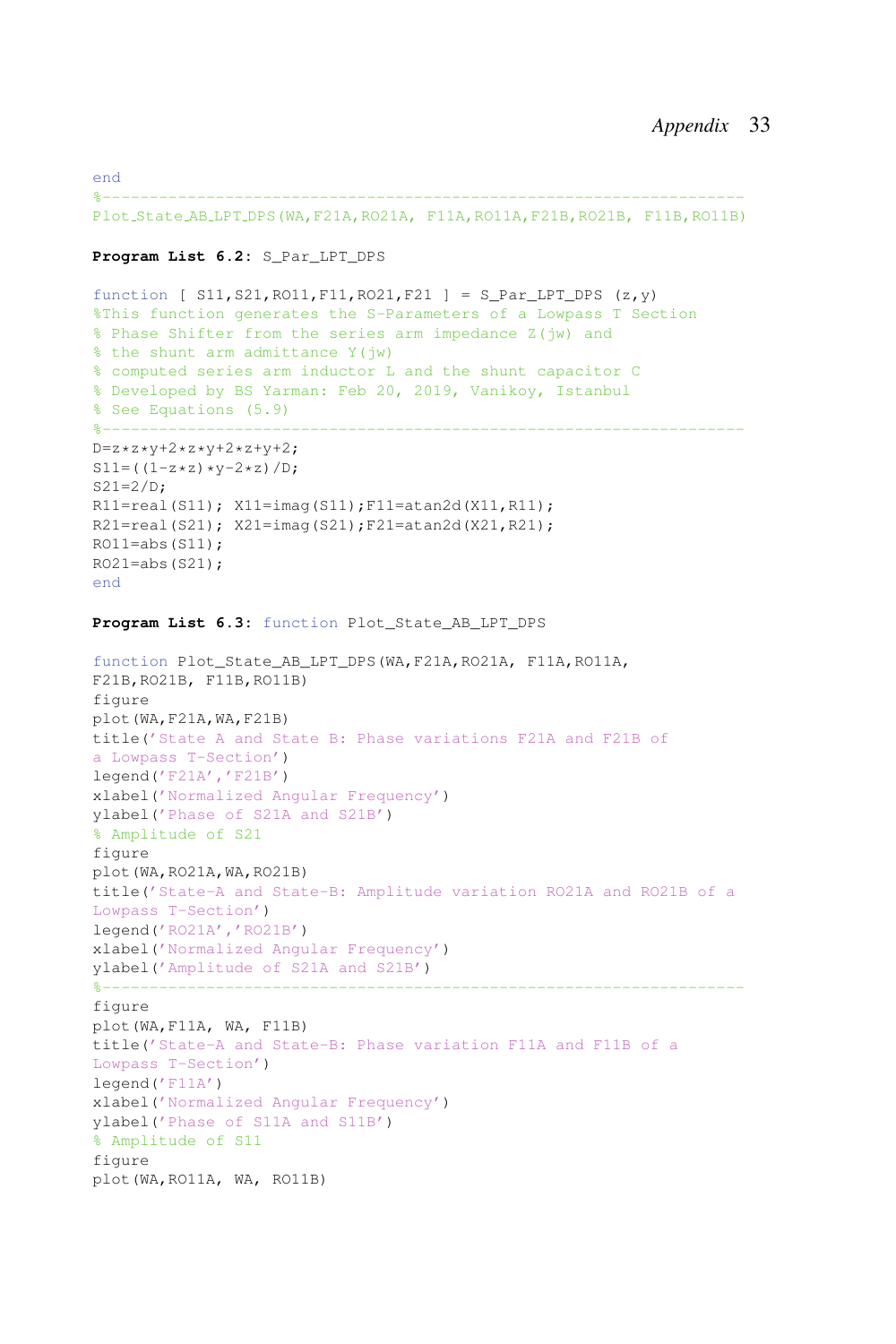```
end
%------------------------------------------------------------------
Plot_State_AB_LPT_DPS(WA,F21A,RO21A, F11A,RO11A,F21B,RO21B, F11B,RO11B)
```

**Program List 6.2:** S_Par_LPT_DPS

```
function [ S11,S21,RO11,F11,RO21,F21 ] = S_Par_LPT_DPS (z,y)
%This function generates the S-Parameters of a Lowpass T Section
% Phase Shifter from the series arm impedance Z(jw) and
% the shunt arm admittance Y(jw)
% computed series arm inductor L and the shunt capacitor C
% Developed by BS Yarman: Feb 20, 2019, Vanikoy, Istanbul
% See Equations (5.9)
%------------------------------------------------------------------
D=z*z*y+2*z*y+2*z+y+2;
S11=((1-z*z)*y-2*z)/D;
S21=2/D;
R11=real(S11); X11=imag(S11);F11=atan2d(X11,R11);
R21=real(S21); X21=imag(S21);F21=atan2d(X21,R21);
RO11=abs(S11);
RO21=abs(S21);
end
```

**Program List 6.3:** function Plot_State_AB_LPT_DPS

```
function Plot_State_AB_LPT_DPS(WA,F21A,RO21A, F11A,RO11A,
F21B,RO21B, F11B,RO11B)
figure
plot(WA,F21A,WA,F21B)
title('State A and State B: Phase variations F21A and F21B of
a Lowpass T-Section')
legend('F21A','F21B')
xlabel('Normalized Angular Frequency')
ylabel('Phase of S21A and S21B')
% Amplitude of S21
figure
plot(WA,RO21A,WA,RO21B)
title('State-A and State-B: Amplitude variation RO21A and RO21B of a
Lowpass T-Section')
legend('RO21A','RO21B')
xlabel('Normalized Angular Frequency')
ylabel('Amplitude of S21A and S21B')
%------------------------------------------------------------------
figure
plot(WA,F11A, WA, F11B)
title('State-A and State-B: Phase variation F11A and F11B of a
Lowpass T-Section')
legend('F11A')
xlabel('Normalized Angular Frequency')
ylabel('Phase of S11A and S11B')
% Amplitude of S11
figure
plot(WA,RO11A, WA, RO11B)
```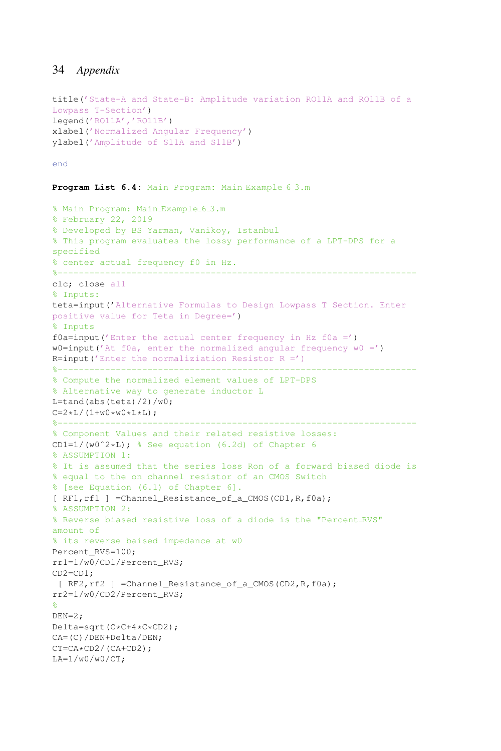```
title('State-A and State-B: Amplitude variation RO11A and RO11B of a
Lowpass T-Section')
legend('RO11A','RO11B')
xlabel('Normalized Angular Frequency')
ylabel('Amplitude of S11A and S11B')

end
```

**Program List 6.4:** Main Program: Main_Example_6_3.m

```
% Main Program: Main_Example_6_3.m
% February 22, 2019
% Developed by BS Yarman, Vanikoy, Istanbul
% This program evaluates the lossy performance of a LPT-DPS for a
specified
% center actual frequency f0 in Hz.
%-------------------------------------------------------------------
clc; close all
% Inputs:
teta=input('Alternative Formulas to Design Lowpass T Section. Enter
positive value for Teta in Degree=')
% Inputs
f0a=input('Enter the actual center frequency in Hz f0a =')
w0=input('At f0a, enter the normalized angular frequency w0 =')
R=input('Enter the normaliziation Resistor R =')
%-------------------------------------------------------------------
% Compute the normalized element values of LPT-DPS
% Alternative way to generate inductor L
L=tand(abs(teta)/2)/w0;
C=2*L/(1+w0*w0*L*L);
%-------------------------------------------------------------------
% Component Values and their related resistive losses:
CD1=1/(w0^2*L); % See equation (6.2d) of Chapter 6
% ASSUMPTION 1:
% It is assumed that the series loss Ron of a forward biased diode is
% equal to the on channel resistor of an CMOS Switch
% [see Equation (6.1) of Chapter 6].
[ RF1,rf1 ] =Channel_Resistance_of_a_CMOS(CD1,R,f0a);
% ASSUMPTION 2:
% Reverse biased resistive loss of a diode is the "Percent_RVS"
amount of
% its reverse baised impedance at w0
Percent_RVS=100;
rr1=1/w0/CD1/Percent_RVS;
CD2=CD1;
 [ RF2,rf2 ] =Channel_Resistance_of_a_CMOS(CD2,R,f0a);
rr2=1/w0/CD2/Percent_RVS;
%
DEN=2;
Delta=sqrt(C*C+4*C*CD2);
CA=(C)/DEN+Delta/DEN;
CT=CA*CD2/(CA+CD2);
LA=1/w0/w0/CT;
```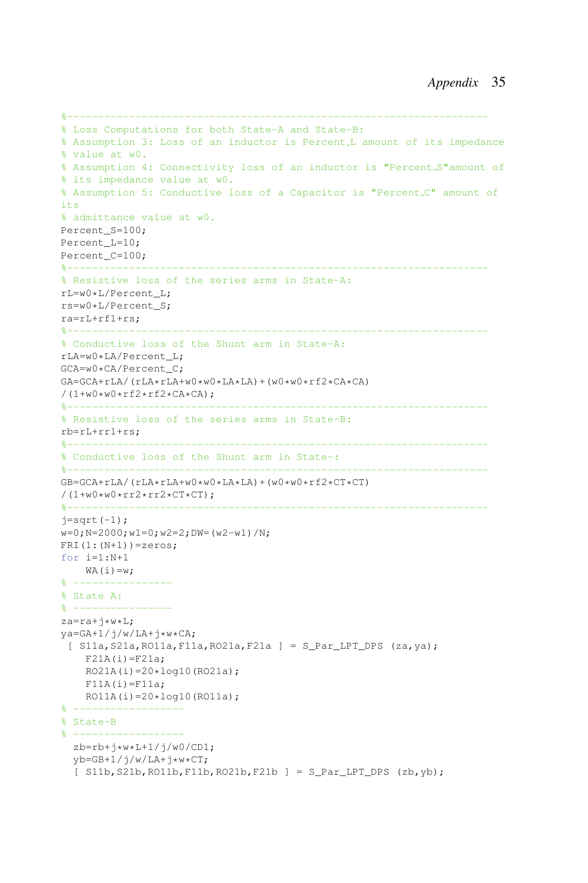```
%--------------------------------------------------------------------
% Loss Computations for both State-A and State-B:
% Assumption 3: Loss of an inductor is Percent_L amount of its impedance
% value at w0.
% Assumption 4: Connectivity loss of an inductor is "Percent_S"amount of
% its impedance value at w0.
% Assumption 5: Conductive loss of a Capacitor is "Percent_C" amount of
its
% admittance value at w0.
Percent_S=100;
Percent_L=10;
Percent_C=100;
%--------------------------------------------------------------------
% Resistive loss of the series arms in State-A:
rL=w0*L/Percent_L;
rs=w0*L/Percent_S;
ra=rL+rf1+rs;
%--------------------------------------------------------------------
% Conductive loss of the Shunt arm in State-A:
rLA=w0*LA/Percent_L;
GCA=w0*CA/Percent_C;
GA=GCA+rLA/(rLA*rLA+w0*w0*LA*LA)+(w0*w0*rf2*CA*CA)
/(1+w0*w0*rf2*rf2*CA*CA);
%--------------------------------------------------------------------
% Resistive loss of the series arms in State-B:
rb=rL+rr1+rs;
%--------------------------------------------------------------------
% Conductive loss of the Shunt arm in State-:
%--------------------------------------------------------------------
GB=GCA+rLA/(rLA*rLA+w0*w0*LA*LA)+(w0*w0*rf2*CT*CT)
/(1+w0*w0*rr2*rr2*CT*CT);
%--------------------------------------------------------------------
j=sqrt(-1);
w=0;N=2000;w1=0;w2=2;DW=(w2-w1)/N;
FRI(1:(N+1))=zeros;
for i=1:N+1
    WA(i)=w;
% ----------------
% State A:
% ----------------
za=ra+j*w*L;
ya=GA+1/j/w/LA+j*w*CA;
 [ S11a,S21a,RO11a,F11a,RO21a,F21a ] = S_Par_LPT_DPS (za,ya);
    F21A(i)=F21a;
    RO21A(i)=20*log10(RO21a);
    F11A(i)=F11a;
    RO11A(i)=20*log10(RO11a);
% -----------------
% State-B
% -----------------
  zb=rb+j*w*L+1/j/w0/CD1;
  yb=GB+1/j/w/LA+j*w*CT;
  [ S11b,S21b,RO11b,F11b,RO21b,F21b ] = S_Par_LPT_DPS (zb,yb);
```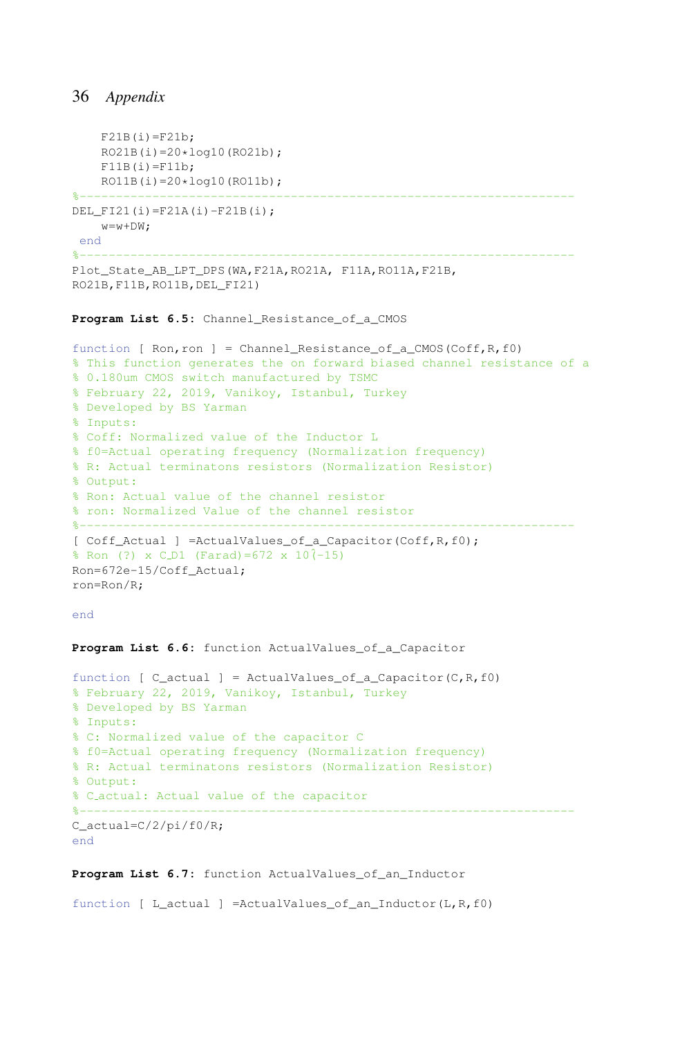```
    F21B(i)=F21b;
    RO21B(i)=20*log10(RO21b);
    F11B(i)=F11b;
    RO11B(i)=20*log10(RO11b);
%-------------------------------------------------------------------
DEL_FI21(i)=F21A(i)-F21B(i);
    w=w+DW;
 end
%-------------------------------------------------------------------
Plot_State_AB_LPT_DPS(WA,F21A,RO21A, F11A,RO11A,F21B,
RO21B,F11B,RO11B,DEL_FI21)
```

**Program List 6.5:** Channel_Resistance_of_a_CMOS

```
function [ Ron,ron ] = Channel_Resistance_of_a_CMOS(Coff,R,f0)
% This function generates the on forward biased channel resistance of a
% 0.180um CMOS switch manufactured by TSMC
% February 22, 2019, Vanikoy, Istanbul, Turkey
% Developed by BS Yarman
% Inputs:
% Coff: Normalized value of the Inductor L
% f0=Actual operating frequency (Normalization frequency)
% R: Actual terminatons resistors (Normalization Resistor)
% Output:
% Ron: Actual value of the channel resistor
% ron: Normalized Value of the channel resistor
%-------------------------------------------------------------------
[ Coff_Actual ] =ActualValues_of_a_Capacitor(Coff,R,f0);
% Ron (?) x C_D1 (Farad)=672 x 10^(-15)
Ron=672e-15/Coff_Actual;
ron=Ron/R;

end
```

**Program List 6.6:** function ActualValues_of_a_Capacitor

```
function [ C_actual ] = ActualValues_of_a_Capacitor(C,R,f0)
% February 22, 2019, Vanikoy, Istanbul, Turkey
% Developed by BS Yarman
% Inputs:
% C: Normalized value of the capacitor C
% f0=Actual operating frequency (Normalization frequency)
% R: Actual terminatons resistors (Normalization Resistor)
% Output:
% C_actual: Actual value of the capacitor
%-------------------------------------------------------------------
C_actual=C/2/pi/f0/R;
end
```

**Program List 6.7:** function ActualValues_of_an_Inductor

```
function [ L_actual ] =ActualValues_of_an_Inductor(L,R,f0)
```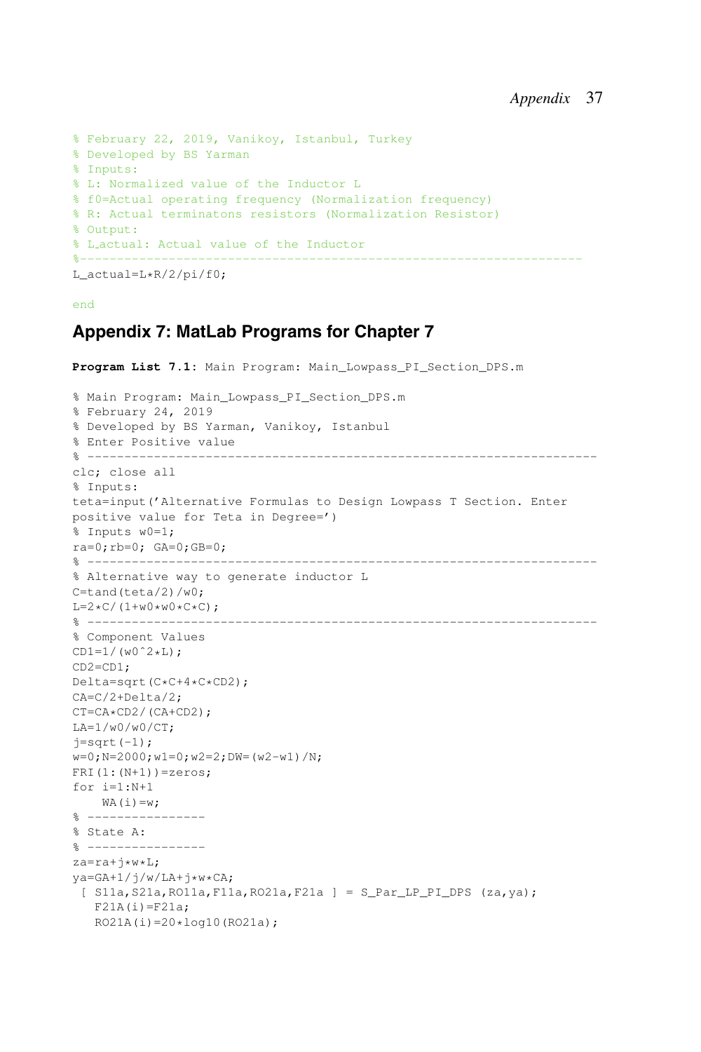```
% February 22, 2019, Vanikoy, Istanbul, Turkey
% Developed by BS Yarman
% Inputs:
% L: Normalized value of the Inductor L
% f0=Actual operating frequency (Normalization frequency)
% R: Actual terminatons resistors (Normalization Resistor)
% Output:
% L_actual: Actual value of the Inductor
%-----------------------------------------------------------------------
L_actual=L*R/2/pi/f0;

end
```

## Appendix 7: MatLab Programs for Chapter 7

**Program List 7.1:** Main Program: Main_Lowpass_PI_Section_DPS.m

```
% Main Program: Main_Lowpass_PI_Section_DPS.m
% February 24, 2019
% Developed by BS Yarman, Vanikoy, Istanbul
% Enter Positive value
% ----------------------------------------------------------------------
clc; close all
% Inputs:
teta=input('Alternative Formulas to Design Lowpass T Section. Enter
positive value for Teta in Degree=')
% Inputs w0=1;
ra=0;rb=0; GA=0;GB=0;
% ----------------------------------------------------------------------
% Alternative way to generate inductor L
C=tand(teta/2)/w0;
L=2*C/(1+w0*w0*C*C);
% ----------------------------------------------------------------------
% Component Values
CD1=1/(w0^2*L);
CD2=CD1;
Delta=sqrt(C*C+4*C*CD2);
CA=C/2+Delta/2;
CT=CA*CD2/(CA+CD2);
LA=1/w0/w0/CT;
j=sqrt(-1);
w=0;N=2000;w1=0;w2=2;DW=(w2-w1)/N;
FRI(1:(N+1))=zeros;
for i=1:N+1
    WA(i)=w;
% ----------------
% State A:
% ----------------
za=ra+j*w*L;
ya=GA+1/j/w/LA+j*w*CA;
 [ S11a,S21a,RO11a,F11a,RO21a,F21a ] = S_Par_LP_PI_DPS (za,ya);
   F21A(i)=F21a;
   RO21A(i)=20*log10(RO21a);
```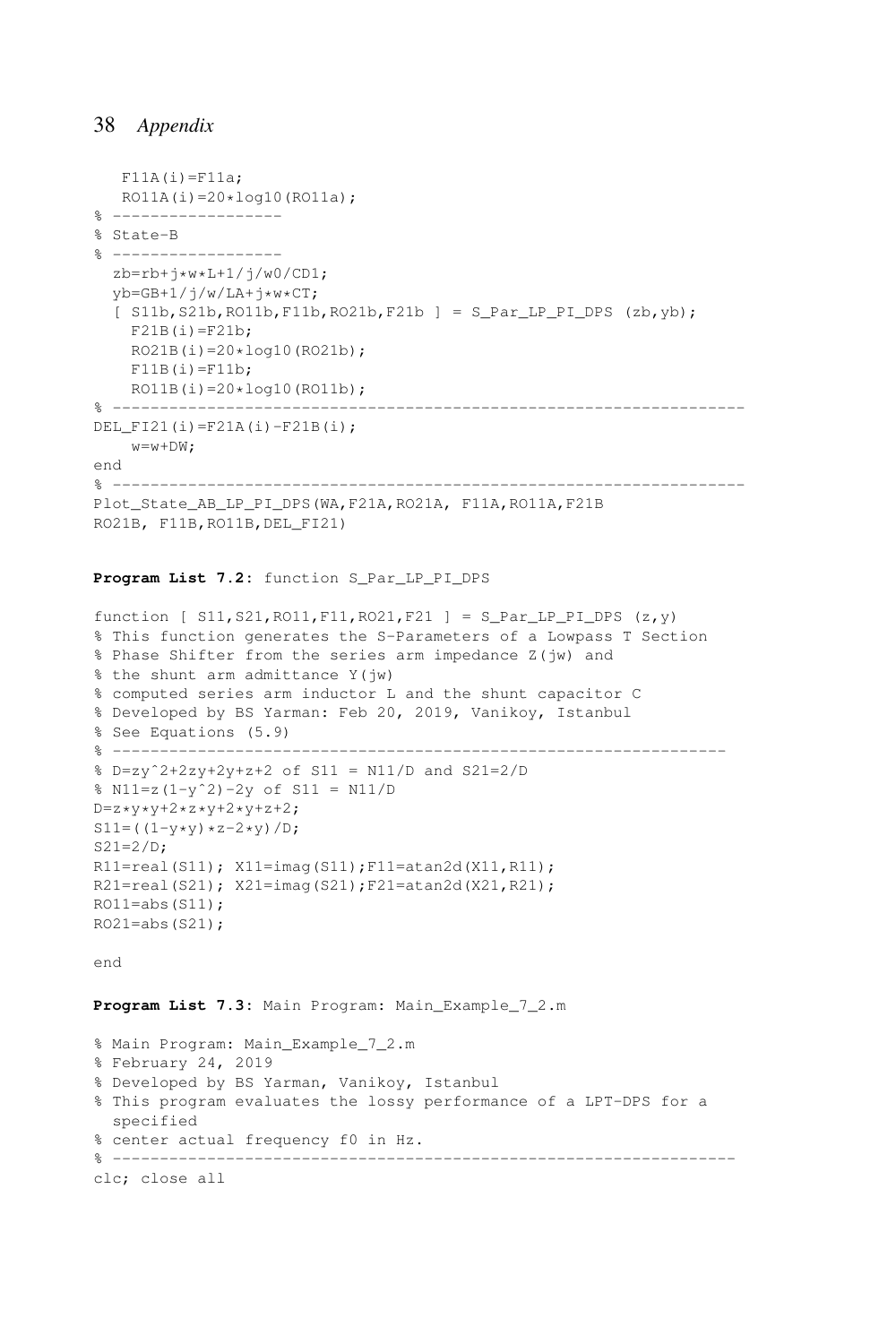```
   F11A(i)=F11a;
   RO11A(i)=20*log10(RO11a);
% ------------------
% State-B
% ------------------
  zb=rb+j*w*L+1/j/w0/CD1;
  yb=GB+1/j/w/LA+j*w*CT;
  [ S11b,S21b,RO11b,F11b,RO21b,F21b ] = S_Par_LP_PI_DPS (zb,yb);
    F21B(i)=F21b;
    RO21B(i)=20*log10(RO21b);
    F11B(i)=F11b;
    RO11B(i)=20*log10(RO11b);
% -------------------------------------------------------------------
DEL_FI21(i)=F21A(i)-F21B(i);
    w=w+DW;
end
% -------------------------------------------------------------------
Plot_State_AB_LP_PI_DPS(WA,F21A,RO21A, F11A,RO11A,F21B
RO21B, F11B,RO11B,DEL_FI21)
```

**Program List 7.2**: function S_Par_LP_PI_DPS

```
function [ S11,S21,RO11,F11,RO21,F21 ] = S_Par_LP_PI_DPS (z,y)
% This function generates the S-Parameters of a Lowpass T Section
% Phase Shifter from the series arm impedance Z(jw) and
% the shunt arm admittance Y(jw)
% computed series arm inductor L and the shunt capacitor C
% Developed by BS Yarman: Feb 20, 2019, Vanikoy, Istanbul
% See Equations (5.9)
% ----------------------------------------------------------------
% D=zy^2+2zy+2y+z+2 of S11 = N11/D and S21=2/D
% N11=z(1-y^2)-2y of S11 = N11/D
D=z*y*y+2*z*y+2*y+z+2;
S11=((1-y*y)*z-2*y)/D;
S21=2/D;
R11=real(S11); X11=imag(S11);F11=atan2d(X11,R11);
R21=real(S21); X21=imag(S21);F21=atan2d(X21,R21);
RO11=abs(S11);
RO21=abs(S21);

end
```

**Program List 7.3**: Main Program: Main_Example_7_2.m

```
% Main Program: Main_Example_7_2.m
% February 24, 2019
% Developed by BS Yarman, Vanikoy, Istanbul
% This program evaluates the lossy performance of a LPT-DPS for a
  specified
% center actual frequency f0 in Hz.
% -------------------------------------------------------------------
clc; close all
```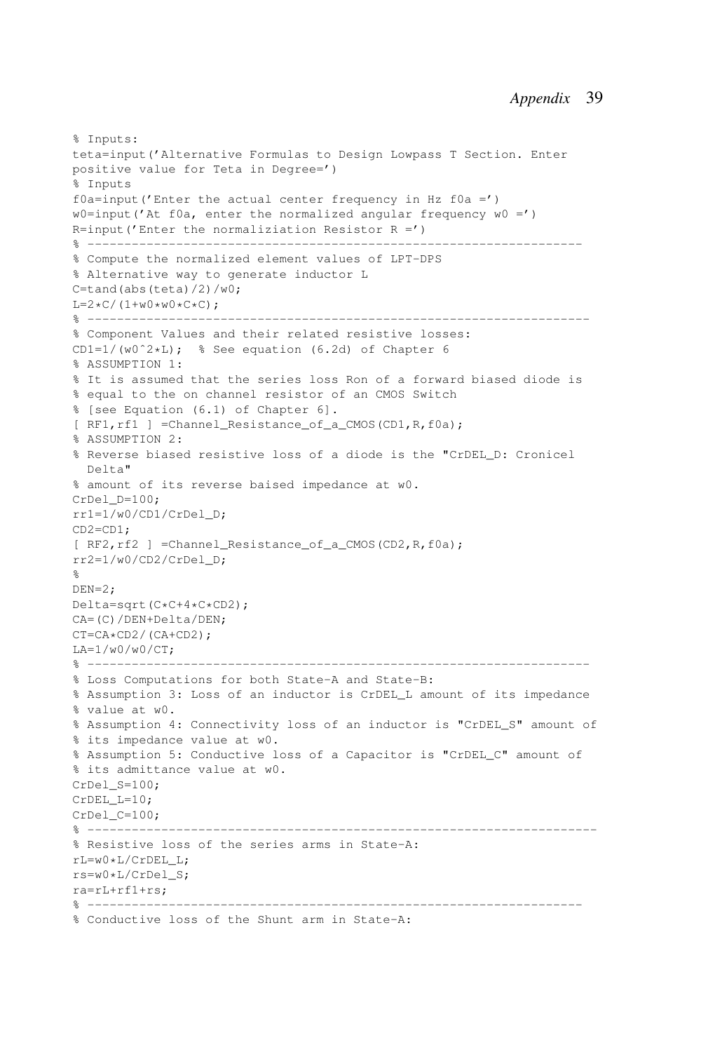```
% Inputs:
teta=input('Alternative Formulas to Design Lowpass T Section. Enter
positive value for Teta in Degree=')
% Inputs
f0a=input('Enter the actual center frequency in Hz f0a =')
w0=input('At f0a, enter the normalized angular frequency w0 =')
R=input('Enter the normaliziation Resistor R =')
% -------------------------------------------------------------------
% Compute the normalized element values of LPT-DPS
% Alternative way to generate inductor L
C=tand(abs(teta)/2)/w0;
L=2*C/(1+w0*w0*C*C);
% --------------------------------------------------------------------
% Component Values and their related resistive losses:
CD1=1/(w0^2*L);  % See equation (6.2d) of Chapter 6
% ASSUMPTION 1:
% It is assumed that the series loss Ron of a forward biased diode is
% equal to the on channel resistor of an CMOS Switch
% [see Equation (6.1) of Chapter 6].
[ RF1,rf1 ] =Channel_Resistance_of_a_CMOS(CD1,R,f0a);
% ASSUMPTION 2:
% Reverse biased resistive loss of a diode is the "CrDEL_D: Cronicel
  Delta"
% amount of its reverse baised impedance at w0.
CrDel_D=100;
rr1=1/w0/CD1/CrDel_D;
CD2=CD1;
[ RF2,rf2 ] =Channel_Resistance_of_a_CMOS(CD2,R,f0a);
rr2=1/w0/CD2/CrDel_D;
%
DEN=2;
Delta=sqrt(C*C+4*C*CD2);
CA=(C)/DEN+Delta/DEN;
CT=CA*CD2/(CA+CD2);
LA=1/w0/w0/CT;
% --------------------------------------------------------------------
% Loss Computations for both State-A and State-B:
% Assumption 3: Loss of an inductor is CrDEL_L amount of its impedance
% value at w0.
% Assumption 4: Connectivity loss of an inductor is "CrDEL_S" amount of
% its impedance value at w0.
% Assumption 5: Conductive loss of a Capacitor is "CrDEL_C" amount of
% its admittance value at w0.
CrDel_S=100;
CrDEL_L=10;
CrDel_C=100;
% ---------------------------------------------------------------------
% Resistive loss of the series arms in State-A:
rL=w0*L/CrDEL_L;
rs=w0*L/CrDel_S;
ra=rL+rf1+rs;
% -------------------------------------------------------------------
% Conductive loss of the Shunt arm in State-A:
```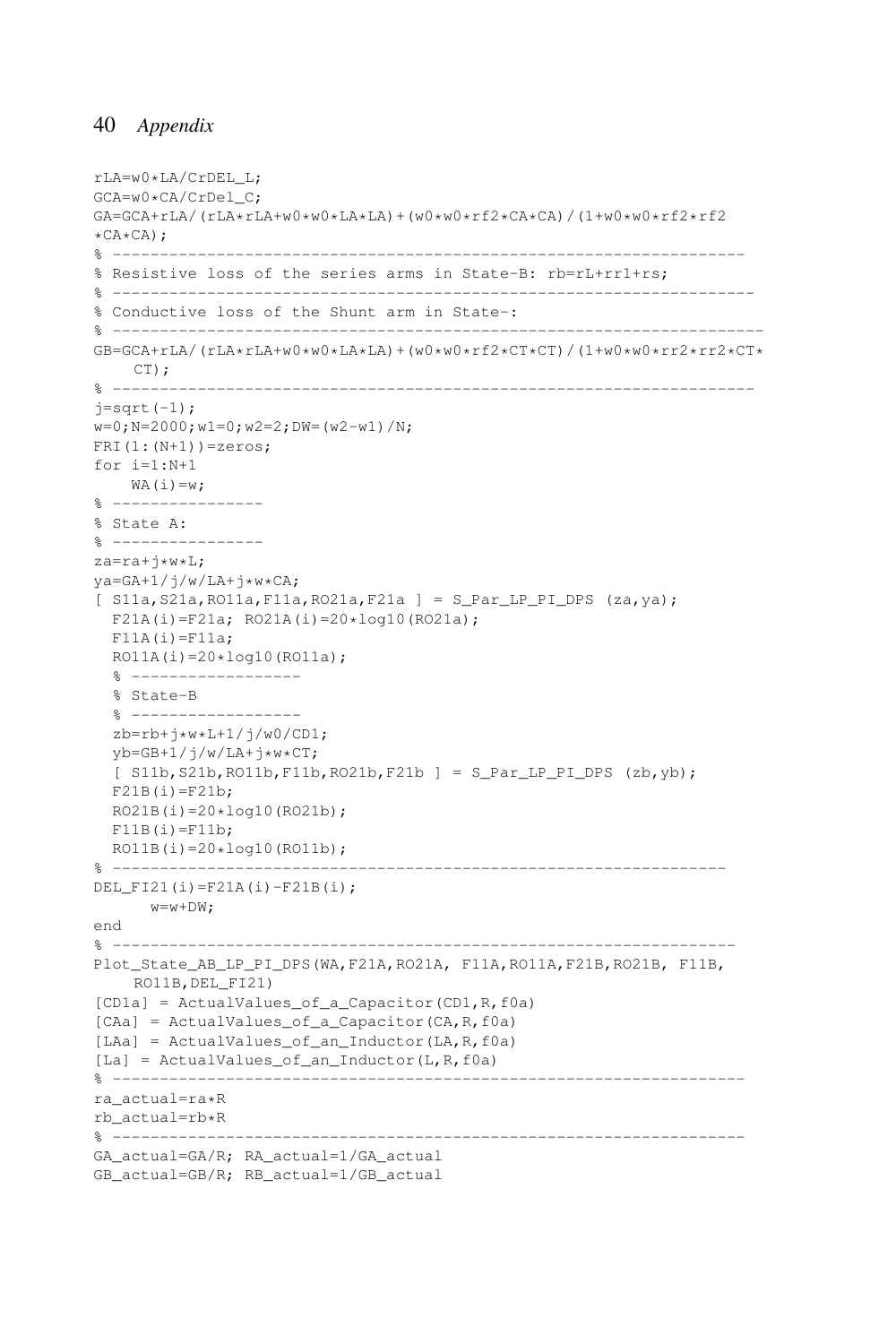```
rLA=w0*LA/CrDEL_L;
GCA=w0*CA/CrDel_C;
GA=GCA+rLA/(rLA*rLA+w0*w0*LA*LA)+(w0*w0*rf2*CA*CA)/(1+w0*w0*rf2*rf2
*CA*CA);
% -----------------------------------------------------------------
% Resistive loss of the series arms in State-B: rb=rL+rr1+rs;
% ------------------------------------------------------------------
% Conductive loss of the Shunt arm in State-:
% -------------------------------------------------------------------
GB=GCA+rLA/(rLA*rLA+w0*w0*LA*LA)+(w0*w0*rf2*CT*CT)/(1+w0*w0*rr2*rr2*CT*
    CT);
% ------------------------------------------------------------------
j=sqrt(-1);
w=0;N=2000;w1=0;w2=2;DW=(w2-w1)/N;
FRI(1:(N+1))=zeros;
for i=1:N+1
    WA(i)=w;
% ----------------
% State A:
% ----------------
za=ra+j*w*L;
ya=GA+1/j/w/LA+j*w*CA;
[ S11a,S21a,RO11a,F11a,RO21a,F21a ] = S_Par_LP_PI_DPS (za,ya);
  F21A(i)=F21a; RO21A(i)=20*log10(RO21a);
  F11A(i)=F11a;
  RO11A(i)=20*log10(RO11a);
  % ------------------
  % State-B
  % ------------------
  zb=rb+j*w*L+1/j/w0/CD1;
  yb=GB+1/j/w/LA+j*w*CT;
  [ S11b,S21b,RO11b,F11b,RO21b,F21b ] = S_Par_LP_PI_DPS (zb,yb);
  F21B(i)=F21b;
  RO21B(i)=20*log10(RO21b);
  F11B(i)=F11b;
  RO11B(i)=20*log10(RO11b);
% ---------------------------------------------------------------
DEL_FI21(i)=F21A(i)-F21B(i);
      w=w+DW;
end
% ----------------------------------------------------------------
Plot_State_AB_LP_PI_DPS(WA,F21A,RO21A, F11A,RO11A,F21B,RO21B, F11B,
    RO11B,DEL_FI21)
[CD1a] = ActualValues_of_a_Capacitor(CD1,R,f0a)
[CAa] = ActualValues_of_a_Capacitor(CA,R,f0a)
[LAa] = ActualValues_of_an_Inductor(LA,R,f0a)
[La] = ActualValues_of_an_Inductor(L,R,f0a)
% -----------------------------------------------------------------
ra_actual=ra*R
rb_actual=rb*R
% -----------------------------------------------------------------
GA_actual=GA/R; RA_actual=1/GA_actual
GB_actual=GB/R; RB_actual=1/GB_actual
```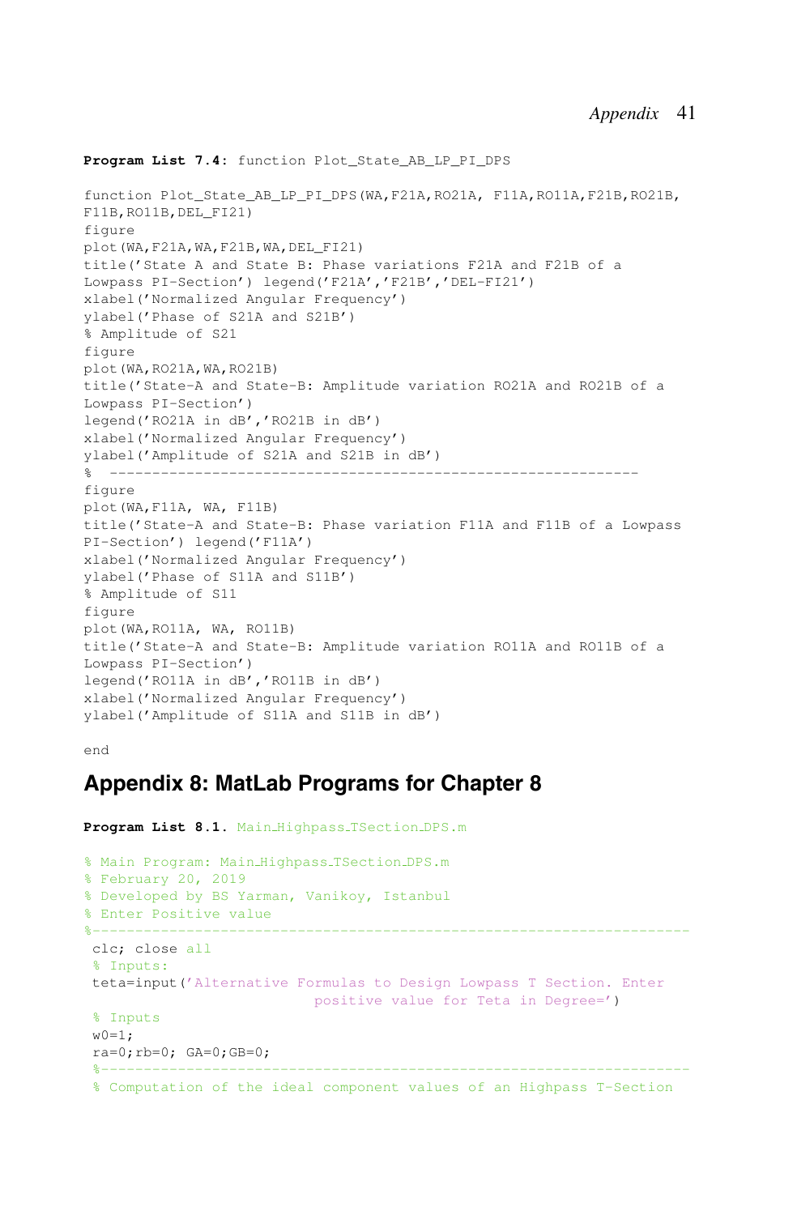**Program List 7.4**: function Plot_State_AB_LP_PI_DPS

```
function Plot_State_AB_LP_PI_DPS(WA,F21A,RO21A, F11A,RO11A,F21B,RO21B,
F11B,RO11B,DEL_FI21)
figure
plot(WA,F21A,WA,F21B,WA,DEL_FI21)
title('State A and State B: Phase variations F21A and F21B of a
Lowpass PI-Section') legend('F21A','F21B','DEL-FI21')
xlabel('Normalized Angular Frequency')
ylabel('Phase of S21A and S21B')
% Amplitude of S21
figure
plot(WA,RO21A,WA,RO21B)
title('State-A and State-B: Amplitude variation RO21A and RO21B of a
Lowpass PI-Section')
legend('RO21A in dB','RO21B in dB')
xlabel('Normalized Angular Frequency')
ylabel('Amplitude of S21A and S21B in dB')
%  ------------------------------------------------------------
figure
plot(WA,F11A, WA, F11B)
title('State-A and State-B: Phase variation F11A and F11B of a Lowpass
PI-Section') legend('F11A')
xlabel('Normalized Angular Frequency')
ylabel('Phase of S11A and S11B')
% Amplitude of S11
figure
plot(WA,RO11A, WA, RO11B)
title('State-A and State-B: Amplitude variation RO11A and RO11B of a
Lowpass PI-Section')
legend('RO11A in dB','RO11B in dB')
xlabel('Normalized Angular Frequency')
ylabel('Amplitude of S11A and S11B in dB')

end
```

## Appendix 8: MatLab Programs for Chapter 8

**Program List 8.1.** Main_Highpass_TSection_DPS.m

```
% Main Program: Main_Highpass_TSection_DPS.m
% February 20, 2019
% Developed by BS Yarman, Vanikoy, Istanbul
% Enter Positive value
%----------------------------------------------------------------------
 clc; close all
 % Inputs:
 teta=input('Alternative Formulas to Design Lowpass T Section. Enter
                           positive value for Teta in Degree=')
 % Inputs
 w0=1;
 ra=0;rb=0; GA=0;GB=0;
 %---------------------------------------------------------------------
 % Computation of the ideal component values of an Highpass T-Section
```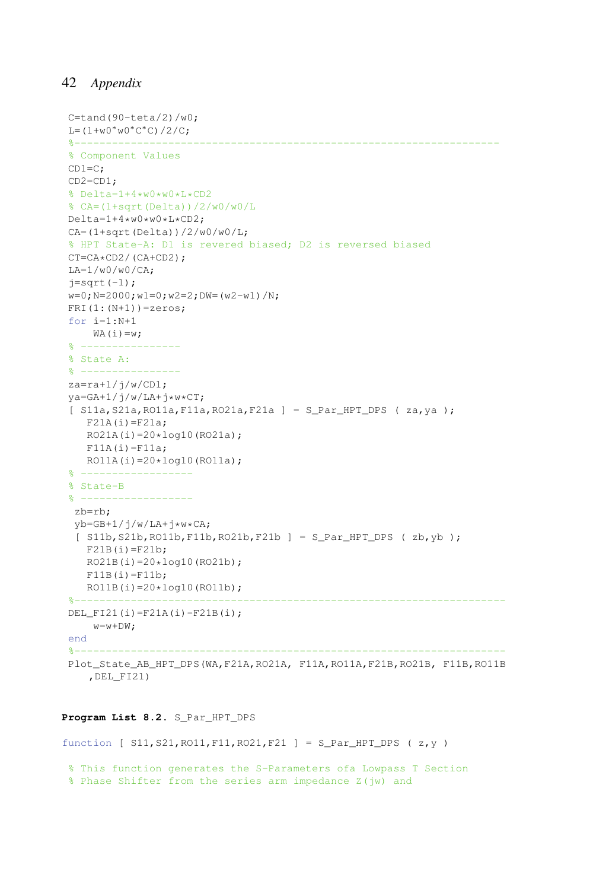```
C=tand(90-teta/2)/w0;
L=(1+w0*w0*C*C)/2/C;
%--------------------------------------------------------------------
% Component Values
CD1=C;
CD2=CD1;
% Delta=1+4*w0*w0*L*CD2
% CA=(1+sqrt(Delta))/2/w0/w0/L
Delta=1+4*w0*w0*L*CD2;
CA=(1+sqrt(Delta))/2/w0/w0/L;
% HPT State-A: D1 is revered biased; D2 is reversed biased
CT=CA*CD2/(CA+CD2);
LA=1/w0/w0/CA;
j=sqrt(-1);
w=0;N=2000;w1=0;w2=2;DW=(w2-w1)/N;
FRI(1:(N+1))=zeros;
for i=1:N+1
    WA(i)=w;
% ----------------
% State A:
% ----------------
za=ra+1/j/w/CD1;
ya=GA+1/j/w/LA+j*w*CT;
[ S11a,S21a,RO11a,F11a,RO21a,F21a ] = S_Par_HPT_DPS ( za,ya );
   F21A(i)=F21a;
   RO21A(i)=20*log10(RO21a);
   F11A(i)=F11a;
   RO11A(i)=20*log10(RO11a);
% ------------------
% State-B
% ------------------
 zb=rb;
 yb=GB+1/j/w/LA+j*w*CA;
 [ S11b,S21b,RO11b,F11b,RO21b,F21b ] = S_Par_HPT_DPS ( zb,yb );
   F21B(i)=F21b;
   RO21B(i)=20*log10(RO21b);
   F11B(i)=F11b;
   RO11B(i)=20*log10(RO11b);
%--------------------------------------------------------------------
DEL_FI21(i)=F21A(i)-F21B(i);
    w=w+DW;
end
%--------------------------------------------------------------------
Plot_State_AB_HPT_DPS(WA,F21A,RO21A, F11A,RO11A,F21B,RO21B, F11B,RO11B
   ,DEL_FI21)
```

**Program List 8.2.** S_Par_HPT_DPS

```
function [ S11,S21,RO11,F11,RO21,F21 ] = S_Par_HPT_DPS ( z,y )

 % This function generates the S-Parameters ofa Lowpass T Section
 % Phase Shifter from the series arm impedance Z(jw) and
```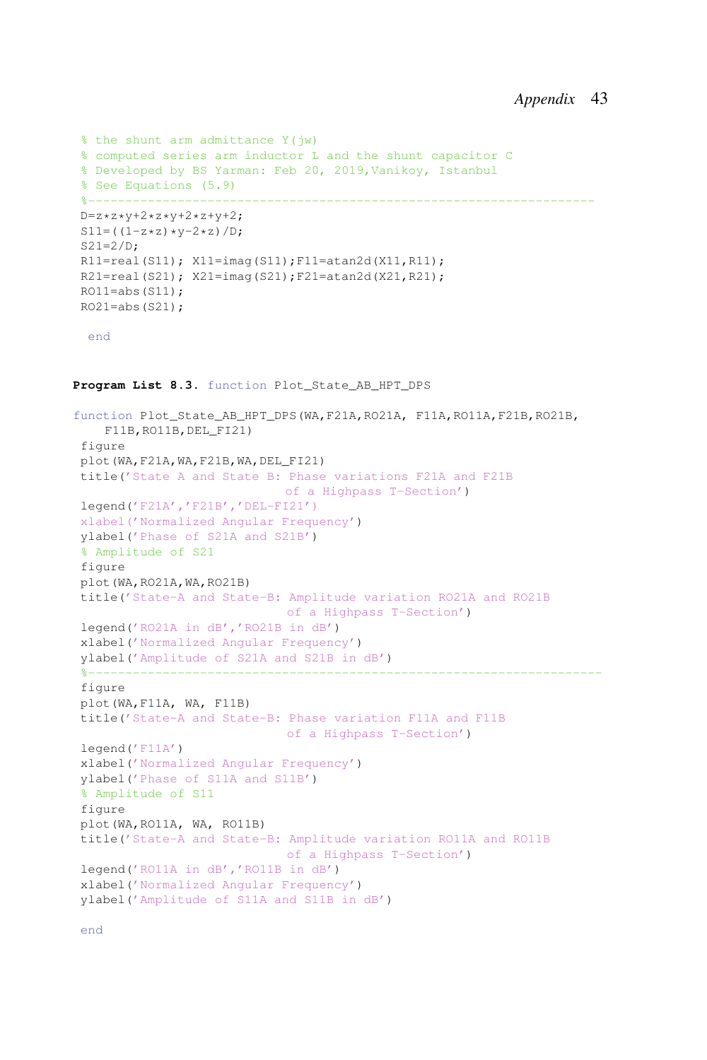```
% the shunt arm admittance Y(jw)
% computed series arm inductor L and the shunt capacitor C
% Developed by BS Yarman: Feb 20, 2019,Vanikoy, Istanbul
% See Equations (5.9)
%-----------------------------------------------------------------
D=z*z*y+2*z*y+2*z+y+2;
S11=((1-z*z)*y-2*z)/D;
S21=2/D;
R11=real(S11); X11=imag(S11);F11=atan2d(X11,R11);
R21=real(S21); X21=imag(S21);F21=atan2d(X21,R21);
RO11=abs(S11);
RO21=abs(S21);

 end
```

**Program List 8.3.** function Plot_State_AB_HPT_DPS

```
function Plot_State_AB_HPT_DPS(WA,F21A,RO21A, F11A,RO11A,F21B,RO21B,
    F11B,RO11B,DEL_FI21)
 figure
 plot(WA,F21A,WA,F21B,WA,DEL_FI21)
 title('State A and State B: Phase variations F21A and F21B
                            of a Highpass T-Section')
 legend('F21A','F21B','DEL-FI21')
 xlabel('Normalized Angular Frequency')
 ylabel('Phase of S21A and S21B')
 % Amplitude of S21
 figure
 plot(WA,RO21A,WA,RO21B)
 title('State-A and State-B: Amplitude variation RO21A and RO21B
                            of a Highpass T-Section')
 legend('RO21A in dB','RO21B in dB')
 xlabel('Normalized Angular Frequency')
 ylabel('Amplitude of S21A and S21B in dB')
 %-----------------------------------------------------------------
 figure
 plot(WA,F11A, WA, F11B)
 title('State-A and State-B: Phase variation F11A and F11B
                            of a Highpass T-Section')
 legend('F11A')
 xlabel('Normalized Angular Frequency')
 ylabel('Phase of S11A and S11B')
 % Amplitude of S11
 figure
 plot(WA,RO11A, WA, RO11B)
 title('State-A and State-B: Amplitude variation RO11A and RO11B
                            of a Highpass T-Section')
 legend('RO11A in dB','RO11B in dB')
 xlabel('Normalized Angular Frequency')
 ylabel('Amplitude of S11A and S11B in dB')

 end
```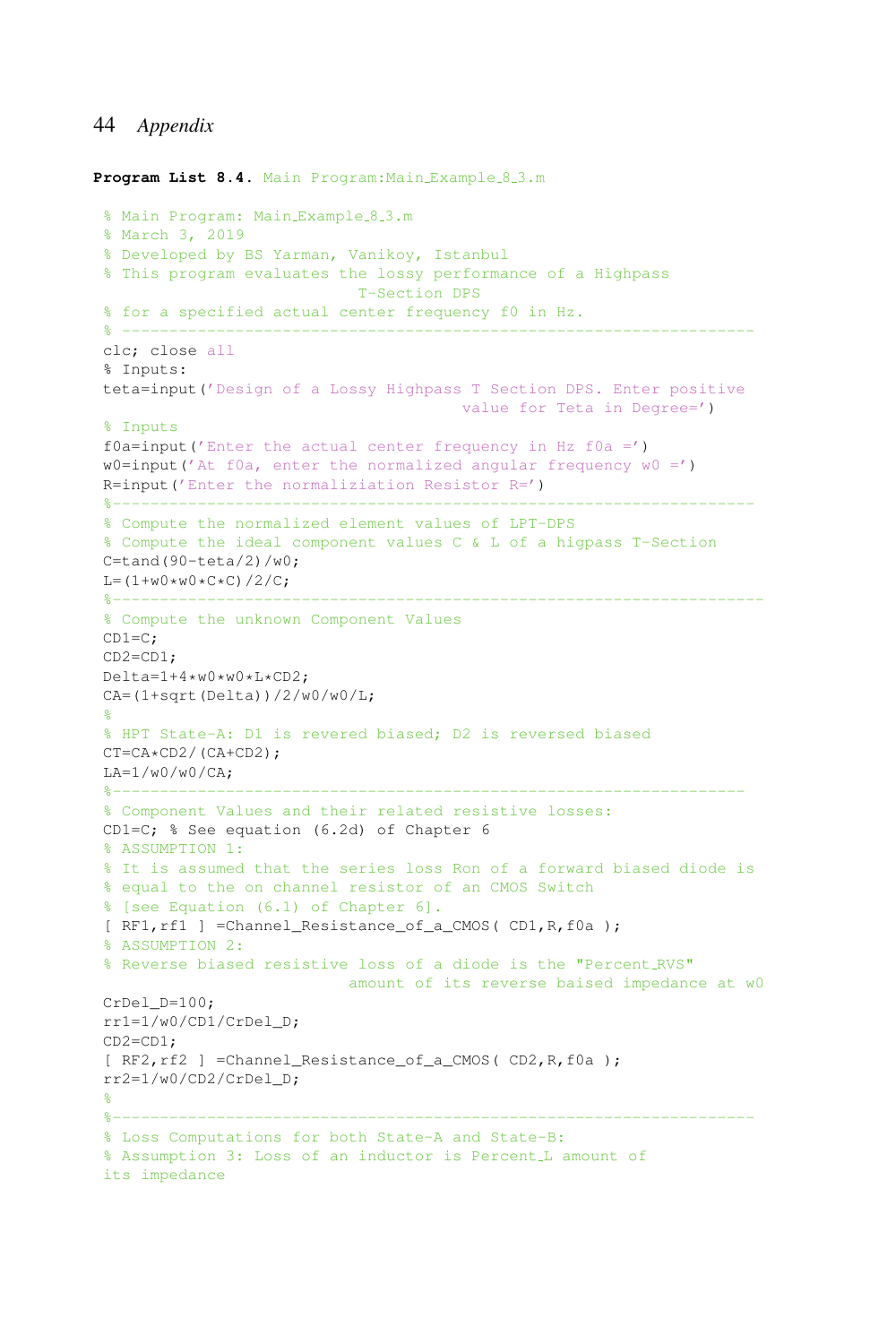**Program List 8.4.** Main Program:Main_Example_8_3.m

```
% Main Program: Main_Example_8_3.m
% March 3, 2019
% Developed by BS Yarman, Vanikoy, Istanbul
% This program evaluates the lossy performance of a Highpass
                          T-Section DPS
% for a specified actual center frequency f0 in Hz.
% -----------------------------------------------------------------
clc; close all
% Inputs:
teta=input('Design of a Lossy Highpass T Section DPS. Enter positive
                                     value for Teta in Degree=')
% Inputs
f0a=input('Enter the actual center frequency in Hz f0a =')
w0=input('At f0a, enter the normalized angular frequency w0 =')
R=input('Enter the normaliziation Resistor R=')
%------------------------------------------------------------------
% Compute the normalized element values of LPT-DPS
% Compute the ideal component values C & L of a higpass T-Section
C=tand(90-teta/2)/w0;
L=(1+w0*w0*C*C)/2/C;
%-------------------------------------------------------------------
% Compute the unknown Component Values
CD1=C;
CD2=CD1;
Delta=1+4*w0*w0*L*CD2;
CA=(1+sqrt(Delta))/2/w0/w0/L;
%
% HPT State-A: D1 is revered biased; D2 is reversed biased
CT=CA*CD2/(CA+CD2);
LA=1/w0/w0/CA;
%-----------------------------------------------------------------
% Component Values and their related resistive losses:
CD1=C; % See equation (6.2d) of Chapter 6
% ASSUMPTION 1:
% It is assumed that the series loss Ron of a forward biased diode is
% equal to the on channel resistor of an CMOS Switch
% [see Equation (6.1) of Chapter 6].
[ RF1,rf1 ] =Channel_Resistance_of_a_CMOS( CD1,R,f0a );
% ASSUMPTION 2:
% Reverse biased resistive loss of a diode is the "Percent_RVS"
                         amount of its reverse baised impedance at w0
CrDel_D=100;
rr1=1/w0/CD1/CrDel_D;
CD2=CD1;
[ RF2,rf2 ] =Channel_Resistance_of_a_CMOS( CD2,R,f0a );
rr2=1/w0/CD2/CrDel_D;
%
%------------------------------------------------------------------
% Loss Computations for both State-A and State-B:
% Assumption 3: Loss of an inductor is Percent_L amount of
its impedance
```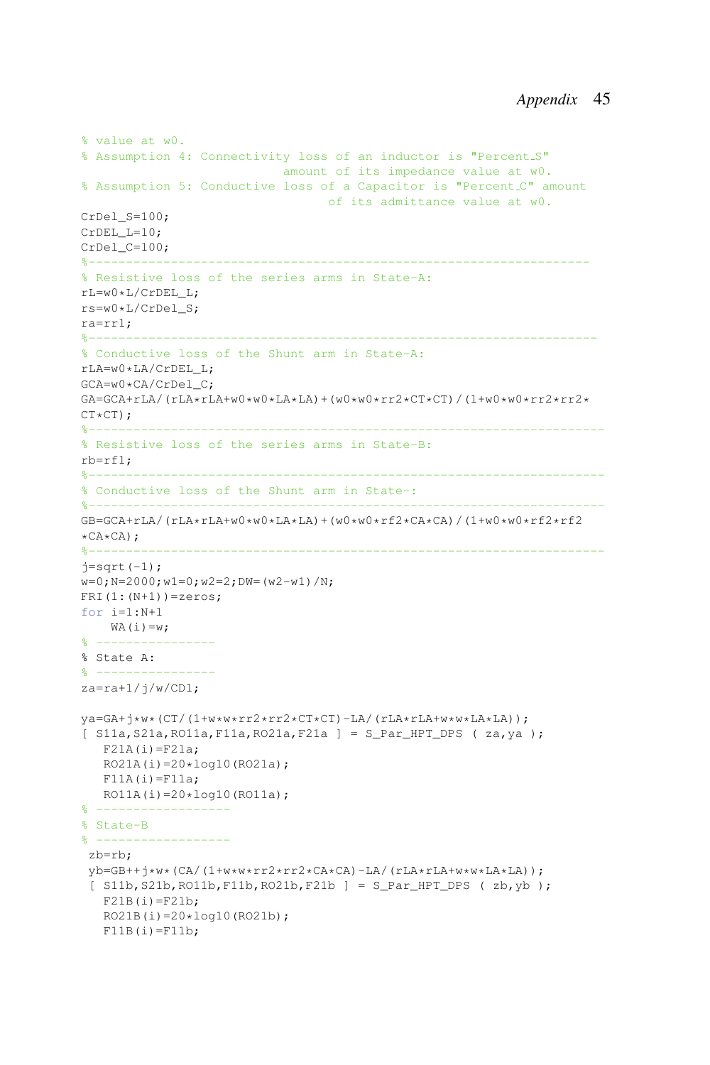```
% value at w0.
% Assumption 4: Connectivity loss of an inductor is "Percent_S"
                           amount of its impedance value at w0.
% Assumption 5: Conductive loss of a Capacitor is "Percent_C" amount
                                 of its admittance value at w0.
CrDel_S=100;
CrDEL_L=10;
CrDel_C=100;
%-------------------------------------------------------------------
% Resistive loss of the series arms in State-A:
rL=w0*L/CrDEL_L;
rs=w0*L/CrDel_S;
ra=rr1;
%--------------------------------------------------------------------
% Conductive loss of the Shunt arm in State-A:
rLA=w0*LA/CrDEL_L;
GCA=w0*CA/CrDel_C;
GA=GCA+rLA/(rLA*rLA+w0*w0*LA*LA)+(w0*w0*rr2*CT*CT)/(1+w0*w0*rr2*rr2*
CT*CT);
%---------------------------------------------------------------------
% Resistive loss of the series arms in State-B:
rb=rf1;
%---------------------------------------------------------------------
% Conductive loss of the Shunt arm in State-:
%---------------------------------------------------------------------
GB=GCA+rLA/(rLA*rLA+w0*w0*LA*LA)+(w0*w0*rf2*CA*CA)/(1+w0*w0*rf2*rf2
*CA*CA);
%---------------------------------------------------------------------
j=sqrt(-1);
w=0;N=2000;w1=0;w2=2;DW=(w2-w1)/N;
FRI(1:(N+1))=zeros;
for i=1:N+1
    WA(i)=w;
% ---------------
% State A:
% ---------------
za=ra+1/j/w/CD1;

ya=GA+j*w*(CT/(1+w*w*rr2*rr2*CT*CT)-LA/(rLA*rLA+w*w*LA*LA));
[ S11a,S21a,RO11a,F11a,RO21a,F21a ] = S_Par_HPT_DPS ( za,ya );
   F21A(i)=F21a;
   RO21A(i)=20*log10(RO21a);
   F11A(i)=F11a;
   RO11A(i)=20*log10(RO11a);
% -----------------
% State-B
% -----------------
 zb=rb;
 yb=GB++j*w*(CA/(1+w*w*rr2*rr2*CA*CA)-LA/(rLA*rLA+w*w*LA*LA));
 [ S11b,S21b,RO11b,F11b,RO21b,F21b ] = S_Par_HPT_DPS ( zb,yb );
   F21B(i)=F21b;
   RO21B(i)=20*log10(RO21b);
   F11B(i)=F11b;
```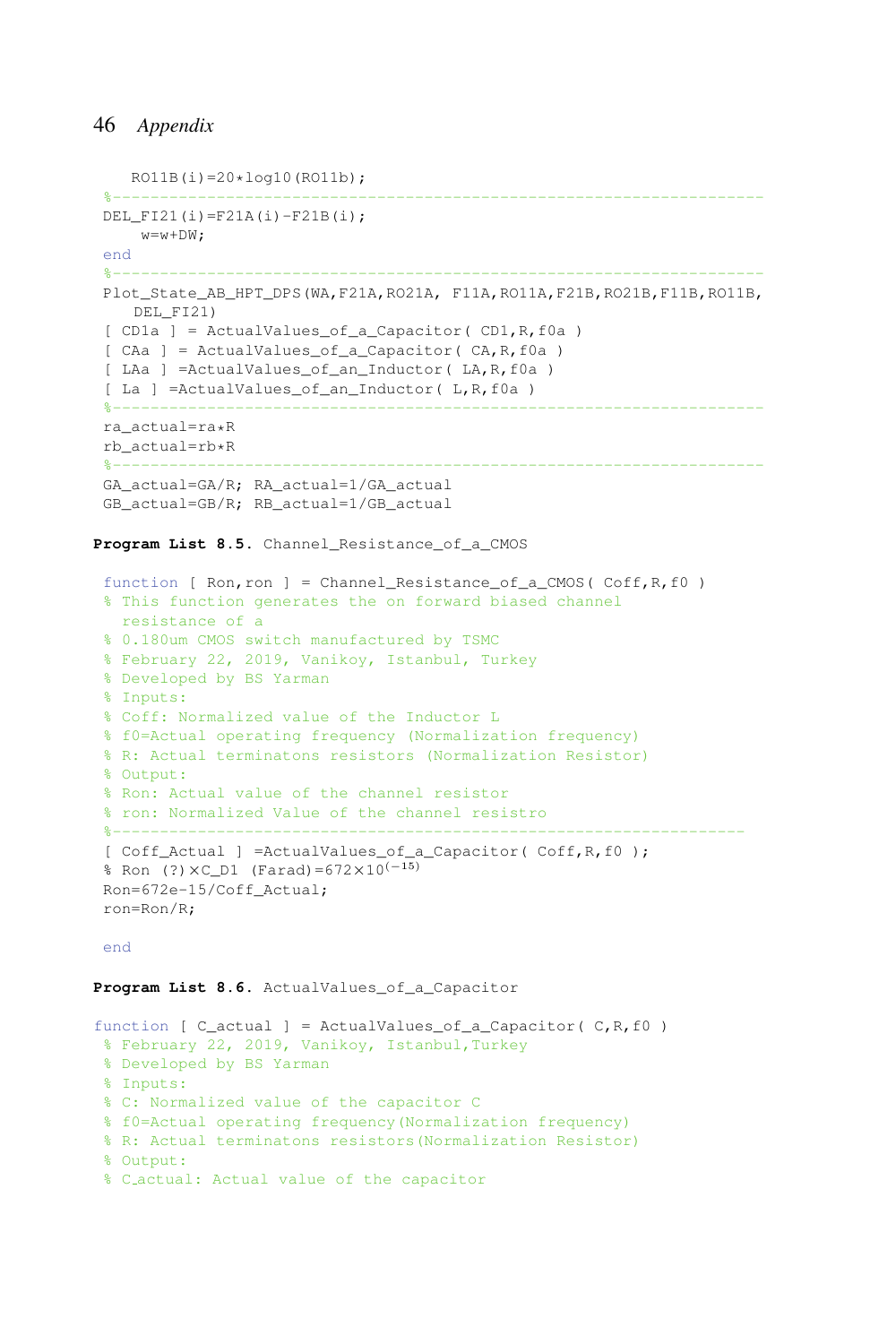```
   RO11B(i)=20*log10(RO11b);
%-------------------------------------------------------------------
DEL_FI21(i)=F21A(i)-F21B(i);
    w=w+DW;
end
%-------------------------------------------------------------------
Plot_State_AB_HPT_DPS(WA,F21A,RO21A, F11A,RO11A,F21B,RO21B,F11B,RO11B,
   DEL_FI21)
[ CD1a ] = ActualValues_of_a_Capacitor( CD1,R,f0a )
[ CAa ] = ActualValues_of_a_Capacitor( CA,R,f0a )
[ LAa ] =ActualValues_of_an_Inductor( LA,R,f0a )
[ La ] =ActualValues_of_an_Inductor( L,R,f0a )
%-------------------------------------------------------------------
ra_actual=ra*R
rb_actual=rb*R
%-------------------------------------------------------------------
GA_actual=GA/R; RA_actual=1/GA_actual
GB_actual=GB/R; RB_actual=1/GB_actual
```

**Program List 8.5.** Channel_Resistance_of_a_CMOS

```
function [ Ron,ron ] = Channel_Resistance_of_a_CMOS( Coff,R,f0 )
% This function generates the on forward biased channel
  resistance of a
% 0.180um CMOS switch manufactured by TSMC
% February 22, 2019, Vanikoy, Istanbul, Turkey
% Developed by BS Yarman
% Inputs:
% Coff: Normalized value of the Inductor L
% f0=Actual operating frequency (Normalization frequency)
% R: Actual terminatons resistors (Normalization Resistor)
% Output:
% Ron: Actual value of the channel resistor
% ron: Normalized Value of the channel resistro
%-----------------------------------------------------------------
[ Coff_Actual ] =ActualValues_of_a_Capacitor( Coff,R,f0 );
% Ron (?)×C_D1 (Farad)=672×10^(−15)
Ron=672e-15/Coff_Actual;
ron=Ron/R;

end
```

**Program List 8.6.** ActualValues_of_a_Capacitor

```
function [ C_actual ] = ActualValues_of_a_Capacitor( C,R,f0 )
% February 22, 2019, Vanikoy, Istanbul,Turkey
% Developed by BS Yarman
% Inputs:
% C: Normalized value of the capacitor C
% f0=Actual operating frequency(Normalization frequency)
% R: Actual terminatons resistors(Normalization Resistor)
% Output:
% C_actual: Actual value of the capacitor
```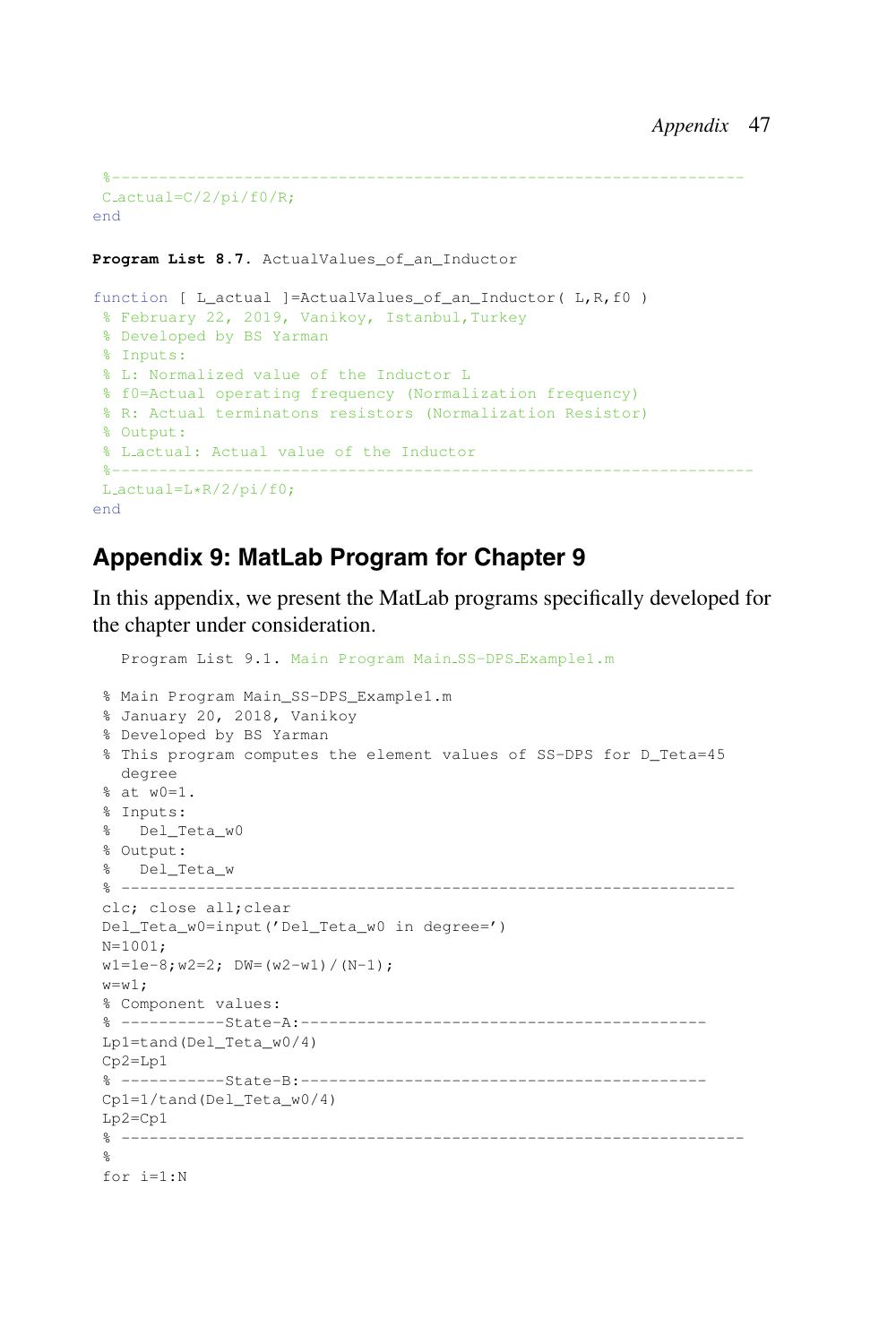```
%-----------------------------------------------------------------
C_actual=C/2/pi/f0/R;
end
```

**Program List 8.7.** ActualValues_of_an_Inductor

```
function [ L_actual ]=ActualValues_of_an_Inductor( L,R,f0 )
% February 22, 2019, Vanikoy, Istanbul,Turkey
% Developed by BS Yarman
% Inputs:
% L: Normalized value of the Inductor L
% f0=Actual operating frequency (Normalization frequency)
% R: Actual terminatons resistors (Normalization Resistor)
% Output:
% L_actual: Actual value of the Inductor
%-----------------------------------------------------------------
L_actual=L*R/2/pi/f0;
end
```

## Appendix 9: MatLab Program for Chapter 9

In this appendix, we present the MatLab programs specifically developed for the chapter under consideration.

Program List 9.1. Main Program Main_SS-DPS_Example1.m

```
% Main Program Main_SS-DPS_Example1.m
% January 20, 2018, Vanikoy
% Developed by BS Yarman
% This program computes the element values of SS-DPS for D_Teta=45
  degree
% at w0=1.
% Inputs:
%   Del_Teta_w0
% Output:
%   Del_Teta_w
% -----------------------------------------------------------------
clc; close all;clear
Del_Teta_w0=input('Del_Teta_w0 in degree=')
N=1001;
w1=1e-8;w2=2; DW=(w2-w1)/(N-1);
w=w1;
% Component values:
% -----------State-A:------------------------------------------
Lp1=tand(Del_Teta_w0/4)
Cp2=Lp1
% -----------State-B:------------------------------------------
Cp1=1/tand(Del_Teta_w0/4)
Lp2=Cp1
% -----------------------------------------------------------------
%
for i=1:N
```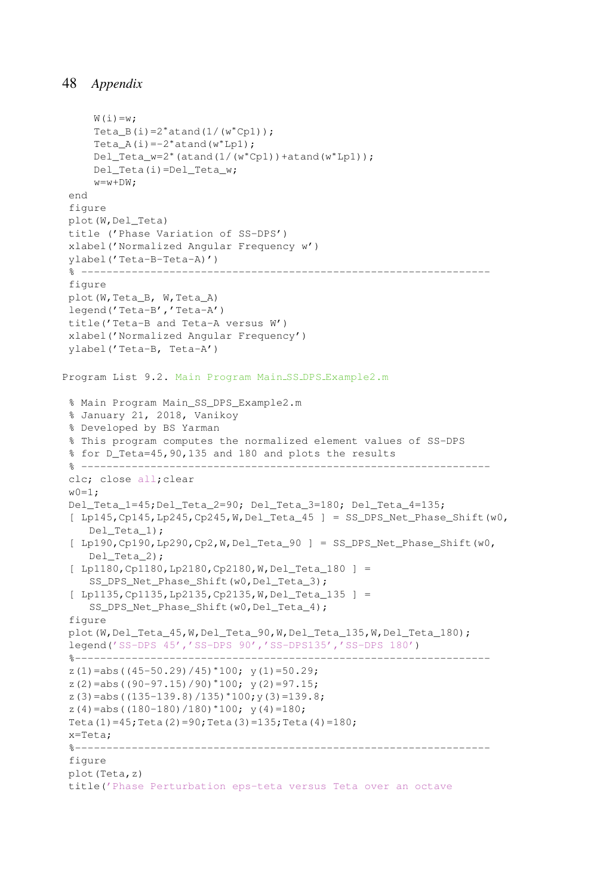```
    W(i)=w;
    Teta_B(i)=2*atand(1/(w*Cp1));
    Teta_A(i)=-2*atand(w*Lp1);
    Del_Teta_w=2*(atand(1/(w*Cp1))+atand(w*Lp1));
    Del_Teta(i)=Del_Teta_w;
    w=w+DW;
end
figure
plot(W,Del_Teta)
title ('Phase Variation of SS-DPS')
xlabel('Normalized Angular Frequency w')
ylabel('Teta-B-Teta-A)')
% ---------------------------------------------------------------
figure
plot(W,Teta_B, W,Teta_A)
legend('Teta-B','Teta-A')
title('Teta-B and Teta-A versus W')
xlabel('Normalized Angular Frequency')
ylabel('Teta-B, Teta-A')
```

Program List 9.2. Main Program Main_SS_DPS_Example2.m

```
% Main Program Main_SS_DPS_Example2.m
% January 21, 2018, Vanikoy
% Developed by BS Yarman
% This program computes the normalized element values of SS-DPS
% for D_Teta=45,90,135 and 180 and plots the results
% ---------------------------------------------------------------
clc; close all;clear
w0=1;
Del_Teta_1=45;Del_Teta_2=90; Del_Teta_3=180; Del_Teta_4=135;
[ Lp145,Cp145,Lp245,Cp245,W,Del_Teta_45 ] = SS_DPS_Net_Phase_Shift(w0,
   Del_Teta_1);
[ Lp190,Cp190,Lp290,Cp2,W,Del_Teta_90 ] = SS_DPS_Net_Phase_Shift(w0,
   Del_Teta_2);
[ Lp1180,Cp1180,Lp2180,Cp2180,W,Del_Teta_180 ] =
   SS_DPS_Net_Phase_Shift(w0,Del_Teta_3);
[ Lp1135,Cp1135,Lp2135,Cp2135,W,Del_Teta_135 ] =
   SS_DPS_Net_Phase_Shift(w0,Del_Teta_4);
figure
plot(W,Del_Teta_45,W,Del_Teta_90,W,Del_Teta_135,W,Del_Teta_180);
legend('SS-DPS 45','SS-DPS 90','SS-DPS135','SS-DPS 180')
%----------------------------------------------------------------
z(1)=abs((45-50.29)/45)*100; y(1)=50.29;
z(2)=abs((90-97.15)/90)*100; y(2)=97.15;
z(3)=abs((135-139.8)/135)*100;y(3)=139.8;
z(4)=abs((180-180)/180)*100; y(4)=180;
Teta(1)=45;Teta(2)=90;Teta(3)=135;Teta(4)=180;
x=Teta;
%----------------------------------------------------------------
figure
plot(Teta,z)
title('Phase Perturbation eps-teta versus Teta over an octave
```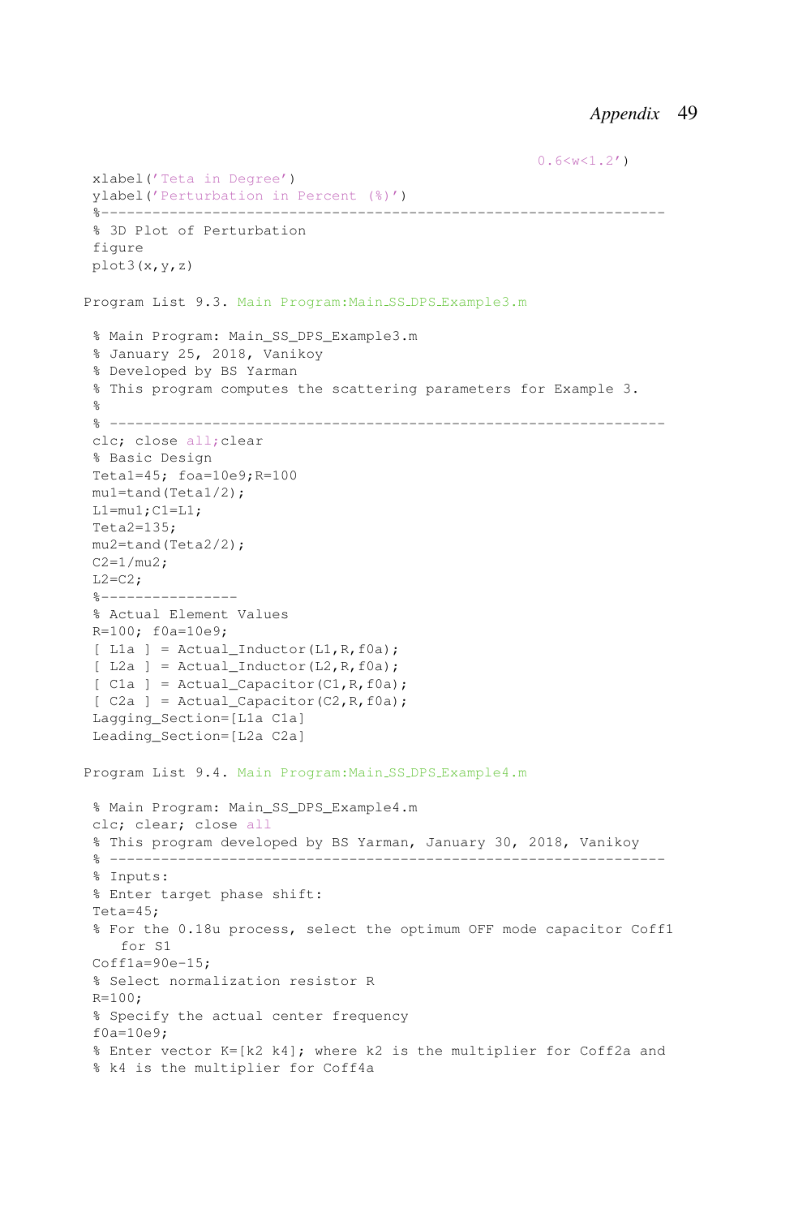```
                                                      0.6<w<1.2')
xlabel('Teta in Degree')
ylabel('Perturbation in Percent (%)')
%-----------------------------------------------------------------
% 3D Plot of Perturbation
figure
plot3(x,y,z)
```

Program List 9.3. Main Program:Main_SS_DPS_Example3.m

```
% Main Program: Main_SS_DPS_Example3.m
% January 25, 2018, Vanikoy
% Developed by BS Yarman
% This program computes the scattering parameters for Example 3.
%
% ----------------------------------------------------------------
clc; close all;clear
% Basic Design
Teta1=45; foa=10e9;R=100
mu1=tand(Teta1/2);
L1=mu1;C1=L1;
Teta2=135;
mu2=tand(Teta2/2);
C2=1/mu2;
L2=C2;
%---------------
% Actual Element Values
R=100; f0a=10e9;
[ L1a ] = Actual_Inductor(L1,R,f0a);
[ L2a ] = Actual_Inductor(L2,R,f0a);
[ C1a ] = Actual_Capacitor(C1,R,f0a);
[ C2a ] = Actual_Capacitor(C2,R,f0a);
Lagging_Section=[L1a C1a]
Leading_Section=[L2a C2a]
```

Program List 9.4. Main Program:Main_SS_DPS_Example4.m

```
% Main Program: Main_SS_DPS_Example4.m
clc; clear; close all
% This program developed by BS Yarman, January 30, 2018, Vanikoy
% ----------------------------------------------------------------
% Inputs:
% Enter target phase shift:
Teta=45;
% For the 0.18u process, select the optimum OFF mode capacitor Coff1
   for S1
Coff1a=90e-15;
% Select normalization resistor R
R=100;
% Specify the actual center frequency
f0a=10e9;
% Enter vector K=[k2 k4]; where k2 is the multiplier for Coff2a and
% k4 is the multiplier for Coff4a
```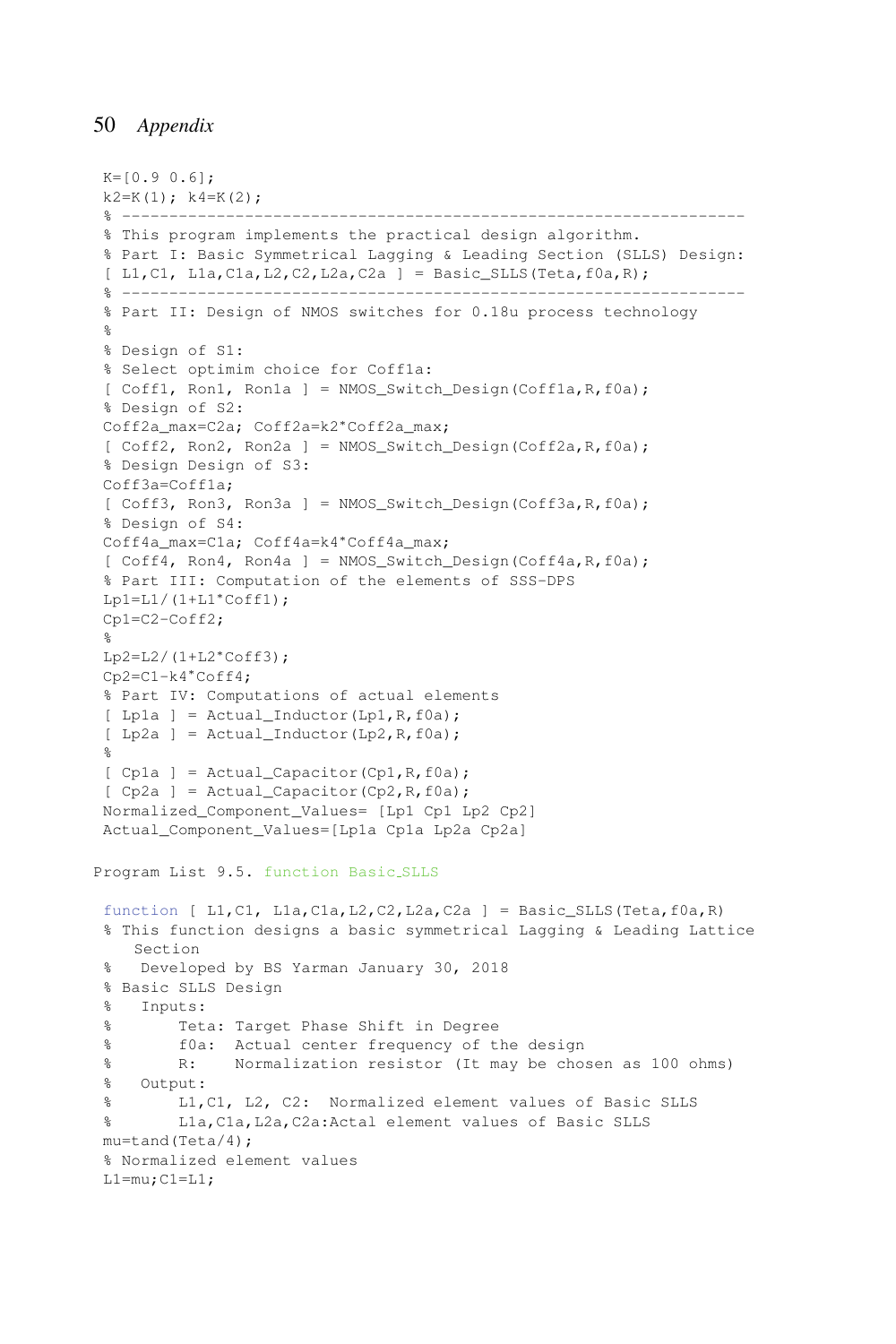```
K=[0.9 0.6];
k2=K(1); k4=K(2);
% ----------------------------------------------------------------
% This program implements the practical design algorithm.
% Part I: Basic Symmetrical Lagging & Leading Section (SLLS) Design:
[ L1,C1, L1a,C1a,L2,C2,L2a,C2a ] = Basic_SLLS(Teta,f0a,R);
% ----------------------------------------------------------------
% Part II: Design of NMOS switches for 0.18u process technology
%
% Design of S1:
% Select optimim choice for Coff1a:
[ Coff1, Ron1, Ron1a ] = NMOS_Switch_Design(Coff1a,R,f0a);
% Design of S2:
Coff2a_max=C2a; Coff2a=k2*Coff2a_max;
[ Coff2, Ron2, Ron2a ] = NMOS_Switch_Design(Coff2a,R,f0a);
% Design Design of S3:
Coff3a=Coff1a;
[ Coff3, Ron3, Ron3a ] = NMOS_Switch_Design(Coff3a,R,f0a);
% Design of S4:
Coff4a_max=C1a; Coff4a=k4*Coff4a_max;
[ Coff4, Ron4, Ron4a ] = NMOS_Switch_Design(Coff4a,R,f0a);
% Part III: Computation of the elements of SSS-DPS
Lp1=L1/(1+L1*Coff1);
Cp1=C2-Coff2;
%
Lp2=L2/(1+L2*Coff3);
Cp2=C1-k4*Coff4;
% Part IV: Computations of actual elements
[ Lp1a ] = Actual_Inductor(Lp1,R,f0a);
[ Lp2a ] = Actual_Inductor(Lp2,R,f0a);
%
[ Cp1a ] = Actual_Capacitor(Cp1,R,f0a);
[ Cp2a ] = Actual_Capacitor(Cp2,R,f0a);
Normalized_Component_Values= [Lp1 Cp1 Lp2 Cp2]
Actual_Component_Values=[Lp1a Cp1a Lp2a Cp2a]
```

Program List 9.5. function Basic_SLLS

```
function [ L1,C1, L1a,C1a,L2,C2,L2a,C2a ] = Basic_SLLS(Teta,f0a,R)
% This function designs a basic symmetrical Lagging & Leading Lattice
    Section
%   Developed by BS Yarman January 30, 2018
% Basic SLLS Design
%   Inputs:
%       Teta: Target Phase Shift in Degree
%       f0a:  Actual center frequency of the design
%       R:    Normalization resistor (It may be chosen as 100 ohms)
%   Output:
%       L1,C1, L2, C2:  Normalized element values of Basic SLLS
%       L1a,C1a,L2a,C2a:Actal element values of Basic SLLS
mu=tand(Teta/4);
% Normalized element values
L1=mu;C1=L1;
```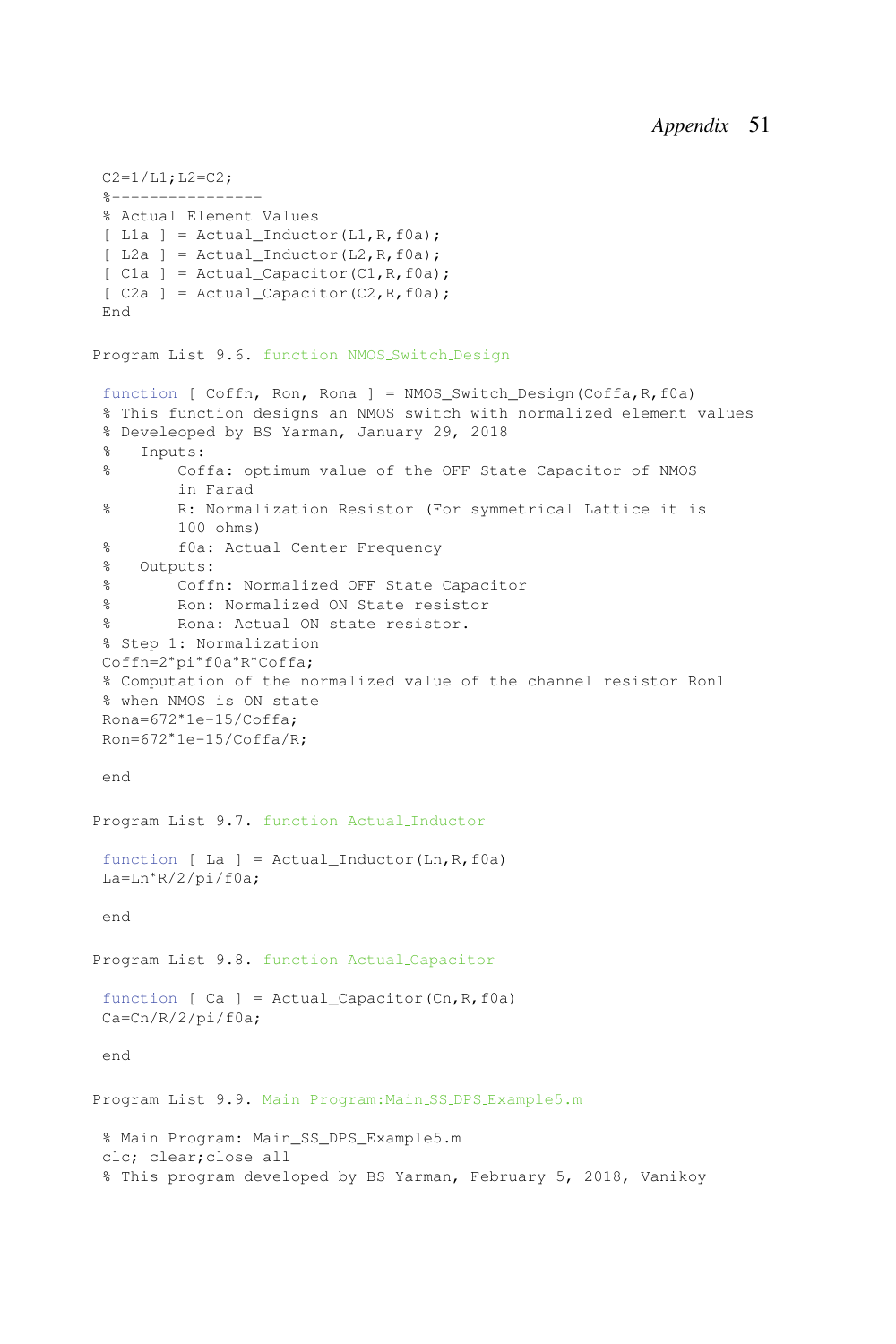```
C2=1/L1;L2=C2;
%----------------
% Actual Element Values
[ L1a ] = Actual_Inductor(L1,R,f0a);
[ L2a ] = Actual_Inductor(L2,R,f0a);
[ C1a ] = Actual_Capacitor(C1,R,f0a);
[ C2a ] = Actual_Capacitor(C2,R,f0a);
End
```

Program List 9.6. function NMOS_Switch_Design

```
function [ Coffn, Ron, Rona ] = NMOS_Switch_Design(Coffa,R,f0a)
% This function designs an NMOS switch with normalized element values
% Develeoped by BS Yarman, January 29, 2018
%   Inputs:
%       Coffa: optimum value of the OFF State Capacitor of NMOS
        in Farad
%       R: Normalization Resistor (For symmetrical Lattice it is
        100 ohms)
%       f0a: Actual Center Frequency
%   Outputs:
%       Coffn: Normalized OFF State Capacitor
%       Ron: Normalized ON State resistor
%       Rona: Actual ON state resistor.
% Step 1: Normalization
Coffn=2*pi*f0a*R*Coffa;
% Computation of the normalized value of the channel resistor Ron1
% when NMOS is ON state
Rona=672*1e-15/Coffa;
Ron=672*1e-15/Coffa/R;

end
```

Program List 9.7. function Actual_Inductor

```
function [ La ] = Actual_Inductor(Ln,R,f0a)
La=Ln*R/2/pi/f0a;

end
```

Program List 9.8. function Actual_Capacitor

```
function [ Ca ] = Actual_Capacitor(Cn,R,f0a)
Ca=Cn/R/2/pi/f0a;

end
```

Program List 9.9. Main Program:Main_SS_DPS_Example5.m

```
% Main Program: Main_SS_DPS_Example5.m
clc; clear;close all
% This program developed by BS Yarman, February 5, 2018, Vanikoy
```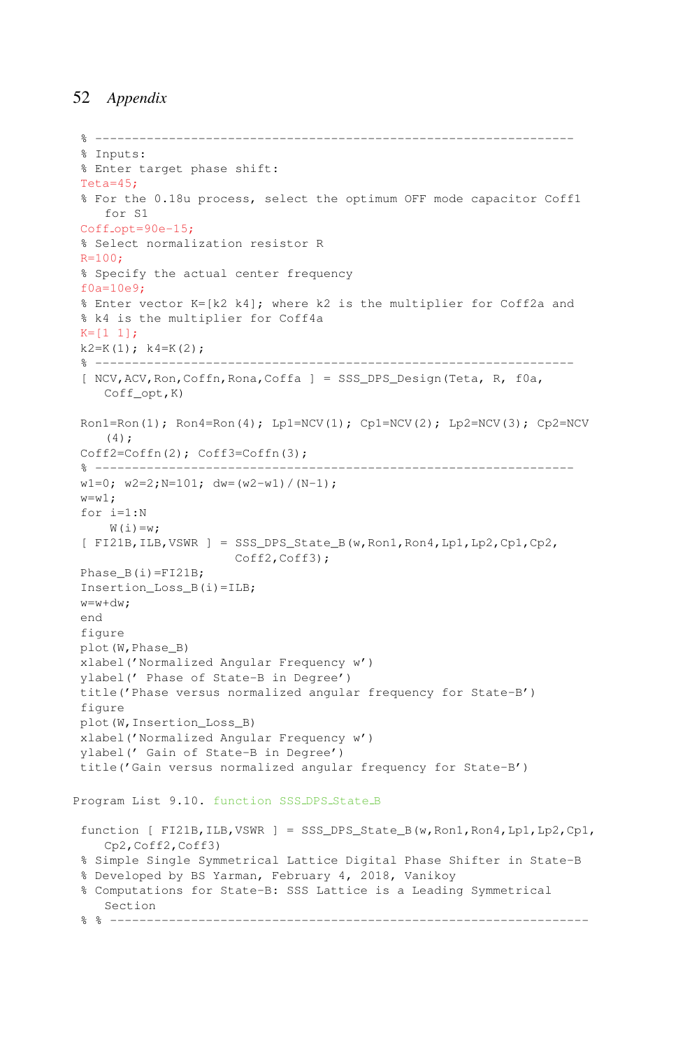```
% ----------------------------------------------------------------
% Inputs:
% Enter target phase shift:
Teta=45;
% For the 0.18u process, select the optimum OFF mode capacitor Coff1
   for S1
Coff_opt=90e-15;
% Select normalization resistor R
R=100;
% Specify the actual center frequency
f0a=10e9;
% Enter vector K=[k2 k4]; where k2 is the multiplier for Coff2a and
% k4 is the multiplier for Coff4a
K=[1 1];
k2=K(1); k4=K(2);
% ----------------------------------------------------------------
[ NCV,ACV,Ron,Coffn,Rona,Coffa ] = SSS_DPS_Design(Teta, R, f0a,
   Coff_opt,K)

Ron1=Ron(1); Ron4=Ron(4); Lp1=NCV(1); Cp1=NCV(2); Lp2=NCV(3); Cp2=NCV
   (4);
Coff2=Coffn(2); Coff3=Coffn(3);
% ----------------------------------------------------------------
w1=0; w2=2;N=101; dw=(w2-w1)/(N-1);
w=w1;
for i=1:N
    W(i)=w;
[ FI21B,ILB,VSWR ] = SSS_DPS_State_B(w,Ron1,Ron4,Lp1,Lp2,Cp1,Cp2,
                     Coff2,Coff3);
Phase_B(i)=FI21B;
Insertion_Loss_B(i)=ILB;
w=w+dw;
end
figure
plot(W,Phase_B)
xlabel('Normalized Angular Frequency w')
ylabel(' Phase of State-B in Degree')
title('Phase versus normalized angular frequency for State-B')
figure
plot(W,Insertion_Loss_B)
xlabel('Normalized Angular Frequency w')
ylabel(' Gain of State-B in Degree')
title('Gain versus normalized angular frequency for State-B')
```

Program List 9.10. function SSS_DPS_State_B

```
function [ FI21B,ILB,VSWR ] = SSS_DPS_State_B(w,Ron1,Ron4,Lp1,Lp2,Cp1,
   Cp2,Coff2,Coff3)
% Simple Single Symmetrical Lattice Digital Phase Shifter in State-B
% Developed by BS Yarman, February 4, 2018, Vanikoy
% Computations for State-B: SSS Lattice is a Leading Symmetrical
   Section
% % ----------------------------------------------------------------
```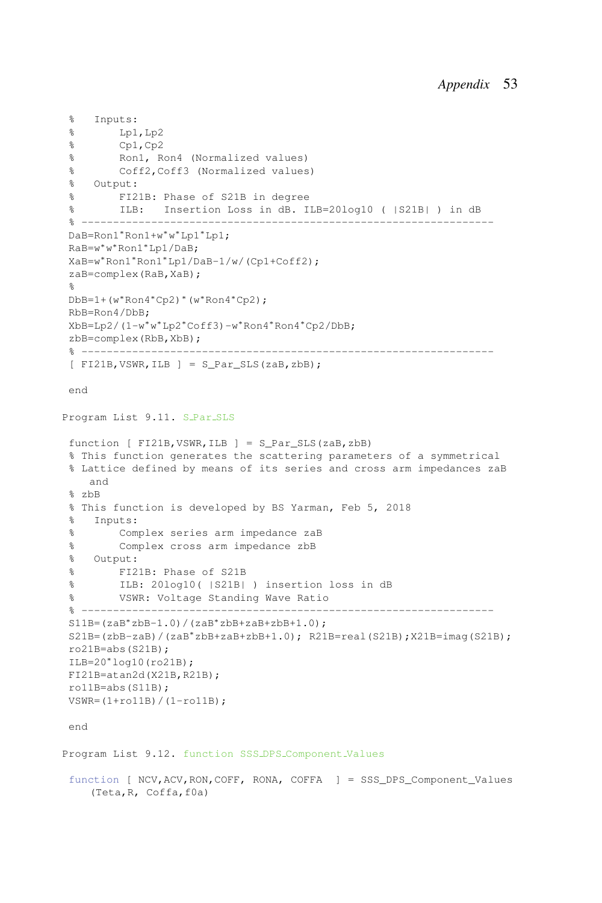```
%   Inputs:
%       Lp1,Lp2
%       Cp1,Cp2
%       Ron1, Ron4 (Normalized values)
%       Coff2,Coff3 (Normalized values)
%   Output:
%       FI21B: Phase of S21B in degree
%       ILB:   Insertion Loss in dB. ILB=20log10 ( |S21B| ) in dB
% -----------------------------------------------------------------
DaB=Ron1*Ron1+w*w*Lp1*Lp1;
RaB=w*w*Ron1*Lp1/DaB;
XaB=w*Ron1*Ron1*Lp1/DaB-1/w/(Cp1+Coff2);
zaB=complex(RaB,XaB);
%
DbB=1+(w*Ron4*Cp2)*(w*Ron4*Cp2);
RbB=Ron4/DbB;
XbB=Lp2/(1-w*w*Lp2*Coff3)-w*Ron4*Ron4*Cp2/DbB;
zbB=complex(RbB,XbB);
% -----------------------------------------------------------------
[ FI21B,VSWR,ILB ] = S_Par_SLS(zaB,zbB);

end
```

Program List 9.11. S_Par_SLS

```
function [ FI21B,VSWR,ILB ] = S_Par_SLS(zaB,zbB)
% This function generates the scattering parameters of a symmetrical
% Lattice defined by means of its series and cross arm impedances zaB
   and
% zbB
% This function is developed by BS Yarman, Feb 5, 2018
%   Inputs:
%       Complex series arm impedance zaB
%       Complex cross arm impedance zbB
%   Output:
%       FI21B: Phase of S21B
%       ILB: 20log10( |S21B| ) insertion loss in dB
%       VSWR: Voltage Standing Wave Ratio
% -----------------------------------------------------------------
S11B=(zaB*zbB-1.0)/(zaB*zbB+zaB+zbB+1.0);
S21B=(zbB-zaB)/(zaB*zbB+zaB+zbB+1.0); R21B=real(S21B);X21B=imag(S21B);
ro21B=abs(S21B);
ILB=20*log10(ro21B);
FI21B=atan2d(X21B,R21B);
ro11B=abs(S11B);
VSWR=(1+ro11B)/(1-ro11B);

end
```

Program List 9.12. function SSS_DPS_Component_Values

```
function [ NCV,ACV,RON,COFF, RONA, COFFA  ] = SSS_DPS_Component_Values
    (Teta,R, Coffa,f0a)
```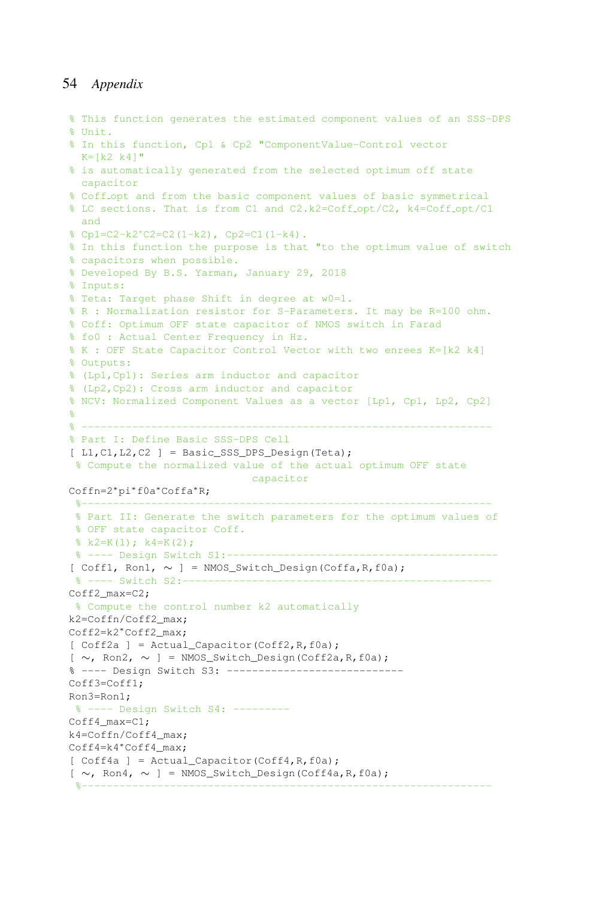```matlab
% This function generates the estimated component values of an SSS-DPS
% Unit.
% In this function, Cp1 & Cp2 "ComponentValue-Control vector
  K=[k2 k4]"
% is automatically generated from the selected optimum off state
  capacitor
% Coff_opt and from the basic component values of basic symmetrical
% LC sections. That is from C1 and C2.k2=Coff_opt/C2, k4=Coff_opt/C1
  and
% Cp1=C2-k2*C2=C2(1-k2), Cp2=C1(1-k4).
% In this function the purpose is that "to the optimum value of switch
% capacitors when possible.
% Developed By B.S. Yarman, January 29, 2018
% Inputs:
% Teta: Target phase Shift in degree at w0=1.
% R : Normalization resistor for S-Parameters. It may be R=100 ohm.
% Coff: Optimum OFF state capacitor of NMOS switch in Farad
% fo0 : Actual Center Frequency in Hz.
% K : OFF State Capacitor Control Vector with two enrees K=[k2 k4]
% Outputs:
% (Lp1,Cp1): Series arm inductor and capacitor
% (Lp2,Cp2): Cross arm inductor and capacitor
% NCV: Normalized Component Values as a vector [Lp1, Cp1, Lp2, Cp2]
%
% ---------------------------------------------------------------
% Part I: Define Basic SSS-DPS Cell
[ L1,C1,L2,C2 ] = Basic_SSS_DPS_Design(Teta);
 % Compute the normalized value of the actual optimum OFF state
                             capacitor
Coffn=2*pi*f0a*Coffa*R;
 %---------------------------------------------------------------
 % Part II: Generate the switch parameters for the optimum values of
 % OFF state capacitor Coff.
 % k2=K(1); k4=K(2);
 % ---- Design Switch S1:------------------------------------------
[ Coff1, Ron1, ~ ] = NMOS_Switch_Design(Coffa,R,f0a);
 % ---- Switch S2:------------------------------------------------
Coff2_max=C2;
 % Compute the control number k2 automatically
k2=Coffn/Coff2_max;
Coff2=k2*Coff2_max;
[ Coff2a ] = Actual_Capacitor(Coff2,R,f0a);
[ ~, Ron2, ~ ] = NMOS_Switch_Design(Coff2a,R,f0a);
% ---- Design Switch S3: ---------------------------
Coff3=Coff1;
Ron3=Ron1;
 % ---- Design Switch S4: ---------
Coff4_max=C1;
k4=Coffn/Coff4_max;
Coff4=k4*Coff4_max;
[ Coff4a ] = Actual_Capacitor(Coff4,R,f0a);
[ ~, Ron4, ~ ] = NMOS_Switch_Design(Coff4a,R,f0a);
 %---------------------------------------------------------------
```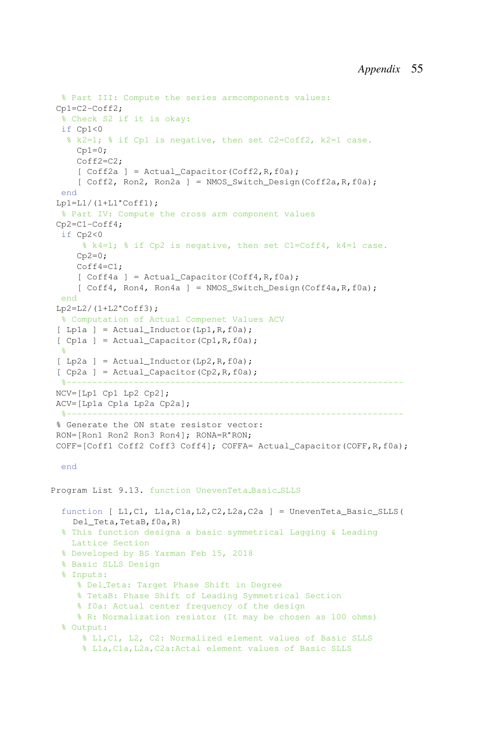```
 % Part III: Compute the series armcomponents values:
Cp1=C2-Coff2;
 % Check S2 if it is okay:
 if Cp1<0
  % k2=1; % if Cp1 is negative, then set C2=Coff2, k2=1 case.
    Cp1=0;
    Coff2=C2;
    [ Coff2a ] = Actual_Capacitor(Coff2,R,f0a);
    [ Coff2, Ron2, Ron2a ] = NMOS_Switch_Design(Coff2a,R,f0a);
 end
Lp1=L1/(1+L1*Coff1);
 % Part IV: Compute the cross arm component values
Cp2=C1-Coff4;
 if Cp2<0
     % k4=1; % if Cp2 is negative, then set C1=Coff4, k4=1 case.
    Cp2=0;
    Coff4=C1;
    [ Coff4a ] = Actual_Capacitor(Coff4,R,f0a);
    [ Coff4, Ron4, Ron4a ] = NMOS_Switch_Design(Coff4a,R,f0a);
 end
Lp2=L2/(1+L2*Coff3);
 % Computation of Actual Compenet Values ACV
[ Lp1a ] = Actual_Inductor(Lp1,R,f0a);
[ Cp1a ] = Actual_Capacitor(Cp1,R,f0a);
 %
[ Lp2a ] = Actual_Inductor(Lp2,R,f0a);
[ Cp2a ] = Actual_Capacitor(Cp2,R,f0a);
 %-----------------------------------------------------------------
NCV=[Lp1 Cp1 Lp2 Cp2];
ACV=[Lp1a Cp1a Lp2a Cp2a];
 %-----------------------------------------------------------------
% Generate the ON state resistor vector:
RON=[Ron1 Ron2 Ron3 Ron4]; RONA=R*RON;
COFF=[Coff1 Coff2 Coff3 Coff4]; COFFA= Actual_Capacitor(COFF,R,f0a);

 end
```

Program List 9.13. function UnevenTeta_Basic_SLLS

```
 function [ L1,C1, L1a,C1a,L2,C2,L2a,C2a ] = UnevenTeta_Basic_SLLS(
   Del_Teta,TetaB,f0a,R)
 % This function designa a basic symmetrical Lagging & Leading
   Lattice Section
 % Developed by BS Yarman Feb 15, 2018
 % Basic SLLS Design
 % Inputs:
    % Del_Teta: Target Phase Shift in Degree
    % TetaB: Phase Shift of Leading Symmetrical Section
    % f0a: Actual center frequency of the design
    % R: Normalization resistor (It may be chosen as 100 ohms)
 % Output:
     % L1,C1, L2, C2: Normalized element values of Basic SLLS
     % L1a,C1a,L2a,C2a:Actal element values of Basic SLLS
```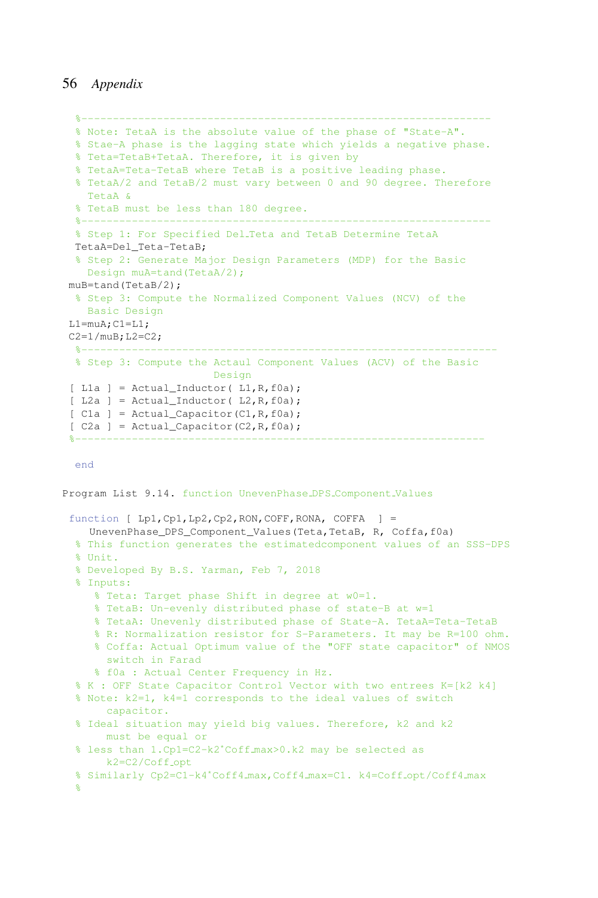```
%-----------------------------------------------------------------
% Note: TetaA is the absolute value of the phase of "State-A".
% Stae-A phase is the lagging state which yields a negative phase.
% Teta=TetaB+TetaA. Therefore, it is given by
% TetaA=Teta-TetaB where TetaB is a positive leading phase.
% TetaA/2 and TetaB/2 must vary between 0 and 90 degree. Therefore
  TetaA &
% TetaB must be less than 180 degree.
%-----------------------------------------------------------------
% Step 1: For Specified Del_Teta and TetaB Determine TetaA
TetaA=Del_Teta-TetaB;
% Step 2: Generate Major Design Parameters (MDP) for the Basic
  Design muA=tand(TetaA/2);
muB=tand(TetaB/2);
% Step 3: Compute the Normalized Component Values (NCV) of the
  Basic Design
L1=muA;C1=L1;
C2=1/muB;L2=C2;
%------------------------------------------------------------------
% Step 3: Compute the Actaul Component Values (ACV) of the Basic
                    Design
[ L1a ] = Actual_Inductor( L1,R,f0a);
[ L2a ] = Actual_Inductor( L2,R,f0a);
[ C1a ] = Actual_Capacitor(C1,R,f0a);
[ C2a ] = Actual_Capacitor(C2,R,f0a);
%-----------------------------------------------------------------

end
```

Program List 9.14. function UnevenPhase_DPS_Component_Values

```
function [ Lp1,Cp1,Lp2,Cp2,RON,COFF,RONA, COFFA  ] =
   UnevenPhase_DPS_Component_Values(Teta,TetaB, R, Coffa,f0a)
% This function generates the estimatedcomponent values of an SSS-DPS
% Unit.
% Developed By B.S. Yarman, Feb 7, 2018
% Inputs:
   % Teta: Target phase Shift in degree at w0=1.
   % TetaB: Un-evenly distributed phase of state-B at w=1
   % TetaA: Unevenly distributed phase of State-A. TetaA=Teta-TetaB
   % R: Normalization resistor for S-Parameters. It may be R=100 ohm.
   % Coffa: Actual Optimum value of the "OFF state capacitor" of NMOS
     switch in Farad
   % f0a : Actual Center Frequency in Hz.
% K : OFF State Capacitor Control Vector with two entrees K=[k2 k4]
% Note: k2=1, k4=1 corresponds to the ideal values of switch
     capacitor.
% Ideal situation may yield big values. Therefore, k2 and k2
     must be equal or
% less than 1.Cp1=C2-k2*Coff_max>0.k2 may be selected as
     k2=C2/Coff_opt
% Similarly Cp2=C1-k4*Coff4_max,Coff4_max=C1. k4=Coff_opt/Coff4_max
%
```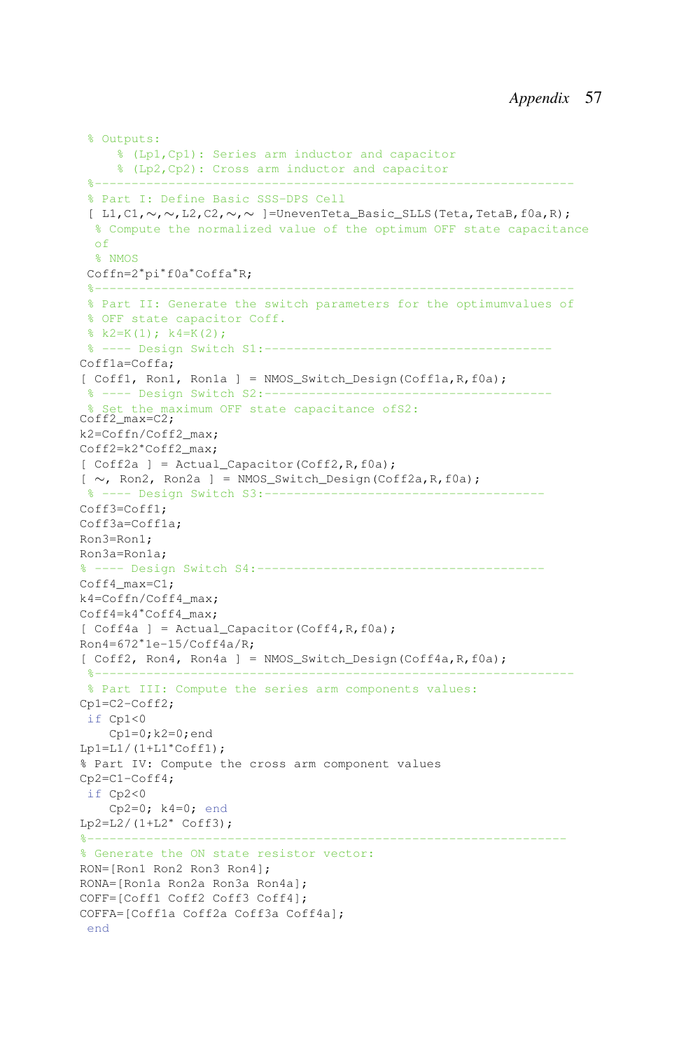```
 % Outputs:
     % (Lp1,Cp1): Series arm inductor and capacitor
     % (Lp2,Cp2): Cross arm inductor and capacitor
 %-----------------------------------------------------------------
 % Part I: Define Basic SSS-DPS Cell
 [ L1,C1,~,~,L2,C2,~,~ ]=UnevenTeta_Basic_SLLS(Teta,TetaB,f0a,R);
  % Compute the normalized value of the optimum OFF state capacitance
  of
  % NMOS
 Coffn=2*pi*f0a*Coffa*R;
 %-----------------------------------------------------------------
 % Part II: Generate the switch parameters for the optimumvalues of
 % OFF state capacitor Coff.
 % k2=K(1); k4=K(2);
 % ---- Design Switch S1:---------------------------------------
Coff1a=Coffa;
[ Coff1, Ron1, Ron1a ] = NMOS_Switch_Design(Coff1a,R,f0a);
 % ---- Design Switch S2:---------------------------------------
 % Set the maximum OFF state capacitance ofS2:
Coff2_max=C2;
k2=Coffn/Coff2_max;
Coff2=k2*Coff2_max;
[ Coff2a ] = Actual_Capacitor(Coff2,R,f0a);
[ ~, Ron2, Ron2a ] = NMOS_Switch_Design(Coff2a,R,f0a);
 % ---- Design Switch S3:--------------------------------------
Coff3=Coff1;
Coff3a=Coff1a;
Ron3=Ron1;
Ron3a=Ron1a;
% ---- Design Switch S4:--------------------------------------
Coff4_max=C1;
k4=Coffn/Coff4_max;
Coff4=k4*Coff4_max;
[ Coff4a ] = Actual_Capacitor(Coff4,R,f0a);
Ron4=672*1e-15/Coff4a/R;
[ Coff2, Ron4, Ron4a ] = NMOS_Switch_Design(Coff4a,R,f0a);
 %-----------------------------------------------------------------
 % Part III: Compute the series arm components values:
Cp1=C2-Coff2;
 if Cp1<0
    Cp1=0;k2=0;end
Lp1=L1/(1+L1*Coff1);
% Part IV: Compute the cross arm component values
Cp2=C1-Coff4;
 if Cp2<0
    Cp2=0; k4=0; end
Lp2=L2/(1+L2* Coff3);
%-----------------------------------------------------------------
% Generate the ON state resistor vector:
RON=[Ron1 Ron2 Ron3 Ron4];
RONA=[Ron1a Ron2a Ron3a Ron4a];
COFF=[Coff1 Coff2 Coff3 Coff4];
COFFA=[Coff1a Coff2a Coff3a Coff4a];
 end
```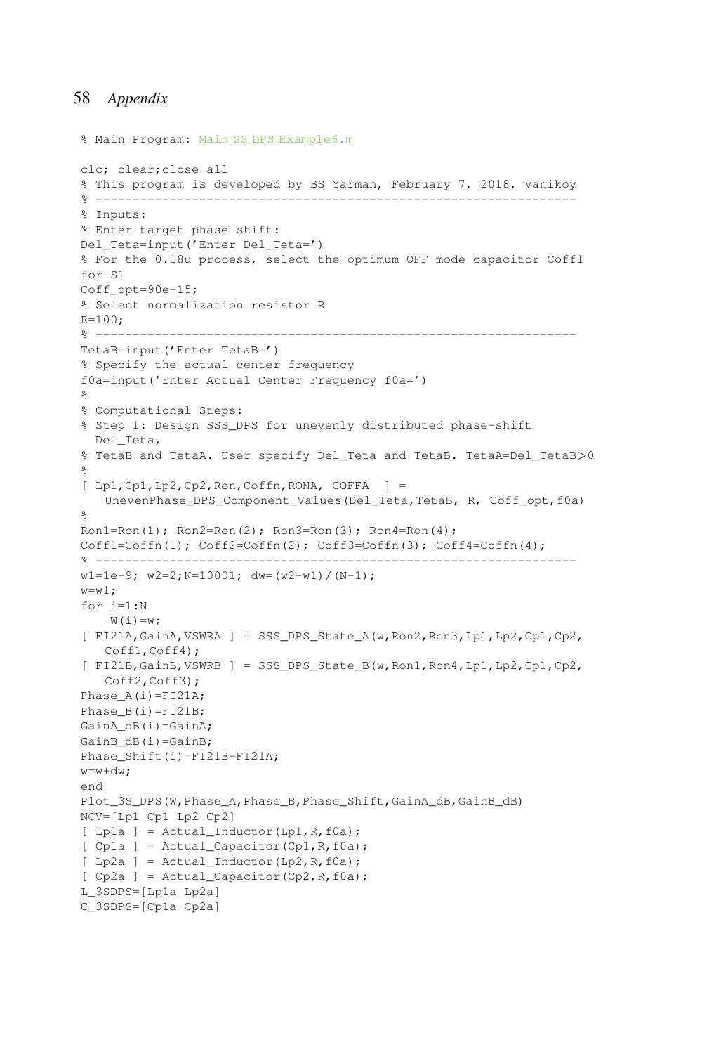```
% Main Program: Main_SS_DPS_Example6.m

clc; clear;close all
% This program is developed by BS Yarman, February 7, 2018, Vanikoy
% ------------------------------------------------------------------
% Inputs:
% Enter target phase shift:
Del_Teta=input('Enter Del_Teta=')
% For the 0.18u process, select the optimum OFF mode capacitor Coff1
for S1
Coff_opt=90e-15;
% Select normalization resistor R
R=100;
% ------------------------------------------------------------------
TetaB=input('Enter TetaB=')
% Specify the actual center frequency
f0a=input('Enter Actual Center Frequency f0a=')
%
% Computational Steps:
% Step 1: Design SSS_DPS for unevenly distributed phase-shift
  Del_Teta,
% TetaB and TetaA. User specify Del_Teta and TetaB. TetaA=Del_TetaB>0
%
[ Lp1,Cp1,Lp2,Cp2,Ron,Coffn,RONA, COFFA  ] =
   UnevenPhase_DPS_Component_Values(Del_Teta,TetaB, R, Coff_opt,f0a)
%
Ron1=Ron(1); Ron2=Ron(2); Ron3=Ron(3); Ron4=Ron(4);
Coff1=Coffn(1); Coff2=Coffn(2); Coff3=Coffn(3); Coff4=Coffn(4);
% ------------------------------------------------------------------
w1=1e-9; w2=2;N=10001; dw=(w2-w1)/(N-1);
w=w1;
for i=1:N
    W(i)=w;
[ FI21A,GainA,VSWRA ] = SSS_DPS_State_A(w,Ron2,Ron3,Lp1,Lp2,Cp1,Cp2,
   Coff1,Coff4);
[ FI21B,GainB,VSWRB ] = SSS_DPS_State_B(w,Ron1,Ron4,Lp1,Lp2,Cp1,Cp2,
   Coff2,Coff3);
Phase_A(i)=FI21A;
Phase_B(i)=FI21B;
GainA_dB(i)=GainA;
GainB_dB(i)=GainB;
Phase_Shift(i)=FI21B-FI21A;
w=w+dw;
end
Plot_3S_DPS(W,Phase_A,Phase_B,Phase_Shift,GainA_dB,GainB_dB)
NCV=[Lp1 Cp1 Lp2 Cp2]
[ Lp1a ] = Actual_Inductor(Lp1,R,f0a);
[ Cp1a ] = Actual_Capacitor(Cp1,R,f0a);
[ Lp2a ] = Actual_Inductor(Lp2,R,f0a);
[ Cp2a ] = Actual_Capacitor(Cp2,R,f0a);
L_3SDPS=[Lp1a Lp2a]
C_3SDPS=[Cp1a Cp2a]
```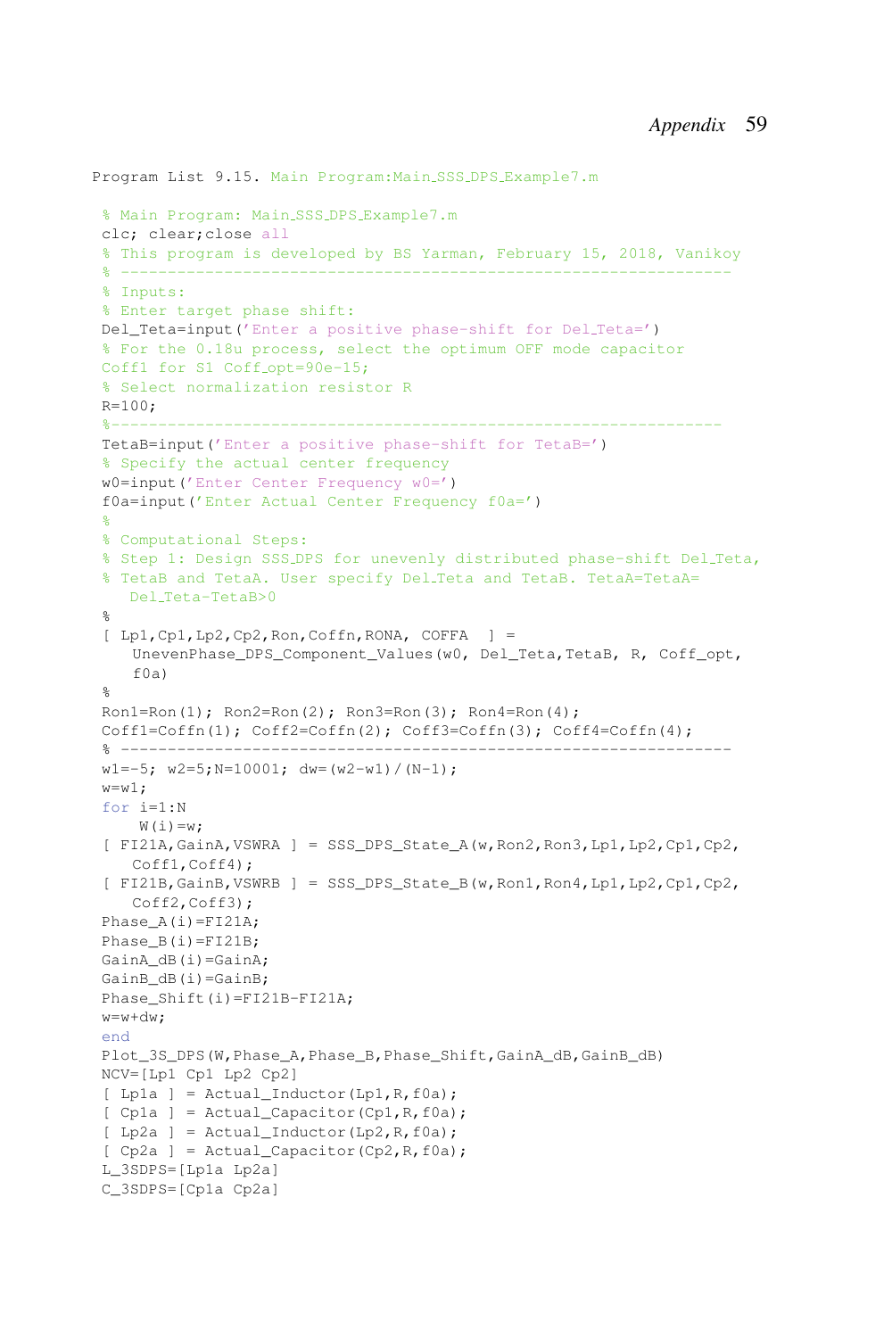Program List 9.15. Main Program:Main_SSS_DPS_Example7.m

```
% Main Program: Main_SSS_DPS_Example7.m
clc; clear;close all
% This program is developed by BS Yarman, February 15, 2018, Vanikoy
% ----------------------------------------------------------------
% Inputs:
% Enter target phase shift:
Del_Teta=input('Enter a positive phase-shift for Del_Teta=')
% For the 0.18u process, select the optimum OFF mode capacitor
Coff1 for S1 Coff_opt=90e-15;
% Select normalization resistor R
R=100;
%----------------------------------------------------------------
TetaB=input('Enter a positive phase-shift for TetaB=')
% Specify the actual center frequency
w0=input('Enter Center Frequency w0=')
f0a=input('Enter Actual Center Frequency f0a=')
%
% Computational Steps:
% Step 1: Design SSS_DPS for unevenly distributed phase-shift Del_Teta,
% TetaB and TetaA. User specify Del_Teta and TetaB. TetaA=TetaA=
   Del_Teta-TetaB>0
%
[ Lp1,Cp1,Lp2,Cp2,Ron,Coffn,RONA, COFFA  ] =
   UnevenPhase_DPS_Component_Values(w0, Del_Teta,TetaB, R, Coff_opt,
   f0a)
%
Ron1=Ron(1); Ron2=Ron(2); Ron3=Ron(3); Ron4=Ron(4);
Coff1=Coffn(1); Coff2=Coffn(2); Coff3=Coffn(3); Coff4=Coffn(4);
% ----------------------------------------------------------------
w1=-5; w2=5;N=10001; dw=(w2-w1)/(N-1);
w=w1;
for i=1:N
    W(i)=w;
[ FI21A,GainA,VSWRA ] = SSS_DPS_State_A(w,Ron2,Ron3,Lp1,Lp2,Cp1,Cp2,
   Coff1,Coff4);
[ FI21B,GainB,VSWRB ] = SSS_DPS_State_B(w,Ron1,Ron4,Lp1,Lp2,Cp1,Cp2,
   Coff2,Coff3);
Phase_A(i)=FI21A;
Phase_B(i)=FI21B;
GainA_dB(i)=GainA;
GainB_dB(i)=GainB;
Phase_Shift(i)=FI21B-FI21A;
w=w+dw;
end
Plot_3S_DPS(W,Phase_A,Phase_B,Phase_Shift,GainA_dB,GainB_dB)
NCV=[Lp1 Cp1 Lp2 Cp2]
[ Lp1a ] = Actual_Inductor(Lp1,R,f0a);
[ Cp1a ] = Actual_Capacitor(Cp1,R,f0a);
[ Lp2a ] = Actual_Inductor(Lp2,R,f0a);
[ Cp2a ] = Actual_Capacitor(Cp2,R,f0a);
L_3SDPS=[Lp1a Lp2a]
C_3SDPS=[Cp1a Cp2a]
```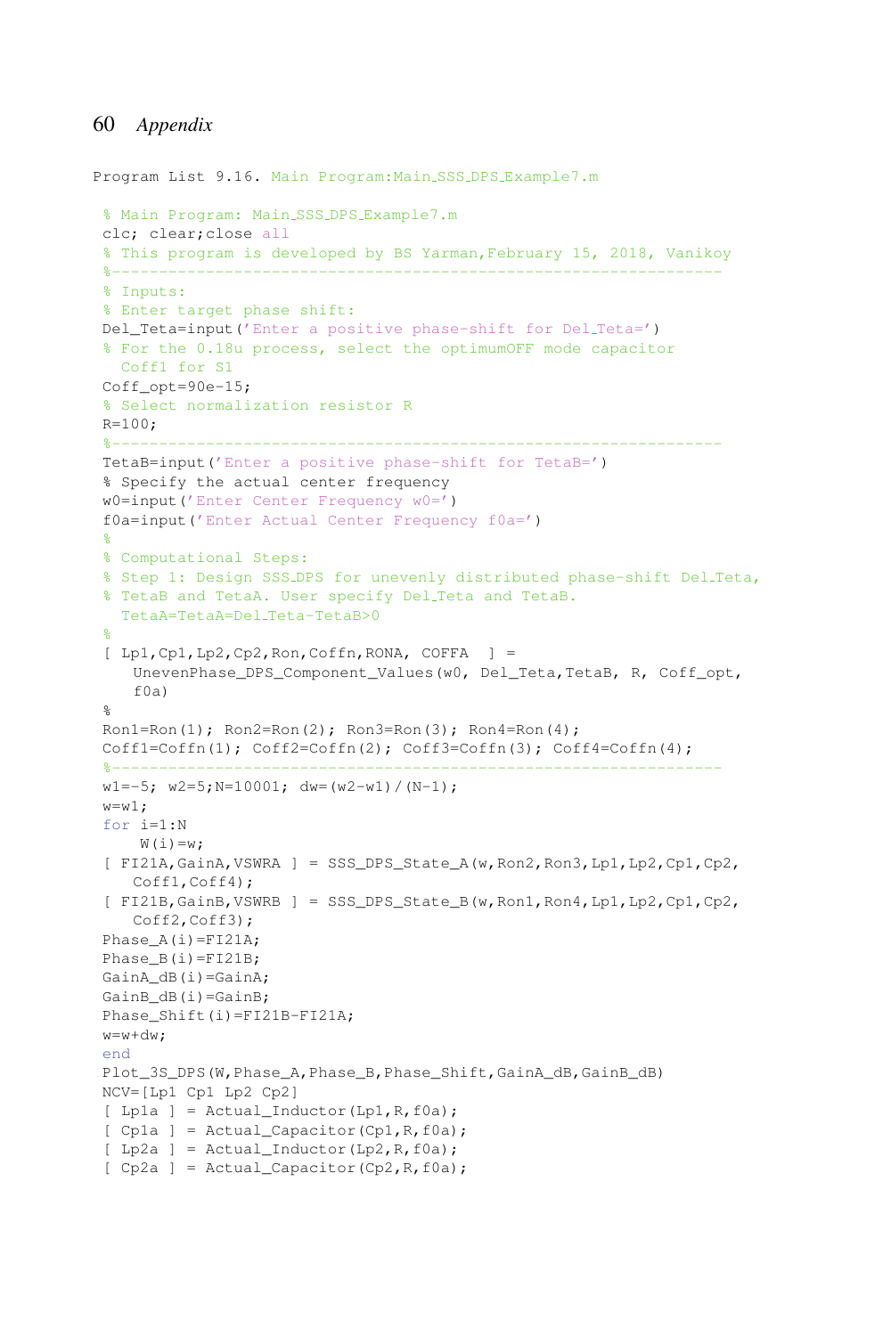Program List 9.16. Main Program:Main_SSS_DPS_Example7.m

```
% Main Program: Main_SSS_DPS_Example7.m
clc; clear;close all
% This program is developed by BS Yarman,February 15, 2018, Vanikoy
%----------------------------------------------------------------
% Inputs:
% Enter target phase shift:
Del_Teta=input('Enter a positive phase-shift for Del_Teta=')
% For the 0.18u process, select the optimumOFF mode capacitor
  Coff1 for S1
Coff_opt=90e-15;
% Select normalization resistor R
R=100;
%----------------------------------------------------------------
TetaB=input('Enter a positive phase-shift for TetaB=')
% Specify the actual center frequency
w0=input('Enter Center Frequency w0=')
f0a=input('Enter Actual Center Frequency f0a=')
%
% Computational Steps:
% Step 1: Design SSS_DPS for unevenly distributed phase-shift Del_Teta,
% TetaB and TetaA. User specify Del_Teta and TetaB.
  TetaA=TetaA=Del_Teta-TetaB>0
%
[ Lp1,Cp1,Lp2,Cp2,Ron,Coffn,RONA, COFFA  ] =
   UnevenPhase_DPS_Component_Values(w0, Del_Teta,TetaB, R, Coff_opt,
   f0a)
%
Ron1=Ron(1); Ron2=Ron(2); Ron3=Ron(3); Ron4=Ron(4);
Coff1=Coffn(1); Coff2=Coffn(2); Coff3=Coffn(3); Coff4=Coffn(4);
%----------------------------------------------------------------
w1=-5; w2=5;N=10001; dw=(w2-w1)/(N-1);
w=w1;
for i=1:N
    W(i)=w;
[ FI21A,GainA,VSWRA ] = SSS_DPS_State_A(w,Ron2,Ron3,Lp1,Lp2,Cp1,Cp2,
   Coff1,Coff4);
[ FI21B,GainB,VSWRB ] = SSS_DPS_State_B(w,Ron1,Ron4,Lp1,Lp2,Cp1,Cp2,
   Coff2,Coff3);
Phase_A(i)=FI21A;
Phase_B(i)=FI21B;
GainA_dB(i)=GainA;
GainB_dB(i)=GainB;
Phase_Shift(i)=FI21B-FI21A;
w=w+dw;
end
Plot_3S_DPS(W,Phase_A,Phase_B,Phase_Shift,GainA_dB,GainB_dB)
NCV=[Lp1 Cp1 Lp2 Cp2]
[ Lp1a ] = Actual_Inductor(Lp1,R,f0a);
[ Cp1a ] = Actual_Capacitor(Cp1,R,f0a);
[ Lp2a ] = Actual_Inductor(Lp2,R,f0a);
[ Cp2a ] = Actual_Capacitor(Cp2,R,f0a);
```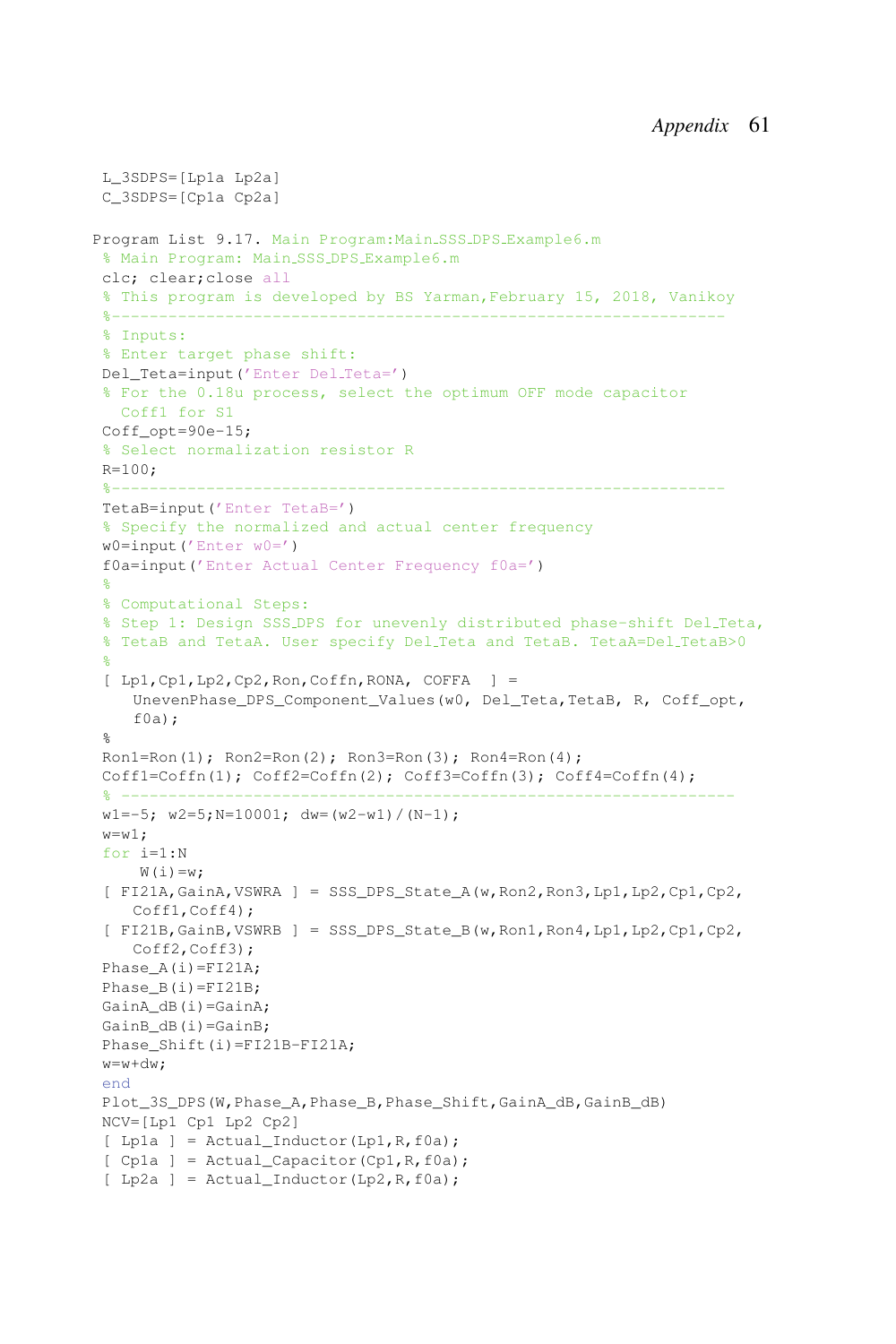```
L_3SDPS=[Lp1a Lp2a]
C_3SDPS=[Cp1a Cp2a]
```

Program List 9.17. Main Program:Main_SSS_DPS_Example6.m

```
% Main Program: Main_SSS_DPS_Example6.m
clc; clear;close all
% This program is developed by BS Yarman,February 15, 2018, Vanikoy
%----------------------------------------------------------------
% Inputs:
% Enter target phase shift:
Del_Teta=input('Enter Del_Teta=')
% For the 0.18u process, select the optimum OFF mode capacitor
  Coff1 for S1
Coff_opt=90e-15;
% Select normalization resistor R
R=100;
%----------------------------------------------------------------
TetaB=input('Enter TetaB=')
% Specify the normalized and actual center frequency
w0=input('Enter w0=')
f0a=input('Enter Actual Center Frequency f0a=')
%
% Computational Steps:
% Step 1: Design SSS_DPS for unevenly distributed phase-shift Del_Teta,
% TetaB and TetaA. User specify Del_Teta and TetaB. TetaA=Del_TetaB>0
%
[ Lp1,Cp1,Lp2,Cp2,Ron,Coffn,RONA, COFFA  ] =
   UnevenPhase_DPS_Component_Values(w0, Del_Teta,TetaB, R, Coff_opt,
   f0a);
%
Ron1=Ron(1); Ron2=Ron(2); Ron3=Ron(3); Ron4=Ron(4);
Coff1=Coffn(1); Coff2=Coffn(2); Coff3=Coffn(3); Coff4=Coffn(4);
% ---------------------------------------------------------------
w1=-5; w2=5;N=10001; dw=(w2-w1)/(N-1);
w=w1;
for i=1:N
    W(i)=w;
[ FI21A,GainA,VSWRA ] = SSS_DPS_State_A(w,Ron2,Ron3,Lp1,Lp2,Cp1,Cp2,
   Coff1,Coff4);
[ FI21B,GainB,VSWRB ] = SSS_DPS_State_B(w,Ron1,Ron4,Lp1,Lp2,Cp1,Cp2,
   Coff2,Coff3);
Phase_A(i)=FI21A;
Phase_B(i)=FI21B;
GainA_dB(i)=GainA;
GainB_dB(i)=GainB;
Phase_Shift(i)=FI21B-FI21A;
w=w+dw;
end
Plot_3S_DPS(W,Phase_A,Phase_B,Phase_Shift,GainA_dB,GainB_dB)
NCV=[Lp1 Cp1 Lp2 Cp2]
[ Lp1a ] = Actual_Inductor(Lp1,R,f0a);
[ Cp1a ] = Actual_Capacitor(Cp1,R,f0a);
[ Lp2a ] = Actual_Inductor(Lp2,R,f0a);
```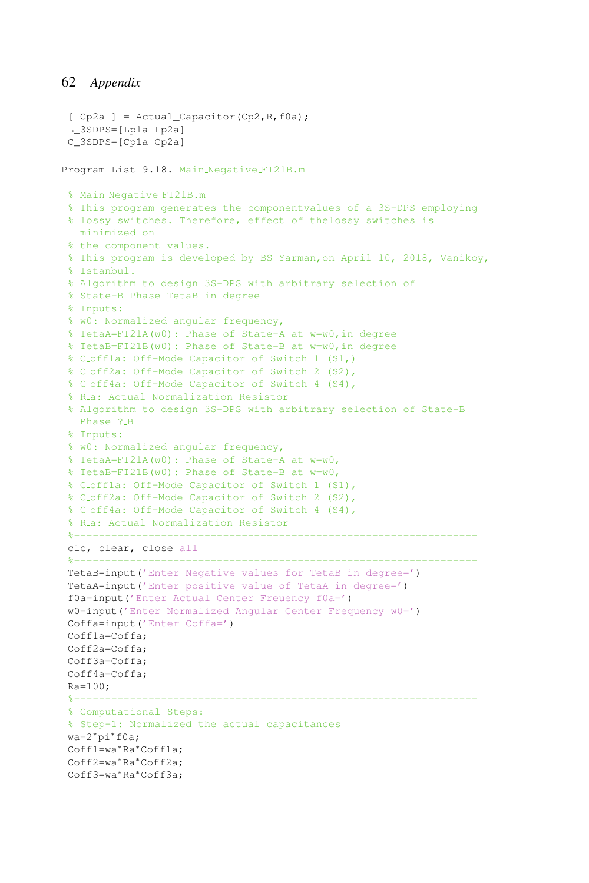```
[ Cp2a ] = Actual_Capacitor(Cp2,R,f0a);
L_3SDPS=[Lp1a Lp2a]
C_3SDPS=[Cp1a Cp2a]
```

Program List 9.18. Main_Negative_FI21B.m

```
% Main_Negative_FI21B.m
% This program generates the componentvalues of a 3S-DPS employing
% lossy switches. Therefore, effect of thelossy switches is
  minimized on
% the component values.
% This program is developed by BS Yarman,on April 10, 2018, Vanikoy,
% Istanbul.
% Algorithm to design 3S-DPS with arbitrary selection of
% State-B Phase TetaB in degree
% Inputs:
% w0: Normalized angular frequency,
% TetaA=FI21A(w0): Phase of State-A at w=w0,in degree
% TetaB=FI21B(w0): Phase of State-B at w=w0,in degree
% C_off1a: Off-Mode Capacitor of Switch 1 (S1,)
% C_off2a: Off-Mode Capacitor of Switch 2 (S2),
% C_off4a: Off-Mode Capacitor of Switch 4 (S4),
% R_a: Actual Normalization Resistor
% Algorithm to design 3S-DPS with arbitrary selection of State-B
  Phase ?_B
% Inputs:
% w0: Normalized angular frequency,
% TetaA=FI21A(w0): Phase of State-A at w=w0,
% TetaB=FI21B(w0): Phase of State-B at w=w0,
% C_off1a: Off-Mode Capacitor of Switch 1 (S1),
% C_off2a: Off-Mode Capacitor of Switch 2 (S2),
% C_off4a: Off-Mode Capacitor of Switch 4 (S4),
% R_a: Actual Normalization Resistor
%----------------------------------------------------------------
clc, clear, close all
%----------------------------------------------------------------
TetaB=input('Enter Negative values for TetaB in degree=')
TetaA=input('Enter positive value of TetaA in degree=')
f0a=input('Enter Actual Center Freuency f0a=')
w0=input('Enter Normalized Angular Center Frequency w0=')
Coffa=input('Enter Coffa=')
Coff1a=Coffa;
Coff2a=Coffa;
Coff3a=Coffa;
Coff4a=Coffa;
Ra=100;
%----------------------------------------------------------------
% Computational Steps:
% Step-1: Normalized the actual capacitances
wa=2*pi*f0a;
Coff1=wa*Ra*Coff1a;
Coff2=wa*Ra*Coff2a;
Coff3=wa*Ra*Coff3a;
```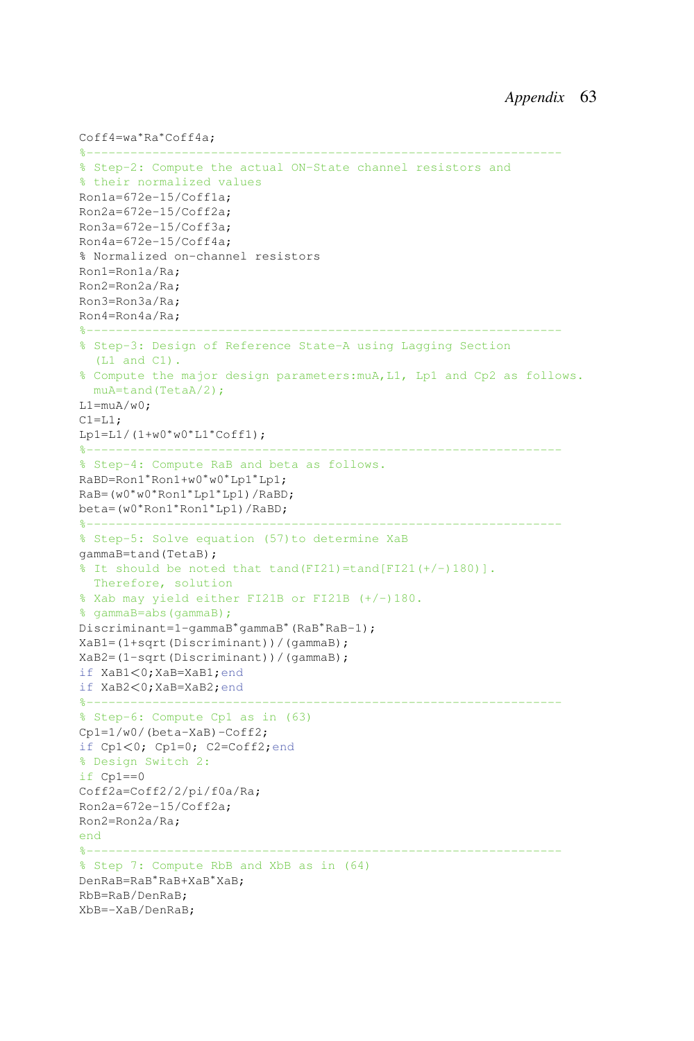```
Coff4=wa*Ra*Coff4a;
%---------------------------------------------------------------
% Step-2: Compute the actual ON-State channel resistors and
% their normalized values
Ron1a=672e-15/Coff1a;
Ron2a=672e-15/Coff2a;
Ron3a=672e-15/Coff3a;
Ron4a=672e-15/Coff4a;
% Normalized on-channel resistors
Ron1=Ron1a/Ra;
Ron2=Ron2a/Ra;
Ron3=Ron3a/Ra;
Ron4=Ron4a/Ra;
%---------------------------------------------------------------
% Step-3: Design of Reference State-A using Lagging Section
  (L1 and C1).
% Compute the major design parameters:muA,L1, Lp1 and Cp2 as follows.
  muA=tand(TetaA/2);
L1=muA/w0;
C1=L1;
Lp1=L1/(1+w0*w0*L1*Coff1);
%---------------------------------------------------------------
% Step-4: Compute RaB and beta as follows.
RaBD=Ron1*Ron1+w0*w0*Lp1*Lp1;
RaB=(w0*w0*Ron1*Lp1*Lp1)/RaBD;
beta=(w0*Ron1*Ron1*Lp1)/RaBD;
%---------------------------------------------------------------
% Step-5: Solve equation (57)to determine XaB
gammaB=tand(TetaB);
% It should be noted that tand(FI21)=tand[FI21(+/-)180)].
  Therefore, solution
% Xab may yield either FI21B or FI21B (+/-)180.
% gammaB=abs(gammaB);
Discriminant=1-gammaB*gammaB*(RaB*RaB-1);
XaB1=(1+sqrt(Discriminant))/(gammaB);
XaB2=(1-sqrt(Discriminant))/(gammaB);
if XaB1<0;XaB=XaB1;end
if XaB2<0;XaB=XaB2;end
%---------------------------------------------------------------
% Step-6: Compute Cp1 as in (63)
Cp1=1/w0/(beta-XaB)-Coff2;
if Cp1<0; Cp1=0; C2=Coff2;end
% Design Switch 2:
if Cp1==0
Coff2a=Coff2/2/pi/f0a/Ra;
Ron2a=672e-15/Coff2a;
Ron2=Ron2a/Ra;
end
%---------------------------------------------------------------
% Step 7: Compute RbB and XbB as in (64)
DenRaB=RaB*RaB+XaB*XaB;
RbB=RaB/DenRaB;
XbB=-XaB/DenRaB;
```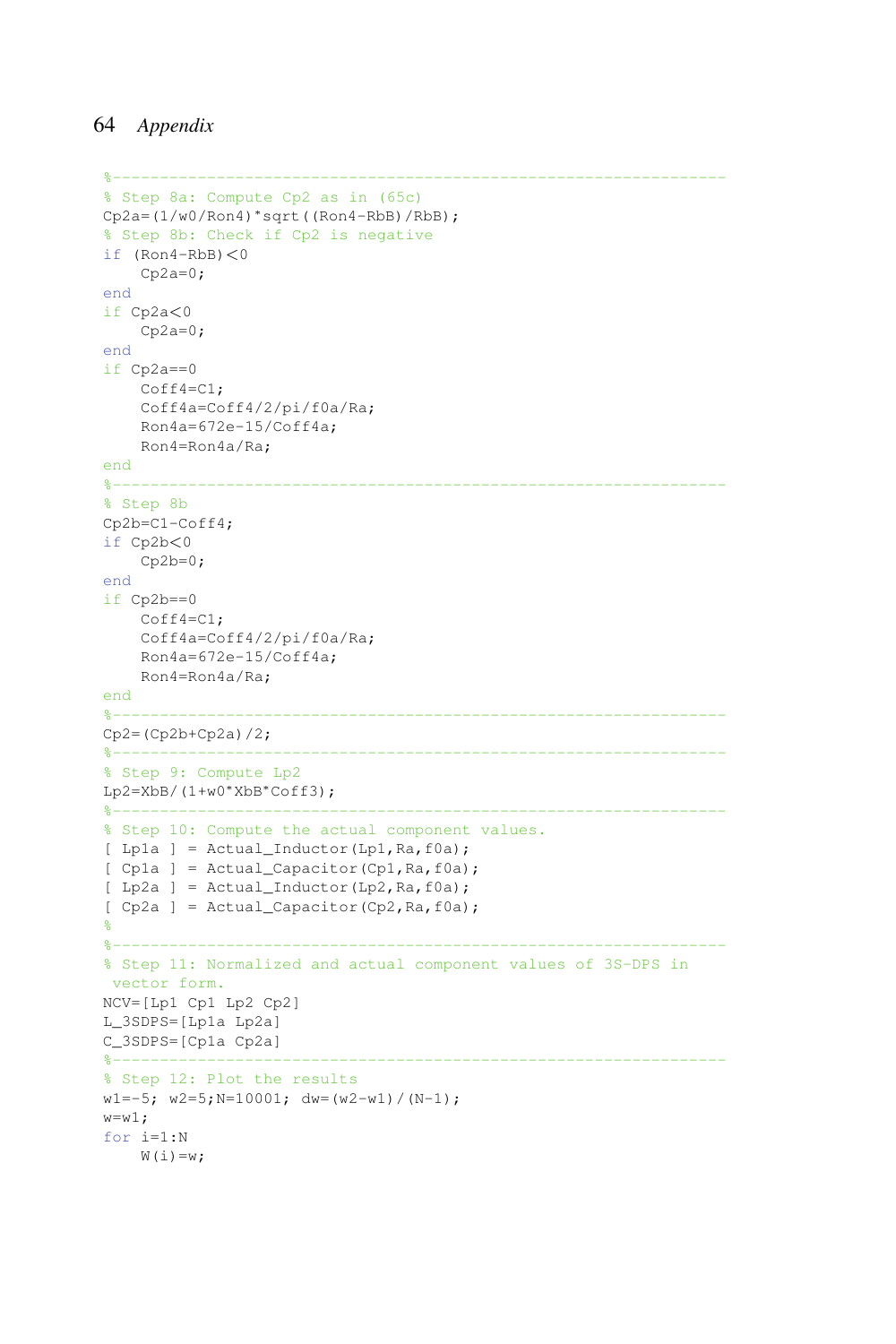```
%---------------------------------------------------------------
% Step 8a: Compute Cp2 as in (65c)
Cp2a=(1/w0/Ron4)*sqrt((Ron4-RbB)/RbB);
% Step 8b: Check if Cp2 is negative
if (Ron4-RbB)<0
    Cp2a=0;
end
if Cp2a<0
    Cp2a=0;
end
if Cp2a==0
    Coff4=C1;
    Coff4a=Coff4/2/pi/f0a/Ra;
    Ron4a=672e-15/Coff4a;
    Ron4=Ron4a/Ra;
end
%---------------------------------------------------------------
% Step 8b
Cp2b=C1-Coff4;
if Cp2b<0
    Cp2b=0;
end
if Cp2b==0
    Coff4=C1;
    Coff4a=Coff4/2/pi/f0a/Ra;
    Ron4a=672e-15/Coff4a;
    Ron4=Ron4a/Ra;
end
%---------------------------------------------------------------
Cp2=(Cp2b+Cp2a)/2;
%---------------------------------------------------------------
% Step 9: Compute Lp2
Lp2=XbB/(1+w0*XbB*Coff3);
%---------------------------------------------------------------
% Step 10: Compute the actual component values.
[ Lp1a ] = Actual_Inductor(Lp1,Ra,f0a);
[ Cp1a ] = Actual_Capacitor(Cp1,Ra,f0a);
[ Lp2a ] = Actual_Inductor(Lp2,Ra,f0a);
[ Cp2a ] = Actual_Capacitor(Cp2,Ra,f0a);
%
%---------------------------------------------------------------
% Step 11: Normalized and actual component values of 3S-DPS in
 vector form.
NCV=[Lp1 Cp1 Lp2 Cp2]
L_3SDPS=[Lp1a Lp2a]
C_3SDPS=[Cp1a Cp2a]
%---------------------------------------------------------------
% Step 12: Plot the results
w1=-5; w2=5;N=10001; dw=(w2-w1)/(N-1);
w=w1;
for i=1:N
    W(i)=w;
```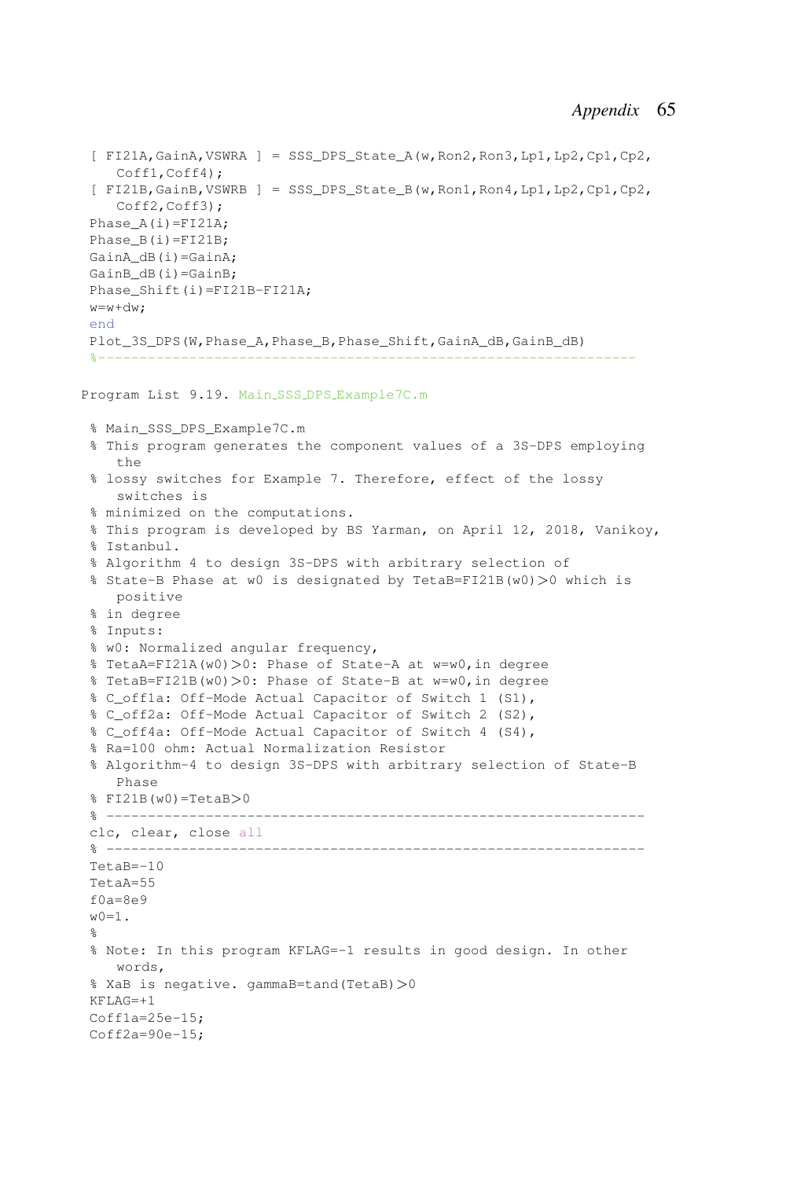```
[ FI21A,GainA,VSWRA ] = SSS_DPS_State_A(w,Ron2,Ron3,Lp1,Lp2,Cp1,Cp2,
    Coff1,Coff4);
[ FI21B,GainB,VSWRB ] = SSS_DPS_State_B(w,Ron1,Ron4,Lp1,Lp2,Cp1,Cp2,
    Coff2,Coff3);
Phase_A(i)=FI21A;
Phase_B(i)=FI21B;
GainA_dB(i)=GainA;
GainB_dB(i)=GainB;
Phase_Shift(i)=FI21B-FI21A;
w=w+dw;
end
Plot_3S_DPS(W,Phase_A,Phase_B,Phase_Shift,GainA_dB,GainB_dB)
%-----------------------------------------------------------------
```

Program List 9.19. Main_SSS_DPS_Example7C.m

```
% Main_SSS_DPS_Example7C.m
% This program generates the component values of a 3S-DPS employing
    the
% lossy switches for Example 7. Therefore, effect of the lossy
    switches is
% minimized on the computations.
% This program is developed by BS Yarman, on April 12, 2018, Vanikoy,
% Istanbul.
% Algorithm 4 to design 3S-DPS with arbitrary selection of
% State-B Phase at w0 is designated by TetaB=FI21B(w0)>0 which is
    positive
% in degree
% Inputs:
% w0: Normalized angular frequency,
% TetaA=FI21A(w0)>0: Phase of State-A at w=w0,in degree
% TetaB=FI21B(w0)>0: Phase of State-B at w=w0,in degree
% C_off1a: Off-Mode Actual Capacitor of Switch 1 (S1),
% C_off2a: Off-Mode Actual Capacitor of Switch 2 (S2),
% C_off4a: Off-Mode Actual Capacitor of Switch 4 (S4),
% Ra=100 ohm: Actual Normalization Resistor
% Algorithm-4 to design 3S-DPS with arbitrary selection of State-B
    Phase
% FI21B(w0)=TetaB>0
% -----------------------------------------------------------------
clc, clear, close all
% -----------------------------------------------------------------
TetaB=-10
TetaA=55
f0a=8e9
w0=1.
%
% Note: In this program KFLAG=-1 results in good design. In other
    words,
% XaB is negative. gammaB=tand(TetaB)>0
KFLAG=+1
Coff1a=25e-15;
Coff2a=90e-15;
```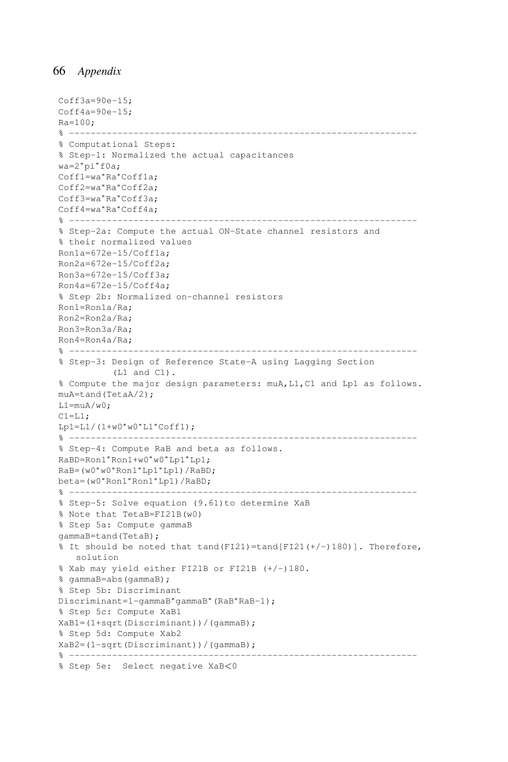```
Coff3a=90e-15;
Coff4a=90e-15;
Ra=100;
% ----------------------------------------------------------------
% Computational Steps:
% Step-1: Normalized the actual capacitances
wa=2*pi*f0a;
Coff1=wa*Ra*Coff1a;
Coff2=wa*Ra*Coff2a;
Coff3=wa*Ra*Coff3a;
Coff4=wa*Ra*Coff4a;
% ----------------------------------------------------------------
% Step-2a: Compute the actual ON-State channel resistors and
% their normalized values
Ron1a=672e-15/Coff1a;
Ron2a=672e-15/Coff2a;
Ron3a=672e-15/Coff3a;
Ron4a=672e-15/Coff4a;
% Step 2b: Normalized on-channel resistors
Ron1=Ron1a/Ra;
Ron2=Ron2a/Ra;
Ron3=Ron3a/Ra;
Ron4=Ron4a/Ra;
% ----------------------------------------------------------------
% Step-3: Design of Reference State-A using Lagging Section
          (L1 and C1).
% Compute the major design parameters: muA,L1,C1 and Lp1 as follows.
muA=tand(TetaA/2);
L1=muA/w0;
C1=L1;
Lp1=L1/(1+w0*w0*L1*Coff1);
% ----------------------------------------------------------------
% Step-4: Compute RaB and beta as follows.
RaBD=Ron1*Ron1+w0*w0*Lp1*Lp1;
RaB=(w0*w0*Ron1*Lp1*Lp1)/RaBD;
beta=(w0*Ron1*Ron1*Lp1)/RaBD;
% ----------------------------------------------------------------
% Step-5: Solve equation (9.61)to determine XaB
% Note that TetaB=FI21B(w0)
% Step 5a: Compute gammaB
gammaB=tand(TetaB);
% It should be noted that tand(FI21)=tand[FI21(+/-)180)]. Therefore,
   solution
% Xab may yield either FI21B or FI21B (+/-)180.
% gammaB=abs(gammaB);
% Step 5b: Discriminant
Discriminant=1-gammaB*gammaB*(RaB*RaB-1);
% Step 5c: Compute XaB1
XaB1=(1+sqrt(Discriminant))/(gammaB);
% Step 5d: Compute Xab2
XaB2=(1-sqrt(Discriminant))/(gammaB);
% ----------------------------------------------------------------
% Step 5e:  Select negative XaB<0
```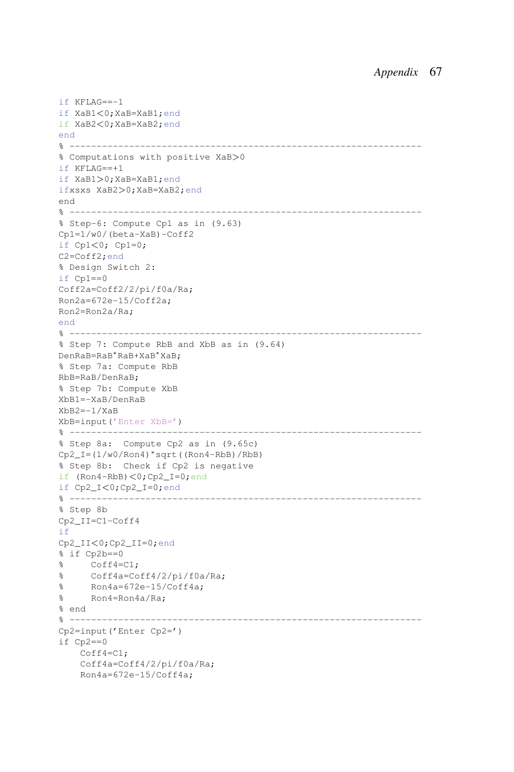```
if KFLAG==-1
if XaB1<0;XaB=XaB1;end
if XaB2<0;XaB=XaB2;end
end
% ----------------------------------------------------------------
% Computations with positive XaB>0
if KFLAG==+1
if XaB1>0;XaB=XaB1;end
ifxsxs XaB2>0;XaB=XaB2;end
end
% ----------------------------------------------------------------
% Step-6: Compute Cp1 as in (9.63)
Cp1=1/w0/(beta-XaB)-Coff2
if Cp1<0; Cp1=0;
C2=Coff2;end
% Design Switch 2:
if Cp1==0
Coff2a=Coff2/2/pi/f0a/Ra;
Ron2a=672e-15/Coff2a;
Ron2=Ron2a/Ra;
end
% ----------------------------------------------------------------
% Step 7: Compute RbB and XbB as in (9.64)
DenRaB=RaB*RaB+XaB*XaB;
% Step 7a: Compute RbB
RbB=RaB/DenRaB;
% Step 7b: Compute XbB
XbB1=-XaB/DenRaB
XbB2=-1/XaB
XbB=input('Enter XbB=')
% ----------------------------------------------------------------
% Step 8a:  Compute Cp2 as in (9.65c)
Cp2_I=(1/w0/Ron4)*sqrt((Ron4-RbB)/RbB)
% Step 8b:  Check if Cp2 is negative
if (Ron4-RbB)<0;Cp2_I=0;end
if Cp2_I<0;Cp2_I=0;end
% ----------------------------------------------------------------
% Step 8b
Cp2_II=C1-Coff4
if
Cp2_II<0;Cp2_II=0;end
% if Cp2b==0
%     Coff4=C1;
%     Coff4a=Coff4/2/pi/f0a/Ra;
%     Ron4a=672e-15/Coff4a;
%     Ron4=Ron4a/Ra;
% end
% ----------------------------------------------------------------
Cp2=input('Enter Cp2=')
if Cp2==0
    Coff4=C1;
    Coff4a=Coff4/2/pi/f0a/Ra;
    Ron4a=672e-15/Coff4a;
```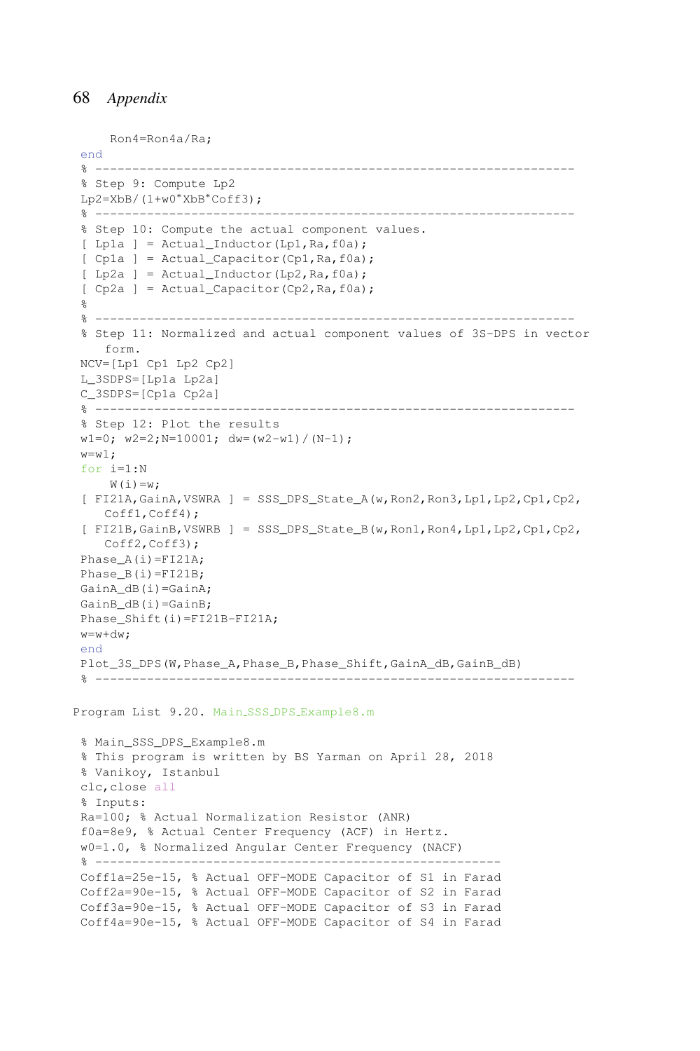```
    Ron4=Ron4a/Ra;
end
% ----------------------------------------------------------------
% Step 9: Compute Lp2
Lp2=XbB/(1+w0*XbB*Coff3);
% ----------------------------------------------------------------
% Step 10: Compute the actual component values.
[ Lp1a ] = Actual_Inductor(Lp1,Ra,f0a);
[ Cp1a ] = Actual_Capacitor(Cp1,Ra,f0a);
[ Lp2a ] = Actual_Inductor(Lp2,Ra,f0a);
[ Cp2a ] = Actual_Capacitor(Cp2,Ra,f0a);
%
% ----------------------------------------------------------------
% Step 11: Normalized and actual component values of 3S-DPS in vector
   form.
NCV=[Lp1 Cp1 Lp2 Cp2]
L_3SDPS=[Lp1a Lp2a]
C_3SDPS=[Cp1a Cp2a]
% ----------------------------------------------------------------
% Step 12: Plot the results
w1=0; w2=2;N=10001; dw=(w2-w1)/(N-1);
w=w1;
for i=1:N
    W(i)=w;
[ FI21A,GainA,VSWRA ] = SSS_DPS_State_A(w,Ron2,Ron3,Lp1,Lp2,Cp1,Cp2,
   Coff1,Coff4);
[ FI21B,GainB,VSWRB ] = SSS_DPS_State_B(w,Ron1,Ron4,Lp1,Lp2,Cp1,Cp2,
   Coff2,Coff3);
Phase_A(i)=FI21A;
Phase_B(i)=FI21B;
GainA_dB(i)=GainA;
GainB_dB(i)=GainB;
Phase_Shift(i)=FI21B-FI21A;
w=w+dw;
end
Plot_3S_DPS(W,Phase_A,Phase_B,Phase_Shift,GainA_dB,GainB_dB)
% ----------------------------------------------------------------
```

Program List 9.20. Main_SSS_DPS_Example8.m

```
% Main_SSS_DPS_Example8.m
% This program is written by BS Yarman on April 28, 2018
% Vanikoy, Istanbul
clc,close all
% Inputs:
Ra=100; % Actual Normalization Resistor (ANR)
f0a=8e9, % Actual Center Frequency (ACF) in Hertz.
w0=1.0, % Normalized Angular Center Frequency (NACF)
% -------------------------------------------------------
Coff1a=25e-15, % Actual OFF-MODE Capacitor of S1 in Farad
Coff2a=90e-15, % Actual OFF-MODE Capacitor of S2 in Farad
Coff3a=90e-15, % Actual OFF-MODE Capacitor of S3 in Farad
Coff4a=90e-15, % Actual OFF-MODE Capacitor of S4 in Farad
```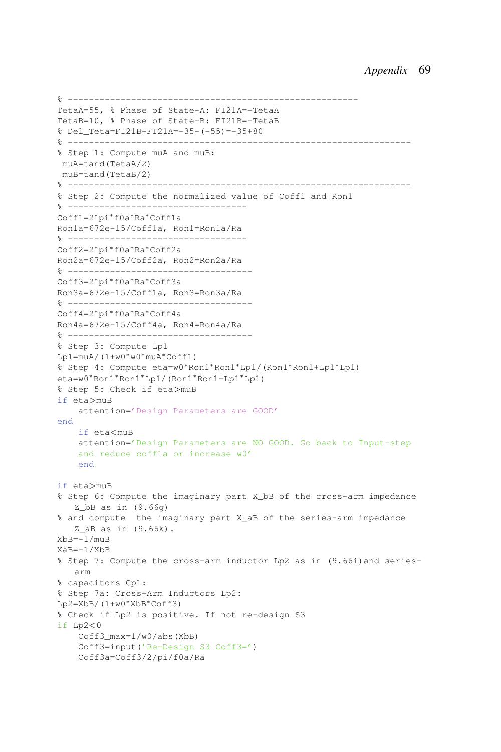```
% ------------------------------------------------------
TetaA=55, % Phase of State-A: FI21A=-TetaA
TetaB=10, % Phase of State-B: FI21B=-TetaB
% Del_Teta=FI21B-FI21A=-35-(-55)=-35+80
% ----------------------------------------------------------------
% Step 1: Compute muA and muB:
 muA=tand(TetaA/2)
 muB=tand(TetaB/2)
% ----------------------------------------------------------------
% Step 2: Compute the normalized value of Coff1 and Ron1
% ---------------------------------
Coff1=2*pi*f0a*Ra*Coff1a
Ron1a=672e-15/Coff1a, Ron1=Ron1a/Ra
% ---------------------------------
Coff2=2*pi*f0a*Ra*Coff2a
Ron2a=672e-15/Coff2a, Ron2=Ron2a/Ra
% ----------------------------------
Coff3=2*pi*f0a*Ra*Coff3a
Ron3a=672e-15/Coff1a, Ron3=Ron3a/Ra
% ----------------------------------
Coff4=2*pi*f0a*Ra*Coff4a
Ron4a=672e-15/Coff4a, Ron4=Ron4a/Ra
% ----------------------------------
% Step 3: Compute Lp1
Lp1=muA/(1+w0*w0*muA*Coff1)
% Step 4: Compute eta=w0*Ron1*Ron1*Lp1/(Ron1*Ron1+Lp1*Lp1)
eta=w0*Ron1*Ron1*Lp1/(Ron1*Ron1+Lp1*Lp1)
% Step 5: Check if eta>muB
if eta>muB
    attention='Design Parameters are GOOD'
end
    if eta<muB
    attention='Design Parameters are NO GOOD. Go back to Input-step
    and reduce coff1a or increase w0'
    end

if eta>muB
% Step 6: Compute the imaginary part X_bB of the cross-arm impedance
   Z_bB as in (9.66g)
% and compute  the imaginary part X_aB of the series-arm impedance
   Z_aB as in (9.66k).
XbB=-1/muB
XaB=-1/XbB
% Step 7: Compute the cross-arm inductor Lp2 as in (9.66i)and series-
   arm
% capacitors Cp1:
% Step 7a: Cross-Arm Inductors Lp2:
Lp2=XbB/(1+w0*XbB*Coff3)
% Check if Lp2 is positive. If not re-design S3
if Lp2<0
    Coff3_max=1/w0/abs(XbB)
    Coff3=input('Re-Design S3 Coff3=')
    Coff3a=Coff3/2/pi/f0a/Ra
```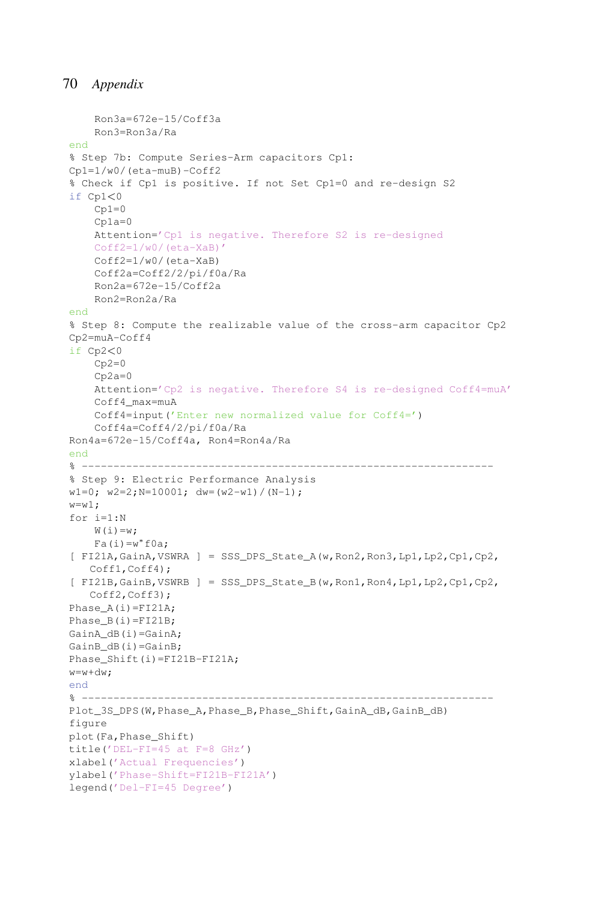```
    Ron3a=672e-15/Coff3a
    Ron3=Ron3a/Ra
end
% Step 7b: Compute Series-Arm capacitors Cp1:
Cp1=1/w0/(eta-muB)-Coff2
% Check if Cp1 is positive. If not Set Cp1=0 and re-design S2
if Cp1<0
    Cp1=0
    Cp1a=0
    Attention='Cp1 is negative. Therefore S2 is re-designed
    Coff2=1/w0/(eta-XaB)'
    Coff2=1/w0/(eta-XaB)
    Coff2a=Coff2/2/pi/f0a/Ra
    Ron2a=672e-15/Coff2a
    Ron2=Ron2a/Ra
end
% Step 8: Compute the realizable value of the cross-arm capacitor Cp2
Cp2=muA-Coff4
if Cp2<0
    Cp2=0
    Cp2a=0
    Attention='Cp2 is negative. Therefore S4 is re-designed Coff4=muA'
    Coff4_max=muA
    Coff4=input('Enter new normalized value for Coff4=')
    Coff4a=Coff4/2/pi/f0a/Ra
Ron4a=672e-15/Coff4a, Ron4=Ron4a/Ra
end
% ----------------------------------------------------------------
% Step 9: Electric Performance Analysis
w1=0; w2=2;N=10001; dw=(w2-w1)/(N-1);
w=w1;
for i=1:N
    W(i)=w;
    Fa(i)=w*f0a;
[ FI21A,GainA,VSWRA ] = SSS_DPS_State_A(w,Ron2,Ron3,Lp1,Lp2,Cp1,Cp2,
   Coff1,Coff4);
[ FI21B,GainB,VSWRB ] = SSS_DPS_State_B(w,Ron1,Ron4,Lp1,Lp2,Cp1,Cp2,
   Coff2,Coff3);
Phase_A(i)=FI21A;
Phase_B(i)=FI21B;
GainA_dB(i)=GainA;
GainB_dB(i)=GainB;
Phase_Shift(i)=FI21B-FI21A;
w=w+dw;
end
% ----------------------------------------------------------------
Plot_3S_DPS(W,Phase_A,Phase_B,Phase_Shift,GainA_dB,GainB_dB)
figure
plot(Fa,Phase_Shift)
title('DEL-FI=45 at F=8 GHz')
xlabel('Actual Frequencies')
ylabel('Phase-Shift=FI21B-FI21A')
legend('Del-FI=45 Degree')
```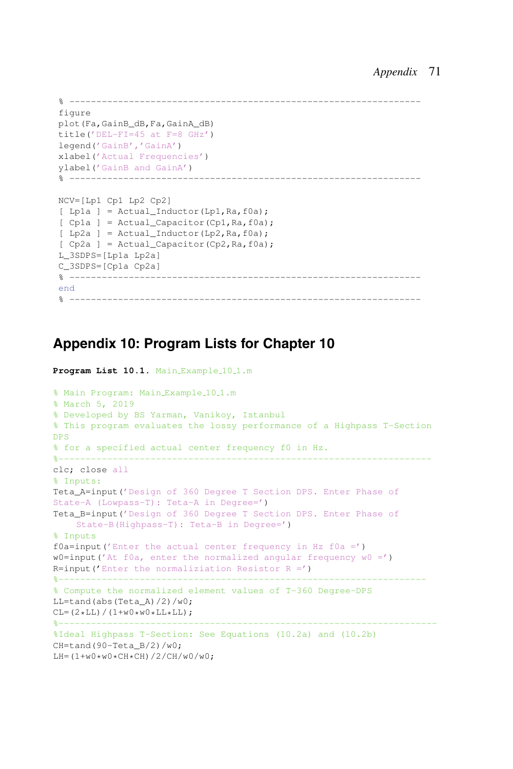```
% ----------------------------------------------------------------
figure
plot(Fa,GainB_dB,Fa,GainA_dB)
title('DEL-FI=45 at F=8 GHz')
legend('GainB','GainA')
xlabel('Actual Frequencies')
ylabel('GainB and GainA')
% ----------------------------------------------------------------

NCV=[Lp1 Cp1 Lp2 Cp2]
[ Lp1a ] = Actual_Inductor(Lp1,Ra,f0a);
[ Cp1a ] = Actual_Capacitor(Cp1,Ra,f0a);
[ Lp2a ] = Actual_Inductor(Lp2,Ra,f0a);
[ Cp2a ] = Actual_Capacitor(Cp2,Ra,f0a);
L_3SDPS=[Lp1a Lp2a]
C_3SDPS=[Cp1a Cp2a]
% ----------------------------------------------------------------
end
% ----------------------------------------------------------------
```

## Appendix 10: Program Lists for Chapter 10

**Program List 10.1.** Main_Example_10_1.m

```
% Main Program: Main_Example_10_1.m
% March 5, 2019
% Developed by BS Yarman, Vanikoy, Istanbul
% This program evaluates the lossy performance of a Highpass T-Section
DPS
% for a specified actual center frequency f0 in Hz.
%------------------------------------------------------------------
clc; close all
% Inputs:
Teta_A=input('Design of 360 Degree T Section DPS. Enter Phase of
State-A (Lowpass-T): Teta-A in Degree=')
Teta_B=input('Design of 360 Degree T Section DPS. Enter Phase of
    State-B(Highpass-T): Teta-B in Degree=')
% Inputs
f0a=input('Enter the actual center frequency in Hz f0a =')
w0=input('At f0a, enter the normalized angular frequency w0 =')
R=input('Enter the normaliziation Resistor R =')
%------------------------------------------------------------------
% Compute the normalized element values of T-360 Degree-DPS
LL=tand(abs(Teta_A)/2)/w0;
CL=(2*LL)/(1+w0*w0*LL*LL);
%-------------------------------------------------------------------
%Ideal Highpass T-Section: See Equations (10.2a) and (10.2b)
CH=tand(90-Teta_B/2)/w0;
LH=(1+w0*w0*CH*CH)/2/CH/w0/w0;
```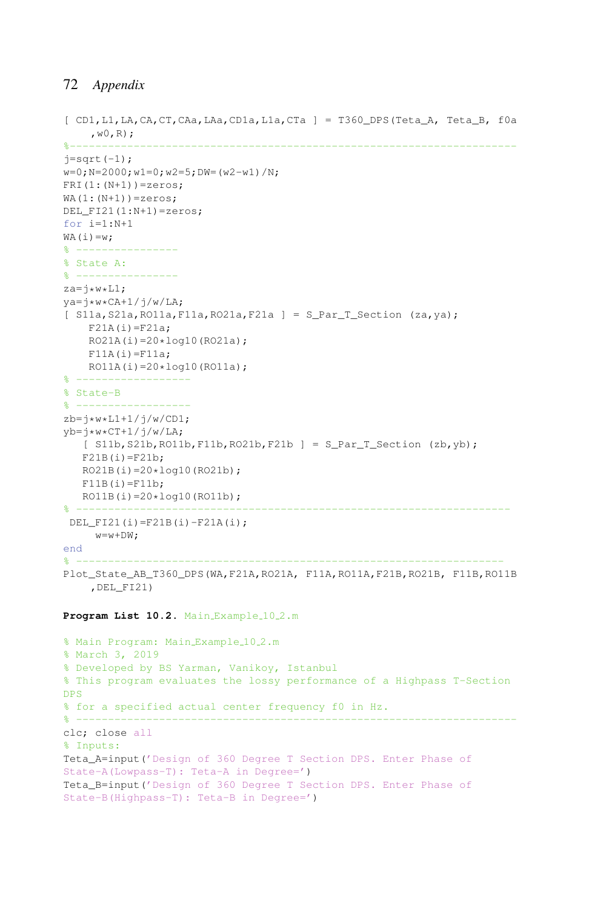```
[ CD1,L1,LA,CA,CT,CAa,LAa,CD1a,L1a,CTa ] = T360_DPS(Teta_A, Teta_B, f0a
    ,w0,R);
%--------------------------------------------------------------------
j=sqrt(-1);
w=0;N=2000;w1=0;w2=5;DW=(w2-w1)/N;
FRI(1:(N+1))=zeros;
WA(1:(N+1))=zeros;
DEL_FI21(1:N+1)=zeros;
for i=1:N+1
WA(i)=w;
% ----------------
% State A:
% ----------------
za=j*w*L1;
ya=j*w*CA+1/j/w/LA;
[ S11a,S21a,RO11a,F11a,RO21a,F21a ] = S_Par_T_Section (za,ya);
    F21A(i)=F21a;
    RO21A(i)=20*log10(RO21a);
    F11A(i)=F11a;
    RO11A(i)=20*log10(RO11a);
% ------------------
% State-B
% ------------------
zb=j*w*L1+1/j/w/CD1;
yb=j*w*CT+1/j/w/LA;
   [ S11b,S21b,RO11b,F11b,RO21b,F21b ] = S_Par_T_Section (zb,yb);
   F21B(i)=F21b;
   RO21B(i)=20*log10(RO21b);
   F11B(i)=F11b;
   RO11B(i)=20*log10(RO11b);
% -----------------------------------------------------------------
 DEL_FI21(i)=F21B(i)-F21A(i);
     w=w+DW;
end
% ----------------------------------------------------------------
Plot_State_AB_T360_DPS(WA,F21A,RO21A, F11A,RO11A,F21B,RO21B, F11B,RO11B
    ,DEL_FI21)
```

**Program List 10.2.** Main_Example_10_2.m

```
% Main Program: Main_Example_10_2.m
% March 3, 2019
% Developed by BS Yarman, Vanikoy, Istanbul
% This program evaluates the lossy performance of a Highpass T-Section
DPS
% for a specified actual center frequency f0 in Hz.
% --------------------------------------------------------------------
clc; close all
% Inputs:
Teta_A=input('Design of 360 Degree T Section DPS. Enter Phase of
State-A(Lowpass-T): Teta-A in Degree=')
Teta_B=input('Design of 360 Degree T Section DPS. Enter Phase of
State-B(Highpass-T): Teta-B in Degree=')
```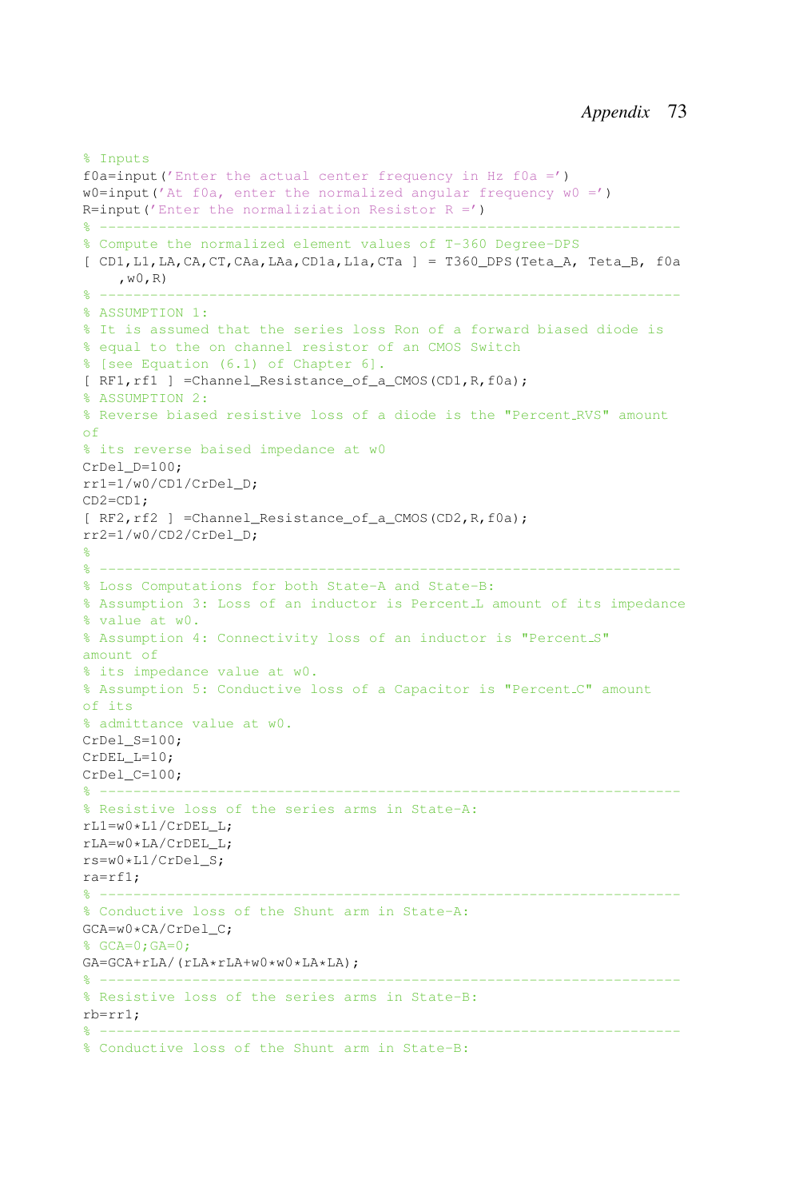```
% Inputs
f0a=input('Enter the actual center frequency in Hz f0a =')
w0=input('At f0a, enter the normalized angular frequency w0 =')
R=input('Enter the normaliziation Resistor R =')
% -------------------------------------------------------------------
% Compute the normalized element values of T-360 Degree-DPS
[ CD1,L1,LA,CA,CT,CAa,LAa,CD1a,L1a,CTa ] = T360_DPS(Teta_A, Teta_B, f0a
    ,w0,R)
% -------------------------------------------------------------------
% ASSUMPTION 1:
% It is assumed that the series loss Ron of a forward biased diode is
% equal to the on channel resistor of an CMOS Switch
% [see Equation (6.1) of Chapter 6].
[ RF1,rf1 ] =Channel_Resistance_of_a_CMOS(CD1,R,f0a);
% ASSUMPTION 2:
% Reverse biased resistive loss of a diode is the "Percent_RVS" amount
of
% its reverse baised impedance at w0
CrDel_D=100;
rr1=1/w0/CD1/CrDel_D;
CD2=CD1;
[ RF2,rf2 ] =Channel_Resistance_of_a_CMOS(CD2,R,f0a);
rr2=1/w0/CD2/CrDel_D;
%
% -------------------------------------------------------------------
% Loss Computations for both State-A and State-B:
% Assumption 3: Loss of an inductor is Percent_L amount of its impedance
% value at w0.
% Assumption 4: Connectivity loss of an inductor is "Percent_S"
amount of
% its impedance value at w0.
% Assumption 5: Conductive loss of a Capacitor is "Percent_C" amount
of its
% admittance value at w0.
CrDel_S=100;
CrDEL_L=10;
CrDel_C=100;
% -------------------------------------------------------------------
% Resistive loss of the series arms in State-A:
rL1=w0*L1/CrDEL_L;
rLA=w0*LA/CrDEL_L;
rs=w0*L1/CrDel_S;
ra=rf1;
% -------------------------------------------------------------------
% Conductive loss of the Shunt arm in State-A:
GCA=w0*CA/CrDel_C;
% GCA=0;GA=0;
GA=GCA+rLA/(rLA*rLA+w0*w0*LA*LA);
% -------------------------------------------------------------------
% Resistive loss of the series arms in State-B:
rb=rr1;
% -------------------------------------------------------------------
% Conductive loss of the Shunt arm in State-B:
```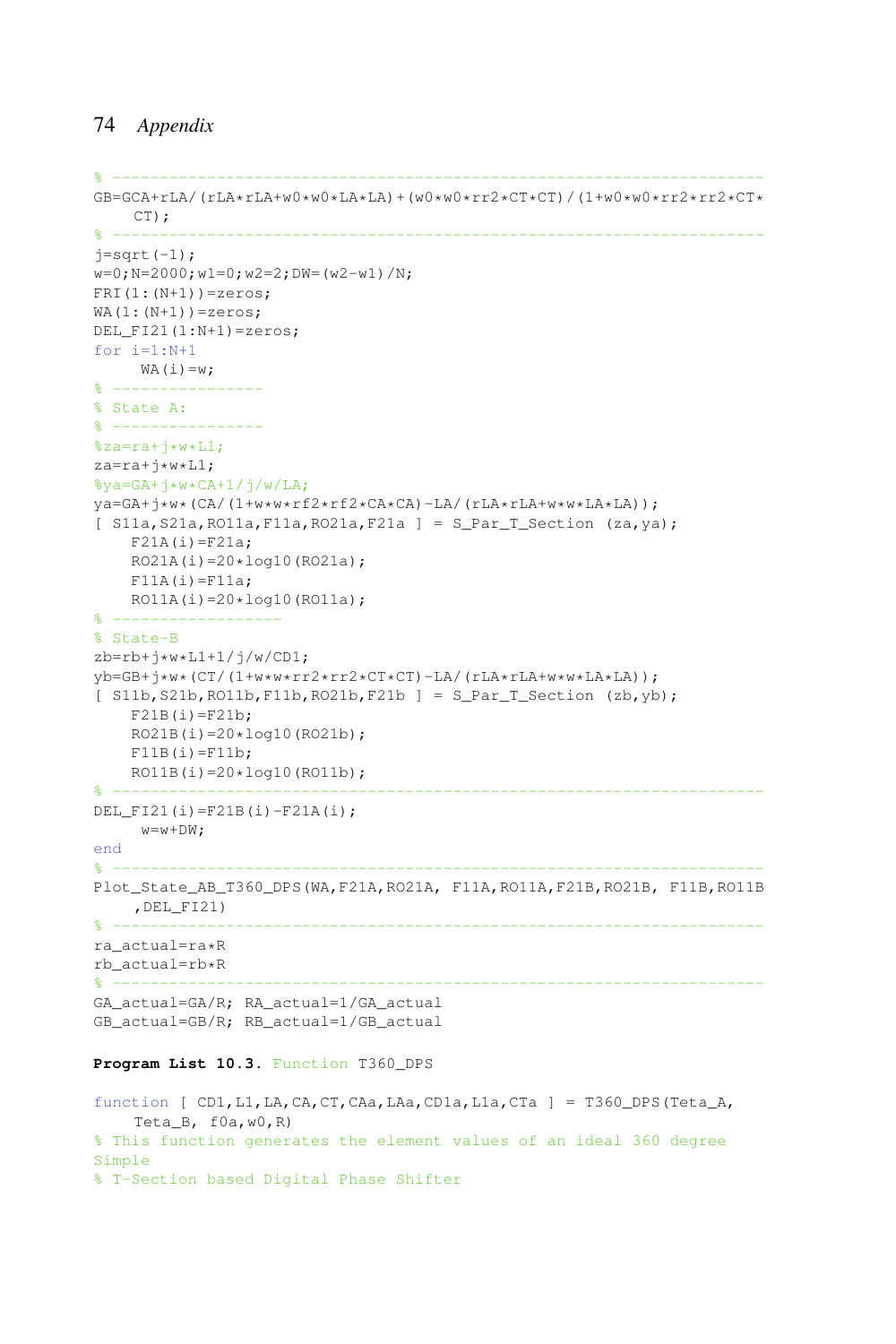```
% -------------------------------------------------------------------
GB=GCA+rLA/(rLA*rLA+w0*w0*LA*LA)+(w0*w0*rr2*CT*CT)/(1+w0*w0*rr2*rr2*CT*
    CT);
% -------------------------------------------------------------------
j=sqrt(-1);
w=0;N=2000;w1=0;w2=2;DW=(w2-w1)/N;
FRI(1:(N+1))=zeros;
WA(1:(N+1))=zeros;
DEL_FI21(1:N+1)=zeros;
for i=1:N+1
     WA(i)=w;
% ---------------
% State A:
% ---------------
%za=ra+j*w*L1;
za=ra+j*w*L1;
%ya=GA+j*w*CA+1/j/w/LA;
ya=GA+j*w*(CA/(1+w*w*rf2*rf2*CA*CA)-LA/(rLA*rLA+w*w*LA*LA));
[ S11a,S21a,RO11a,F11a,RO21a,F21a ] = S_Par_T_Section (za,ya);
    F21A(i)=F21a;
    RO21A(i)=20*log10(RO21a);
    F11A(i)=F11a;
    RO11A(i)=20*log10(RO11a);
% -----------------
% State-B
zb=rb+j*w*L1+1/j/w/CD1;
yb=GB+j*w*(CT/(1+w*w*rr2*rr2*CT*CT)-LA/(rLA*rLA+w*w*LA*LA));
[ S11b,S21b,RO11b,F11b,RO21b,F21b ] = S_Par_T_Section (zb,yb);
    F21B(i)=F21b;
    RO21B(i)=20*log10(RO21b);
    F11B(i)=F11b;
    RO11B(i)=20*log10(RO11b);
% -------------------------------------------------------------------
DEL_FI21(i)=F21B(i)-F21A(i);
     w=w+DW;
end
% -------------------------------------------------------------------
Plot_State_AB_T360_DPS(WA,F21A,RO21A, F11A,RO11A,F21B,RO21B, F11B,RO11B
    ,DEL_FI21)
% -------------------------------------------------------------------
ra_actual=ra*R
rb_actual=rb*R
% -------------------------------------------------------------------
GA_actual=GA/R; RA_actual=1/GA_actual
GB_actual=GB/R; RB_actual=1/GB_actual
```

**Program List 10.3.** Function T360_DPS

```
function [ CD1,L1,LA,CA,CT,CAa,LAa,CD1a,L1a,CTa ] = T360_DPS(Teta_A,
    Teta_B, f0a,w0,R)
% This function generates the element values of an ideal 360 degree
Simple
% T-Section based Digital Phase Shifter
```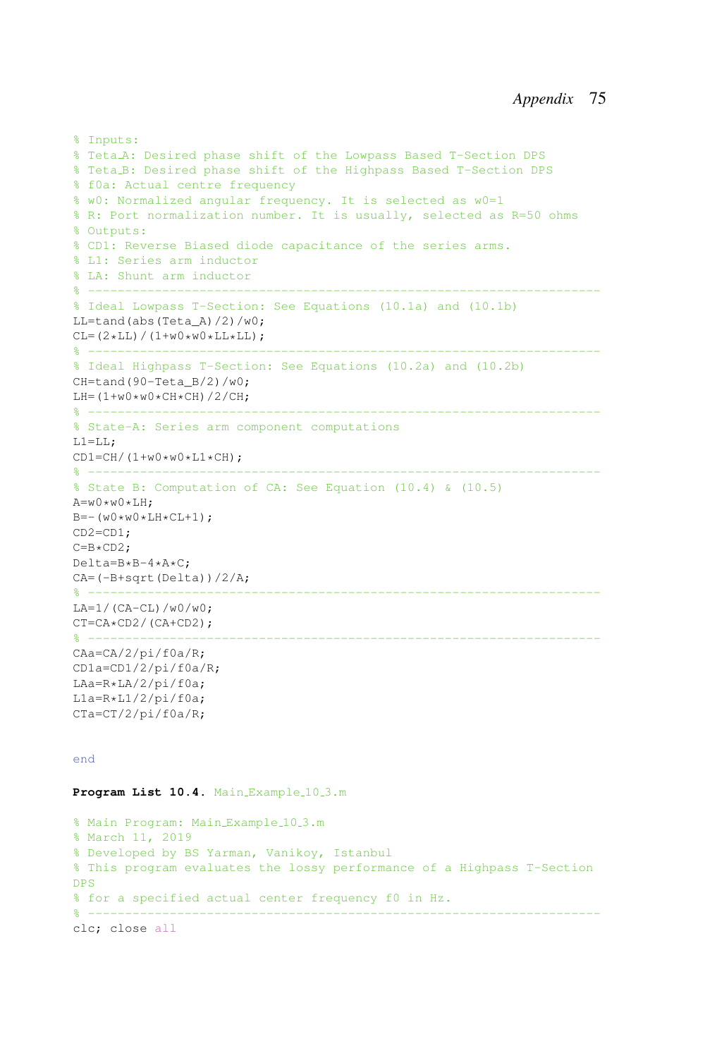```
% Inputs:
% Teta_A: Desired phase shift of the Lowpass Based T-Section DPS
% Teta_B: Desired phase shift of the Highpass Based T-Section DPS
% f0a: Actual centre frequency
% w0: Normalized angular frequency. It is selected as w0=1
% R: Port normalization number. It is usually, selected as R=50 ohms
% Outputs:
% CD1: Reverse Biased diode capacitance of the series arms.
% L1: Series arm inductor
% LA: Shunt arm inductor
% ---------------------------------------------------------------------
% Ideal Lowpass T-Section: See Equations (10.1a) and (10.1b)
LL=tand(abs(Teta_A)/2)/w0;
CL=(2*LL)/(1+w0*w0*LL*LL);
% ---------------------------------------------------------------------
% Ideal Highpass T-Section: See Equations (10.2a) and (10.2b)
CH=tand(90-Teta_B/2)/w0;
LH=(1+w0*w0*CH*CH)/2/CH;
% ---------------------------------------------------------------------
% State-A: Series arm component computations
L1=LL;
CD1=CH/(1+w0*w0*L1*CH);
% ---------------------------------------------------------------------
% State B: Computation of CA: See Equation (10.4) & (10.5)
A=w0*w0*LH;
B=-(w0*w0*LH*CL+1);
CD2=CD1;
C=B*CD2;
Delta=B*B-4*A*C;
CA=(-B+sqrt(Delta))/2/A;
% ---------------------------------------------------------------------
LA=1/(CA-CL)/w0/w0;
CT=CA*CD2/(CA+CD2);
% ---------------------------------------------------------------------
CAa=CA/2/pi/f0a/R;
CD1a=CD1/2/pi/f0a/R;
LAa=R*LA/2/pi/f0a;
L1a=R*L1/2/pi/f0a;
CTa=CT/2/pi/f0a/R;


end
```

**Program List 10.4.** Main_Example_10_3.m

```
% Main Program: Main_Example_10_3.m
% March 11, 2019
% Developed by BS Yarman, Vanikoy, Istanbul
% This program evaluates the lossy performance of a Highpass T-Section
DPS
% for a specified actual center frequency f0 in Hz.
% ---------------------------------------------------------------------
clc; close all
```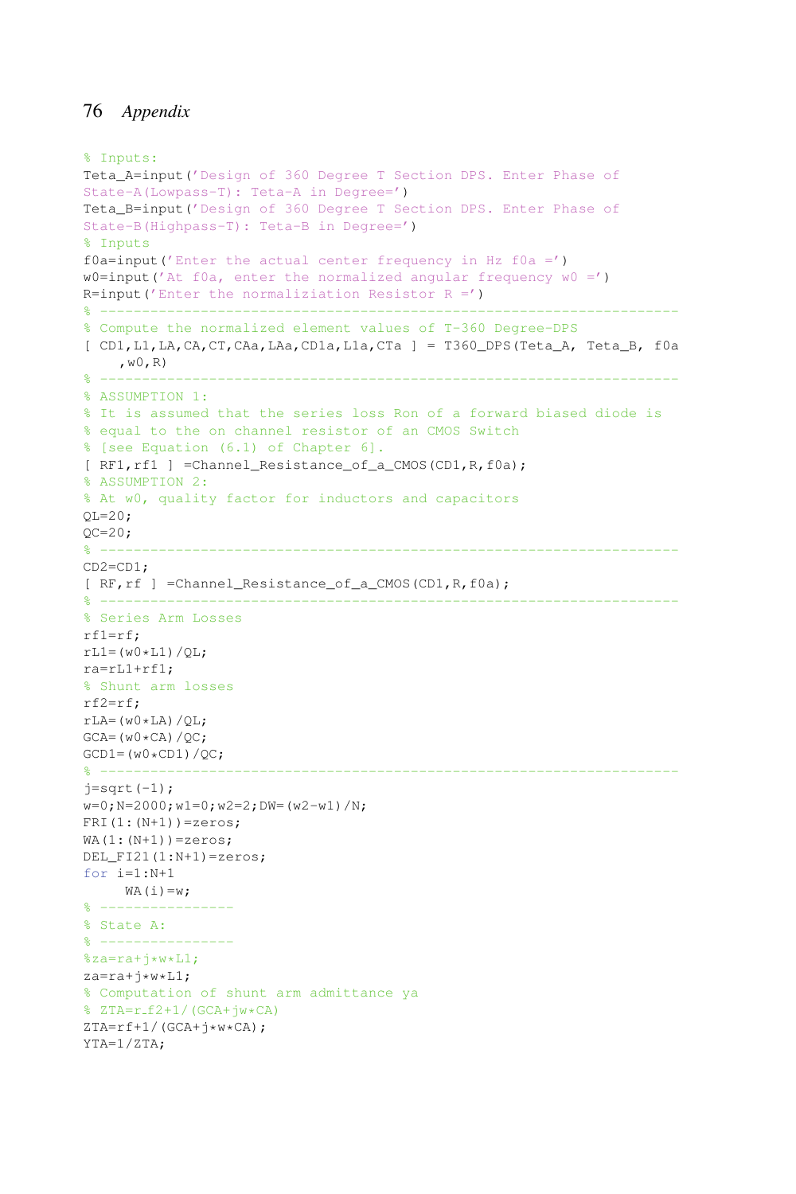```
% Inputs:
Teta_A=input('Design of 360 Degree T Section DPS. Enter Phase of
State-A(Lowpass-T): Teta-A in Degree=')
Teta_B=input('Design of 360 Degree T Section DPS. Enter Phase of
State-B(Highpass-T): Teta-B in Degree=')
% Inputs
f0a=input('Enter the actual center frequency in Hz f0a =')
w0=input('At f0a, enter the normalized angular frequency w0 =')
R=input('Enter the normaliziation Resistor R =')
% -------------------------------------------------------------------
% Compute the normalized element values of T-360 Degree-DPS
[ CD1,L1,LA,CA,CT,CAa,LAa,CD1a,L1a,CTa ] = T360_DPS(Teta_A, Teta_B, f0a
    ,w0,R)
% -------------------------------------------------------------------
% ASSUMPTION 1:
% It is assumed that the series loss Ron of a forward biased diode is
% equal to the on channel resistor of an CMOS Switch
% [see Equation (6.1) of Chapter 6].
[ RF1,rf1 ] =Channel_Resistance_of_a_CMOS(CD1,R,f0a);
% ASSUMPTION 2:
% At w0, quality factor for inductors and capacitors
QL=20;
QC=20;
% -------------------------------------------------------------------
CD2=CD1;
[ RF,rf ] =Channel_Resistance_of_a_CMOS(CD1,R,f0a);
% -------------------------------------------------------------------
% Series Arm Losses
rf1=rf;
rL1=(w0*L1)/QL;
ra=rL1+rf1;
% Shunt arm losses
rf2=rf;
rLA=(w0*LA)/QL;
GCA=(w0*CA)/QC;
GCD1=(w0*CD1)/QC;
% -------------------------------------------------------------------
j=sqrt(-1);
w=0;N=2000;w1=0;w2=2;DW=(w2-w1)/N;
FRI(1:(N+1))=zeros;
WA(1:(N+1))=zeros;
DEL_FI21(1:N+1)=zeros;
for i=1:N+1
    WA(i)=w;
% ---------------
% State A:
% ---------------
%za=ra+j*w*L1;
za=ra+j*w*L1;
% Computation of shunt arm admittance ya
% ZTA=r_f2+1/(GCA+jw*CA)
ZTA=rf+1/(GCA+j*w*CA);
YTA=1/ZTA;
```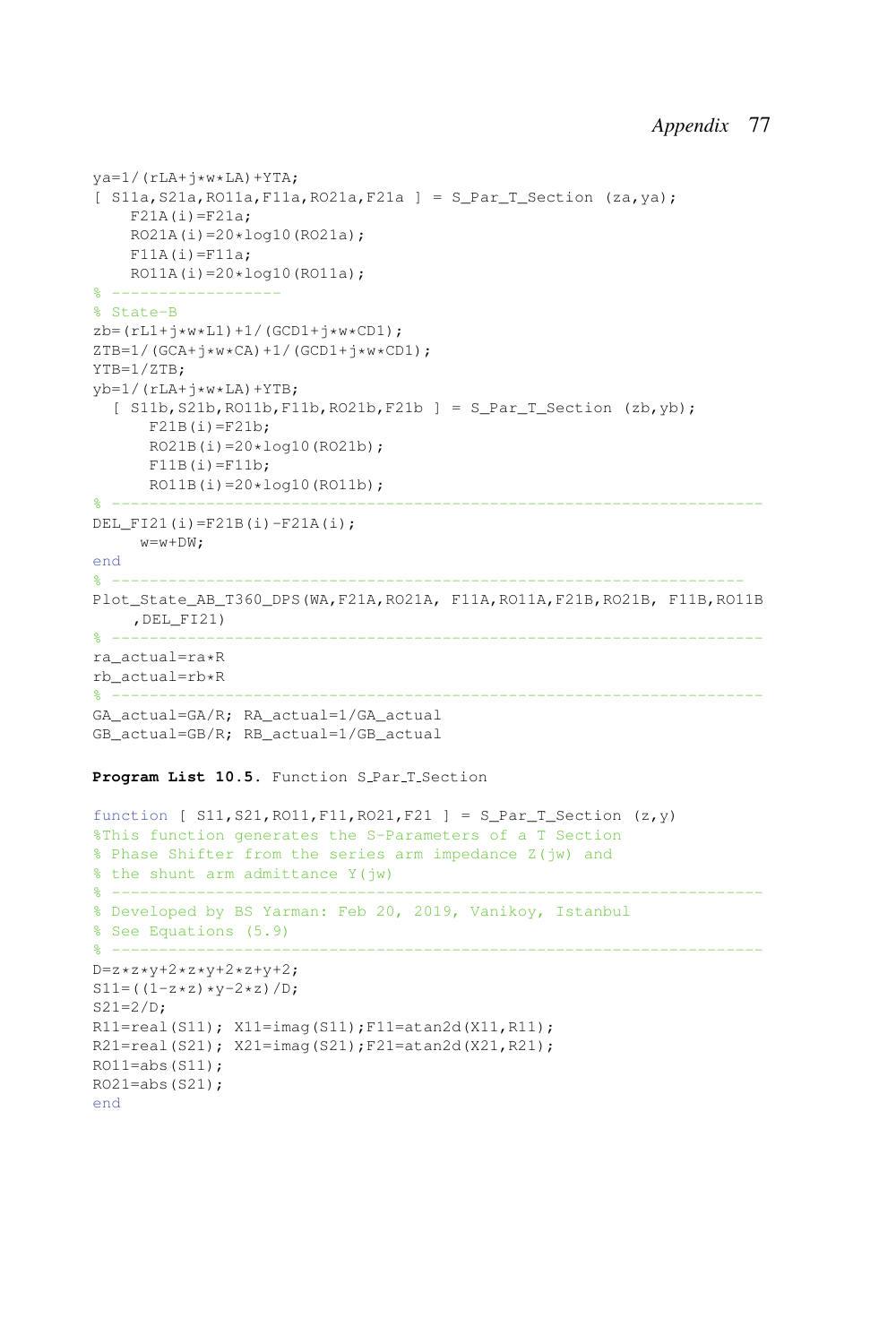```
ya=1/(rLA+j*w*LA)+YTA;
[ S11a,S21a,RO11a,F11a,RO21a,F21a ] = S_Par_T_Section (za,ya);
    F21A(i)=F21a;
    RO21A(i)=20*log10(RO21a);
    F11A(i)=F11a;
    RO11A(i)=20*log10(RO11a);
% ------------------
% State-B
zb=(rL1+j*w*L1)+1/(GCD1+j*w*CD1);
ZTB=1/(GCA+j*w*CA)+1/(GCD1+j*w*CD1);
YTB=1/ZTB;
yb=1/(rLA+j*w*LA)+YTB;
  [ S11b,S21b,RO11b,F11b,RO21b,F21b ] = S_Par_T_Section (zb,yb);
      F21B(i)=F21b;
      RO21B(i)=20*log10(RO21b);
      F11B(i)=F11b;
      RO11B(i)=20*log10(RO11b);
% ----------------------------------------------------------------------
DEL_FI21(i)=F21B(i)-F21A(i);
     w=w+DW;
end
% --------------------------------------------------------------------
Plot_State_AB_T360_DPS(WA,F21A,RO21A, F11A,RO11A,F21B,RO21B, F11B,RO11B
    ,DEL_FI21)
% ----------------------------------------------------------------------
ra_actual=ra*R
rb_actual=rb*R
% ----------------------------------------------------------------------
GA_actual=GA/R; RA_actual=1/GA_actual
GB_actual=GB/R; RB_actual=1/GB_actual
```

**Program List 10.5.** Function S_Par_T_Section

```
function [ S11,S21,RO11,F11,RO21,F21 ] = S_Par_T_Section (z,y)
%This function generates the S-Parameters of a T Section
% Phase Shifter from the series arm impedance Z(jw) and
% the shunt arm admittance Y(jw)
% ----------------------------------------------------------------------
% Developed by BS Yarman: Feb 20, 2019, Vanikoy, Istanbul
% See Equations (5.9)
% ----------------------------------------------------------------------
D=z*z*y+2*z*y+2*z+y+2;
S11=((1-z*z)*y-2*z)/D;
S21=2/D;
R11=real(S11); X11=imag(S11);F11=atan2d(X11,R11);
R21=real(S21); X21=imag(S21);F21=atan2d(X21,R21);
RO11=abs(S11);
RO21=abs(S21);
end
```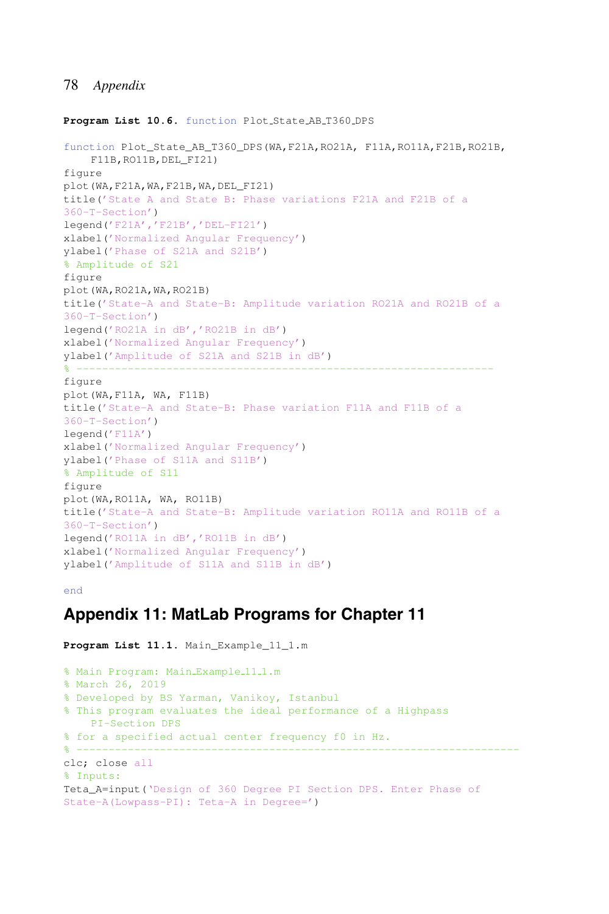**Program List 10.6.** function Plot_State_AB_T360_DPS

```
function Plot_State_AB_T360_DPS(WA,F21A,RO21A, F11A,RO11A,F21B,RO21B,
    F11B,RO11B,DEL_FI21)
figure
plot(WA,F21A,WA,F21B,WA,DEL_FI21)
title('State A and State B: Phase variations F21A and F21B of a
360-T-Section')
legend('F21A','F21B','DEL-FI21')
xlabel('Normalized Angular Frequency')
ylabel('Phase of S21A and S21B')
% Amplitude of S21
figure
plot(WA,RO21A,WA,RO21B)
title('State-A and State-B: Amplitude variation RO21A and RO21B of a
360-T-Section')
legend('RO21A in dB','RO21B in dB')
xlabel('Normalized Angular Frequency')
ylabel('Amplitude of S21A and S21B in dB')
% ------------------------------------------------------------------
figure
plot(WA,F11A, WA, F11B)
title('State-A and State-B: Phase variation F11A and F11B of a
360-T-Section')
legend('F11A')
xlabel('Normalized Angular Frequency')
ylabel('Phase of S11A and S11B')
% Amplitude of S11
figure
plot(WA,RO11A, WA, RO11B)
title('State-A and State-B: Amplitude variation RO11A and RO11B of a
360-T-Section')
legend('RO11A in dB','RO11B in dB')
xlabel('Normalized Angular Frequency')
ylabel('Amplitude of S11A and S11B in dB')

end
```

## Appendix 11: MatLab Programs for Chapter 11

**Program List 11.1.** Main_Example_11_1.m

```
% Main Program: Main_Example_11_1.m
% March 26, 2019
% Developed by BS Yarman, Vanikoy, Istanbul
% This program evaluates the ideal performance of a Highpass
    PI-Section DPS
% for a specified actual center frequency f0 in Hz.
% ------------------------------------------------------------------
clc; close all
% Inputs:
Teta_A=input('Design of 360 Degree PI Section DPS. Enter Phase of
State-A(Lowpass-PI): Teta-A in Degree=')
```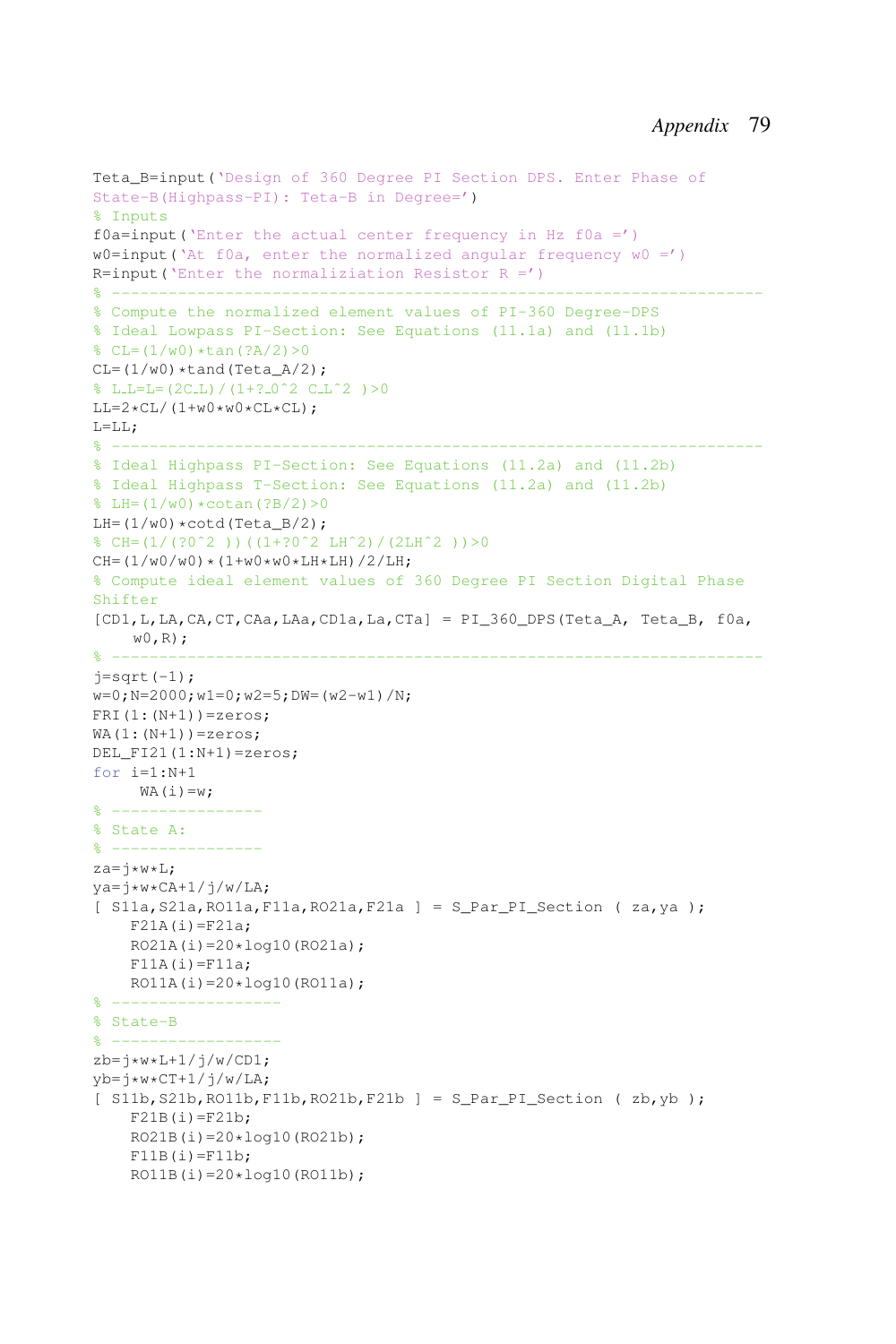```
Teta_B=input('Design of 360 Degree PI Section DPS. Enter Phase of
State-B(Highpass-PI): Teta-B in Degree=')
% Inputs
f0a=input('Enter the actual center frequency in Hz f0a =')
w0=input('At f0a, enter the normalized angular frequency w0 =')
R=input('Enter the normaliziation Resistor R =')
% -------------------------------------------------------------------
% Compute the normalized element values of PI-360 Degree-DPS
% Ideal Lowpass PI-Section: See Equations (11.1a) and (11.1b)
% CL=(1/w0)*tan(?A/2)>0
CL=(1/w0)*tand(Teta_A/2);
% L_L=L=(2C_L)/(1+?_0^2 C_L^2 )>0
LL=2*CL/(1+w0*w0*CL*CL);
L=LL;
% -------------------------------------------------------------------
% Ideal Highpass PI-Section: See Equations (11.2a) and (11.2b)
% Ideal Highpass T-Section: See Equations (11.2a) and (11.2b)
% LH=(1/w0)*cotan(?B/2)>0
LH=(1/w0)*cotd(Teta_B/2);
% CH=(1/(?0^2 ))((1+?0^2 LH^2)/(2LH^2 ))>0
CH=(1/w0/w0)*(1+w0*w0*LH*LH)/2/LH;
% Compute ideal element values of 360 Degree PI Section Digital Phase
Shifter
[CD1,L,LA,CA,CT,CAa,LAa,CD1a,La,CTa] = PI_360_DPS(Teta_A, Teta_B, f0a,
    w0,R);
% -------------------------------------------------------------------
j=sqrt(-1);
w=0;N=2000;w1=0;w2=5;DW=(w2-w1)/N;
FRI(1:(N+1))=zeros;
WA(1:(N+1))=zeros;
DEL_FI21(1:N+1)=zeros;
for i=1:N+1
     WA(i)=w;
% ---------------
% State A:
% ---------------
za=j*w*L;
ya=j*w*CA+1/j/w/LA;
[ S11a,S21a,RO11a,F11a,RO21a,F21a ] = S_Par_PI_Section ( za,ya );
    F21A(i)=F21a;
    RO21A(i)=20*log10(RO21a);
    F11A(i)=F11a;
    RO11A(i)=20*log10(RO11a);
% -----------------
% State-B
% -----------------
zb=j*w*L+1/j/w/CD1;
yb=j*w*CT+1/j/w/LA;
[ S11b,S21b,RO11b,F11b,RO21b,F21b ] = S_Par_PI_Section ( zb,yb );
    F21B(i)=F21b;
    RO21B(i)=20*log10(RO21b);
    F11B(i)=F11b;
    RO11B(i)=20*log10(RO11b);
```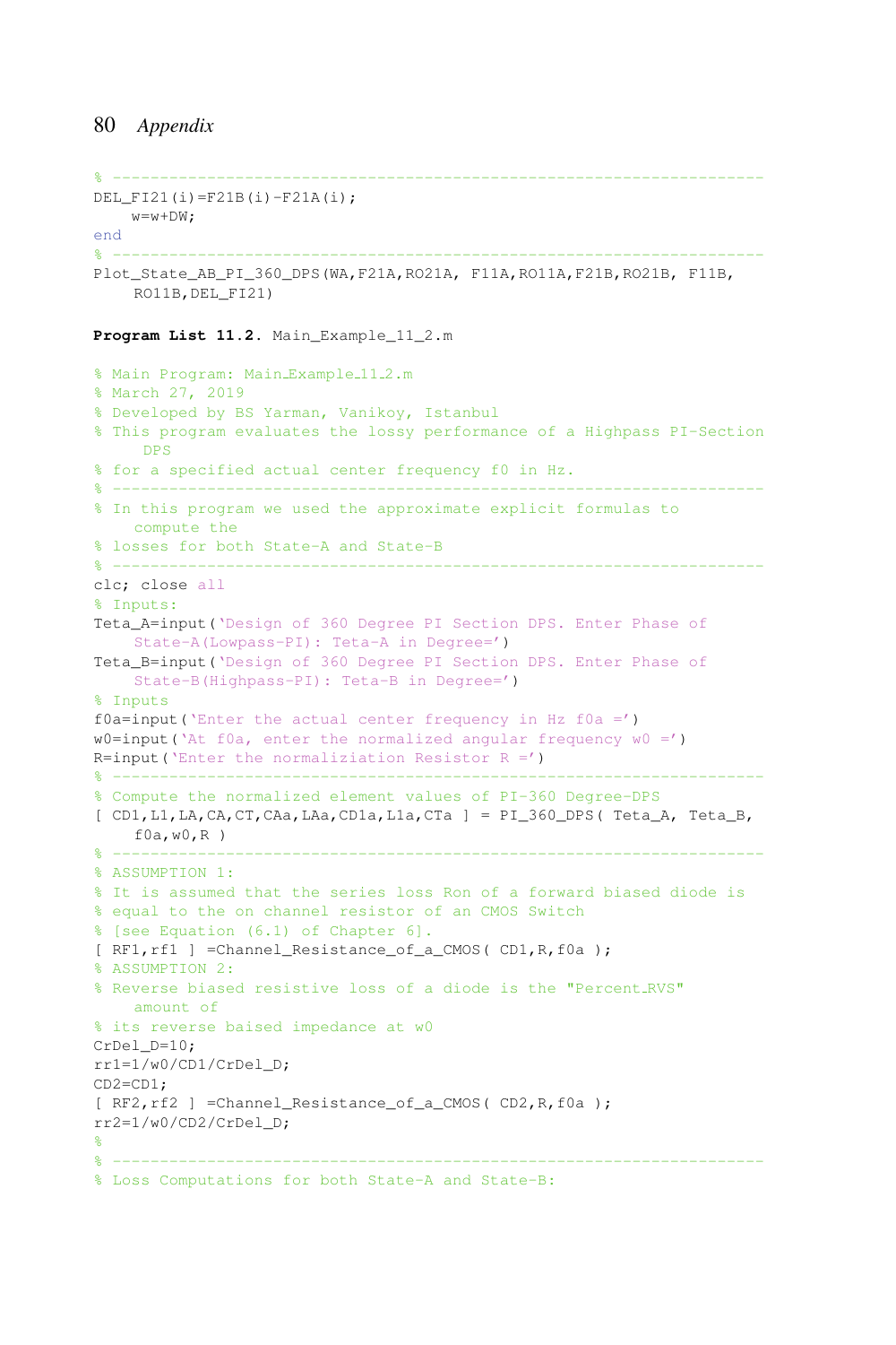```
% ------------------------------------------------------------------
DEL_FI21(i)=F21B(i)-F21A(i);
    w=w+DW;
end
% ------------------------------------------------------------------
Plot_State_AB_PI_360_DPS(WA,F21A,RO21A, F11A,RO11A,F21B,RO21B, F11B,
    RO11B,DEL_FI21)
```

**Program List 11.2.** Main_Example_11_2.m

```
% Main Program: Main_Example_11_2.m
% March 27, 2019
% Developed by BS Yarman, Vanikoy, Istanbul
% This program evaluates the lossy performance of a Highpass PI-Section
     DPS
% for a specified actual center frequency f0 in Hz.
% ------------------------------------------------------------------
% In this program we used the approximate explicit formulas to
    compute the
% losses for both State-A and State-B
% ------------------------------------------------------------------
clc; close all
% Inputs:
Teta_A=input('Design of 360 Degree PI Section DPS. Enter Phase of
    State-A(Lowpass-PI): Teta-A in Degree=')
Teta_B=input('Design of 360 Degree PI Section DPS. Enter Phase of
    State-B(Highpass-PI): Teta-B in Degree=')
% Inputs
f0a=input('Enter the actual center frequency in Hz f0a =')
w0=input('At f0a, enter the normalized angular frequency w0 =')
R=input('Enter the normaliziation Resistor R =')
% ------------------------------------------------------------------
% Compute the normalized element values of PI-360 Degree-DPS
[ CD1,L1,LA,CA,CT,CAa,LAa,CD1a,L1a,CTa ] = PI_360_DPS( Teta_A, Teta_B,
    f0a,w0,R )
% ------------------------------------------------------------------
% ASSUMPTION 1:
% It is assumed that the series loss Ron of a forward biased diode is
% equal to the on channel resistor of an CMOS Switch
% [see Equation (6.1) of Chapter 6].
[ RF1,rf1 ] =Channel_Resistance_of_a_CMOS( CD1,R,f0a );
% ASSUMPTION 2:
% Reverse biased resistive loss of a diode is the "Percent_RVS"
    amount of
% its reverse baised impedance at w0
CrDel_D=10;
rr1=1/w0/CD1/CrDel_D;
CD2=CD1;
[ RF2,rf2 ] =Channel_Resistance_of_a_CMOS( CD2,R,f0a );
rr2=1/w0/CD2/CrDel_D;
%
% ------------------------------------------------------------------
% Loss Computations for both State-A and State-B:
```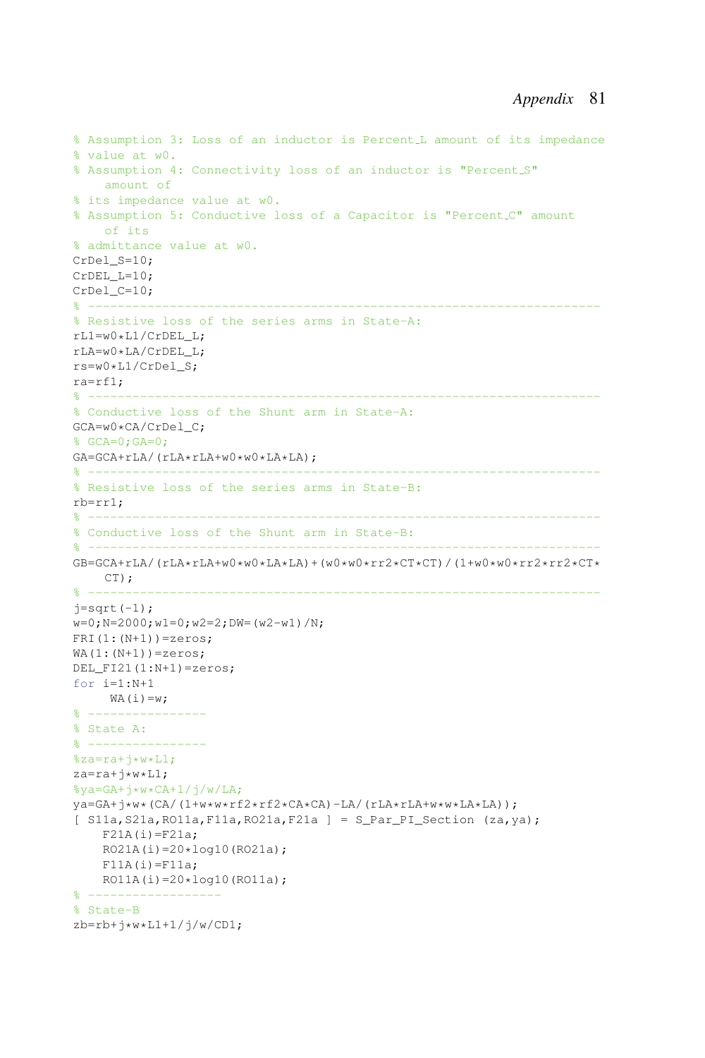```
% Assumption 3: Loss of an inductor is Percent_L amount of its impedance
% value at w0.
% Assumption 4: Connectivity loss of an inductor is "Percent_S"
    amount of
% its impedance value at w0.
% Assumption 5: Conductive loss of a Capacitor is "Percent_C" amount
    of its
% admittance value at w0.
CrDel_S=10;
CrDEL_L=10;
CrDel_C=10;
% -------------------------------------------------------------------
% Resistive loss of the series arms in State-A:
rL1=w0*L1/CrDEL_L;
rLA=w0*LA/CrDEL_L;
rs=w0*L1/CrDel_S;
ra=rf1;
% -------------------------------------------------------------------
% Conductive loss of the Shunt arm in State-A:
GCA=w0*CA/CrDel_C;
% GCA=0;GA=0;
GA=GCA+rLA/(rLA*rLA+w0*w0*LA*LA);
% -------------------------------------------------------------------
% Resistive loss of the series arms in State-B:
rb=rr1;
% -------------------------------------------------------------------
% Conductive loss of the Shunt arm in State-B:
% -------------------------------------------------------------------
GB=GCA+rLA/(rLA*rLA+w0*w0*LA*LA)+(w0*w0*rr2*CT*CT)/(1+w0*w0*rr2*rr2*CT*
    CT);
% -------------------------------------------------------------------
j=sqrt(-1);
w=0;N=2000;w1=0;w2=2;DW=(w2-w1)/N;
FRI(1:(N+1))=zeros;
WA(1:(N+1))=zeros;
DEL_FI21(1:N+1)=zeros;
for i=1:N+1
     WA(i)=w;
% ---------------
% State A:
% ---------------
%za=ra+j*w*L1;
za=ra+j*w*L1;
%ya=GA+j*w*CA+1/j/w/LA;
ya=GA+j*w*(CA/(1+w*w*rf2*rf2*CA*CA)-LA/(rLA*rLA+w*w*LA*LA));
[ S11a,S21a,RO11a,F11a,RO21a,F21a ] = S_Par_PI_Section (za,ya);
    F21A(i)=F21a;
    RO21A(i)=20*log10(RO21a);
    F11A(i)=F11a;
    RO11A(i)=20*log10(RO11a);
% -----------------
% State-B
zb=rb+j*w*L1+1/j/w/CD1;
```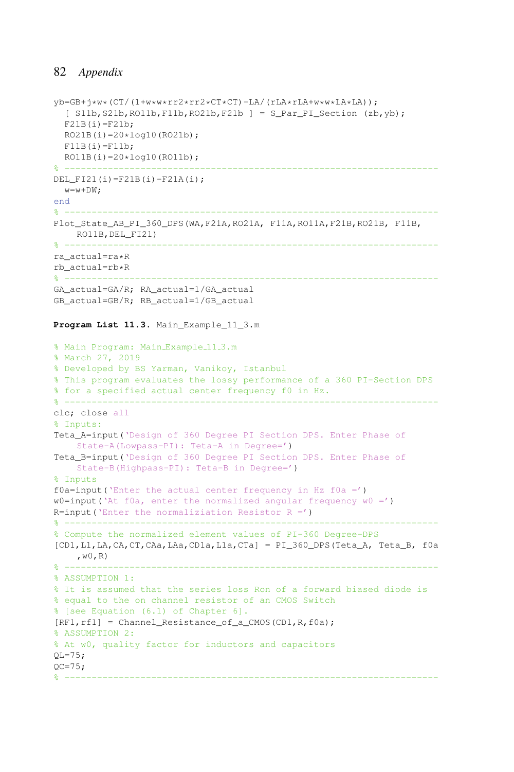```
yb=GB+j*w*(CT/(1+w*w*rr2*rr2*CT*CT)-LA/(rLA*rLA+w*w*LA*LA));
  [ S11b,S21b,RO11b,F11b,RO21b,F21b ] = S_Par_PI_Section (zb,yb);
  F21B(i)=F21b;
  RO21B(i)=20*log10(RO21b);
  F11B(i)=F11b;
  RO11B(i)=20*log10(RO11b);
% ------------------------------------------------------------------
DEL_FI21(i)=F21B(i)-F21A(i);
  w=w+DW;
end
% ------------------------------------------------------------------
Plot_State_AB_PI_360_DPS(WA,F21A,RO21A, F11A,RO11A,F21B,RO21B, F11B,
    RO11B,DEL_FI21)
% ------------------------------------------------------------------
ra_actual=ra*R
rb_actual=rb*R
% ------------------------------------------------------------------
GA_actual=GA/R; RA_actual=1/GA_actual
GB_actual=GB/R; RB_actual=1/GB_actual
```

**Program List 11.3.** Main_Example_11_3.m

```
% Main Program: Main_Example_11_3.m
% March 27, 2019
% Developed by BS Yarman, Vanikoy, Istanbul
% This program evaluates the lossy performance of a 360 PI-Section DPS
% for a specified actual center frequency f0 in Hz.
% ------------------------------------------------------------------
clc; close all
% Inputs:
Teta_A=input('Design of 360 Degree PI Section DPS. Enter Phase of
    State-A(Lowpass-PI): Teta-A in Degree=')
Teta_B=input('Design of 360 Degree PI Section DPS. Enter Phase of
    State-B(Highpass-PI): Teta-B in Degree=')
% Inputs
f0a=input('Enter the actual center frequency in Hz f0a =')
w0=input('At f0a, enter the normalized angular frequency w0 =')
R=input('Enter the normaliziation Resistor R =')
% ------------------------------------------------------------------
% Compute the normalized element values of PI-360 Degree-DPS
[CD1,L1,LA,CA,CT,CAa,LAa,CD1a,L1a,CTa] = PI_360_DPS(Teta_A, Teta_B, f0a
    ,w0,R)
% ------------------------------------------------------------------
% ASSUMPTION 1:
% It is assumed that the series loss Ron of a forward biased diode is
% equal to the on channel resistor of an CMOS Switch
% [see Equation (6.1) of Chapter 6].
[RF1,rf1] = Channel_Resistance_of_a_CMOS(CD1,R,f0a);
% ASSUMPTION 2:
% At w0, quality factor for inductors and capacitors
QL=75;
QC=75;
% ------------------------------------------------------------------
```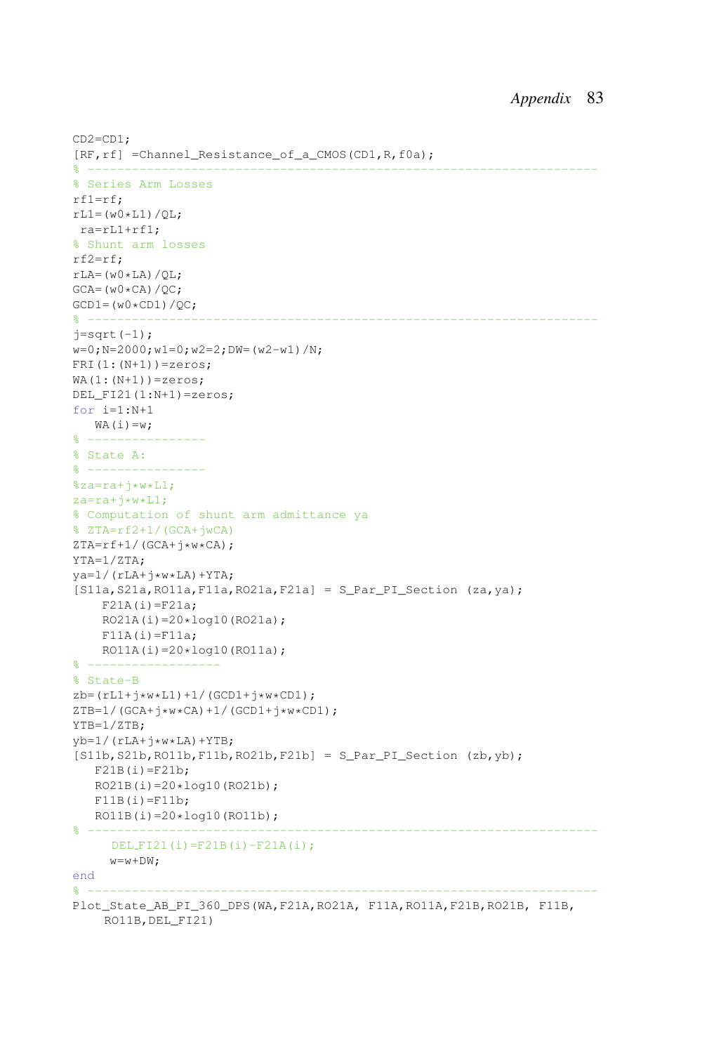```
CD2=CD1;
[RF,rf] =Channel_Resistance_of_a_CMOS(CD1,R,f0a);
% --------------------------------------------------------------------
% Series Arm Losses
rf1=rf;
rL1=(w0*L1)/QL;
 ra=rL1+rf1;
% Shunt arm losses
rf2=rf;
rLA=(w0*LA)/QL;
GCA=(w0*CA)/QC;
GCD1=(w0*CD1)/QC;
% --------------------------------------------------------------------
j=sqrt(-1);
w=0;N=2000;w1=0;w2=2;DW=(w2-w1)/N;
FRI(1:(N+1))=zeros;
WA(1:(N+1))=zeros;
DEL_FI21(1:N+1)=zeros;
for i=1:N+1
   WA(i)=w;
% ----------------
% State A:
% ----------------
%za=ra+j*w*L1;
za=ra+j*w*L1;
% Computation of shunt arm admittance ya
% ZTA=rf2+1/(GCA+jwCA)
ZTA=rf+1/(GCA+j*w*CA);
YTA=1/ZTA;
ya=1/(rLA+j*w*LA)+YTA;
[S11a,S21a,RO11a,F11a,RO21a,F21a] = S_Par_PI_Section (za,ya);
    F21A(i)=F21a;
    RO21A(i)=20*log10(RO21a);
    F11A(i)=F11a;
    RO11A(i)=20*log10(RO11a);
% ------------------
% State-B
zb=(rL1+j*w*L1)+1/(GCD1+j*w*CD1);
ZTB=1/(GCA+j*w*CA)+1/(GCD1+j*w*CD1);
YTB=1/ZTB;
yb=1/(rLA+j*w*LA)+YTB;
[S11b,S21b,RO11b,F11b,RO21b,F21b] = S_Par_PI_Section (zb,yb);
   F21B(i)=F21b;
   RO21B(i)=20*log10(RO21b);
   F11B(i)=F11b;
   RO11B(i)=20*log10(RO11b);
% --------------------------------------------------------------------
     DEL_FI21(i)=F21B(i)-F21A(i);
     w=w+DW;
end
% --------------------------------------------------------------------
Plot_State_AB_PI_360_DPS(WA,F21A,RO21A, F11A,RO11A,F21B,RO21B, F11B,
    RO11B,DEL_FI21)
```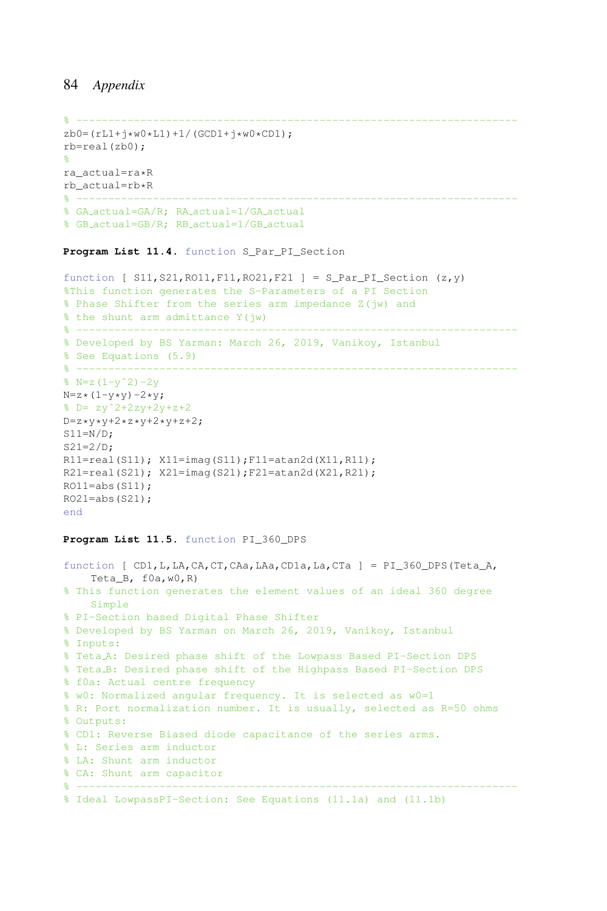```
% -----------------------------------------------------------------------
zb0=(rL1+j*w0*L1)+1/(GCD1+j*w0*CD1);
rb=real(zb0);
%
ra_actual=ra*R
rb_actual=rb*R
% -----------------------------------------------------------------------
% GA_actual=GA/R; RA_actual=1/GA_actual
% GB_actual=GB/R; RB_actual=1/GB_actual
```

**Program List 11.4.** function S_Par_PI_Section

```
function [ S11,S21,RO11,F11,RO21,F21 ] = S_Par_PI_Section (z,y)
%This function generates the S-Parameters of a PI Section
% Phase Shifter from the series arm impedance Z(jw) and
% the shunt arm admittance Y(jw)
% -----------------------------------------------------------------------
% Developed by BS Yarman: March 26, 2019, Vanikoy, Istanbul
% See Equations (5.9)
% -----------------------------------------------------------------------
% N=z(1-y^2)-2y
N=z*(1-y*y)-2*y;
% D= zy^2+2zy+2y+z+2
D=z*y*y+2*z*y+2*y+z+2;
S11=N/D;
S21=2/D;
R11=real(S11); X11=imag(S11);F11=atan2d(X11,R11);
R21=real(S21); X21=imag(S21);F21=atan2d(X21,R21);
RO11=abs(S11);
RO21=abs(S21);
end
```

**Program List 11.5.** function PI_360_DPS

```
function [ CD1,L,LA,CA,CT,CAa,LAa,CD1a,La,CTa ] = PI_360_DPS(Teta_A,
    Teta_B, f0a,w0,R)
% This function generates the element values of an ideal 360 degree
    Simple
% PI-Section based Digital Phase Shifter
% Developed by BS Yarman on March 26, 2019, Vanikoy, Istanbul
% Inputs:
% Teta_A: Desired phase shift of the Lowpass Based PI-Section DPS
% Teta_B: Desired phase shift of the Highpass Based PI-Section DPS
% f0a: Actual centre frequency
% w0: Normalized angular frequency. It is selected as w0=1
% R: Port normalization number. It is usually, selected as R=50 ohms
% Outputs:
% CD1: Reverse Biased diode capacitance of the series arms.
% L: Series arm inductor
% LA: Shunt arm inductor
% CA: Shunt arm capacitor
% -----------------------------------------------------------------------
% Ideal LowpassPI-Section: See Equations (11.1a) and (11.1b)
```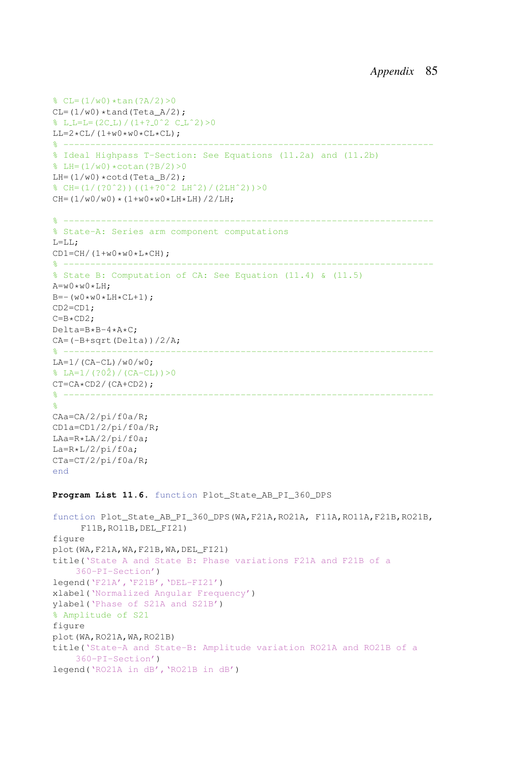```
% CL=(1/w0)*tan(?A/2)>0
CL=(1/w0)*tand(Teta_A/2);
% L_L=L=(2C_L)/(1+?_0^2 C_L^2)>0
LL=2*CL/(1+w0*w0*CL*CL);
% -----------------------------------------------------------------
% Ideal Highpass T-Section: See Equations (11.2a) and (11.2b)
% LH=(1/w0)*cotan(?B/2)>0
LH=(1/w0)*cotd(Teta_B/2);
% CH=(1/(?0^2))((1+?0^2 LH^2)/(2LH^2))>0
CH=(1/w0/w0)*(1+w0*w0*LH*LH)/2/LH;

% -----------------------------------------------------------------
% State-A: Series arm component computations
L=LL;
CD1=CH/(1+w0*w0*L*CH);
% -----------------------------------------------------------------
% State B: Computation of CA: See Equation (11.4) & (11.5)
A=w0*w0*LH;
B=-(w0*w0*LH*CL+1);
CD2=CD1;
C=B*CD2;
Delta=B*B-4*A*C;
CA=(-B+sqrt(Delta))/2/A;
% -----------------------------------------------------------------
LA=1/(CA-CL)/w0/w0;
% LA=1/(?02)/(CA-CL))>0
CT=CA*CD2/(CA+CD2);
% -----------------------------------------------------------------
%
CAa=CA/2/pi/f0a/R;
CD1a=CD1/2/pi/f0a/R;
LAa=R*LA/2/pi/f0a;
La=R*L/2/pi/f0a;
CTa=CT/2/pi/f0a/R;
end
```

**Program List 11.6.** function Plot_State_AB_PI_360_DPS

```
function Plot_State_AB_PI_360_DPS(WA,F21A,RO21A, F11A,RO11A,F21B,RO21B,
    F11B,RO11B,DEL_FI21)
figure
plot(WA,F21A,WA,F21B,WA,DEL_FI21)
title('State A and State B: Phase variations F21A and F21B of a
   360-PI-Section')
legend('F21A','F21B','DEL-FI21')
xlabel('Normalized Angular Frequency')
ylabel('Phase of S21A and S21B')
% Amplitude of S21
figure
plot(WA,RO21A,WA,RO21B)
title('State-A and State-B: Amplitude variation RO21A and RO21B of a
   360-PI-Section')
legend('RO21A in dB','RO21B in dB')
```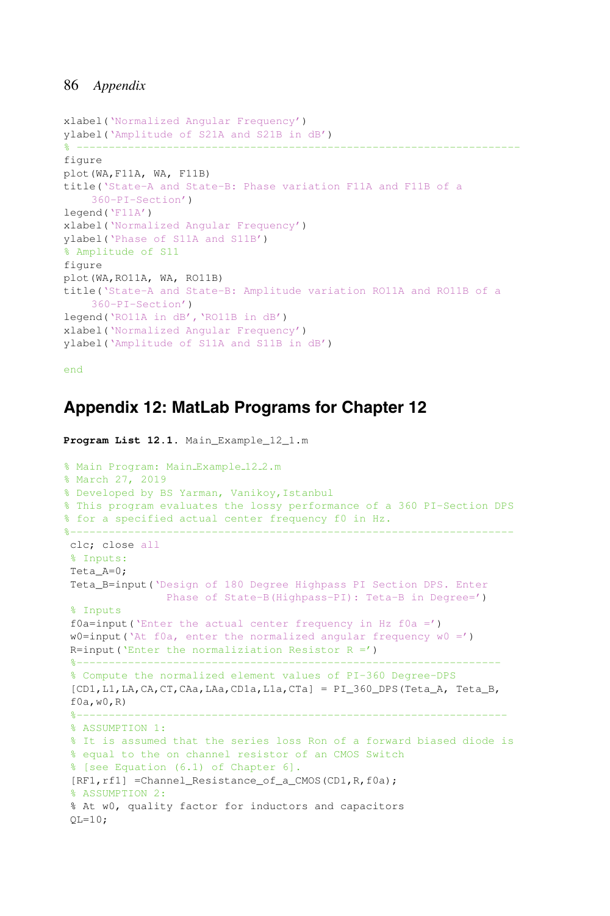```
xlabel('Normalized Angular Frequency')
ylabel('Amplitude of S21A and S21B in dB')
% -----------------------------------------------------------------
figure
plot(WA,F11A, WA, F11B)
title('State-A and State-B: Phase variation F11A and F11B of a
    360-PI-Section')
legend('F11A')
xlabel('Normalized Angular Frequency')
ylabel('Phase of S11A and S11B')
% Amplitude of S11
figure
plot(WA,RO11A, WA, RO11B)
title('State-A and State-B: Amplitude variation RO11A and RO11B of a
    360-PI-Section')
legend('RO11A in dB','RO11B in dB')
xlabel('Normalized Angular Frequency')
ylabel('Amplitude of S11A and S11B in dB')

end
```

## Appendix 12: MatLab Programs for Chapter 12

**Program List 12.1.** Main_Example_12_1.m

```
% Main Program: Main_Example_12_2.m
% March 27, 2019
% Developed by BS Yarman, Vanikoy,Istanbul
% This program evaluates the lossy performance of a 360 PI-Section DPS
% for a specified actual center frequency f0 in Hz.
%------------------------------------------------------------------
 clc; close all
 % Inputs:
 Teta_A=0;
 Teta_B=input('Design of 180 Degree Highpass PI Section DPS. Enter
               Phase of State-B(Highpass-PI): Teta-B in Degree=')
 % Inputs
 f0a=input('Enter the actual center frequency in Hz f0a =')
 w0=input('At f0a, enter the normalized angular frequency w0 =')
 R=input('Enter the normaliziation Resistor R =')
 %---------------------------------------------------------------
 % Compute the normalized element values of PI-360 Degree-DPS
 [CD1,L1,LA,CA,CT,CAa,LAa,CD1a,L1a,CTa] = PI_360_DPS(Teta_A, Teta_B,
 f0a,w0,R)
 %----------------------------------------------------------------
 % ASSUMPTION 1:
 % It is assumed that the series loss Ron of a forward biased diode is
 % equal to the on channel resistor of an CMOS Switch
 % [see Equation (6.1) of Chapter 6].
 [RF1,rf1] =Channel_Resistance_of_a_CMOS(CD1,R,f0a);
 % ASSUMPTION 2:
 % At w0, quality factor for inductors and capacitors
 QL=10;
```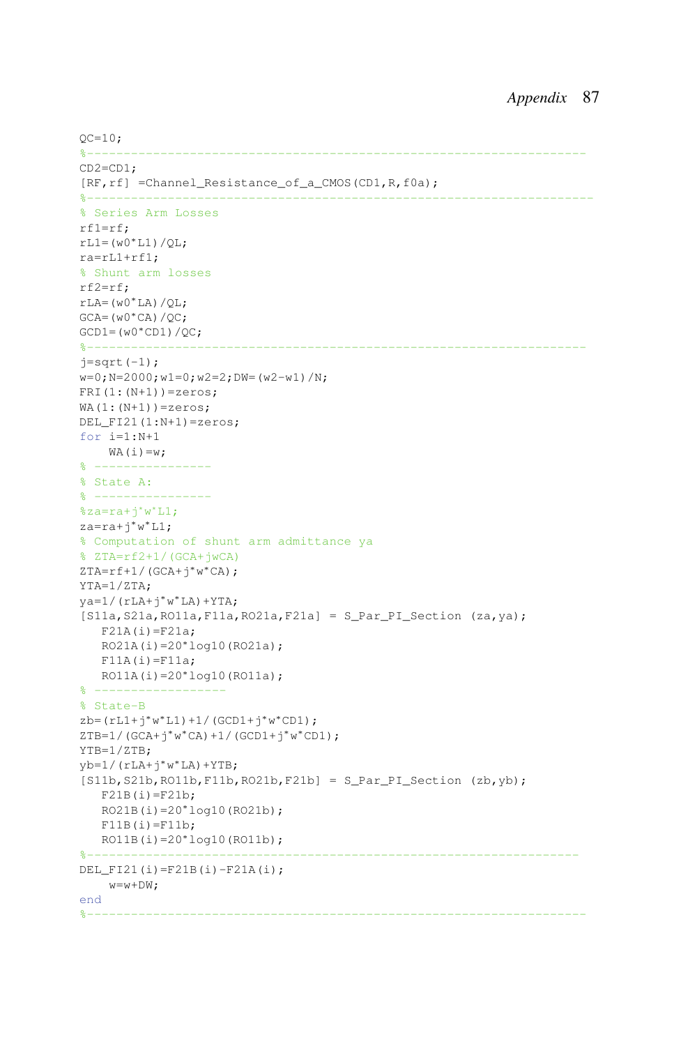```
QC=10;
%-------------------------------------------------------------------
CD2=CD1;
[RF,rf] =Channel_Resistance_of_a_CMOS(CD1,R,f0a);
%--------------------------------------------------------------------
% Series Arm Losses
rf1=rf;
rL1=(w0*L1)/QL;
ra=rL1+rf1;
% Shunt arm losses
rf2=rf;
rLA=(w0*LA)/QL;
GCA=(w0*CA)/QC;
GCD1=(w0*CD1)/QC;
%-------------------------------------------------------------------
j=sqrt(-1);
w=0;N=2000;w1=0;w2=2;DW=(w2-w1)/N;
FRI(1:(N+1))=zeros;
WA(1:(N+1))=zeros;
DEL_FI21(1:N+1)=zeros;
for i=1:N+1
    WA(i)=w;
% ----------------
% State A:
% ----------------
%za=ra+j*w*L1;
za=ra+j*w*L1;
% Computation of shunt arm admittance ya
% ZTA=rf2+1/(GCA+jwCA)
ZTA=rf+1/(GCA+j*w*CA);
YTA=1/ZTA;
ya=1/(rLA+j*w*LA)+YTA;
[S11a,S21a,RO11a,F11a,RO21a,F21a] = S_Par_PI_Section (za,ya);
   F21A(i)=F21a;
   RO21A(i)=20*log10(RO21a);
   F11A(i)=F11a;
   RO11A(i)=20*log10(RO11a);
% ------------------
% State-B
zb=(rL1+j*w*L1)+1/(GCD1+j*w*CD1);
ZTB=1/(GCA+j*w*CA)+1/(GCD1+j*w*CD1);
YTB=1/ZTB;
yb=1/(rLA+j*w*LA)+YTB;
[S11b,S21b,RO11b,F11b,RO21b,F21b] = S_Par_PI_Section (zb,yb);
   F21B(i)=F21b;
   RO21B(i)=20*log10(RO21b);
   F11B(i)=F11b;
   RO11B(i)=20*log10(RO11b);
%------------------------------------------------------------------
DEL_FI21(i)=F21B(i)-F21A(i);
    w=w+DW;
end
%-------------------------------------------------------------------
```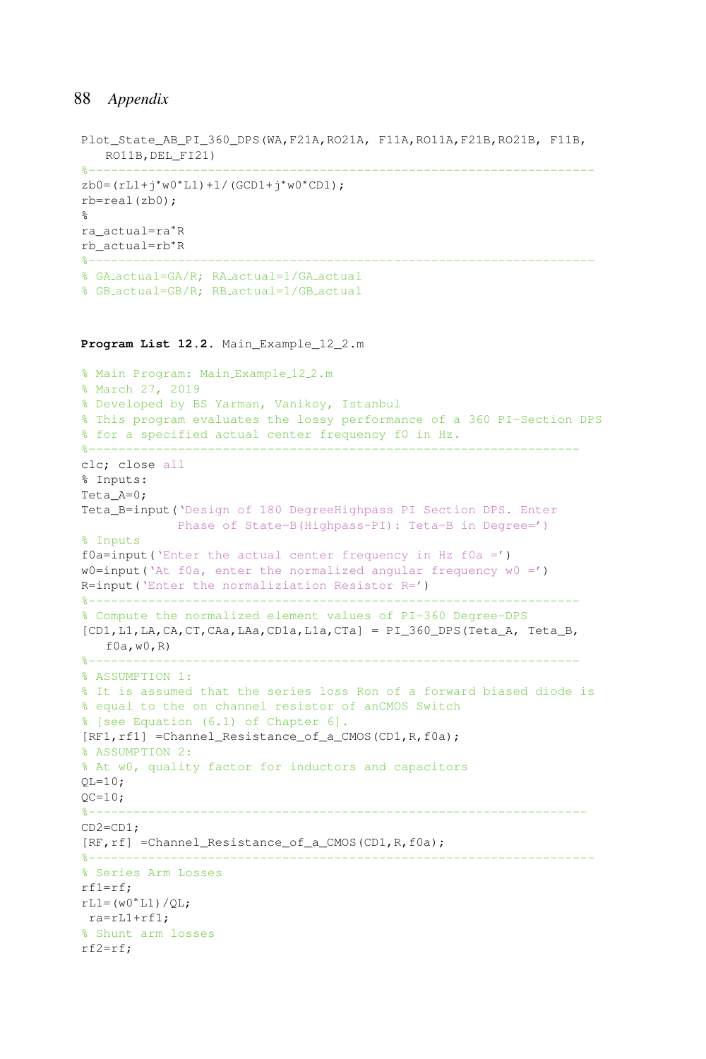```
Plot_State_AB_PI_360_DPS(WA,F21A,RO21A, F11A,RO11A,F21B,RO21B, F11B,
   RO11B,DEL_FI21)
%------------------------------------------------------------------
zb0=(rL1+j*w0*L1)+1/(GCD1+j*w0*CD1);
rb=real(zb0);
%
ra_actual=ra*R
rb_actual=rb*R
%------------------------------------------------------------------
% GA_actual=GA/R; RA_actual=1/GA_actual
% GB_actual=GB/R; RB_actual=1/GB_actual
```

**Program List 12.2.** Main_Example_12_2.m

```
% Main Program: Main_Example_12_2.m
% March 27, 2019
% Developed by BS Yarman, Vanikoy, Istanbul
% This program evaluates the lossy performance of a 360 PI-Section DPS
% for a specified actual center frequency f0 in Hz.
%----------------------------------------------------------------
clc; close all
% Inputs:
Teta_A=0;
Teta_B=input('Design of 180 DegreeHighpass PI Section DPS. Enter
             Phase of State-B(Highpass-PI): Teta-B in Degree=')
% Inputs
f0a=input('Enter the actual center frequency in Hz f0a =')
w0=input('At f0a, enter the normalized angular frequency w0 =')
R=input('Enter the normaliziation Resistor R=')
%----------------------------------------------------------------
% Compute the normalized element values of PI-360 Degree-DPS
[CD1,L1,LA,CA,CT,CAa,LAa,CD1a,L1a,CTa] = PI_360_DPS(Teta_A, Teta_B,
   f0a,w0,R)
%----------------------------------------------------------------
% ASSUMPTION 1:
% It is assumed that the series loss Ron of a forward biased diode is
% equal to the on channel resistor of anCMOS Switch
% [see Equation (6.1) of Chapter 6].
[RF1,rf1] =Channel_Resistance_of_a_CMOS(CD1,R,f0a);
% ASSUMPTION 2:
% At w0, quality factor for inductors and capacitors
QL=10;
QC=10;
%-----------------------------------------------------------------
CD2=CD1;
[RF,rf] =Channel_Resistance_of_a_CMOS(CD1,R,f0a);
%------------------------------------------------------------------
% Series Arm Losses
rf1=rf;
rL1=(w0*L1)/QL;
 ra=rL1+rf1;
% Shunt arm losses
rf2=rf;
```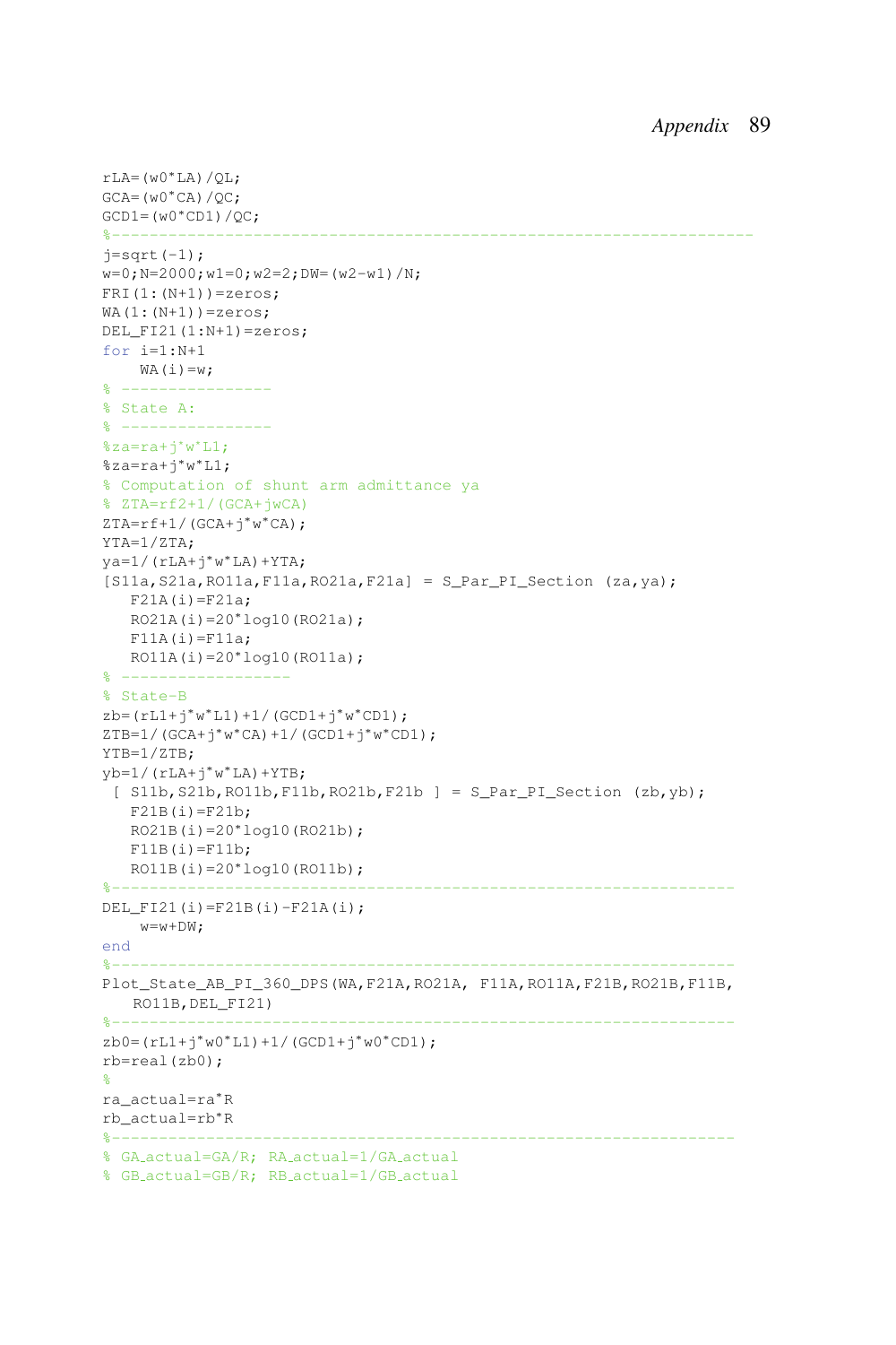```
rLA=(w0*LA)/QL;
GCA=(w0*CA)/QC;
GCD1=(w0*CD1)/QC;
%-------------------------------------------------------------------
j=sqrt(-1);
w=0;N=2000;w1=0;w2=2;DW=(w2-w1)/N;
FRI(1:(N+1))=zeros;
WA(1:(N+1))=zeros;
DEL_FI21(1:N+1)=zeros;
for i=1:N+1
    WA(i)=w;
% ----------------
% State A:
% ----------------
%za=ra+j*w*L1;
%za=ra+j*w*L1;
% Computation of shunt arm admittance ya
% ZTA=rf2+1/(GCA+jwCA)
ZTA=rf+1/(GCA+j*w*CA);
YTA=1/ZTA;
ya=1/(rLA+j*w*LA)+YTA;
[S11a,S21a,RO11a,F11a,RO21a,F21a] = S_Par_PI_Section (za,ya);
   F21A(i)=F21a;
   RO21A(i)=20*log10(RO21a);
   F11A(i)=F11a;
   RO11A(i)=20*log10(RO11a);
% -----------------
% State-B
zb=(rL1+j*w*L1)+1/(GCD1+j*w*CD1);
ZTB=1/(GCA+j*w*CA)+1/(GCD1+j*w*CD1);
YTB=1/ZTB;
yb=1/(rLA+j*w*LA)+YTB;
 [ S11b,S21b,RO11b,F11b,RO21b,F21b ] = S_Par_PI_Section (zb,yb);
   F21B(i)=F21b;
   RO21B(i)=20*log10(RO21b);
   F11B(i)=F11b;
   RO11B(i)=20*log10(RO11b);
%-----------------------------------------------------------------
DEL_FI21(i)=F21B(i)-F21A(i);
    w=w+DW;
end
%-----------------------------------------------------------------
Plot_State_AB_PI_360_DPS(WA,F21A,RO21A, F11A,RO11A,F21B,RO21B,F11B,
   RO11B,DEL_FI21)
%-----------------------------------------------------------------
zb0=(rL1+j*w0*L1)+1/(GCD1+j*w0*CD1);
rb=real(zb0);
%
ra_actual=ra*R
rb_actual=rb*R
%-----------------------------------------------------------------
% GA_actual=GA/R; RA_actual=1/GA_actual
% GB_actual=GB/R; RB_actual=1/GB_actual
```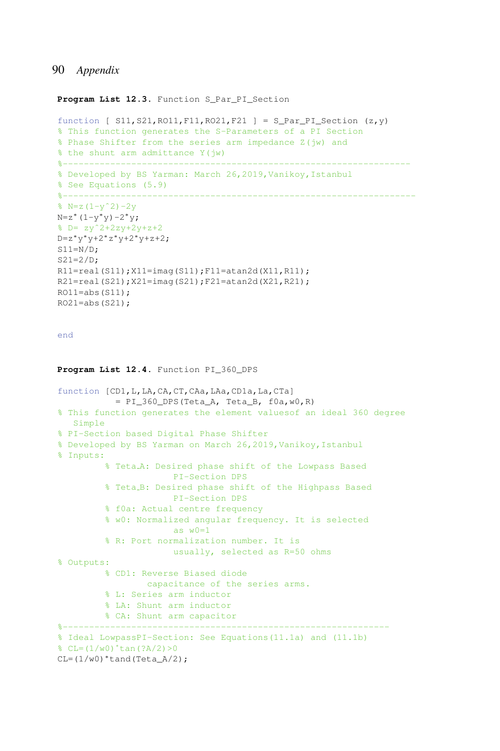**Program List 12.3.** Function S_Par_PI_Section

```
function [ S11,S21,RO11,F11,RO21,F21 ] = S_Par_PI_Section (z,y)
% This function generates the S-Parameters of a PI Section
% Phase Shifter from the series arm impedance Z(jw) and
% the shunt arm admittance Y(jw)
%----------------------------------------------------------------
% Developed by BS Yarman: March 26,2019,Vanikoy,Istanbul
% See Equations (5.9)
%-----------------------------------------------------------------
% N=z(1-y^2)-2y
N=z*(1-y*y)-2*y;
% D= zy^2+2zy+2y+z+2
D=z*y*y+2*z*y+2*y+z+2;
S11=N/D;
S21=2/D;
R11=real(S11);X11=imag(S11);F11=atan2d(X11,R11);
R21=real(S21);X21=imag(S21);F21=atan2d(X21,R21);
RO11=abs(S11);
RO21=abs(S21);


end
```

**Program List 12.4.** Function PI_360_DPS

```
function [CD1,L,LA,CA,CT,CAa,LAa,CD1a,La,CTa]
           = PI_360_DPS(Teta_A, Teta_B, f0a,w0,R)
% This function generates the element valuesof an ideal 360 degree
   Simple
% PI-Section based Digital Phase Shifter
% Developed by BS Yarman on March 26,2019,Vanikoy,Istanbul
% Inputs:
         % Teta_A: Desired phase shift of the Lowpass Based
                      PI-Section DPS
         % Teta_B: Desired phase shift of the Highpass Based
                      PI-Section DPS
         % f0a: Actual centre frequency
         % w0: Normalized angular frequency. It is selected
                      as w0=1
         % R: Port normalization number. It is
                      usually, selected as R=50 ohms
% Outputs:
         % CD1: Reverse Biased diode
                 capacitance of the series arms.
         % L: Series arm inductor
         % LA: Shunt arm inductor
         % CA: Shunt arm capacitor
%------------------------------------------------------------
% Ideal LowpassPI-Section: See Equations(11.1a) and (11.1b)
% CL=(1/w0)*tan(?A/2)>0
CL=(1/w0)*tand(Teta_A/2);
```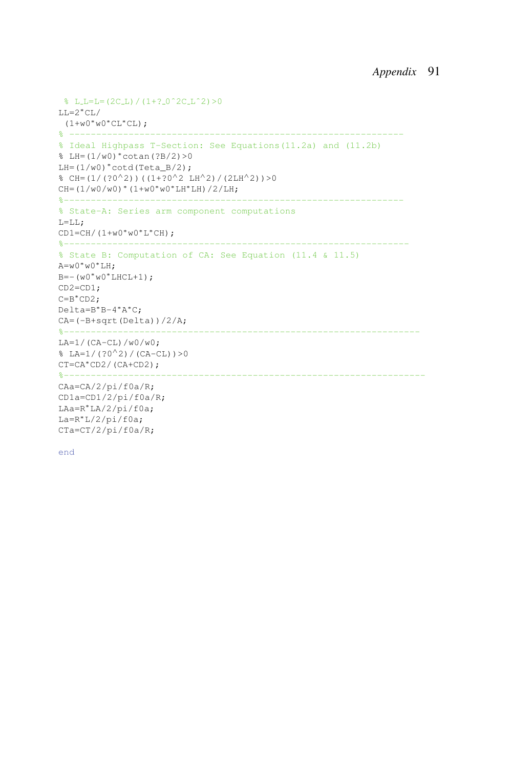```
 % L_L=L=(2C_L)/(1+?_0^2C_L^2)>0
LL=2*CL/
 (1+w0*w0*CL*CL);
% -----------------------------------------------------------
% Ideal Highpass T-Section: See Equations(11.2a) and (11.2b)
% LH=(1/w0)*cotan(?B/2)>0
LH=(1/w0)*cotd(Teta_B/2);
% CH=(1/(?0^2))((1+?0^2 LH^2)/(2LH^2))>0
CH=(1/w0/w0)*(1+w0*w0*LH*LH)/2/LH;
%-----------------------------------------------------------
% State-A: Series arm component computations
L=LL;
CD1=CH/(1+w0*w0*L*CH);
%------------------------------------------------------------
% State B: Computation of CA: See Equation (11.4 & 11.5)
A=w0*w0*LH;
B=-(w0*w0*LHCL+1);
CD2=CD1;
C=B*CD2;
Delta=B*B-4*A*C;
CA=(-B+sqrt(Delta))/2/A;
%---------------------------------------------------------------
LA=1/(CA-CL)/w0/w0;
% LA=1/(?0^2)/(CA-CL))>0
CT=CA*CD2/(CA+CD2);
%----------------------------------------------------------------
CAa=CA/2/pi/f0a/R;
CD1a=CD1/2/pi/f0a/R;
LAa=R*LA/2/pi/f0a;
La=R*L/2/pi/f0a;
CTa=CT/2/pi/f0a/R;

end
```